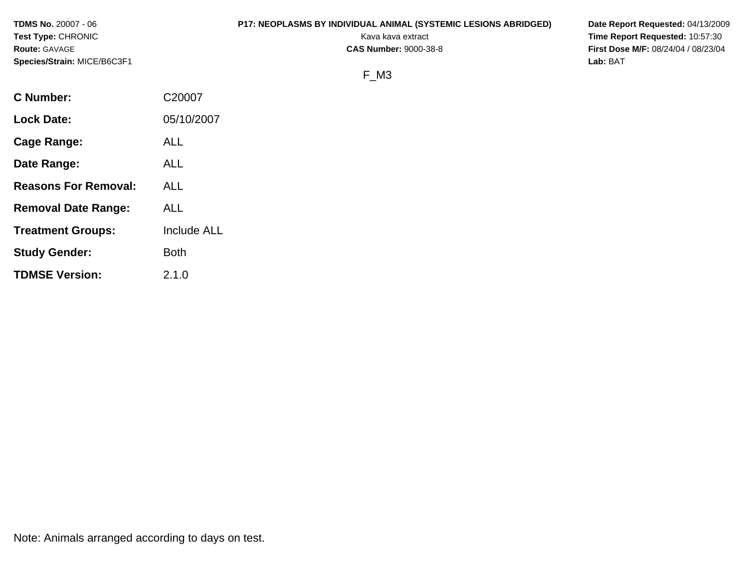**TDMS No.** 20007 - 06
**Test Type:** CHRONIC
**Route:** GAVAGE
**Species/Strain:** MICE/B6C3F1

**P17: NEOPLASMS BY INDIVIDUAL ANIMAL (SYSTEMIC LESIONS ABRIDGED)**
Kava kava extract
**CAS Number:** 9000-38-8

**Date Report Requested:** 04/13/2009
**Time Report Requested:** 10:57:30
**First Dose M/F:** 08/24/04 / 08/23/04
**Lab:** BAT

F_M3

| | |
|---|---|
| **C Number:** | C20007 |
| **Lock Date:** | 05/10/2007 |
| **Cage Range:** | ALL |
| **Date Range:** | ALL |
| **Reasons For Removal:** | ALL |
| **Removal Date Range:** | ALL |
| **Treatment Groups:** | Include ALL |
| **Study Gender:** | Both |
| **TDMSE Version:** | 2.1.0 |

Note: Animals arranged according to days on test.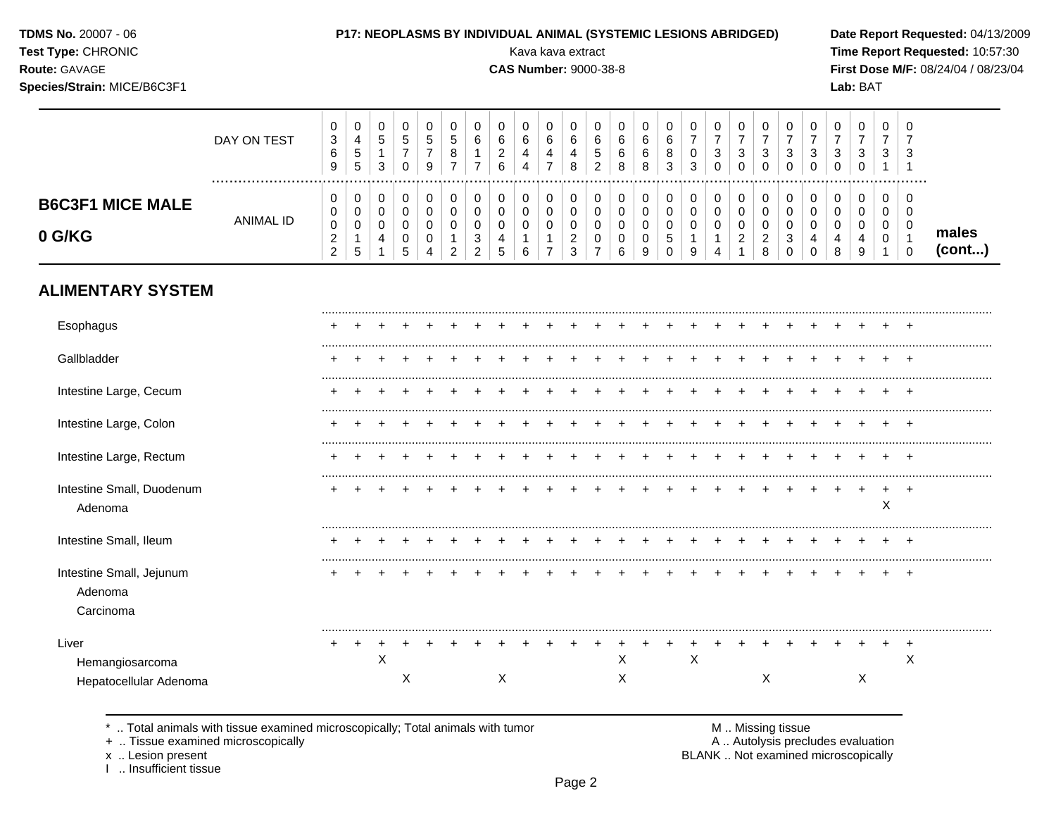| B6C3F1 MICE MALE 0 G/KG | | | | | | | | | | | | | | | | | | | | | | | | | | |
|---|---|---|---|---|---|---|---|---|---|---|---|---|---|---|---|---|---|---|---|---|---|---|---|---|---|---|
| DAY ON TEST | 0369 | 0455 | 0513 | 0570 | 0579 | 0587 | 0617 | 0626 | 0644 | 0647 | 0648 | 0652 | 0668 | 0668 | 0683 | 0703 | 0730 | 0730 | 0730 | 0730 | 0730 | 0730 | 0730 | 0731 | 0731 | |
| ANIMAL ID | 0022 | 0015 | 0041 | 0005 | 0004 | 0012 | 0032 | 0045 | 0016 | 0017 | 0023 | 0007 | 0006 | 0009 | 0050 | 0019 | 0014 | 0021 | 0028 | 0030 | 0040 | 0048 | 0049 | 0001 | 0010 | males (cont...) |
| **ALIMENTARY SYSTEM** | | | | | | | | | | | | | | | | | | | | | | | | | | |
| Esophagus | + | + | + | + | + | + | + | + | + | + | + | + | + | + | + | + | + | + | + | + | + | + | + | + | + | |
| Gallbladder | + | + | + | + | + | + | + | + | + | + | + | + | + | + | + | + | + | + | + | + | + | + | + | + | + | |
| Intestine Large, Cecum | + | + | + | + | + | + | + | + | + | + | + | + | + | + | + | + | + | + | + | + | + | + | + | + | + | |
| Intestine Large, Colon | + | + | + | + | + | + | + | + | + | + | + | + | + | + | + | + | + | + | + | + | + | + | + | + | + | |
| Intestine Large, Rectum | + | + | + | + | + | + | + | + | + | + | + | + | + | + | + | + | + | + | + | + | + | + | + | + | + | |
| Intestine Small, Duodenum | + | + | + | + | + | + | + | + | + | + | + | + | + | + | + | + | + | + | + | + | + | + | + | + | + | |
| Adenoma | | | | | | | | | | | | | | | | | | | | | | | | X | | |
| Intestine Small, Ileum | + | + | + | + | + | + | + | + | + | + | + | + | + | + | + | + | + | + | + | + | + | + | + | + | + | |
| Intestine Small, Jejunum | + | + | + | + | + | + | + | + | + | + | + | + | + | + | + | + | + | + | + | + | + | + | + | + | + | |
| Adenoma | | | | | | | | | | | | | | | | | | | | | | | | | | |
| Carcinoma | | | | | | | | | | | | | | | | | | | | | | | | | | |
| Liver | + | + | + | + | + | + | + | + | + | + | + | + | + | + | + | + | + | + | + | + | + | + | + | + | + | |
| Hemangiosarcoma | | | X | | | | | | | | | | X | | | X | | | | | | | | | X | |
| Hepatocellular Adenoma | | | | X | | | | X | | | | | X | | | | | | X | | | | X | | | |

\* .. Total animals with tissue examined microscopically; Total animals with tumor
\+ .. Tissue examined microscopically
x .. Lesion present
I .. Insufficient tissue

M .. Missing tissue
A .. Autolysis precludes evaluation
BLANK .. Not examined microscopically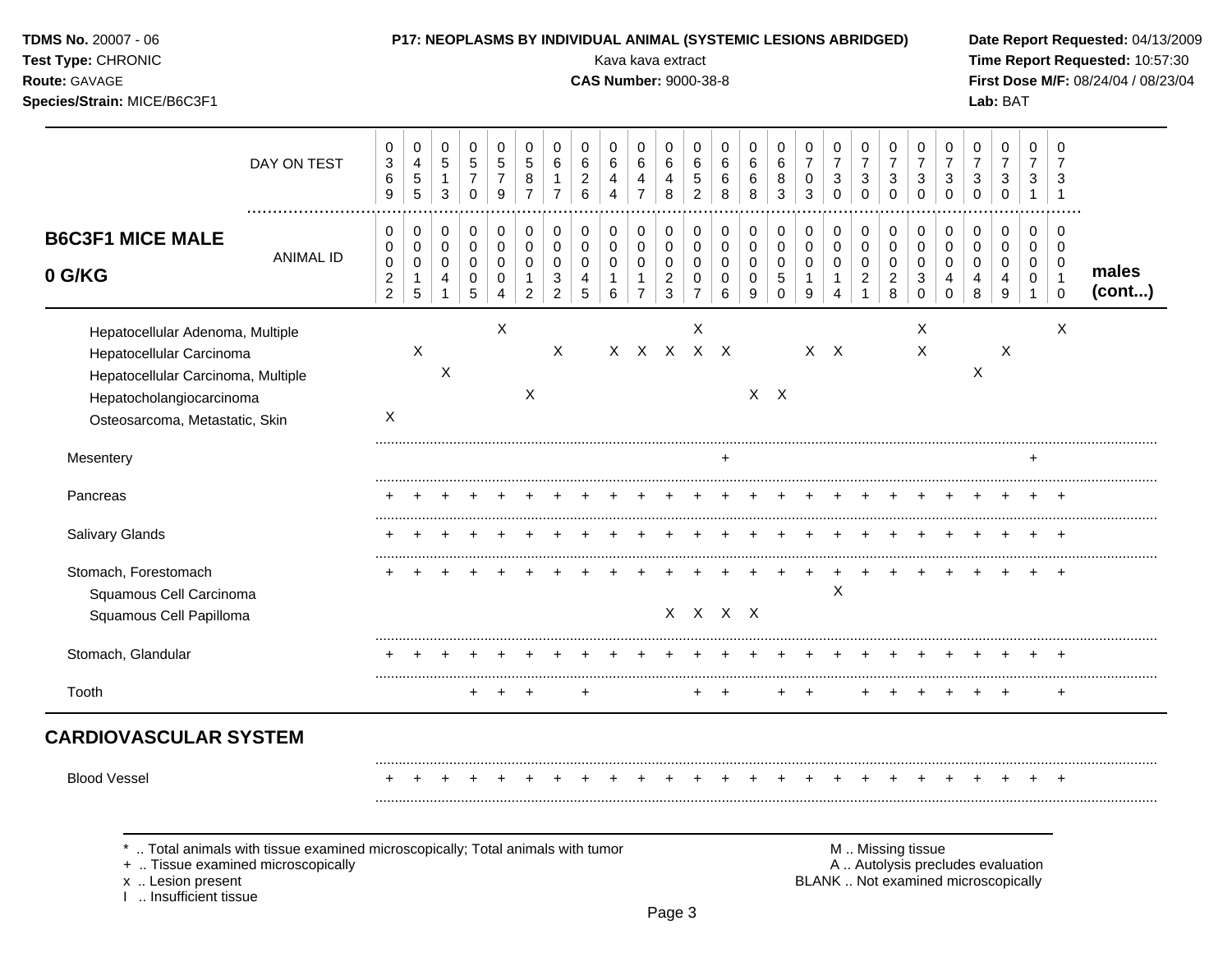**TDMS No.** 20007 - 06
**Test Type:** CHRONIC
**Route:** GAVAGE
**Species/Strain:** MICE/B6C3F1

**P17: NEOPLASMS BY INDIVIDUAL ANIMAL (SYSTEMIC LESIONS ABRIDGED)**
Kava kava extract
**CAS Number:** 9000-38-8

**Date Report Requested:** 04/13/2009
**Time Report Requested:** 10:57:30
**First Dose M/F:** 08/24/04 / 08/23/04
**Lab:** BAT

## B6C3F1 MICE MALE 0 G/KG — males (cont...)

| DAY ON TEST | 0369 | 0455 | 0513 | 0570 | 0579 | 0587 | 0617 | 0626 | 0644 | 0647 | 0648 | 0652 | 0668 | 0668 | 0683 | 0703 | 0730 | 0730 | 0730 | 0730 | 0730 | 0730 | 0730 | 0731 | 0731 |
|---|---|---|---|---|---|---|---|---|---|---|---|---|---|---|---|---|---|---|---|---|---|---|---|---|---|
| **ANIMAL ID** | 00022 | 00015 | 00041 | 00005 | 00004 | 00012 | 00032 | 00045 | 00016 | 00017 | 00023 | 00007 | 00006 | 00009 | 00050 | 00019 | 00014 | 00021 | 00028 | 00030 | 00040 | 00048 | 00049 | 00001 | 00010 |
| Hepatocellular Adenoma, Multiple | | | | | X | | | | | | | X | | | | | | | | X | | | | | X |
| Hepatocellular Carcinoma | | X | | | | | X | | X | X | X | X | X | | | X | X | | | X | | | X | | |
| Hepatocellular Carcinoma, Multiple | | | X | | | | | | | | | | | | | | | | | | | X | | | |
| Hepatocholangiocarcinoma | | | | | | X | | | | | | | | X | X | | | | | | | | | | |
| Osteosarcoma, Metastatic, Skin | X | | | | | | | | | | | | | | | | | | | | | | | | |
| Mesentery | | | | | | | | | | | | | + | | | | | | | | | | | + | |
| Pancreas | + | + | + | + | + | + | + | + | + | + | + | + | + | + | + | + | + | + | + | + | + | + | + | + | + |
| Salivary Glands | + | + | + | + | + | + | + | + | + | + | + | + | + | + | + | + | + | + | + | + | + | + | + | + | + |
| Stomach, Forestomach | + | + | + | + | + | + | + | + | + | + | + | + | + | + | + | + | + | + | + | + | + | + | + | + | + |
| Squamous Cell Carcinoma | | | | | | | | | | | | | | | | | X | | | | | | | | |
| Squamous Cell Papilloma | | | | | | | | | | | X | X | X | X | | | | | | | | | | | |
| Stomach, Glandular | + | + | + | + | + | + | + | + | + | + | + | + | + | + | + | + | + | + | + | + | + | + | + | + | + |
| Tooth | | | | + | + | + | | + | | | | + | + | | + | + | | + | + | + | + | + | + | | + |

## CARDIOVASCULAR SYSTEM

| | 0369 | 0455 | 0513 | 0570 | 0579 | 0587 | 0617 | 0626 | 0644 | 0647 | 0648 | 0652 | 0668 | 0668 | 0683 | 0703 | 0730 | 0730 | 0730 | 0730 | 0730 | 0730 | 0730 | 0731 | 0731 |
|---|---|---|---|---|---|---|---|---|---|---|---|---|---|---|---|---|---|---|---|---|---|---|---|---|---|
| Blood Vessel | + | + | + | + | + | + | + | + | + | + | + | + | + | + | + | + | + | + | + | + | + | + | + | + | + |

\* .. Total animals with tissue examined microscopically; Total animals with tumor
+ .. Tissue examined microscopically
x .. Lesion present
I .. Insufficient tissue

M .. Missing tissue
A .. Autolysis precludes evaluation
BLANK .. Not examined microscopically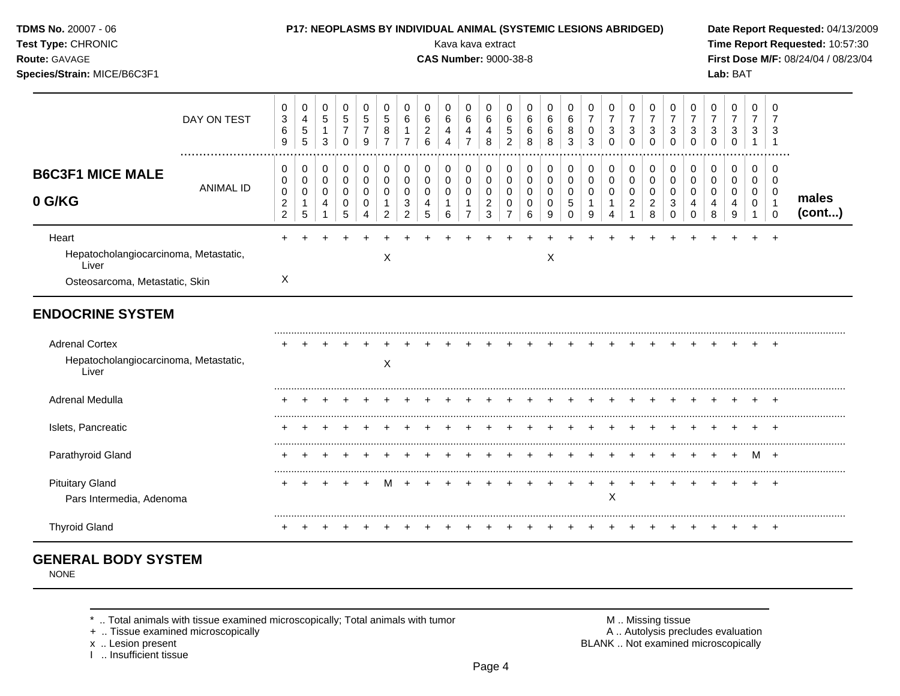**TDMS No.** 20007 - 06
**Test Type:** CHRONIC
**Route:** GAVAGE
**Species/Strain:** MICE/B6C3F1

**P17: NEOPLASMS BY INDIVIDUAL ANIMAL (SYSTEMIC LESIONS ABRIDGED)**
Kava kava extract
**CAS Number:** 9000-38-8

**Date Report Requested:** 04/13/2009
**Time Report Requested:** 10:57:30
**First Dose M/F:** 08/24/04 / 08/23/04
**Lab:** BAT

| DAY ON TEST | 0369 | 0455 | 0513 | 0570 | 0579 | 0587 | 0617 | 0626 | 0644 | 0647 | 0648 | 0652 | 0668 | 0668 | 0683 | 0703 | 0730 | 0730 | 0730 | 0730 | 0730 | 0730 | 0730 | 0731 | 0731 | |
|---|---|---|---|---|---|---|---|---|---|---|---|---|---|---|---|---|---|---|---|---|---|---|---|---|---|---|
| **B6C3F1 MICE MALE 0 G/KG** ANIMAL ID | 00022 | 00015 | 00041 | 00005 | 00004 | 00012 | 00032 | 00045 | 00016 | 00017 | 00023 | 00007 | 00006 | 00009 | 00050 | 00019 | 00014 | 00021 | 00028 | 00030 | 00040 | 00048 | 00049 | 00001 | 00010 | **males (cont...)** |
| Heart | + | + | + | + | + | + | + | + | + | + | + | + | + | + | + | + | + | + | + | + | + | + | + | + | + | |
| Hepatocholangiocarcinoma, Metastatic, Liver | | | | | | X | | | | | | | | X | | | | | | | | | | | | |
| Osteosarcoma, Metastatic, Skin | X | | | | | | | | | | | | | | | | | | | | | | | | | |
| **ENDOCRINE SYSTEM** | | | | | | | | | | | | | | | | | | | | | | | | | | |
| Adrenal Cortex | + | + | + | + | + | + | + | + | + | + | + | + | + | + | + | + | + | + | + | + | + | + | + | + | + | |
| Hepatocholangiocarcinoma, Metastatic, Liver | | | | | | X | | | | | | | | | | | | | | | | | | | | |
| Adrenal Medulla | + | + | + | + | + | + | + | + | + | + | + | + | + | + | + | + | + | + | + | + | + | + | + | + | + | |
| Islets, Pancreatic | + | + | + | + | + | + | + | + | + | + | + | + | + | + | + | + | + | + | + | + | + | + | + | + | + | |
| Parathyroid Gland | + | + | + | + | + | + | + | + | + | + | + | + | + | + | + | + | + | + | + | + | + | + | + | M | + | |
| Pituitary Gland | + | + | + | + | + | M | + | + | + | + | + | + | + | + | + | + | + | + | + | + | + | + | + | + | + | |
| Pars Intermedia, Adenoma | | | | | | | | | | | | | | | | | X | | | | | | | | | |
| Thyroid Gland | + | + | + | + | + | + | + | + | + | + | + | + | + | + | + | + | + | + | + | + | + | + | + | + | + | |

## GENERAL BODY SYSTEM

NONE

\* .. Total animals with tissue examined microscopically; Total animals with tumor
\+ .. Tissue examined microscopically
x .. Lesion present
I .. Insufficient tissue

M .. Missing tissue
A .. Autolysis precludes evaluation
BLANK .. Not examined microscopically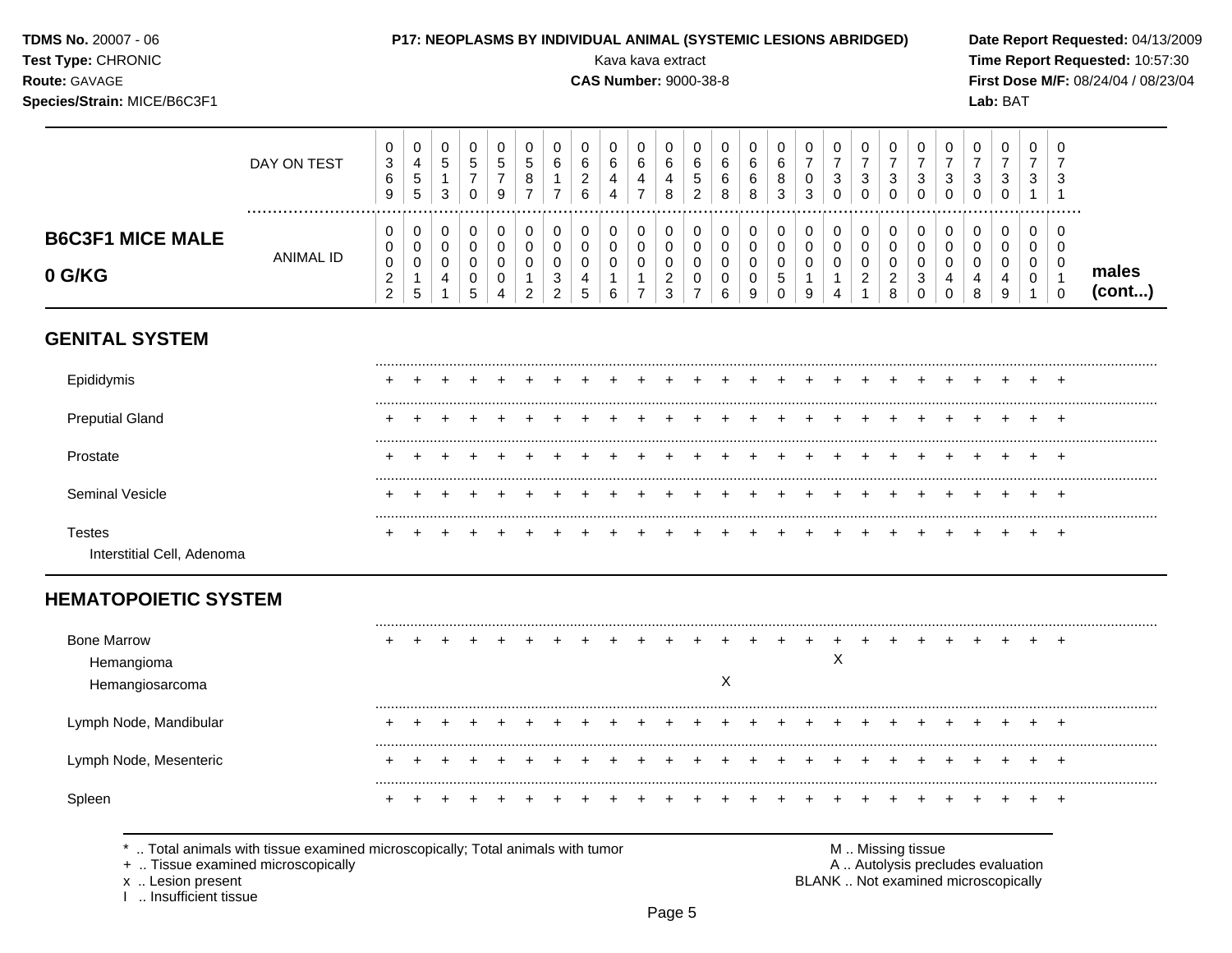| B6C3F1 MICE MALE 0 G/KG | | | | | | | | | | | | | | | | | | | | | | | | | | | males (cont...) |
|---|---|---|---|---|---|---|---|---|---|---|---|---|---|---|---|---|---|---|---|---|---|---|---|---|---|---|---|
| DAY ON TEST | | 0369 | 0455 | 0513 | 0570 | 0579 | 0587 | 0617 | 0626 | 0644 | 0647 | 0648 | 0652 | 0668 | 0668 | 0683 | 0703 | 0730 | 0730 | 0730 | 0730 | 0730 | 0730 | 0730 | 0731 | 0731 | |
| ANIMAL ID | | 00022 | 00015 | 00041 | 00005 | 00004 | 00012 | 00032 | 00045 | 00016 | 00017 | 00023 | 00007 | 00006 | 00009 | 00050 | 00019 | 00014 | 00021 | 00028 | 00030 | 00040 | 00048 | 00049 | 00001 | 00010 | |
| **GENITAL SYSTEM** | | | | | | | | | | | | | | | | | | | | | | | | | | | |
| Epididymis | | + | + | + | + | + | + | + | + | + | + | + | + | + | + | + | + | + | + | + | + | + | + | + | + | + | |
| Preputial Gland | | + | + | + | + | + | + | + | + | + | + | + | + | + | + | + | + | + | + | + | + | + | + | + | + | + | |
| Prostate | | + | + | + | + | + | + | + | + | + | + | + | + | + | + | + | + | + | + | + | + | + | + | + | + | + | |
| Seminal Vesicle | | + | + | + | + | + | + | + | + | + | + | + | + | + | + | + | + | + | + | + | + | + | + | + | + | + | |
| Testes | | + | + | + | + | + | + | + | + | + | + | + | + | + | + | + | + | + | + | + | + | + | + | + | + | + | |
| Interstitial Cell, Adenoma | | | | | | | | | | | | | | | | | | | | | | | | | | | |
| **HEMATOPOIETIC SYSTEM** | | | | | | | | | | | | | | | | | | | | | | | | | | | |
| Bone Marrow | | + | + | + | + | + | + | + | + | + | + | + | + | + | + | + | + | + | + | + | + | + | + | + | + | + | |
| Hemangioma | | | | | | | | | | | | | | | | | | X | | | | | | | | | |
| Hemangiosarcoma | | | | | | | | | | | | | | X | | | | | | | | | | | | | |
| Lymph Node, Mandibular | | + | + | + | + | + | + | + | + | + | + | + | + | + | + | + | + | + | + | + | + | + | + | + | + | + | |
| Lymph Node, Mesenteric | | + | + | + | + | + | + | + | + | + | + | + | + | + | + | + | + | + | + | + | + | + | + | + | + | + | |
| Spleen | | + | + | + | + | + | + | + | + | + | + | + | + | + | + | + | + | + | + | + | + | + | + | + | + | + | |

\* .. Total animals with tissue examined microscopically; Total animals with tumor
+ .. Tissue examined microscopically
x .. Lesion present
I .. Insufficient tissue

M .. Missing tissue
A .. Autolysis precludes evaluation
BLANK .. Not examined microscopically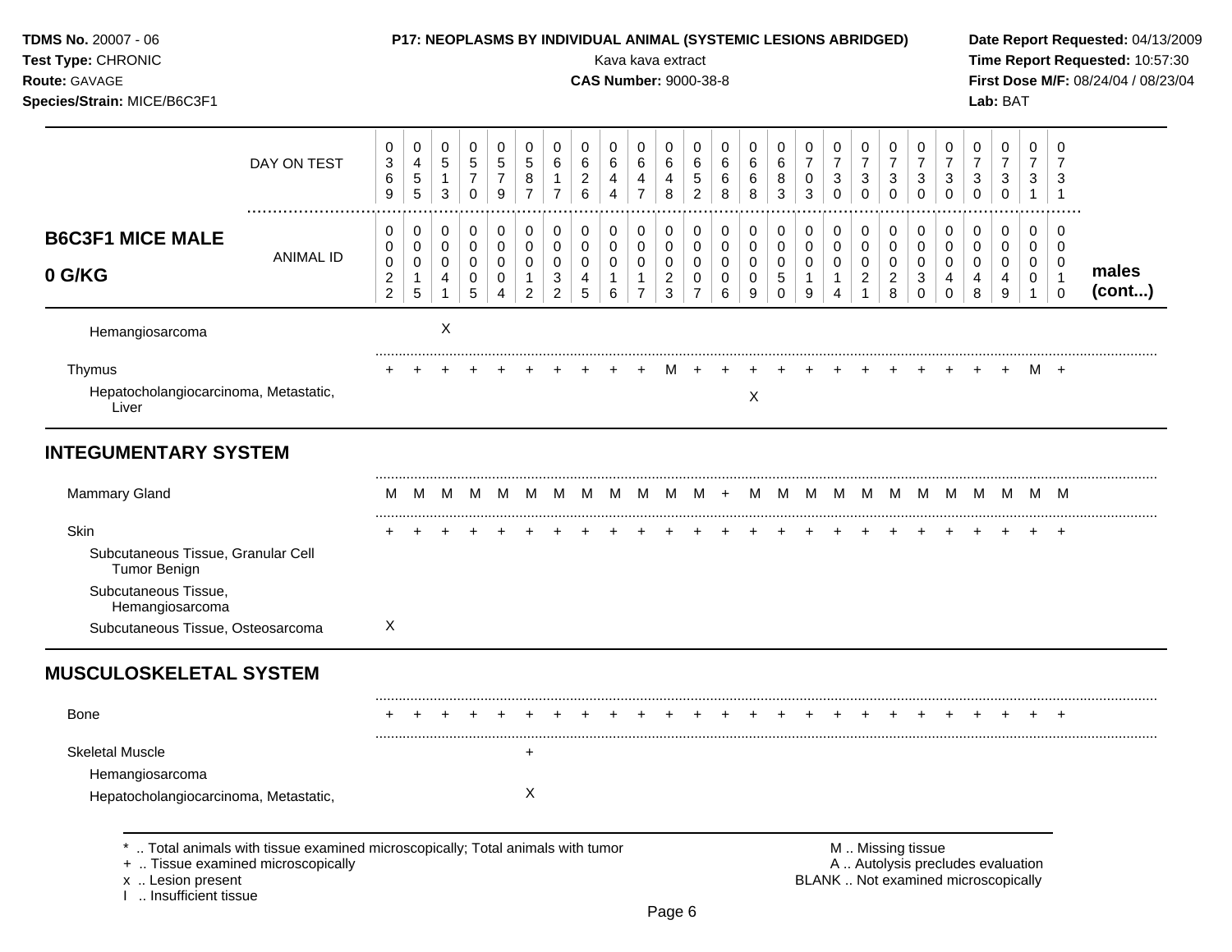**TDMS No.** 20007 - 06
**Test Type:** CHRONIC
**Route:** GAVAGE
**Species/Strain:** MICE/B6C3F1

**P17: NEOPLASMS BY INDIVIDUAL ANIMAL (SYSTEMIC LESIONS ABRIDGED)**
Kava kava extract
**CAS Number:** 9000-38-8

**Date Report Requested:** 04/13/2009
**Time Report Requested:** 10:57:30
**First Dose M/F:** 08/24/04 / 08/23/04
**Lab:** BAT

| DAY ON TEST | 0369 | 0455 | 0513 | 0570 | 0579 | 0587 | 0617 | 0626 | 0644 | 0647 | 0648 | 0652 | 0668 | 0668 | 0683 | 0703 | 0730 | 0730 | 0730 | 0730 | 0730 | 0730 | 0730 | 0731 | 0731 | |
|---|---|---|---|---|---|---|---|---|---|---|---|---|---|---|---|---|---|---|---|---|---|---|---|---|---|---|
| **B6C3F1 MICE MALE 0 G/KG** — ANIMAL ID | 0001022 | 0001015 | 0001041 | 0001005 | 0001004 | 0001012 | 0001032 | 0001045 | 0001016 | 0001017 | 0001023 | 0001007 | 0001006 | 0001009 | 0001050 | 0001019 | 0001014 | 0001021 | 0001028 | 0001030 | 0001040 | 0001048 | 0001049 | 0001001 | 0001010 | **males (cont...)** |
| Hemangiosarcoma | | | X | | | | | | | | | | | | | | | | | | | | | | | |
| Thymus | + | + | + | + | + | + | + | + | + | + | M | + | + | + | + | + | + | + | + | + | + | + | + | M | + | |
| Hepatocholangiocarcinoma, Metastatic, Liver | | | | | | | | | | | | | | X | | | | | | | | | | | | |
| **INTEGUMENTARY SYSTEM** | | | | | | | | | | | | | | | | | | | | | | | | | | |
| Mammary Gland | M | M | M | M | M | M | M | M | M | M | M | M | + | M | M | M | M | M | M | M | M | M | M | M | M | |
| Skin | + | + | + | + | + | + | + | + | + | + | + | + | + | + | + | + | + | + | + | + | + | + | + | + | + | |
| Subcutaneous Tissue, Granular Cell Tumor Benign | | | | | | | | | | | | | | | | | | | | | | | | | | |
| Subcutaneous Tissue, Hemangiosarcoma | | | | | | | | | | | | | | | | | | | | | | | | | | |
| Subcutaneous Tissue, Osteosarcoma | X | | | | | | | | | | | | | | | | | | | | | | | | | |
| **MUSCULOSKELETAL SYSTEM** | | | | | | | | | | | | | | | | | | | | | | | | | | |
| Bone | + | + | + | + | + | + | + | + | + | + | + | + | + | + | + | + | + | + | + | + | + | + | + | + | + | |
| Skeletal Muscle | | | | | | + | | | | | | | | | | | | | | | | | | | | |
| Hemangiosarcoma | | | | | | | | | | | | | | | | | | | | | | | | | | |
| Hepatocholangiocarcinoma, Metastatic, | | | | | | X | | | | | | | | | | | | | | | | | | | | |

\* .. Total animals with tissue examined microscopically; Total animals with tumor
\+ .. Tissue examined microscopically
x .. Lesion present
I .. Insufficient tissue

M .. Missing tissue
A .. Autolysis precludes evaluation
BLANK .. Not examined microscopically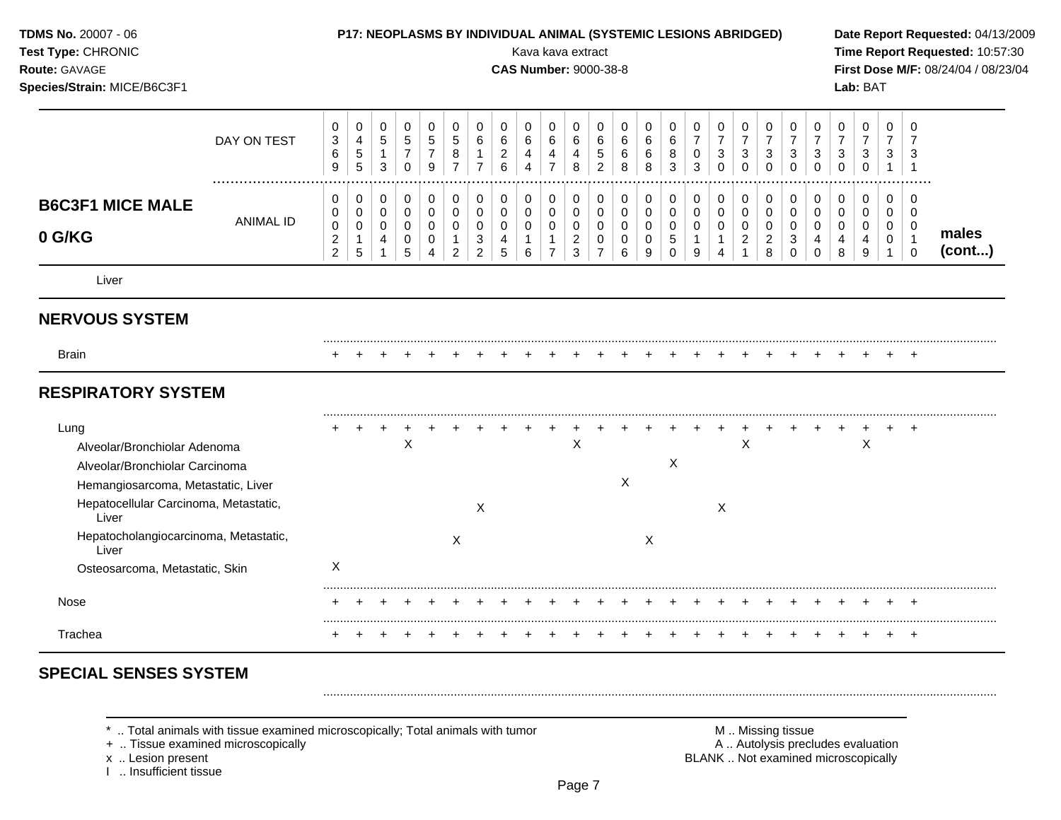**TDMS No.** 20007 - 06
**Test Type:** CHRONIC
**Route:** GAVAGE
**Species/Strain:** MICE/B6C3F1

**P17: NEOPLASMS BY INDIVIDUAL ANIMAL (SYSTEMIC LESIONS ABRIDGED)**
Kava kava extract
**CAS Number:** 9000-38-8

**Date Report Requested:** 04/13/2009
**Time Report Requested:** 10:57:30
**First Dose M/F:** 08/24/04 / 08/23/04
**Lab:** BAT

| B6C3F1 MICE MALE 0 G/KG | | | | | | | | | | | | | | | | | | | | | | | | | | males (cont...) |
|---|---|---|---|---|---|---|---|---|---|---|---|---|---|---|---|---|---|---|---|---|---|---|---|---|---|---|
| DAY ON TEST | 0369 | 0455 | 0513 | 0570 | 0579 | 0587 | 0617 | 0626 | 0644 | 0647 | 0648 | 0652 | 0668 | 0668 | 0683 | 0703 | 0730 | 0730 | 0730 | 0730 | 0730 | 0730 | 0730 | 0731 | 0731 | |
| ANIMAL ID | 0022 | 0015 | 0041 | 0005 | 0004 | 0012 | 0032 | 0045 | 0016 | 0017 | 0023 | 0007 | 0006 | 0009 | 0050 | 0019 | 0014 | 0021 | 0028 | 0030 | 0040 | 0048 | 0049 | 0001 | 0010 | |
| Liver | | | | | | | | | | | | | | | | | | | | | | | | | | |
| **NERVOUS SYSTEM** | | | | | | | | | | | | | | | | | | | | | | | | | | |
| Brain | + | + | + | + | + | + | + | + | + | + | + | + | + | + | + | + | + | + | + | + | + | + | + | + | + | |
| **RESPIRATORY SYSTEM** | | | | | | | | | | | | | | | | | | | | | | | | | | |
| Lung | + | + | + | + | + | + | + | + | + | + | + | + | + | + | + | + | + | + | + | + | + | + | + | + | + | |
| Alveolar/Bronchiolar Adenoma | | | | X | | | | | | | X | | | | | | | X | | | | | X | | | |
| Alveolar/Bronchiolar Carcinoma | | | | | | | | | | | | | | | X | | | | | | | | | | | |
| Hemangiosarcoma, Metastatic, Liver | | | | | | | | | | | | | X | | | | | | | | | | | | | |
| Hepatocellular Carcinoma, Metastatic, Liver | | | | | | | X | | | | | | | | | | X | | | | | | | | | |
| Hepatocholangiocarcinoma, Metastatic, Liver | | | | | | X | | | | | | | | X | | | | | | | | | | | | |
| Osteosarcoma, Metastatic, Skin | X | | | | | | | | | | | | | | | | | | | | | | | | | |
| Nose | + | + | + | + | + | + | + | + | + | + | + | + | + | + | + | + | + | + | + | + | + | + | + | + | + | |
| Trachea | + | + | + | + | + | + | + | + | + | + | + | + | + | + | + | + | + | + | + | + | + | + | + | + | + | |
| **SPECIAL SENSES SYSTEM** | | | | | | | | | | | | | | | | | | | | | | | | | | |

\* .. Total animals with tissue examined microscopically; Total animals with tumor
\+ .. Tissue examined microscopically
x .. Lesion present
I .. Insufficient tissue

M .. Missing tissue
A .. Autolysis precludes evaluation
BLANK .. Not examined microscopically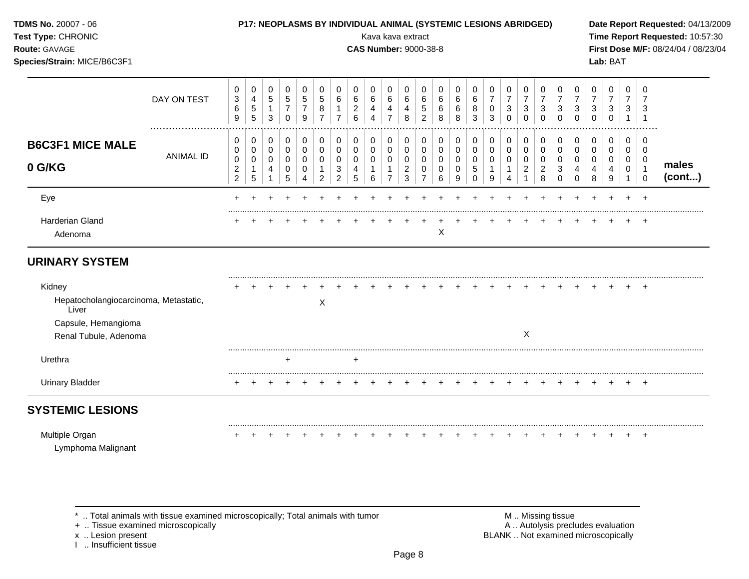**TDMS No.** 20007 - 06
**Test Type:** CHRONIC
**Route:** GAVAGE
**Species/Strain:** MICE/B6C3F1

**P17: NEOPLASMS BY INDIVIDUAL ANIMAL (SYSTEMIC LESIONS ABRIDGED)**
Kava kava extract
**CAS Number:** 9000-38-8

**Date Report Requested:** 04/13/2009
**Time Report Requested:** 10:57:30
**First Dose M/F:** 08/24/04 / 08/23/04
**Lab:** BAT

**B6C3F1 MICE MALE 0 G/KG** — males (cont...)

| DAY ON TEST | 0369 | 0455 | 0513 | 0570 | 0579 | 0587 | 0617 | 0626 | 0644 | 0647 | 0648 | 0652 | 0668 | 0668 | 0683 | 0703 | 0730 | 0730 | 0730 | 0730 | 0730 | 0730 | 0730 | 0731 | 0731 |
|---|---|---|---|---|---|---|---|---|---|---|---|---|---|---|---|---|---|---|---|---|---|---|---|---|---|
| ANIMAL ID | 00022 | 00015 | 00041 | 00005 | 00004 | 00012 | 00032 | 00045 | 00016 | 00017 | 00023 | 00007 | 00006 | 00009 | 00050 | 00019 | 00014 | 00021 | 00028 | 00030 | 00040 | 00048 | 00049 | 00001 | 00010 |
| Eye | + | + | + | + | + | + | + | + | + | + | + | + | + | + | + | + | + | + | + | + | + | + | + | + | + |
| Harderian Gland | + | + | + | + | + | + | + | + | + | + | + | + | + | + | + | + | + | + | + | + | + | + | + | + | + |
| Adenoma | | | | | | | | | | | | | X | | | | | | | | | | | | |
| **URINARY SYSTEM** | | | | | | | | | | | | | | | | | | | | | | | | | |
| Kidney | + | + | + | + | + | + | + | + | + | + | + | + | + | + | + | + | + | + | + | + | + | + | + | + | + |
| Hepatocholangiocarcinoma, Metastatic, Liver | | | | | | X | | | | | | | | | | | | | | | | | | | |
| Capsule, Hemangioma | | | | | | | | | | | | | | | | | | | | | | | | | |
| Renal Tubule, Adenoma | | | | | | | | | | | | | | | | | | X | | | | | | | |
| Urethra | | | | + | | | | + | | | | | | | | | | | | | | | | | |
| Urinary Bladder | + | + | + | + | + | + | + | + | + | + | + | + | + | + | + | + | + | + | + | + | + | + | + | + | + |
| **SYSTEMIC LESIONS** | | | | | | | | | | | | | | | | | | | | | | | | | |
| Multiple Organ | + | + | + | + | + | + | + | + | + | + | + | + | + | + | + | + | + | + | + | + | + | + | + | + | + |
| Lymphoma Malignant | | | | | | | | | | | | | | | | | | | | | | | | | |

\* .. Total animals with tissue examined microscopically; Total animals with tumor
\+ .. Tissue examined microscopically
x .. Lesion present
I .. Insufficient tissue

M .. Missing tissue
A .. Autolysis precludes evaluation
BLANK .. Not examined microscopically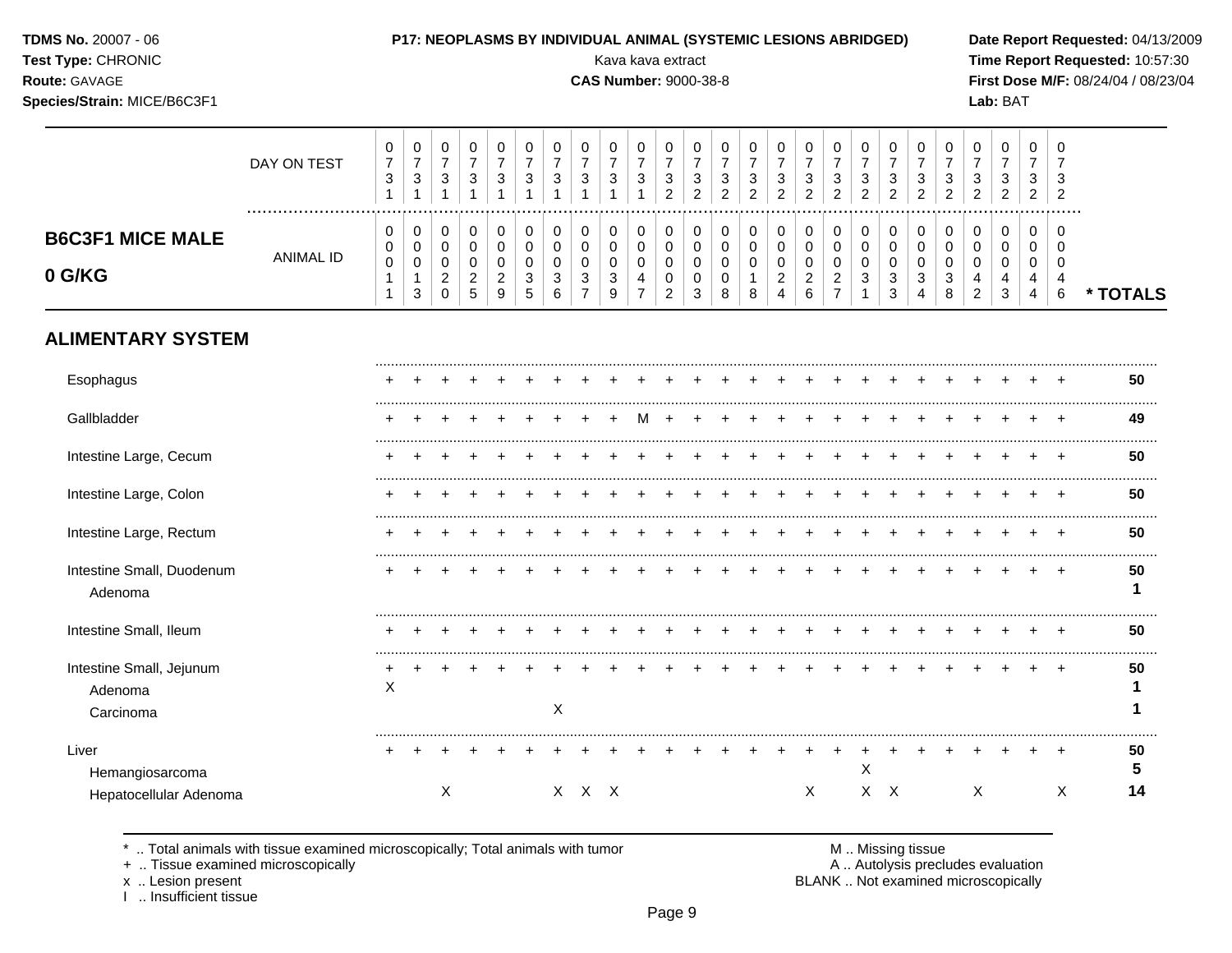**TDMS No.** 20007 - 06
**Test Type:** CHRONIC
**Route:** GAVAGE
**Species/Strain:** MICE/B6C3F1

**P17: NEOPLASMS BY INDIVIDUAL ANIMAL (SYSTEMIC LESIONS ABRIDGED)**
Kava kava extract
**CAS Number:** 9000-38-8

**Date Report Requested:** 04/13/2009
**Time Report Requested:** 10:57:30
**First Dose M/F:** 08/24/04 / 08/23/04
**Lab:** BAT

## B6C3F1 MICE MALE 0 G/KG

| DAY ON TEST | 0731 | 0731 | 0731 | 0731 | 0731 | 0731 | 0731 | 0731 | 0731 | 0731 | 0732 | 0732 | 0732 | 0732 | 0732 | 0732 | 0732 | 0732 | 0732 | 0732 | 0732 | 0732 | 0732 | 0732 | 0732 | |
|---|---|---|---|---|---|---|---|---|---|---|---|---|---|---|---|---|---|---|---|---|---|---|---|---|---|---|
| **ANIMAL ID** | 0011 | 0013 | 0020 | 0025 | 0029 | 0035 | 0036 | 0037 | 0039 | 0047 | 0002 | 0003 | 0008 | 0018 | 0024 | 0026 | 0027 | 0031 | 0033 | 0034 | 0038 | 0042 | 0043 | 0044 | 0046 | *** TOTALS** |
| **ALIMENTARY SYSTEM** | | | | | | | | | | | | | | | | | | | | | | | | | | |
| Esophagus | + | + | + | + | + | + | + | + | + | + | + | + | + | + | + | + | + | + | + | + | + | + | + | + | + | 50 |
| Gallbladder | + | + | + | + | + | + | + | + | + | M | + | + | + | + | + | + | + | + | + | + | + | + | + | + | + | 49 |
| Intestine Large, Cecum | + | + | + | + | + | + | + | + | + | + | + | + | + | + | + | + | + | + | + | + | + | + | + | + | + | 50 |
| Intestine Large, Colon | + | + | + | + | + | + | + | + | + | + | + | + | + | + | + | + | + | + | + | + | + | + | + | + | + | 50 |
| Intestine Large, Rectum | + | + | + | + | + | + | + | + | + | + | + | + | + | + | + | + | + | + | + | + | + | + | + | + | + | 50 |
| Intestine Small, Duodenum | + | + | + | + | + | + | + | + | + | + | + | + | + | + | + | + | + | + | + | + | + | + | + | + | + | 50 |
| Adenoma | | | | | | | | | | | | | | | | | | | | | | | | | | 1 |
| Intestine Small, Ileum | + | + | + | + | + | + | + | + | + | + | + | + | + | + | + | + | + | + | + | + | + | + | + | + | + | 50 |
| Intestine Small, Jejunum | + | + | + | + | + | + | + | + | + | + | + | + | + | + | + | + | + | + | + | + | + | + | + | + | + | 50 |
| Adenoma | X | | | | | | | | | | | | | | | | | | | | | | | | | 1 |
| Carcinoma | | | | | | | X | | | | | | | | | | | | | | | | | | | 1 |
| Liver | + | + | + | + | + | + | + | + | + | + | + | + | + | + | + | + | + | + | + | + | + | + | + | + | + | 50 |
| Hemangiosarcoma | | | | | | | | | | | | | | | | | | X | | | | | | | | 5 |
| Hepatocellular Adenoma | | | X | | | | X | X | X | | | | | | | X | | X | X | | | X | | | X | 14 |

\* .. Total animals with tissue examined microscopically; Total animals with tumor
\+ .. Tissue examined microscopically
x .. Lesion present
I .. Insufficient tissue
M .. Missing tissue
A .. Autolysis precludes evaluation
BLANK .. Not examined microscopically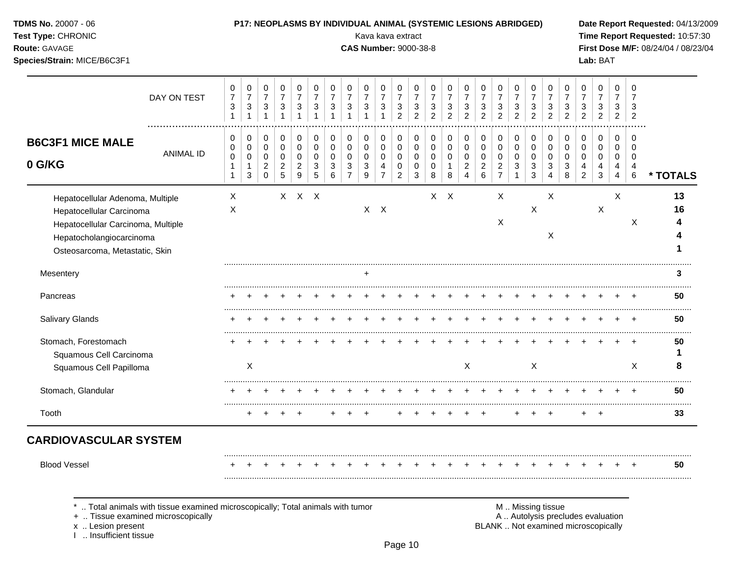## B6C3F1 MICE MALE 0 G/KG

| | 0011 | 0013 | 0020 | 0025 | 0029 | 0035 | 0036 | 0037 | 0039 | 0047 | 0002 | 0003 | 0008 | 0018 | 0024 | 0026 | 0027 | 0031 | 0033 | 0034 | 0038 | 0042 | 0043 | 0044 | 0046 | * TOTALS |
|---|---|---|---|---|---|---|---|---|---|---|---|---|---|---|---|---|---|---|---|---|---|---|---|---|---|---|
| DAY ON TEST | 0731 | 0731 | 0731 | 0731 | 0731 | 0731 | 0731 | 0731 | 0731 | 0731 | 0732 | 0732 | 0732 | 0732 | 0732 | 0732 | 0732 | 0732 | 0732 | 0732 | 0732 | 0732 | 0732 | 0732 | 0732 | |
| Hepatocellular Adenoma, Multiple | X | | | X | X | X | | | | | | | X | X | | | X | | | X | | | | X | | 13 |
| Hepatocellular Carcinoma | X | | | | | | | | X | X | | | | | | | | | X | | | | X | | | 16 |
| Hepatocellular Carcinoma, Multiple | | | | | | | | | | | | | | | | | X | | | | | | | | X | 4 |
| Hepatocholangiocarcinoma | | | | | | | | | | | | | | | | | | | | X | | | | | | 4 |
| Osteosarcoma, Metastatic, Skin | | | | | | | | | | | | | | | | | | | | | | | | | | 1 |
| Mesentery | | | | | | | | | + | | | | | | | | | | | | | | | | | 3 |
| Pancreas | + | + | + | + | + | + | + | + | + | + | + | + | + | + | + | + | + | + | + | + | + | + | + | + | + | 50 |
| Salivary Glands | + | + | + | + | + | + | + | + | + | + | + | + | + | + | + | + | + | + | + | + | + | + | + | + | + | 50 |
| Stomach, Forestomach | + | + | + | + | + | + | + | + | + | + | + | + | + | + | + | + | + | + | + | + | + | + | + | + | + | 50 |
| Squamous Cell Carcinoma | | | | | | | | | | | | | | | | | | | | | | | | | | 1 |
| Squamous Cell Papilloma | | X | | | | | | | | | | | | | X | | | | X | | | | | | X | 8 |
| Stomach, Glandular | + | + | + | + | + | + | + | + | + | + | + | + | + | + | + | + | + | + | + | + | + | + | + | + | + | 50 |
| Tooth | | + | + | + | + | | + | + | + | | + | + | + | + | + | + | | + | + | + | | + | + | | | 33 |

## CARDIOVASCULAR SYSTEM

| | 0011 | 0013 | 0020 | 0025 | 0029 | 0035 | 0036 | 0037 | 0039 | 0047 | 0002 | 0003 | 0008 | 0018 | 0024 | 0026 | 0027 | 0031 | 0033 | 0034 | 0038 | 0042 | 0043 | 0044 | 0046 | * TOTALS |
|---|---|---|---|---|---|---|---|---|---|---|---|---|---|---|---|---|---|---|---|---|---|---|---|---|---|---|
| Blood Vessel | + | + | + | + | + | + | + | + | + | + | + | + | + | + | + | + | + | + | + | + | + | + | + | + | + | 50 |

\* .. Total animals with tissue examined microscopically; Total animals with tumor
\+ .. Tissue examined microscopically
x .. Lesion present
I .. Insufficient tissue
M .. Missing tissue
A .. Autolysis precludes evaluation
BLANK .. Not examined microscopically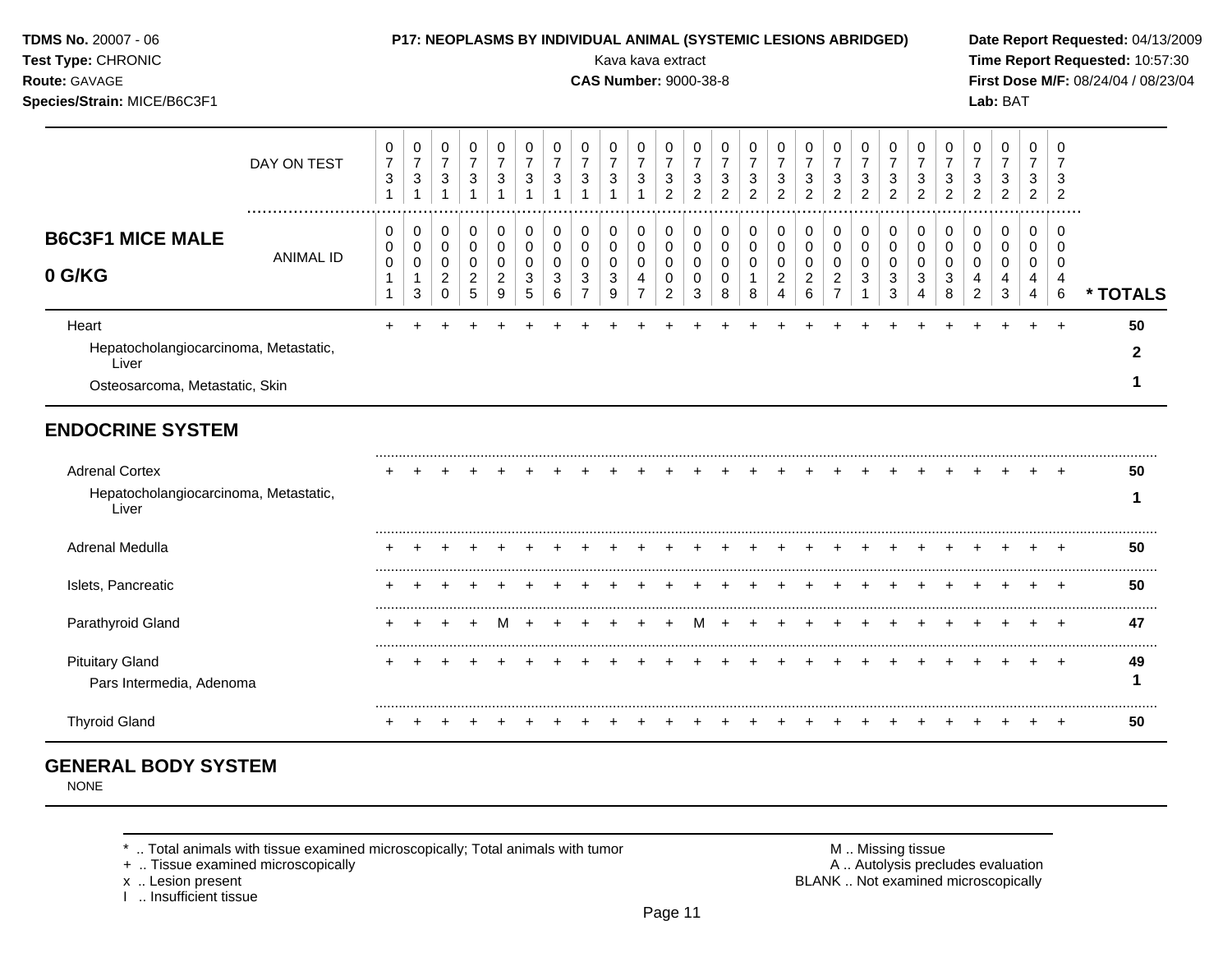**TDMS No.** 20007 - 06 **P17: NEOPLASMS BY INDIVIDUAL ANIMAL (SYSTEMIC LESIONS ABRIDGED)** **Date Report Requested:** 04/13/2009
**Test Type:** CHRONIC Kava kava extract **Time Report Requested:** 10:57:30
**Route:** GAVAGE **CAS Number:** 9000-38-8 **First Dose M/F:** 08/24/04 / 08/23/04
**Species/Strain:** MICE/B6C3F1 **Lab:** BAT

| DAY ON TEST | 0731 | 0731 | 0731 | 0731 | 0731 | 0731 | 0731 | 0731 | 0731 | 0731 | 0732 | 0732 | 0732 | 0732 | 0732 | 0732 | 0732 | 0732 | 0732 | 0732 | 0732 | 0732 | 0732 | 0732 | 0732 | |
|---|---|---|---|---|---|---|---|---|---|---|---|---|---|---|---|---|---|---|---|---|---|---|---|---|---|---|
| **B6C3F1 MICE MALE 0 G/KG** ANIMAL ID | 00011 | 00013 | 00020 | 00025 | 00029 | 00035 | 00036 | 00037 | 00039 | 00047 | 00002 | 00003 | 00008 | 00018 | 00024 | 00026 | 00027 | 00031 | 00033 | 00034 | 00038 | 00042 | 00043 | 00044 | 00046 | *** TOTALS** |
| Heart | + | + | + | + | + | + | + | + | + | + | + | + | + | + | + | + | + | + | + | + | + | + | + | + | + | **50** |
| Hepatocholangiocarcinoma, Metastatic, Liver | | | | | | | | | | | | | | | | | | | | | | | | | | **2** |
| Osteosarcoma, Metastatic, Skin | | | | | | | | | | | | | | | | | | | | | | | | | | **1** |
| **ENDOCRINE SYSTEM** | | | | | | | | | | | | | | | | | | | | | | | | | | |
| Adrenal Cortex | + | + | + | + | + | + | + | + | + | + | + | + | + | + | + | + | + | + | + | + | + | + | + | + | + | **50** |
| Hepatocholangiocarcinoma, Metastatic, Liver | | | | | | | | | | | | | | | | | | | | | | | | | | **1** |
| Adrenal Medulla | + | + | + | + | + | + | + | + | + | + | + | + | + | + | + | + | + | + | + | + | + | + | + | + | + | **50** |
| Islets, Pancreatic | + | + | + | + | + | + | + | + | + | + | + | + | + | + | + | + | + | + | + | + | + | + | + | + | + | **50** |
| Parathyroid Gland | + | + | + | + | M | + | + | + | + | + | + | M | + | + | + | + | + | + | + | + | + | + | + | + | + | **47** |
| Pituitary Gland | + | + | + | + | + | + | + | + | + | + | + | + | + | + | + | + | + | + | + | + | + | + | + | + | + | **49** |
| Pars Intermedia, Adenoma | | | | | | | | | | | | | | | | | | | | | | | | | | **1** |
| Thyroid Gland | + | + | + | + | + | + | + | + | + | + | + | + | + | + | + | + | + | + | + | + | + | + | + | + | + | **50** |

## GENERAL BODY SYSTEM

NONE

\* .. Total animals with tissue examined microscopically; Total animals with tumor
\+ .. Tissue examined microscopically
x .. Lesion present
I .. Insufficient tissue

M .. Missing tissue
A .. Autolysis precludes evaluation
BLANK .. Not examined microscopically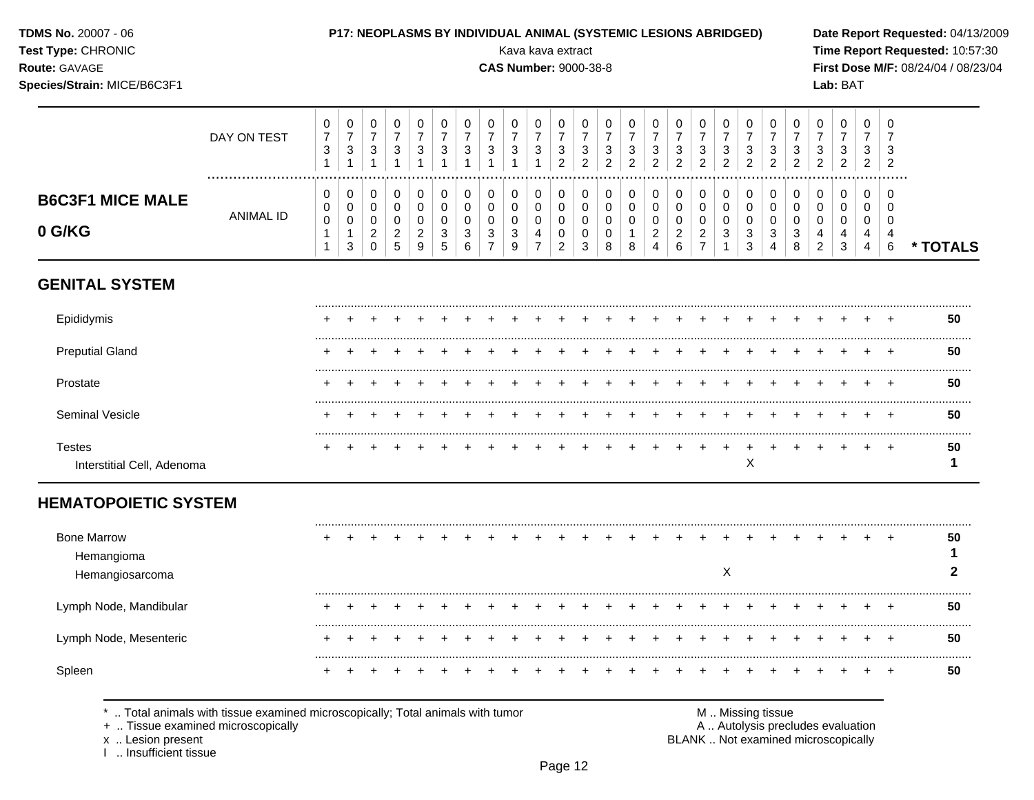TDMS No. 20007 - 06
Test Type: CHRONIC
Route: GAVAGE
Species/Strain: MICE/B6C3F1

**P17: NEOPLASMS BY INDIVIDUAL ANIMAL (SYSTEMIC LESIONS ABRIDGED)**
Kava kava extract
**CAS Number:** 9000-38-8

Date Report Requested: 04/13/2009
Time Report Requested: 10:57:30
First Dose M/F: 08/24/04 / 08/23/04
Lab: BAT

## B6C3F1 MICE MALE 0 G/KG

| DAY ON TEST | 0731 | 0731 | 0731 | 0731 | 0731 | 0731 | 0731 | 0731 | 0731 | 0731 | 0732 | 0732 | 0732 | 0732 | 0732 | 0732 | 0732 | 0732 | 0732 | 0732 | 0732 | 0732 | 0732 | 0732 | 0732 | |
|---|---|---|---|---|---|---|---|---|---|---|---|---|---|---|---|---|---|---|---|---|---|---|---|---|---|---|
| **ANIMAL ID** | 00011 | 00013 | 00020 | 00025 | 00029 | 00035 | 00036 | 00037 | 00039 | 00047 | 00002 | 00003 | 00008 | 00018 | 00024 | 00026 | 00027 | 00031 | 00033 | 00034 | 00038 | 00042 | 00043 | 00044 | 00046 | *** TOTALS** |
| **GENITAL SYSTEM** | | | | | | | | | | | | | | | | | | | | | | | | | | |
| Epididymis | + | + | + | + | + | + | + | + | + | + | + | + | + | + | + | + | + | + | + | + | + | + | + | + | + | 50 |
| Preputial Gland | + | + | + | + | + | + | + | + | + | + | + | + | + | + | + | + | + | + | + | + | + | + | + | + | + | 50 |
| Prostate | + | + | + | + | + | + | + | + | + | + | + | + | + | + | + | + | + | + | + | + | + | + | + | + | + | 50 |
| Seminal Vesicle | + | + | + | + | + | + | + | + | + | + | + | + | + | + | + | + | + | + | + | + | + | + | + | + | + | 50 |
| Testes | + | + | + | + | + | + | + | + | + | + | + | + | + | + | + | + | + | + | + | + | + | + | + | + | + | 50 |
| Interstitial Cell, Adenoma | | | | | | | | | | | | | | | | | | | X | | | | | | | 1 |
| **HEMATOPOIETIC SYSTEM** | | | | | | | | | | | | | | | | | | | | | | | | | | |
| Bone Marrow | + | + | + | + | + | + | + | + | + | + | + | + | + | + | + | + | + | + | + | + | + | + | + | + | + | 50 |
| Hemangioma | | | | | | | | | | | | | | | | | | | | | | | | | | 1 |
| Hemangiosarcoma | | | | | | | | | | | | | | | | | | X | | | | | | | | 2 |
| Lymph Node, Mandibular | + | + | + | + | + | + | + | + | + | + | + | + | + | + | + | + | + | + | + | + | + | + | + | + | + | 50 |
| Lymph Node, Mesenteric | + | + | + | + | + | + | + | + | + | + | + | + | + | + | + | + | + | + | + | + | + | + | + | + | + | 50 |
| Spleen | + | + | + | + | + | + | + | + | + | + | + | + | + | + | + | + | + | + | + | + | + | + | + | + | + | 50 |

* .. Total animals with tissue examined microscopically; Total animals with tumor
\+ .. Tissue examined microscopically
x .. Lesion present
I .. Insufficient tissue

M .. Missing tissue
A .. Autolysis precludes evaluation
BLANK .. Not examined microscopically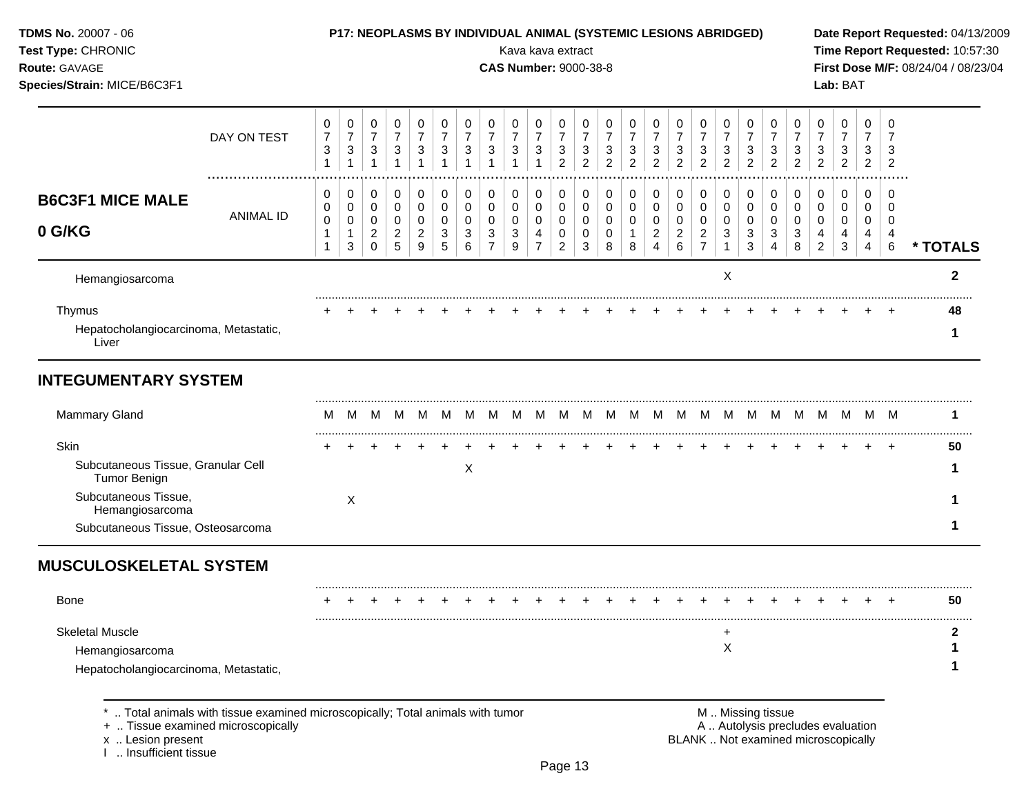**TDMS No.** 20007 - 06
**Test Type:** CHRONIC
**Route:** GAVAGE
**Species/Strain:** MICE/B6C3F1

**P17: NEOPLASMS BY INDIVIDUAL ANIMAL (SYSTEMIC LESIONS ABRIDGED)**
Kava kava extract
**CAS Number:** 9000-38-8

**Date Report Requested:** 04/13/2009
**Time Report Requested:** 10:57:30
**First Dose M/F:** 08/24/04 / 08/23/04
**Lab:** BAT

| DAY ON TEST | 0731 | 0731 | 0731 | 0731 | 0731 | 0731 | 0731 | 0731 | 0731 | 0731 | 0732 | 0732 | 0732 | 0732 | 0732 | 0732 | 0732 | 0732 | 0732 | 0732 | 0732 | 0732 | 0732 | 0732 | 0732 | |
|---|---|---|---|---|---|---|---|---|---|---|---|---|---|---|---|---|---|---|---|---|---|---|---|---|---|---|
| **B6C3F1 MICE MALE 0 G/KG** ANIMAL ID | 00011 | 00013 | 00020 | 00025 | 00029 | 00035 | 00036 | 00037 | 00039 | 00047 | 00002 | 00003 | 00008 | 00018 | 00024 | 00026 | 00027 | 00031 | 00033 | 00034 | 00038 | 00042 | 00043 | 00044 | 00046 | **\* TOTALS** |
| Hemangiosarcoma | | | | | | | | | | | | | | | | | | X | | | | | | | | **2** |
| Thymus | + | + | + | + | + | + | + | + | + | + | + | + | + | + | + | + | + | + | + | + | + | + | + | + | + | **48** |
| Hepatocholangiocarcinoma, Metastatic, Liver | | | | | | | | | | | | | | | | | | | | | | | | | | **1** |
| **INTEGUMENTARY SYSTEM** | | | | | | | | | | | | | | | | | | | | | | | | | | |
| Mammary Gland | M | M | M | M | M | M | M | M | M | M | M | M | M | M | M | M | M | M | M | M | M | M | M | M | M | **1** |
| Skin | + | + | + | + | + | + | + | + | + | + | + | + | + | + | + | + | + | + | + | + | + | + | + | + | + | **50** |
| Subcutaneous Tissue, Granular Cell Tumor Benign | | | | | | | X | | | | | | | | | | | | | | | | | | | **1** |
| Subcutaneous Tissue, Hemangiosarcoma | | X | | | | | | | | | | | | | | | | | | | | | | | | **1** |
| Subcutaneous Tissue, Osteosarcoma | | | | | | | | | | | | | | | | | | | | | | | | | | **1** |
| **MUSCULOSKELETAL SYSTEM** | | | | | | | | | | | | | | | | | | | | | | | | | | |
| Bone | + | + | + | + | + | + | + | + | + | + | + | + | + | + | + | + | + | + | + | + | + | + | + | + | + | **50** |
| Skeletal Muscle | | | | | | | | | | | | | | | | | | + | | | | | | | | **2** |
| Hemangiosarcoma | | | | | | | | | | | | | | | | | | X | | | | | | | | **1** |
| Hepatocholangiocarcinoma, Metastatic, | | | | | | | | | | | | | | | | | | | | | | | | | | **1** |

\* .. Total animals with tissue examined microscopically; Total animals with tumor
\+ .. Tissue examined microscopically
x .. Lesion present
I .. Insufficient tissue

M .. Missing tissue
A .. Autolysis precludes evaluation
BLANK .. Not examined microscopically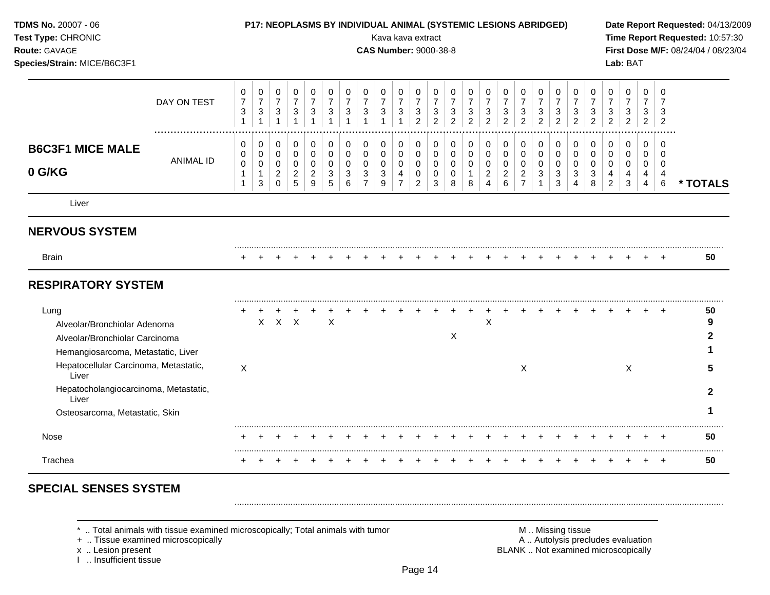TDMS No. 20007 - 06
Test Type: CHRONIC
Route: GAVAGE
Species/Strain: MICE/B6C3F1

**P17: NEOPLASMS BY INDIVIDUAL ANIMAL (SYSTEMIC LESIONS ABRIDGED)**
Kava kava extract
**CAS Number:** 9000-38-8

Date Report Requested: 04/13/2009
Time Report Requested: 10:57:30
First Dose M/F: 08/24/04 / 08/23/04
Lab: BAT

## B6C3F1 MICE MALE 0 G/KG

| DAY ON TEST | 0731 | 0731 | 0731 | 0731 | 0731 | 0731 | 0731 | 0731 | 0731 | 0731 | 0732 | 0732 | 0732 | 0732 | 0732 | 0732 | 0732 | 0732 | 0732 | 0732 | 0732 | 0732 | 0732 | 0732 | 0732 | |
|---|---|---|---|---|---|---|---|---|---|---|---|---|---|---|---|---|---|---|---|---|---|---|---|---|---|---|
| **ANIMAL ID** | 00011 | 00013 | 00020 | 00025 | 00029 | 00035 | 00036 | 00037 | 00039 | 00047 | 00002 | 00003 | 00008 | 00018 | 00024 | 00026 | 00027 | 00031 | 00033 | 00034 | 00038 | 00042 | 00043 | 00044 | 00046 | *** TOTALS** |
| Liver | | | | | | | | | | | | | | | | | | | | | | | | | | |
| **NERVOUS SYSTEM** | | | | | | | | | | | | | | | | | | | | | | | | | | |
| Brain | + | + | + | + | + | + | + | + | + | + | + | + | + | + | + | + | + | + | + | + | + | + | + | + | + | 50 |
| **RESPIRATORY SYSTEM** | | | | | | | | | | | | | | | | | | | | | | | | | | |
| Lung | + | + | + | + | + | + | + | + | + | + | + | + | + | + | + | + | + | + | + | + | + | + | + | + | + | 50 |
| Alveolar/Bronchiolar Adenoma | | X | X | X | | X | | | | | | | | | X | | | | | | | | | | | 9 |
| Alveolar/Bronchiolar Carcinoma | | | | | | | | | | | | | X | | | | | | | | | | | | | 2 |
| Hemangiosarcoma, Metastatic, Liver | | | | | | | | | | | | | | | | | | | | | | | | | | 1 |
| Hepatocellular Carcinoma, Metastatic, Liver | X | | | | | | | | | | | | | | | | X | | | | | | X | | | 5 |
| Hepatocholangiocarcinoma, Metastatic, Liver | | | | | | | | | | | | | | | | | | | | | | | | | | 2 |
| Osteosarcoma, Metastatic, Skin | | | | | | | | | | | | | | | | | | | | | | | | | | 1 |
| Nose | + | + | + | + | + | + | + | + | + | + | + | + | + | + | + | + | + | + | + | + | + | + | + | + | + | 50 |
| Trachea | + | + | + | + | + | + | + | + | + | + | + | + | + | + | + | + | + | + | + | + | + | + | + | + | + | 50 |
| **SPECIAL SENSES SYSTEM** | | | | | | | | | | | | | | | | | | | | | | | | | | |

\* .. Total animals with tissue examined microscopically; Total animals with tumor
\+ .. Tissue examined microscopically
x .. Lesion present
I .. Insufficient tissue

M .. Missing tissue
A .. Autolysis precludes evaluation
BLANK .. Not examined microscopically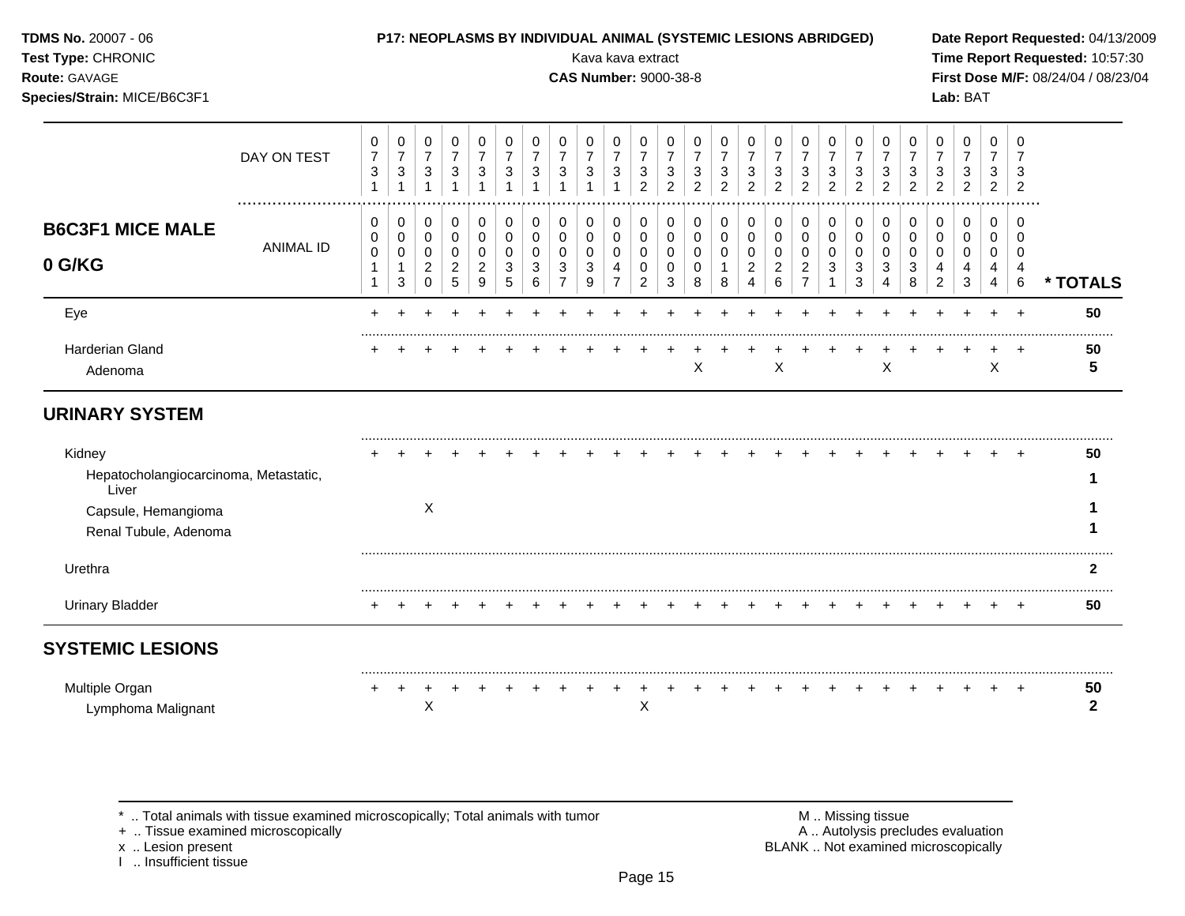**TDMS No.** 20007 - 06
**Test Type:** CHRONIC
**Route:** GAVAGE
**Species/Strain:** MICE/B6C3F1

**P17: NEOPLASMS BY INDIVIDUAL ANIMAL (SYSTEMIC LESIONS ABRIDGED)**
Kava kava extract
**CAS Number:** 9000-38-8

**Date Report Requested:** 04/13/2009
**Time Report Requested:** 10:57:30
**First Dose M/F:** 08/24/04 / 08/23/04
**Lab:** BAT

| | | | | | | | | | | | | | | | | | | | | | | | | | | |
|---|---|---|---|---|---|---|---|---|---|---|---|---|---|---|---|---|---|---|---|---|---|---|---|---|---|---|
| DAY ON TEST | 0731 | 0731 | 0731 | 0731 | 0731 | 0731 | 0731 | 0731 | 0731 | 0731 | 0732 | 0732 | 0732 | 0732 | 0732 | 0732 | 0732 | 0732 | 0732 | 0732 | 0732 | 0732 | 0732 | 0732 | 0732 | |
| **B6C3F1 MICE MALE 0 G/KG** ANIMAL ID | 00011 | 00013 | 00020 | 00025 | 00029 | 00035 | 00036 | 00037 | 00039 | 00047 | 00002 | 00003 | 00008 | 00018 | 00024 | 00026 | 00027 | 00031 | 00033 | 00034 | 00038 | 00042 | 00043 | 00044 | 00046 | * TOTALS |
| Eye | + | + | + | + | + | + | + | + | + | + | + | + | + | + | + | + | + | + | + | + | + | + | + | + | + | 50 |
| Harderian Gland | + | + | + | + | + | + | + | + | + | + | + | + | + | + | + | + | + | + | + | + | + | + | + | + | + | 50 |
| Adenoma | | | | | | | | | | | | | X | | | X | | | | X | | | | X | | 5 |
| **URINARY SYSTEM** | | | | | | | | | | | | | | | | | | | | | | | | | | |
| Kidney | + | + | + | + | + | + | + | + | + | + | + | + | + | + | + | + | + | + | + | + | + | + | + | + | + | 50 |
| Hepatocholangiocarcinoma, Metastatic, Liver | | | | | | | | | | | | | | | | | | | | | | | | | | 1 |
| Capsule, Hemangioma | | | X | | | | | | | | | | | | | | | | | | | | | | | 1 |
| Renal Tubule, Adenoma | | | | | | | | | | | | | | | | | | | | | | | | | | 1 |
| Urethra | | | | | | | | | | | | | | | | | | | | | | | | | | 2 |
| Urinary Bladder | + | + | + | + | + | + | + | + | + | + | + | + | + | + | + | + | + | + | + | + | + | + | + | + | + | 50 |
| **SYSTEMIC LESIONS** | | | | | | | | | | | | | | | | | | | | | | | | | | |
| Multiple Organ | + | + | + | + | + | + | + | + | + | + | + | + | + | + | + | + | + | + | + | + | + | + | + | + | + | 50 |
| Lymphoma Malignant | | | X | | | | | | | | X | | | | | | | | | | | | | | | 2 |

\* .. Total animals with tissue examined microscopically; Total animals with tumor
\+ .. Tissue examined microscopically
x .. Lesion present
I .. Insufficient tissue

M .. Missing tissue
A .. Autolysis precludes evaluation
BLANK .. Not examined microscopically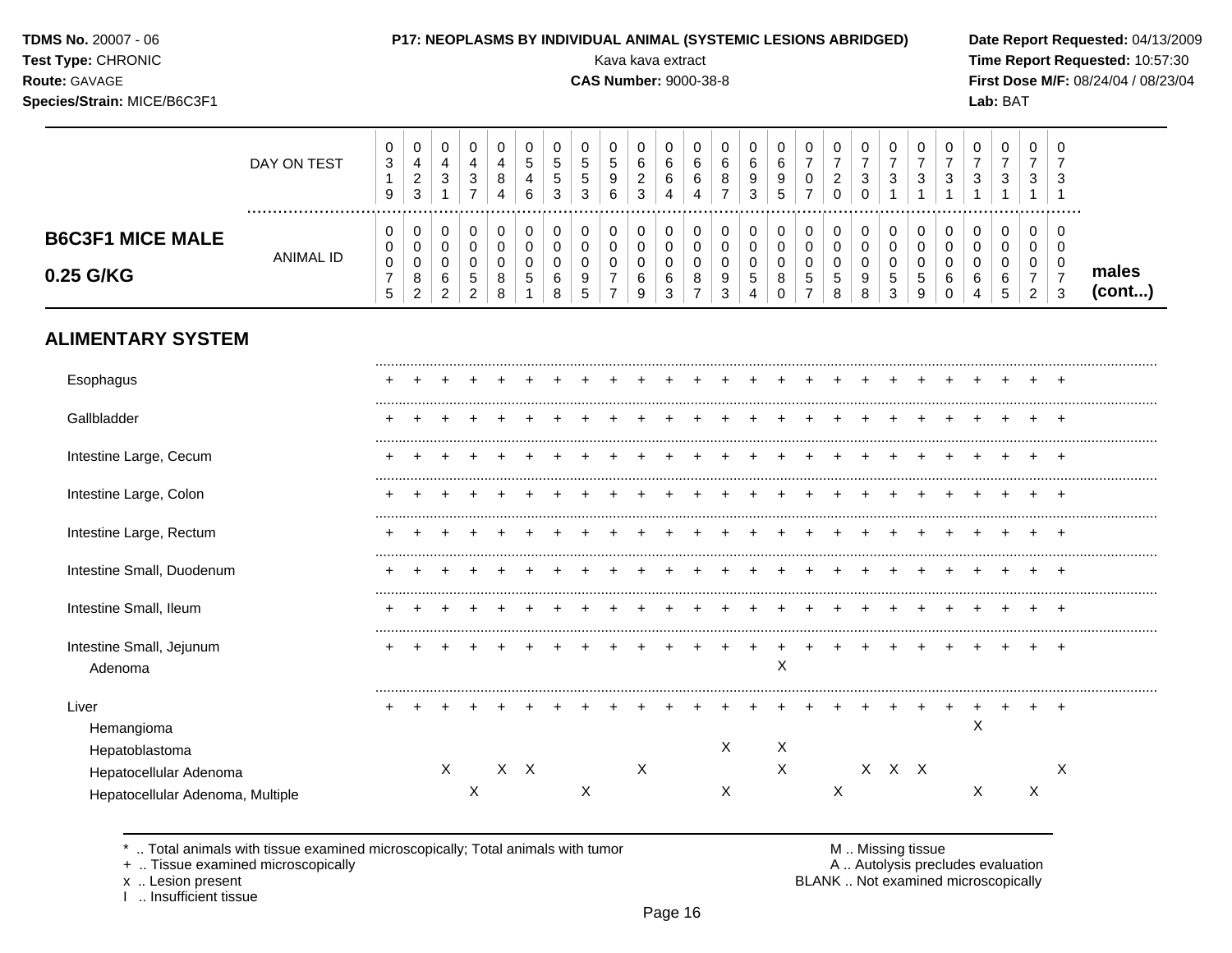**TDMS No.** 20007 - 06
**Test Type:** CHRONIC
**Route:** GAVAGE
**Species/Strain:** MICE/B6C3F1

**P17: NEOPLASMS BY INDIVIDUAL ANIMAL (SYSTEMIC LESIONS ABRIDGED)**
Kava kava extract
**CAS Number:** 9000-38-8

**Date Report Requested:** 04/13/2009
**Time Report Requested:** 10:57:30
**First Dose M/F:** 08/24/04 / 08/23/04
**Lab:** BAT

## B6C3F1 MICE MALE 0.25 G/KG — males (cont...)

| DAY ON TEST | 0319 | 0423 | 0431 | 0437 | 0484 | 0546 | 0553 | 0553 | 0596 | 0623 | 0664 | 0664 | 0687 | 0693 | 0695 | 0707 | 0720 | 0730 | 0731 | 0731 | 0731 | 0731 | 0731 | 0731 | 0731 |
|---|---|---|---|---|---|---|---|---|---|---|---|---|---|---|---|---|---|---|---|---|---|---|---|---|---|
| ANIMAL ID | 00075 | 00082 | 00062 | 00052 | 00088 | 00051 | 00068 | 00095 | 00077 | 00069 | 00063 | 00087 | 00093 | 00054 | 00080 | 00057 | 00058 | 00098 | 00053 | 00059 | 00060 | 00064 | 00065 | 00072 | 00073 |
| **ALIMENTARY SYSTEM** | | | | | | | | | | | | | | | | | | | | | | | | | |
| Esophagus | + | + | + | + | + | + | + | + | + | + | + | + | + | + | + | + | + | + | + | + | + | + | + | + | + |
| Gallbladder | + | + | + | + | + | + | + | + | + | + | + | + | + | + | + | + | + | + | + | + | + | + | + | + | + |
| Intestine Large, Cecum | + | + | + | + | + | + | + | + | + | + | + | + | + | + | + | + | + | + | + | + | + | + | + | + | + |
| Intestine Large, Colon | + | + | + | + | + | + | + | + | + | + | + | + | + | + | + | + | + | + | + | + | + | + | + | + | + |
| Intestine Large, Rectum | + | + | + | + | + | + | + | + | + | + | + | + | + | + | + | + | + | + | + | + | + | + | + | + | + |
| Intestine Small, Duodenum | + | + | + | + | + | + | + | + | + | + | + | + | + | + | + | + | + | + | + | + | + | + | + | + | + |
| Intestine Small, Ileum | + | + | + | + | + | + | + | + | + | + | + | + | + | + | + | + | + | + | + | + | + | + | + | + | + |
| Intestine Small, Jejunum | + | + | + | + | + | + | + | + | + | + | + | + | + | + | + | + | + | + | + | + | + | + | + | + | + |
| Adenoma | | | | | | | | | | | | | | | X | | | | | | | | | | |
| Liver | + | + | + | + | + | + | + | + | + | + | + | + | + | + | + | + | + | + | + | + | + | + | + | + | + |
| Hemangioma | | | | | | | | | | | | | | | | | | | | | | X | | | |
| Hepatoblastoma | | | | | | | | | | | | | X | | X | | | | | | | | | | |
| Hepatocellular Adenoma | | | X | | X | X | | | | X | | | | | X | | | X | X | X | | | | | X |
| Hepatocellular Adenoma, Multiple | | | | X | | | | X | | | | | X | | | | X | | | | | X | | X | |

\* .. Total animals with tissue examined microscopically; Total animals with tumor
\+ .. Tissue examined microscopically
x .. Lesion present
I .. Insufficient tissue

M .. Missing tissue
A .. Autolysis precludes evaluation
BLANK .. Not examined microscopically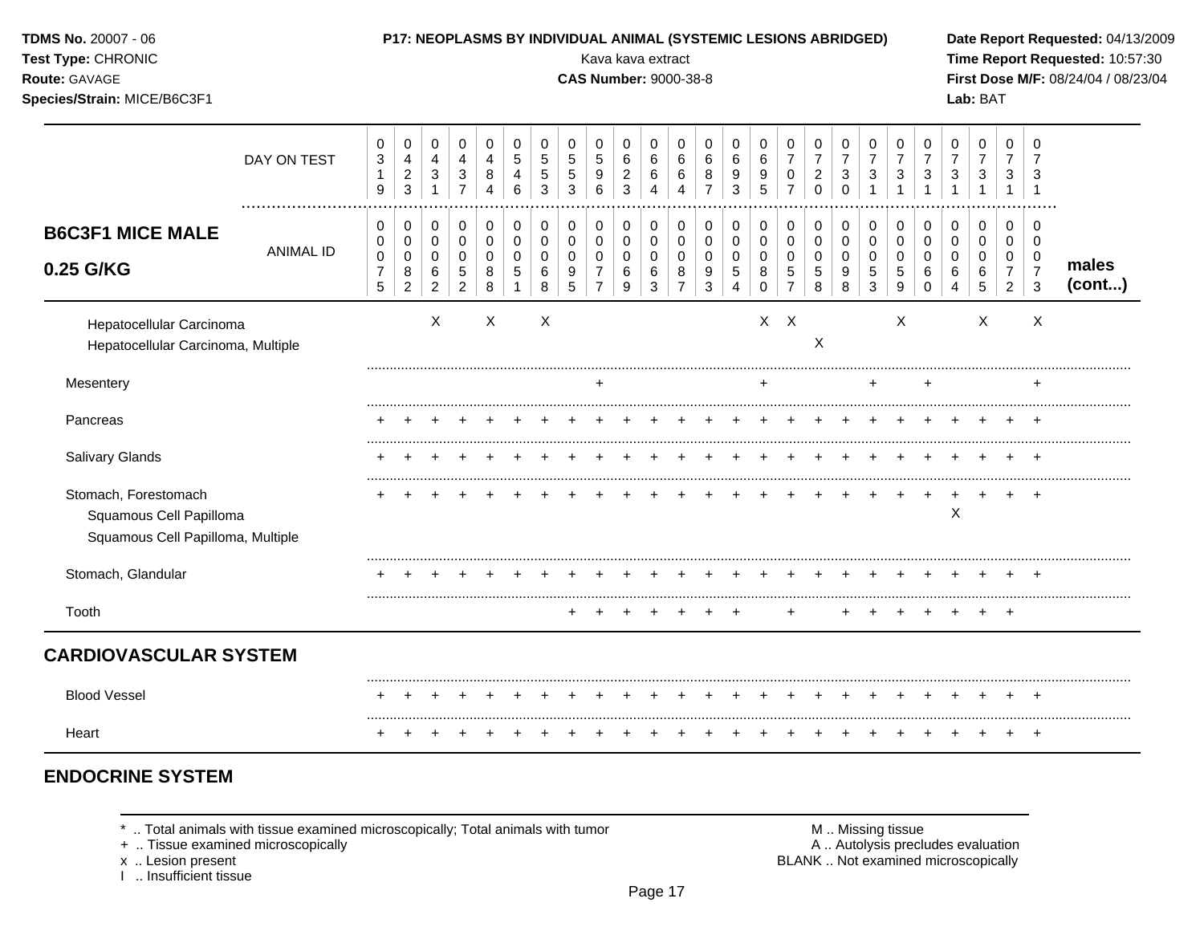**TDMS No.** 20007 - 06
**Test Type:** CHRONIC
**Route:** GAVAGE
**Species/Strain:** MICE/B6C3F1

**P17: NEOPLASMS BY INDIVIDUAL ANIMAL (SYSTEMIC LESIONS ABRIDGED)**
Kava kava extract
**CAS Number:** 9000-38-8

**Date Report Requested:** 04/13/2009
**Time Report Requested:** 10:57:30
**First Dose M/F:** 08/24/04 / 08/23/04
**Lab:** BAT

| B6C3F1 MICE MALE 0.25 G/KG | | | | | | | | | | | | | | | | | | | | | | | | | | males (cont...) |
|---|---|---|---|---|---|---|---|---|---|---|---|---|---|---|---|---|---|---|---|---|---|---|---|---|---|---|
| DAY ON TEST | 0319 | 0423 | 0431 | 0437 | 0484 | 0546 | 0553 | 0553 | 0596 | 0623 | 0664 | 0664 | 0687 | 0693 | 0695 | 0707 | 0720 | 0730 | 0731 | 0731 | 0731 | 0731 | 0731 | 0731 | 0731 | |
| ANIMAL ID | 0075 | 0082 | 0062 | 0052 | 0088 | 0051 | 0068 | 0095 | 0077 | 0069 | 0063 | 0087 | 0093 | 0054 | 0080 | 0057 | 0058 | 0098 | 0053 | 0059 | 0060 | 0064 | 0065 | 0072 | 0073 | |
| Hepatocellular Carcinoma | | | X | | X | | X | | | | | | | | X | X | | | | X | | | X | | X | |
| Hepatocellular Carcinoma, Multiple | | | | | | | | | | | | | | | | | X | | | | | | | | | |
| Mesentery | | | | | | | | | + | | | | | | + | | | | + | | + | | | | + | |
| Pancreas | + | + | + | + | + | + | + | + | + | + | + | + | + | + | + | + | + | + | + | + | + | + | + | + | + | |
| Salivary Glands | + | + | + | + | + | + | + | + | + | + | + | + | + | + | + | + | + | + | + | + | + | + | + | + | + | |
| Stomach, Forestomach | + | + | + | + | + | + | + | + | + | + | + | + | + | + | + | + | + | + | + | + | + | + | + | + | + | |
| Squamous Cell Papilloma | | | | | | | | | | | | | | | | | | | | | | X | | | | |
| Squamous Cell Papilloma, Multiple | | | | | | | | | | | | | | | | | | | | | | | | | | |
| Stomach, Glandular | + | + | + | + | + | + | + | + | + | + | + | + | + | + | + | + | + | + | + | + | + | + | + | + | + | |
| Tooth | | | | | | | | + | + | + | + | + | + | + | | + | | + | + | + | + | + | + | + | | |
| **CARDIOVASCULAR SYSTEM** | | | | | | | | | | | | | | | | | | | | | | | | | | |
| Blood Vessel | + | + | + | + | + | + | + | + | + | + | + | + | + | + | + | + | + | + | + | + | + | + | + | + | + | |
| Heart | + | + | + | + | + | + | + | + | + | + | + | + | + | + | + | + | + | + | + | + | + | + | + | + | + | |

## ENDOCRINE SYSTEM

\* .. Total animals with tissue examined microscopically; Total animals with tumor
+ .. Tissue examined microscopically
x .. Lesion present
I .. Insufficient tissue

M .. Missing tissue
A .. Autolysis precludes evaluation
BLANK .. Not examined microscopically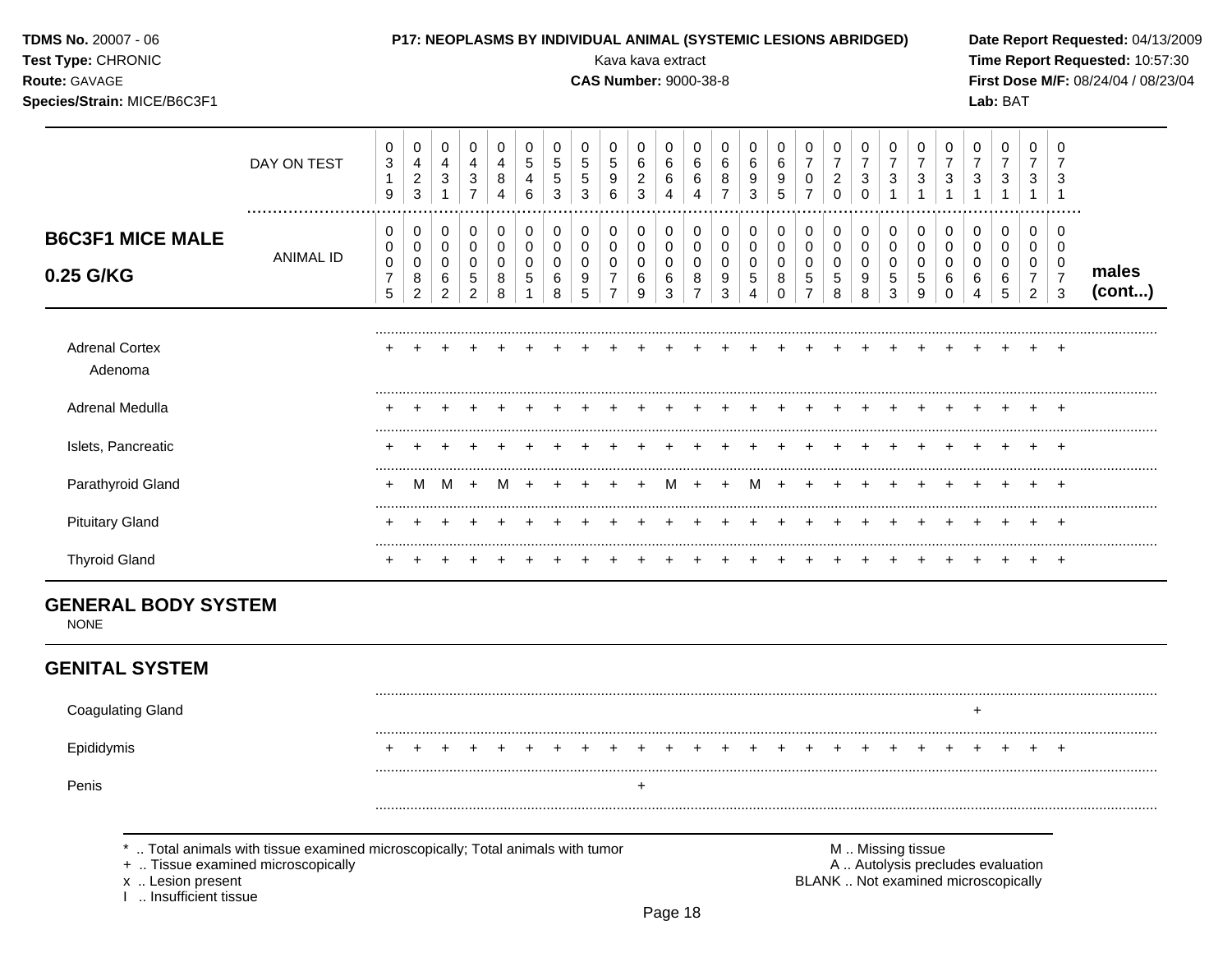## B6C3F1 MICE MALE 0.25 G/KG

| DAY ON TEST | 0319 | 0423 | 0431 | 0437 | 0484 | 0546 | 0553 | 0553 | 0596 | 0623 | 0664 | 0664 | 0687 | 0693 | 0695 | 0707 | 0720 | 0730 | 0731 | 0731 | 0731 | 0731 | 0731 | 0731 | 0731 | |
|---|---|---|---|---|---|---|---|---|---|---|---|---|---|---|---|---|---|---|---|---|---|---|---|---|---|---|
| **ANIMAL ID** | 0075 | 0082 | 0062 | 0052 | 0088 | 0051 | 0068 | 0095 | 0077 | 0069 | 0063 | 0087 | 0093 | 0054 | 0080 | 0057 | 0058 | 0098 | 0053 | 0059 | 0060 | 0064 | 0065 | 0072 | 0073 | **males (cont...)** |
| Adrenal Cortex | + | + | + | + | + | + | + | + | + | + | + | + | + | + | + | + | + | + | + | + | + | + | + | + | + | |
| Adenoma | | | | | | | | | | | | | | | | | | | | | | | | | | |
| Adrenal Medulla | + | + | + | + | + | + | + | + | + | + | + | + | + | + | + | + | + | + | + | + | + | + | + | + | + | |
| Islets, Pancreatic | + | + | + | + | + | + | + | + | + | + | + | + | + | + | + | + | + | + | + | + | + | + | + | + | + | |
| Parathyroid Gland | + | M | M | + | M | + | + | + | + | + | M | + | + | M | + | + | + | + | + | + | + | + | + | + | + | |
| Pituitary Gland | + | + | + | + | + | + | + | + | + | + | + | + | + | + | + | + | + | + | + | + | + | + | + | + | + | |
| Thyroid Gland | + | + | + | + | + | + | + | + | + | + | + | + | + | + | + | + | + | + | + | + | + | + | + | + | + | |

## GENERAL BODY SYSTEM

NONE

## GENITAL SYSTEM

| | | | | | | | | | | | | | | | | | | | | | | | | | | |
|---|---|---|---|---|---|---|---|---|---|---|---|---|---|---|---|---|---|---|---|---|---|---|---|---|---|---|
| Coagulating Gland | | | | | | | | | | | | | | | | | | | | | | + | | | | |
| Epididymis | + | + | + | + | + | + | + | + | + | + | + | + | + | + | + | + | + | + | + | + | + | + | + | + | + | |
| Penis | | | | | | | | | | + | | | | | | | | | | | | | | | | |

\* .. Total animals with tissue examined microscopically; Total animals with tumor
\+ .. Tissue examined microscopically
x .. Lesion present
I .. Insufficient tissue

M .. Missing tissue
A .. Autolysis precludes evaluation
BLANK .. Not examined microscopically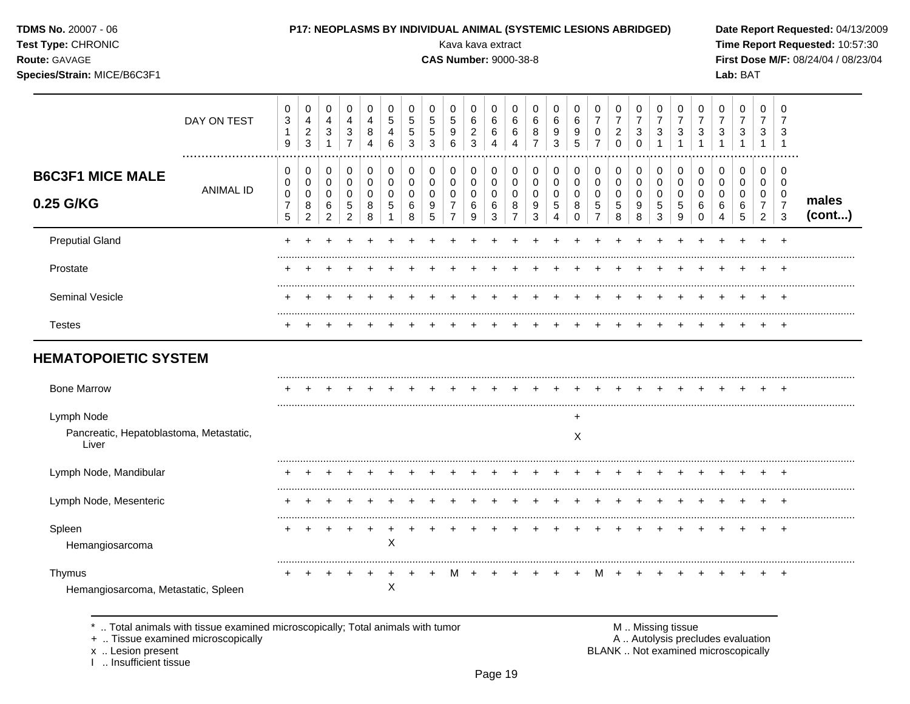| | | | | | | | | | | | | | | | | | | | | | | | | | |
|---|---|---|---|---|---|---|---|---|---|---|---|---|---|---|---|---|---|---|---|---|---|---|---|---|---|
| DAY ON TEST | 0319 | 0423 | 0431 | 0437 | 0484 | 0546 | 0553 | 0553 | 0596 | 0623 | 0664 | 0664 | 0687 | 0693 | 0695 | 0707 | 0720 | 0730 | 0731 | 0731 | 0731 | 0731 | 0731 | 0731 | 0731 |
| **B6C3F1 MICE MALE 0.25 G/KG** — ANIMAL ID | 0075 | 0082 | 0062 | 0052 | 0088 | 0051 | 0068 | 0095 | 0077 | 0069 | 0063 | 0087 | 0093 | 0054 | 0080 | 0057 | 0058 | 0098 | 0053 | 0059 | 0060 | 0064 | 0065 | 0072 | 0073 |
| Preputial Gland | + | + | + | + | + | + | + | + | + | + | + | + | + | + | + | + | + | + | + | + | + | + | + | + | + |
| Prostate | + | + | + | + | + | + | + | + | + | + | + | + | + | + | + | + | + | + | + | + | + | + | + | + | + |
| Seminal Vesicle | + | + | + | + | + | + | + | + | + | + | + | + | + | + | + | + | + | + | + | + | + | + | + | + | + |
| Testes | + | + | + | + | + | + | + | + | + | + | + | + | + | + | + | + | + | + | + | + | + | + | + | + | + |
| **HEMATOPOIETIC SYSTEM** | | | | | | | | | | | | | | | | | | | | | | | | | |
| Bone Marrow | + | + | + | + | + | + | + | + | + | + | + | + | + | + | + | + | + | + | + | + | + | + | + | + | + |
| Lymph Node | | | | | | | | | | | | | | | + | | | | | | | | | | |
| Pancreatic, Hepatoblastoma, Metastatic, Liver | | | | | | | | | | | | | | | X | | | | | | | | | | |
| Lymph Node, Mandibular | + | + | + | + | + | + | + | + | + | + | + | + | + | + | + | + | + | + | + | + | + | + | + | + | + |
| Lymph Node, Mesenteric | + | + | + | + | + | + | + | + | + | + | + | + | + | + | + | + | + | + | + | + | + | + | + | + | + |
| Spleen | + | + | + | + | + | + | + | + | + | + | + | + | + | + | + | + | + | + | + | + | + | + | + | + | + |
| Hemangiosarcoma | | | | | | X | | | | | | | | | | | | | | | | | | | |
| Thymus | + | + | + | + | + | + | + | + | M | + | + | + | + | + | + | M | + | + | + | + | + | + | + | + | + |
| Hemangiosarcoma, Metastatic, Spleen | | | | | | X | | | | | | | | | | | | | | | | | | | |

males (cont...)

\* .. Total animals with tissue examined microscopically; Total animals with tumor
+ .. Tissue examined microscopically
x .. Lesion present
I .. Insufficient tissue

M .. Missing tissue
A .. Autolysis precludes evaluation
BLANK .. Not examined microscopically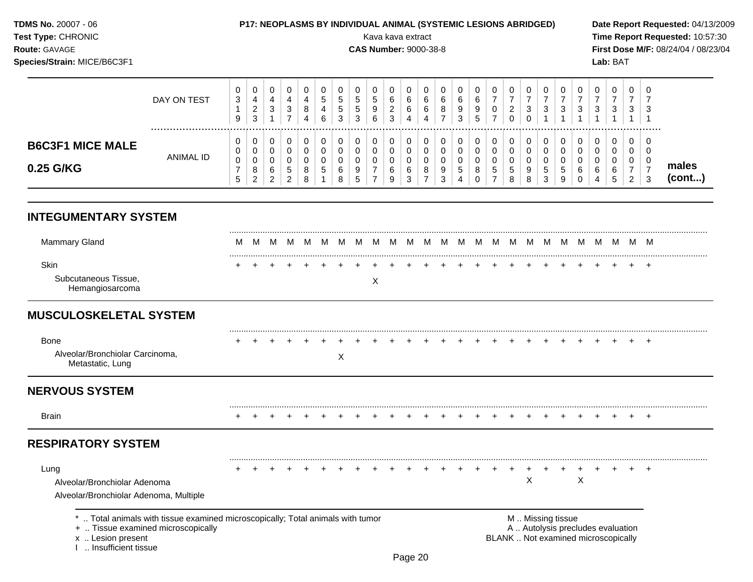**TDMS No.** 20007 - 06
**Test Type:** CHRONIC
**Route:** GAVAGE
**Species/Strain:** MICE/B6C3F1

**P17: NEOPLASMS BY INDIVIDUAL ANIMAL (SYSTEMIC LESIONS ABRIDGED)**
Kava kava extract
**CAS Number:** 9000-38-8

**Date Report Requested:** 04/13/2009
**Time Report Requested:** 10:57:30
**First Dose M/F:** 08/24/04 / 08/23/04
**Lab:** BAT

## B6C3F1 MICE MALE 0.25 G/KG — males (cont...)

| | 1 | 2 | 3 | 4 | 5 | 6 | 7 | 8 | 9 | 10 | 11 | 12 | 13 | 14 | 15 | 16 | 17 | 18 | 19 | 20 | 21 | 22 | 23 | 24 | 25 |
|---|---|---|---|---|---|---|---|---|---|---|---|---|---|---|---|---|---|---|---|---|---|---|---|---|---|
| DAY ON TEST | 0319 | 0423 | 0431 | 0437 | 0484 | 0546 | 0553 | 0553 | 0596 | 0623 | 0664 | 0664 | 0687 | 0693 | 0695 | 0707 | 0720 | 0730 | 0731 | 0731 | 0731 | 0731 | 0731 | 0731 | 0731 |
| ANIMAL ID | 0075 | 0082 | 0062 | 0052 | 0088 | 0051 | 0068 | 0095 | 0077 | 0069 | 0063 | 0087 | 0093 | 0054 | 0080 | 0057 | 0058 | 0098 | 0053 | 0059 | 0060 | 0064 | 0065 | 0072 | 0073 |
| **INTEGUMENTARY SYSTEM** | | | | | | | | | | | | | | | | | | | | | | | | | |
| Mammary Gland | M | M | M | M | M | M | M | M | M | M | M | M | M | M | M | M | M | M | M | M | M | M | M | M | M |
| Skin | + | + | + | + | + | + | + | + | + | + | + | + | + | + | + | + | + | + | + | + | + | + | + | + | + |
| Subcutaneous Tissue, Hemangiosarcoma | | | | | | | | | X | | | | | | | | | | | | | | | | |
| **MUSCULOSKELETAL SYSTEM** | | | | | | | | | | | | | | | | | | | | | | | | | |
| Bone | + | + | + | + | + | + | + | + | + | + | + | + | + | + | + | + | + | + | + | + | + | + | + | + | + |
| Alveolar/Bronchiolar Carcinoma, Metastatic, Lung | | | | | | | X | | | | | | | | | | | | | | | | | | |
| **NERVOUS SYSTEM** | | | | | | | | | | | | | | | | | | | | | | | | | |
| Brain | + | + | + | + | + | + | + | + | + | + | + | + | + | + | + | + | + | + | + | + | + | + | + | + | + |
| **RESPIRATORY SYSTEM** | | | | | | | | | | | | | | | | | | | | | | | | | |
| Lung | + | + | + | + | + | + | + | + | + | + | + | + | + | + | + | + | + | + | + | + | + | + | + | + | + |
| Alveolar/Bronchiolar Adenoma | | | | | | | | | | | | | | | | | | X | | | X | | | | |
| Alveolar/Bronchiolar Adenoma, Multiple | | | | | | | | | | | | | | | | | | | | | | | | | |

\* .. Total animals with tissue examined microscopically; Total animals with tumor
\+ .. Tissue examined microscopically
x .. Lesion present
I .. Insufficient tissue
M .. Missing tissue
A .. Autolysis precludes evaluation
BLANK .. Not examined microscopically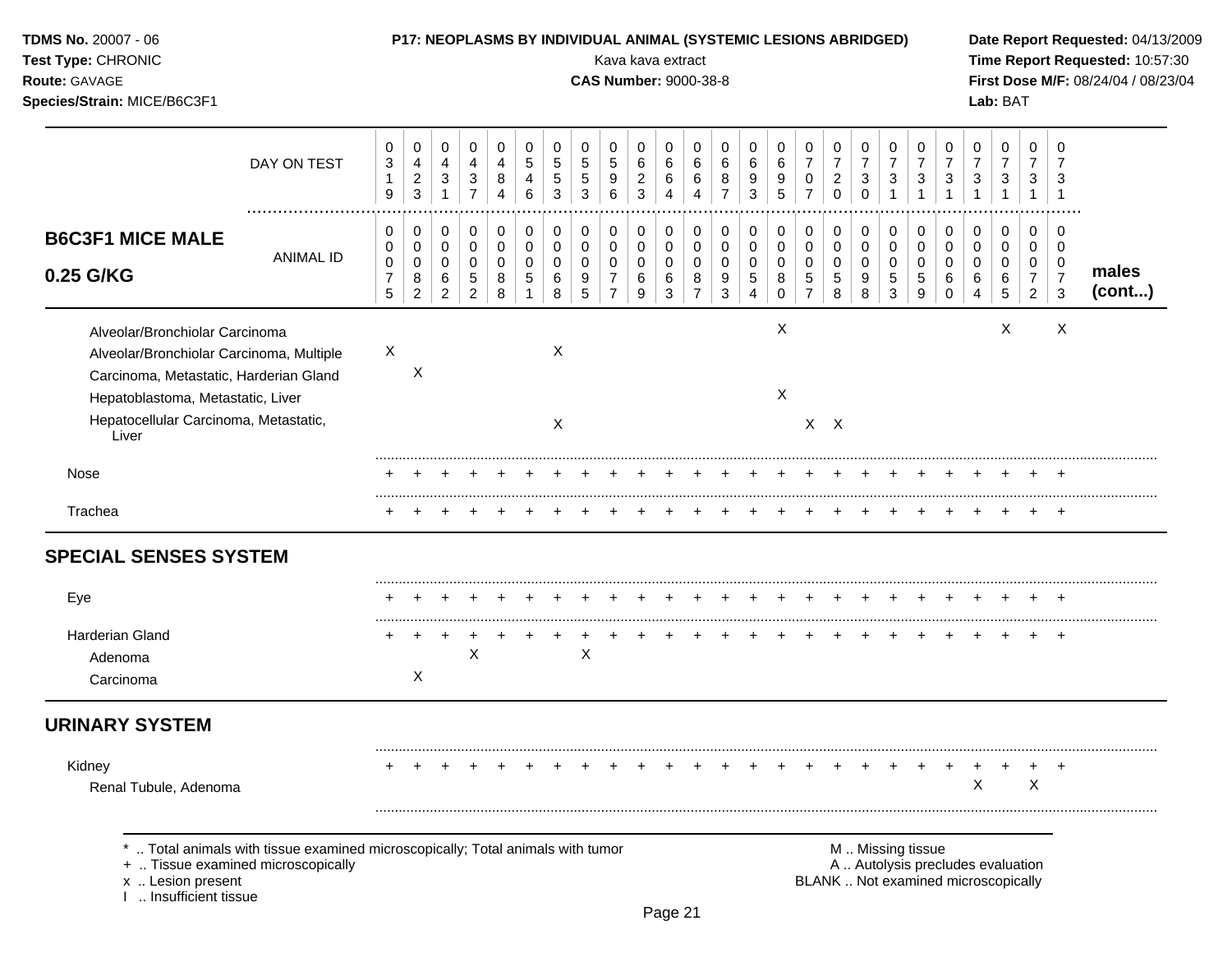**TDMS No.** 20007 - 06
**Test Type:** CHRONIC
**Route:** GAVAGE
**Species/Strain:** MICE/B6C3F1

**P17: NEOPLASMS BY INDIVIDUAL ANIMAL (SYSTEMIC LESIONS ABRIDGED)**
Kava kava extract
**CAS Number:** 9000-38-8

**Date Report Requested:** 04/13/2009
**Time Report Requested:** 10:57:30
**First Dose M/F:** 08/24/04 / 08/23/04
**Lab:** BAT

## B6C3F1 MICE MALE 0.25 G/KG

| | | | | | | | | | | | | | | | | | | | | | | | | | | |
|---|---|---|---|---|---|---|---|---|---|---|---|---|---|---|---|---|---|---|---|---|---|---|---|---|---|---|
| DAY ON TEST | 0319 | 0423 | 0431 | 0437 | 0484 | 0546 | 0553 | 0553 | 0596 | 0623 | 0664 | 0664 | 0687 | 0693 | 0695 | 0707 | 0720 | 0730 | 0731 | 0731 | 0731 | 0731 | 0731 | 0731 | 0731 | |
| ANIMAL ID | 0075 | 0082 | 0062 | 0052 | 0088 | 0051 | 0068 | 0095 | 0077 | 0069 | 0063 | 0087 | 0093 | 0054 | 0080 | 0057 | 0058 | 0098 | 0053 | 0059 | 0060 | 0064 | 0065 | 0072 | 0073 | **males (cont...)** |
| Alveolar/Bronchiolar Carcinoma | | | | | | | | | | | | | | | X | | | | | | | | X | | X | |
| Alveolar/Bronchiolar Carcinoma, Multiple | X | | | | | | X | | | | | | | | | | | | | | | | | | | |
| Carcinoma, Metastatic, Harderian Gland | | X | | | | | | | | | | | | | | | | | | | | | | | | |
| Hepatoblastoma, Metastatic, Liver | | | | | | | | | | | | | | | X | | | | | | | | | | | |
| Hepatocellular Carcinoma, Metastatic, Liver | | | | | | | X | | | | | | | | | X | X | | | | | | | | | |
| Nose | + | + | + | + | + | + | + | + | + | + | + | + | + | + | + | + | + | + | + | + | + | + | + | + | + | |
| Trachea | + | + | + | + | + | + | + | + | + | + | + | + | + | + | + | + | + | + | + | + | + | + | + | + | + | |
| **SPECIAL SENSES SYSTEM** | | | | | | | | | | | | | | | | | | | | | | | | | | |
| Eye | + | + | + | + | + | + | + | + | + | + | + | + | + | + | + | + | + | + | + | + | + | + | + | + | + | |
| Harderian Gland | + | + | + | + | + | + | + | + | + | + | + | + | + | + | + | + | + | + | + | + | + | + | + | + | + | |
| Adenoma | | | | X | | | | X | | | | | | | | | | | | | | | | | | |
| Carcinoma | | X | | | | | | | | | | | | | | | | | | | | | | | | |
| **URINARY SYSTEM** | | | | | | | | | | | | | | | | | | | | | | | | | | |
| Kidney | + | + | + | + | + | + | + | + | + | + | + | + | + | + | + | + | + | + | + | + | + | + | + | + | + | |
| Renal Tubule, Adenoma | | | | | | | | | | | | | | | | | | | | | | X | | X | | |

\* .. Total animals with tissue examined microscopically; Total animals with tumor
\+ .. Tissue examined microscopically
x .. Lesion present
I .. Insufficient tissue

M .. Missing tissue
A .. Autolysis precludes evaluation
BLANK .. Not examined microscopically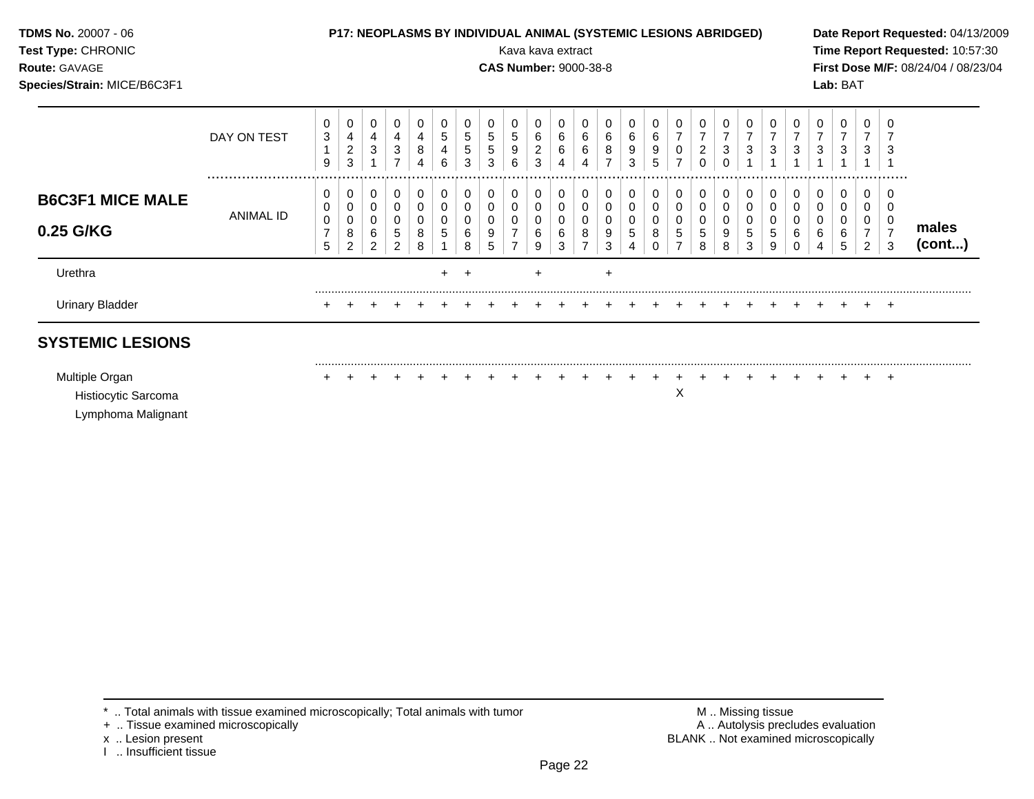**TDMS No.** 20007 - 06
**Test Type:** CHRONIC
**Route:** GAVAGE
**Species/Strain:** MICE/B6C3F1

**P17: NEOPLASMS BY INDIVIDUAL ANIMAL (SYSTEMIC LESIONS ABRIDGED)**
Kava kava extract
**CAS Number:** 9000-38-8

**Date Report Requested:** 04/13/2009
**Time Report Requested:** 10:57:30
**First Dose M/F:** 08/24/04 / 08/23/04
**Lab:** BAT

| | DAY ON TEST | 0319 | 0423 | 0431 | 0437 | 0484 | 0546 | 0553 | 0553 | 0596 | 0623 | 0664 | 0664 | 0687 | 0693 | 0695 | 0707 | 0720 | 0730 | 0731 | 0731 | 0731 | 0731 | 0731 | 0731 | 0731 | |
|---|---|---|---|---|---|---|---|---|---|---|---|---|---|---|---|---|---|---|---|---|---|---|---|---|---|---|---|
| **B6C3F1 MICE MALE 0.25 G/KG** | ANIMAL ID | 0075 | 0082 | 0062 | 0052 | 0088 | 0051 | 0068 | 0095 | 0077 | 0069 | 0063 | 0087 | 0093 | 0054 | 0080 | 0057 | 0058 | 0098 | 0053 | 0059 | 0060 | 0064 | 0065 | 0072 | 0073 | **males (cont...)** |
| Urethra | | | | | | | + | + | | | + | | | + | | | | | | | | | | | | | |
| Urinary Bladder | | + | + | + | + | + | + | + | + | + | + | + | + | + | + | + | + | + | + | + | + | + | + | + | + | + | |
| **SYSTEMIC LESIONS** | | | | | | | | | | | | | | | | | | | | | | | | | | | |
| Multiple Organ | | + | + | + | + | + | + | + | + | + | + | + | + | + | + | + | + | + | + | + | + | + | + | + | + | + | |
| Histiocytic Sarcoma | | | | | | | | | | | | | | | | | X | | | | | | | | | | |
| Lymphoma Malignant | | | | | | | | | | | | | | | | | | | | | | | | | | | |

\* .. Total animals with tissue examined microscopically; Total animals with tumor
\+ .. Tissue examined microscopically
x .. Lesion present
I .. Insufficient tissue

M .. Missing tissue
A .. Autolysis precludes evaluation
BLANK .. Not examined microscopically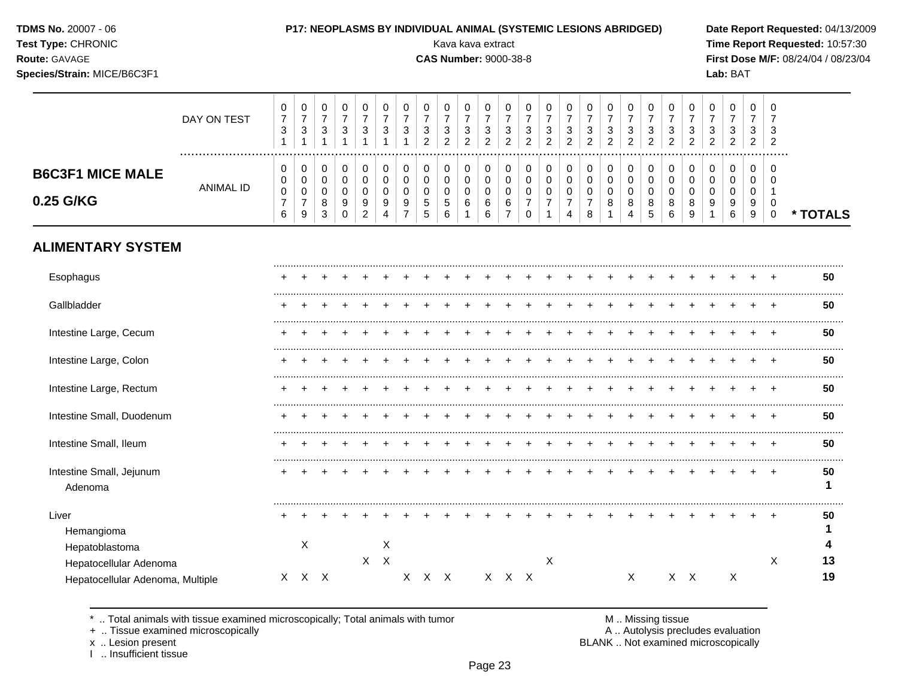**TDMS No.** 20007 - 06
**Test Type:** CHRONIC
**Route:** GAVAGE
**Species/Strain:** MICE/B6C3F1

**P17: NEOPLASMS BY INDIVIDUAL ANIMAL (SYSTEMIC LESIONS ABRIDGED)**
Kava kava extract
**CAS Number:** 9000-38-8

**Date Report Requested:** 04/13/2009
**Time Report Requested:** 10:57:30
**First Dose M/F:** 08/24/04 / 08/23/04
**Lab:** BAT

## B6C3F1 MICE MALE 0.25 G/KG

| DAY ON TEST | 0731 | 0731 | 0731 | 0731 | 0731 | 0731 | 0731 | 0732 | 0732 | 0732 | 0732 | 0732 | 0732 | 0732 | 0732 | 0732 | 0732 | 0732 | 0732 | 0732 | 0732 | 0732 | 0732 | 0732 | 0732 | |
|---|---|---|---|---|---|---|---|---|---|---|---|---|---|---|---|---|---|---|---|---|---|---|---|---|---|---|
| **ANIMAL ID** | 0076 | 0079 | 0083 | 0090 | 0092 | 0094 | 0097 | 0055 | 0056 | 0061 | 0066 | 0067 | 0070 | 0071 | 0074 | 0078 | 0081 | 0084 | 0085 | 0086 | 0089 | 0091 | 0096 | 0099 | 0100 | *** TOTALS** |
| **ALIMENTARY SYSTEM** | | | | | | | | | | | | | | | | | | | | | | | | | | |
| Esophagus | + | + | + | + | + | + | + | + | + | + | + | + | + | + | + | + | + | + | + | + | + | + | + | + | + | **50** |
| Gallbladder | + | + | + | + | + | + | + | + | + | + | + | + | + | + | + | + | + | + | + | + | + | + | + | + | + | **50** |
| Intestine Large, Cecum | + | + | + | + | + | + | + | + | + | + | + | + | + | + | + | + | + | + | + | + | + | + | + | + | + | **50** |
| Intestine Large, Colon | + | + | + | + | + | + | + | + | + | + | + | + | + | + | + | + | + | + | + | + | + | + | + | + | + | **50** |
| Intestine Large, Rectum | + | + | + | + | + | + | + | + | + | + | + | + | + | + | + | + | + | + | + | + | + | + | + | + | + | **50** |
| Intestine Small, Duodenum | + | + | + | + | + | + | + | + | + | + | + | + | + | + | + | + | + | + | + | + | + | + | + | + | + | **50** |
| Intestine Small, Ileum | + | + | + | + | + | + | + | + | + | + | + | + | + | + | + | + | + | + | + | + | + | + | + | + | + | **50** |
| Intestine Small, Jejunum | + | + | + | + | + | + | + | + | + | + | + | + | + | + | + | + | + | + | + | + | + | + | + | + | + | **50** |
| Adenoma | | | | | | | | | | | | | | | | | | | | | | | | | | **1** |
| Liver | + | + | + | + | + | + | + | + | + | + | + | + | + | + | + | + | + | + | + | + | + | + | + | + | + | **50** |
| Hemangioma | | | | | | | | | | | | | | | | | | | | | | | | | | **1** |
| Hepatoblastoma | | X | | | | X | | | | | | | | | | | | | | | | | | | | **4** |
| Hepatocellular Adenoma | | | | | X | X | | | | | | | | X | | | | | | | | | | | X | **13** |
| Hepatocellular Adenoma, Multiple | X | X | X | | | | X | X | X | | X | X | X | | | | | X | | X | X | | X | | | **19** |

\* .. Total animals with tissue examined microscopically; Total animals with tumor
\+ .. Tissue examined microscopically
x .. Lesion present
I .. Insufficient tissue

M .. Missing tissue
A .. Autolysis precludes evaluation
BLANK .. Not examined microscopically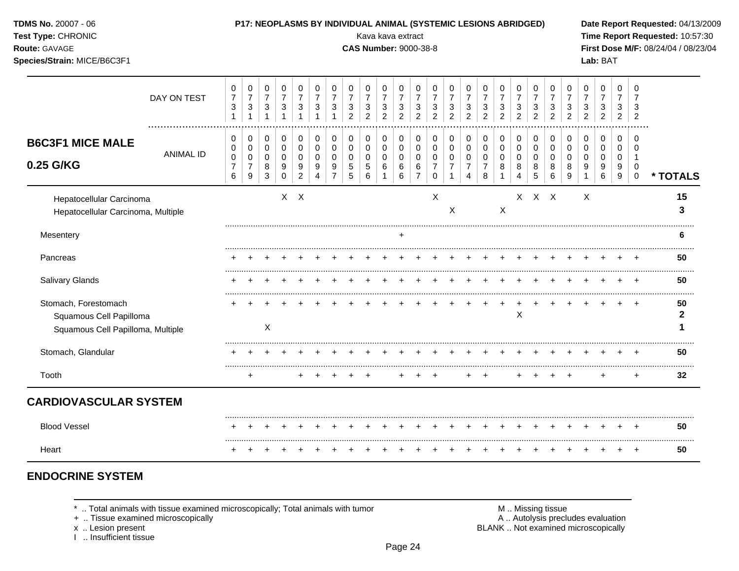| B6C3F1 MICE MALE 0.25 G/KG | 0076 | 0079 | 0083 | 0090 | 0092 | 0094 | 0097 | 0055 | 0056 | 0061 | 0066 | 0067 | 0070 | 0071 | 0074 | 0078 | 0081 | 0084 | 0085 | 0086 | 0089 | 0091 | 0096 | 0099 | 0100 | * TOTALS |
|---|---|---|---|---|---|---|---|---|---|---|---|---|---|---|---|---|---|---|---|---|---|---|---|---|---|---|
| DAY ON TEST | 0731 | 0731 | 0731 | 0731 | 0731 | 0731 | 0731 | 0732 | 0732 | 0732 | 0732 | 0732 | 0732 | 0732 | 0732 | 0732 | 0732 | 0732 | 0732 | 0732 | 0732 | 0732 | 0732 | 0732 | 0732 | |
| Hepatocellular Carcinoma | | | | X | X | | | | | | | | X | | | | | X | X | X | | X | | | | 15 |
| Hepatocellular Carcinoma, Multiple | | | | | | | | | | | | | | X | | | X | | | | | | | | | 3 |
| Mesentery | | | | | | | | | | | + | | | | | | | | | | | | | | | 6 |
| Pancreas | + | + | + | + | + | + | + | + | + | + | + | + | + | + | + | + | + | + | + | + | + | + | + | + | + | 50 |
| Salivary Glands | + | + | + | + | + | + | + | + | + | + | + | + | + | + | + | + | + | + | + | + | + | + | + | + | + | 50 |
| Stomach, Forestomach | + | + | + | + | + | + | + | + | + | + | + | + | + | + | + | + | + | + | + | + | + | + | + | + | + | 50 |
| Squamous Cell Papilloma | | | | | | | | | | | | | | | | | | X | | | | | | | | 2 |
| Squamous Cell Papilloma, Multiple | | | X | | | | | | | | | | | | | | | | | | | | | | | 1 |
| Stomach, Glandular | + | + | + | + | + | + | + | + | + | + | + | + | + | + | + | + | + | + | + | + | + | + | + | + | + | 50 |
| Tooth | | + | | | + | + | + | + | + | | + | + | + | | + | + | | + | + | + | + | | + | | + | 32 |
| **CARDIOVASCULAR SYSTEM** | | | | | | | | | | | | | | | | | | | | | | | | | | |
| Blood Vessel | + | + | + | + | + | + | + | + | + | + | + | + | + | + | + | + | + | + | + | + | + | + | + | + | + | 50 |
| Heart | + | + | + | + | + | + | + | + | + | + | + | + | + | + | + | + | + | + | + | + | + | + | + | + | + | 50 |

## ENDOCRINE SYSTEM

* .. Total animals with tissue examined microscopically; Total animals with tumor
+ .. Tissue examined microscopically
x .. Lesion present
I .. Insufficient tissue

M .. Missing tissue
A .. Autolysis precludes evaluation
BLANK .. Not examined microscopically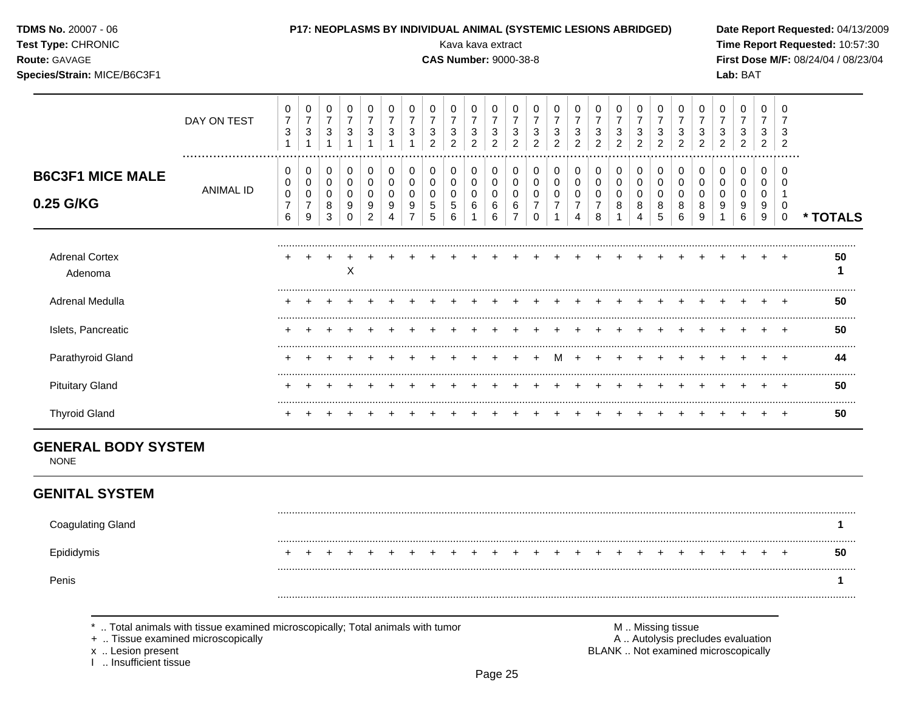**TDMS No.** 20007 - 06
**Test Type:** CHRONIC
**Route:** GAVAGE
**Species/Strain:** MICE/B6C3F1

**P17: NEOPLASMS BY INDIVIDUAL ANIMAL (SYSTEMIC LESIONS ABRIDGED)**
Kava kava extract
**CAS Number:** 9000-38-8

**Date Report Requested:** 04/13/2009
**Time Report Requested:** 10:57:30
**First Dose M/F:** 08/24/04 / 08/23/04
**Lab:** BAT

## B6C3F1 MICE MALE 0.25 G/KG

| DAY ON TEST | 0731 | 0731 | 0731 | 0731 | 0731 | 0731 | 0731 | 0732 | 0732 | 0732 | 0732 | 0732 | 0732 | 0732 | 0732 | 0732 | 0732 | 0732 | 0732 | 0732 | 0732 | 0732 | 0732 | 0732 | 0732 | |
|---|---|---|---|---|---|---|---|---|---|---|---|---|---|---|---|---|---|---|---|---|---|---|---|---|---|---|
| ANIMAL ID | 00076 | 00079 | 00083 | 00090 | 00092 | 00094 | 00097 | 00055 | 00056 | 00061 | 00066 | 00067 | 00070 | 00071 | 00074 | 00078 | 00081 | 00084 | 00085 | 00086 | 00089 | 00091 | 00096 | 00099 | 00100 | * TOTALS |
| Adrenal Cortex | + | + | + | + | + | + | + | + | + | + | + | + | + | + | + | + | + | + | + | + | + | + | + | + | + | 50 |
| Adenoma | | | | X | | | | | | | | | | | | | | | | | | | | | | 1 |
| Adrenal Medulla | + | + | + | + | + | + | + | + | + | + | + | + | + | + | + | + | + | + | + | + | + | + | + | + | + | 50 |
| Islets, Pancreatic | + | + | + | + | + | + | + | + | + | + | + | + | + | + | + | + | + | + | + | + | + | + | + | + | + | 50 |
| Parathyroid Gland | + | + | + | + | + | + | + | + | + | + | + | + | + | M | + | + | + | + | + | + | + | + | + | + | + | 44 |
| Pituitary Gland | + | + | + | + | + | + | + | + | + | + | + | + | + | + | + | + | + | + | + | + | + | + | + | + | + | 50 |
| Thyroid Gland | + | + | + | + | + | + | + | + | + | + | + | + | + | + | + | + | + | + | + | + | + | + | + | + | + | 50 |

## GENERAL BODY SYSTEM

NONE

## GENITAL SYSTEM

| | | | | | | | | | | | | | | | | | | | | | | | | | | * TOTALS |
|---|---|---|---|---|---|---|---|---|---|---|---|---|---|---|---|---|---|---|---|---|---|---|---|---|---|---|
| Coagulating Gland | | | | | | | | | | | | | | | | | | | | | | | | | | 1 |
| Epididymis | + | + | + | + | + | + | + | + | + | + | + | + | + | + | + | + | + | + | + | + | + | + | + | + | + | 50 |
| Penis | | | | | | | | | | | | | | | | | | | | | | | | | | 1 |

\* .. Total animals with tissue examined microscopically; Total animals with tumor
\+ .. Tissue examined microscopically
x .. Lesion present
I .. Insufficient tissue

M .. Missing tissue
A .. Autolysis precludes evaluation
BLANK .. Not examined microscopically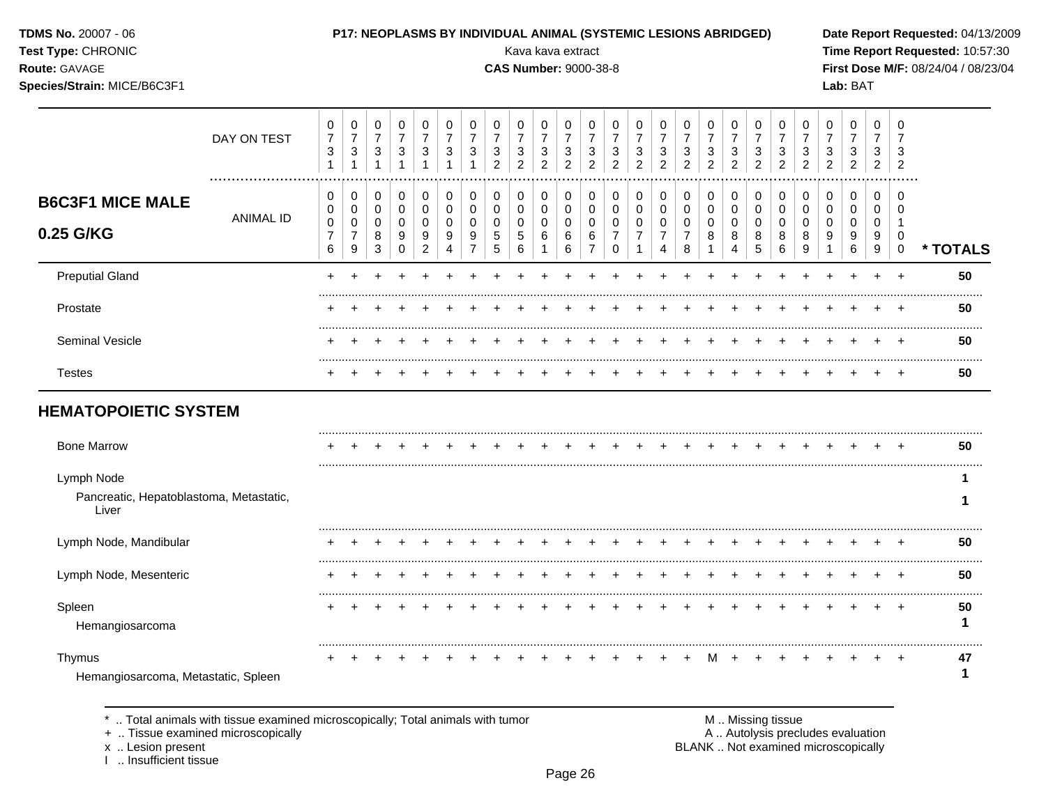**TDMS No.** 20007 - 06
**Test Type:** CHRONIC
**Route:** GAVAGE
**Species/Strain:** MICE/B6C3F1

**P17: NEOPLASMS BY INDIVIDUAL ANIMAL (SYSTEMIC LESIONS ABRIDGED)**
Kava kava extract
**CAS Number:** 9000-38-8

**Date Report Requested:** 04/13/2009
**Time Report Requested:** 10:57:30
**First Dose M/F:** 08/24/04 / 08/23/04
**Lab:** BAT

## B6C3F1 MICE MALE 0.25 G/KG

| DAY ON TEST | 0731 | 0731 | 0731 | 0731 | 0731 | 0731 | 0731 | 0732 | 0732 | 0732 | 0732 | 0732 | 0732 | 0732 | 0732 | 0732 | 0732 | 0732 | 0732 | 0732 | 0732 | 0732 | 0732 | 0732 | 0732 | |
|---|---|---|---|---|---|---|---|---|---|---|---|---|---|---|---|---|---|---|---|---|---|---|---|---|---|---|
| ANIMAL ID | 0076 | 0079 | 0083 | 0090 | 0092 | 0094 | 0097 | 0055 | 0056 | 0061 | 0066 | 0067 | 0070 | 0071 | 0074 | 0078 | 0081 | 0084 | 0085 | 0086 | 0089 | 0091 | 0096 | 0099 | 0100 | * TOTALS |
| Preputial Gland | + | + | + | + | + | + | + | + | + | + | + | + | + | + | + | + | + | + | + | + | + | + | + | + | + | 50 |
| Prostate | + | + | + | + | + | + | + | + | + | + | + | + | + | + | + | + | + | + | + | + | + | + | + | + | + | 50 |
| Seminal Vesicle | + | + | + | + | + | + | + | + | + | + | + | + | + | + | + | + | + | + | + | + | + | + | + | + | + | 50 |
| Testes | + | + | + | + | + | + | + | + | + | + | + | + | + | + | + | + | + | + | + | + | + | + | + | + | + | 50 |
| **HEMATOPOIETIC SYSTEM** | | | | | | | | | | | | | | | | | | | | | | | | | | |
| Bone Marrow | + | + | + | + | + | + | + | + | + | + | + | + | + | + | + | + | + | + | + | + | + | + | + | + | + | 50 |
| Lymph Node | | | | | | | | | | | | | | | | | | | | | | | | | | 1 |
| Pancreatic, Hepatoblastoma, Metastatic, Liver | | | | | | | | | | | | | | | | | | | | | | | | | | 1 |
| Lymph Node, Mandibular | + | + | + | + | + | + | + | + | + | + | + | + | + | + | + | + | + | + | + | + | + | + | + | + | + | 50 |
| Lymph Node, Mesenteric | + | + | + | + | + | + | + | + | + | + | + | + | + | + | + | + | + | + | + | + | + | + | + | + | + | 50 |
| Spleen | + | + | + | + | + | + | + | + | + | + | + | + | + | + | + | + | + | + | + | + | + | + | + | + | + | 50 |
| Hemangiosarcoma | | | | | | | | | | | | | | | | | | | | | | | | | | 1 |
| Thymus | + | + | + | + | + | + | + | + | + | + | + | + | + | + | + | + | M | + | + | + | + | + | + | + | + | 47 |
| Hemangiosarcoma, Metastatic, Spleen | | | | | | | | | | | | | | | | | | | | | | | | | | 1 |

\* .. Total animals with tissue examined microscopically; Total animals with tumor
\+ .. Tissue examined microscopically
x .. Lesion present
I .. Insufficient tissue

M .. Missing tissue
A .. Autolysis precludes evaluation
BLANK .. Not examined microscopically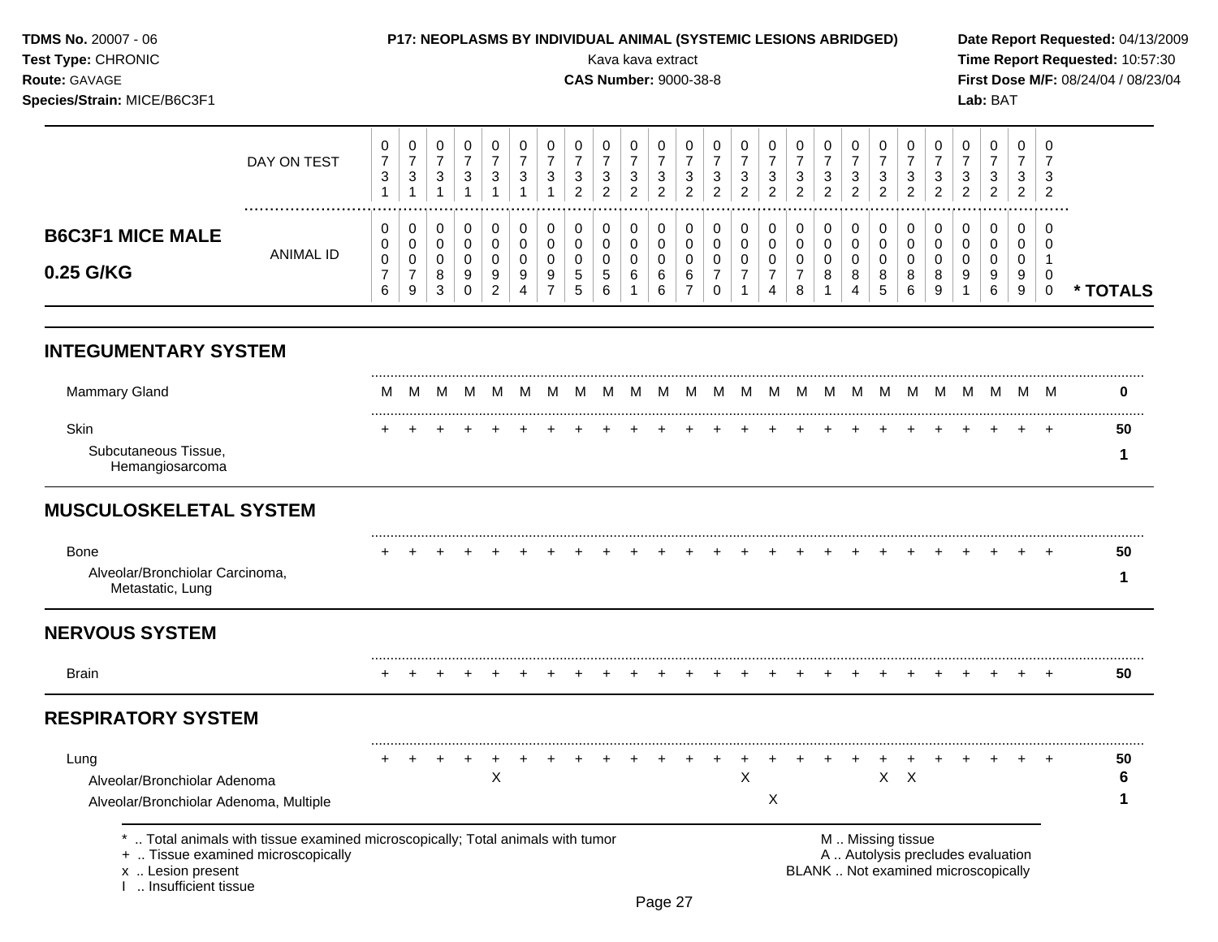**TDMS No.** 20007 - 06
**Test Type:** CHRONIC
**Route:** GAVAGE
**Species/Strain:** MICE/B6C3F1

**P17: NEOPLASMS BY INDIVIDUAL ANIMAL (SYSTEMIC LESIONS ABRIDGED)**
Kava kava extract
**CAS Number:** 9000-38-8

**Date Report Requested:** 04/13/2009
**Time Report Requested:** 10:57:30
**First Dose M/F:** 08/24/04 / 08/23/04
**Lab:** BAT

## B6C3F1 MICE MALE 0.25 G/KG

| | | | | | | | | | | | | | | | | | | | | | | | | | | |
|---|---|---|---|---|---|---|---|---|---|---|---|---|---|---|---|---|---|---|---|---|---|---|---|---|---|---|
| DAY ON TEST | 0731 | 0731 | 0731 | 0731 | 0731 | 0731 | 0731 | 0732 | 0732 | 0732 | 0732 | 0732 | 0732 | 0732 | 0732 | 0732 | 0732 | 0732 | 0732 | 0732 | 0732 | 0732 | 0732 | 0732 | 0732 | |
| ANIMAL ID | 0076 | 0079 | 0083 | 0090 | 0092 | 0094 | 0097 | 0055 | 0056 | 0061 | 0066 | 0067 | 0070 | 0071 | 0074 | 0078 | 0081 | 0084 | 0085 | 0086 | 0089 | 0091 | 0096 | 0099 | 0100 | * TOTALS |
| **INTEGUMENTARY SYSTEM** | | | | | | | | | | | | | | | | | | | | | | | | | | |
| Mammary Gland | M | M | M | M | M | M | M | M | M | M | M | M | M | M | M | M | M | M | M | M | M | M | M | M | M | 0 |
| Skin | + | + | + | + | + | + | + | + | + | + | + | + | + | + | + | + | + | + | + | + | + | + | + | + | + | 50 |
| Subcutaneous Tissue, Hemangiosarcoma | | | | | | | | | | | | | | | | | | | | | | | | | | 1 |
| **MUSCULOSKELETAL SYSTEM** | | | | | | | | | | | | | | | | | | | | | | | | | | |
| Bone | + | + | + | + | + | + | + | + | + | + | + | + | + | + | + | + | + | + | + | + | + | + | + | + | + | 50 |
| Alveolar/Bronchiolar Carcinoma, Metastatic, Lung | | | | | | | | | | | | | | | | | | | | | | | | | | 1 |
| **NERVOUS SYSTEM** | | | | | | | | | | | | | | | | | | | | | | | | | | |
| Brain | + | + | + | + | + | + | + | + | + | + | + | + | + | + | + | + | + | + | + | + | + | + | + | + | + | 50 |
| **RESPIRATORY SYSTEM** | | | | | | | | | | | | | | | | | | | | | | | | | | |
| Lung | + | + | + | + | + | + | + | + | + | + | + | + | + | + | + | + | + | + | + | + | + | + | + | + | + | 50 |
| Alveolar/Bronchiolar Adenoma | | | | | X | | | | | | | | | X | | | | | X | X | | | | | | 6 |
| Alveolar/Bronchiolar Adenoma, Multiple | | | | | | | | | | | | | | | X | | | | | | | | | | | 1 |

\* .. Total animals with tissue examined microscopically; Total animals with tumor
\+ .. Tissue examined microscopically
x .. Lesion present
I .. Insufficient tissue

M .. Missing tissue
A .. Autolysis precludes evaluation
BLANK .. Not examined microscopically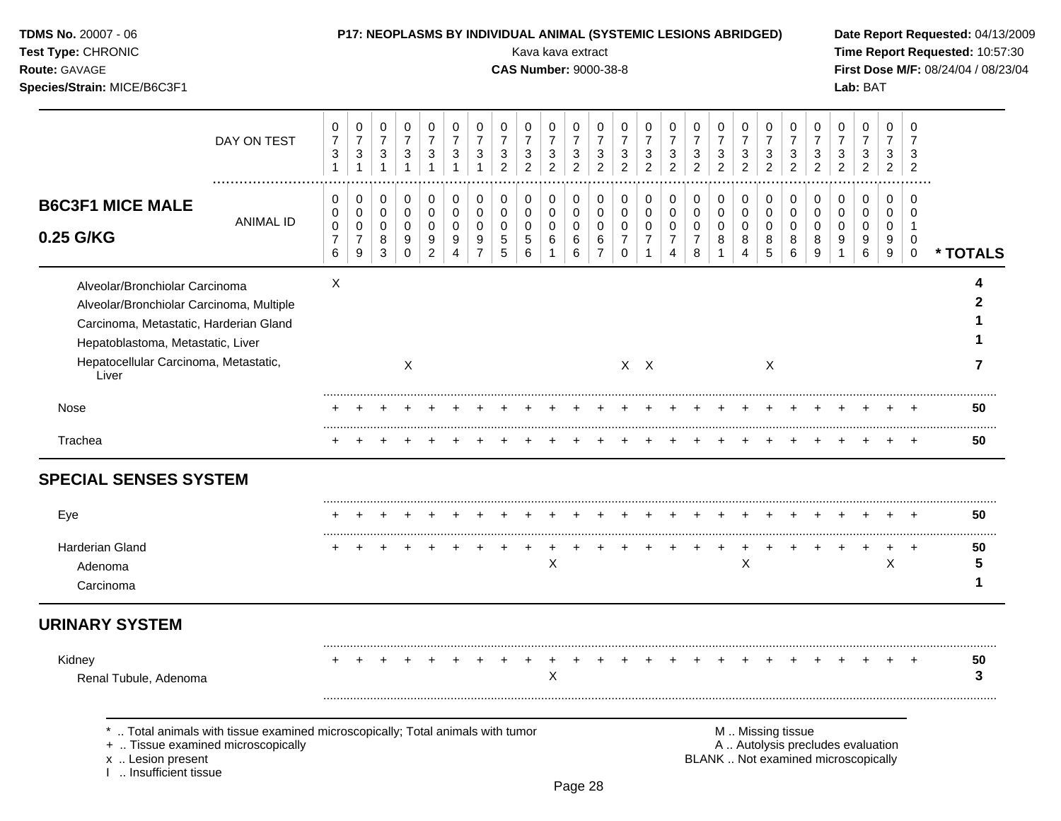| B6C3F1 MICE MALE 0.25 G/KG | 0076 | 0079 | 0083 | 0090 | 0092 | 0094 | 0097 | 0055 | 0056 | 0061 | 0066 | 0067 | 0070 | 0071 | 0074 | 0078 | 0081 | 0084 | 0085 | 0086 | 0089 | 0091 | 0096 | 0099 | 0100 | * TOTALS |
|---|---|---|---|---|---|---|---|---|---|---|---|---|---|---|---|---|---|---|---|---|---|---|---|---|---|---|
| DAY ON TEST | 0731 | 0731 | 0731 | 0731 | 0731 | 0731 | 0731 | 0732 | 0732 | 0732 | 0732 | 0732 | 0732 | 0732 | 0732 | 0732 | 0732 | 0732 | 0732 | 0732 | 0732 | 0732 | 0732 | 0732 | 0732 | |
| Alveolar/Bronchiolar Carcinoma | X | | | | | | | | | | | | | | | | | | | | | | | | | 4 |
| Alveolar/Bronchiolar Carcinoma, Multiple | | | | | | | | | | | | | | | | | | | | | | | | | | 2 |
| Carcinoma, Metastatic, Harderian Gland | | | | | | | | | | | | | | | | | | | | | | | | | | 1 |
| Hepatoblastoma, Metastatic, Liver | | | | | | | | | | | | | | | | | | | | | | | | | | 1 |
| Hepatocellular Carcinoma, Metastatic, Liver | | | | X | | | | | | | | | X | X | | | | | X | | | | | | | 7 |
| Nose | + | + | + | + | + | + | + | + | + | + | + | + | + | + | + | + | + | + | + | + | + | + | + | + | + | 50 |
| Trachea | + | + | + | + | + | + | + | + | + | + | + | + | + | + | + | + | + | + | + | + | + | + | + | + | + | 50 |
| **SPECIAL SENSES SYSTEM** | | | | | | | | | | | | | | | | | | | | | | | | | | |
| Eye | + | + | + | + | + | + | + | + | + | + | + | + | + | + | + | + | + | + | + | + | + | + | + | + | + | 50 |
| Harderian Gland | + | + | + | + | + | + | + | + | + | + | + | + | + | + | + | + | + | + | + | + | + | + | + | + | + | 50 |
| Adenoma | | | | | | | | | | X | | | | | | | | X | | | | | | X | | 5 |
| Carcinoma | | | | | | | | | | | | | | | | | | | | | | | | | | 1 |
| **URINARY SYSTEM** | | | | | | | | | | | | | | | | | | | | | | | | | | |
| Kidney | + | + | + | + | + | + | + | + | + | + | + | + | + | + | + | + | + | + | + | + | + | + | + | + | + | 50 |
| Renal Tubule, Adenoma | | | | | | | | | | X | | | | | | | | | | | | | | | | 3 |

\* .. Total animals with tissue examined microscopically; Total animals with tumor
\+ .. Tissue examined microscopically
x .. Lesion present
I .. Insufficient tissue

M .. Missing tissue
A .. Autolysis precludes evaluation
BLANK .. Not examined microscopically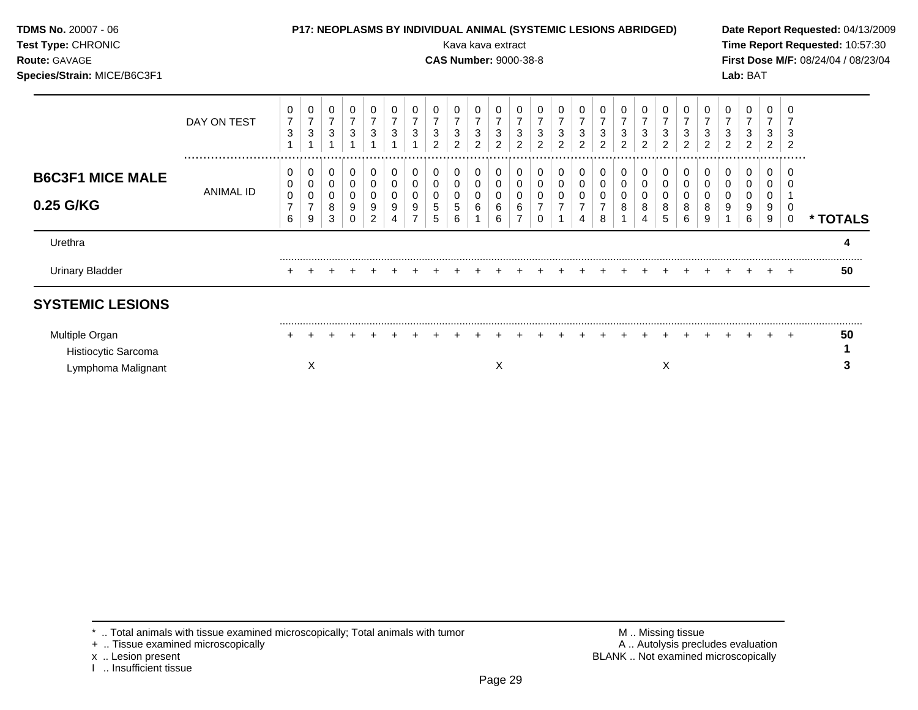**B6C3F1 MICE MALE**
**0.25 G/KG**

| DAY ON TEST | 0731 | 0731 | 0731 | 0731 | 0731 | 0731 | 0731 | 0732 | 0732 | 0732 | 0732 | 0732 | 0732 | 0732 | 0732 | 0732 | 0732 | 0732 | 0732 | 0732 | 0732 | 0732 | 0732 | 0732 | 0732 | |
|---|---|---|---|---|---|---|---|---|---|---|---|---|---|---|---|---|---|---|---|---|---|---|---|---|---|---|
| **ANIMAL ID** | 0076 | 0079 | 0083 | 0090 | 0092 | 0094 | 0097 | 0055 | 0056 | 0061 | 0066 | 0067 | 0070 | 0071 | 0074 | 0078 | 0081 | 0084 | 0085 | 0086 | 0089 | 0091 | 0096 | 0099 | 0100 | *** TOTALS** |
| Urethra | | | | | | | | | | | | | | | | | | | | | | | | | | 4 |
| Urinary Bladder | + | + | + | + | + | + | + | + | + | + | + | + | + | + | + | + | + | + | + | + | + | + | + | + | + | 50 |
| **SYSTEMIC LESIONS** | | | | | | | | | | | | | | | | | | | | | | | | | | |
| Multiple Organ | + | + | + | + | + | + | + | + | + | + | + | + | + | + | + | + | + | + | + | + | + | + | + | + | + | 50 |
| Histiocytic Sarcoma | | | | | | | | | | | | | | | | | | | | | | | | | | 1 |
| Lymphoma Malignant | | X | | | | | | | | | X | | | | | | | | X | | | | | | | 3 |

\* .. Total animals with tissue examined microscopically; Total animals with tumor
\+ .. Tissue examined microscopically
x .. Lesion present
I .. Insufficient tissue

M .. Missing tissue
A .. Autolysis precludes evaluation
BLANK .. Not examined microscopically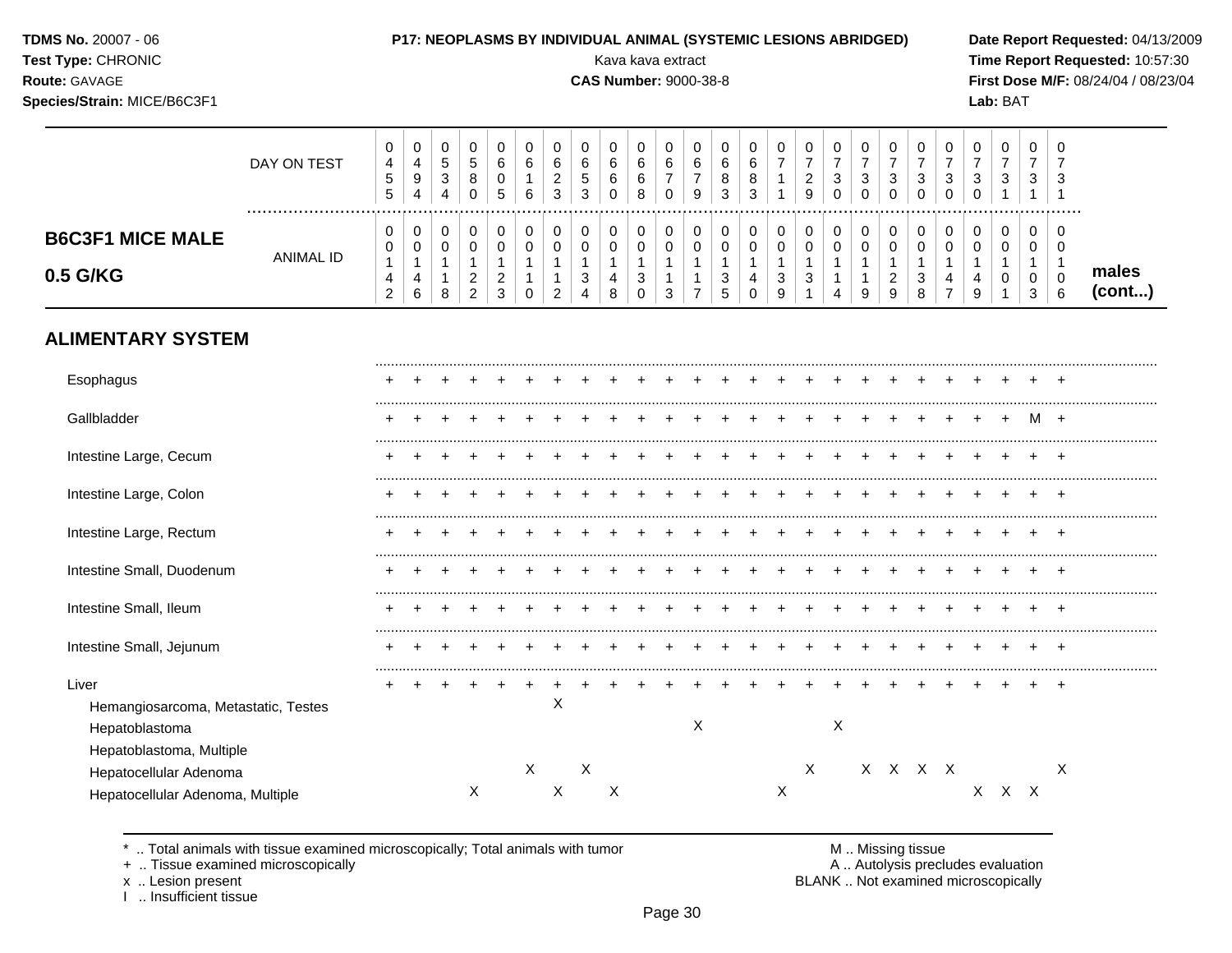**TDMS No.** 20007 - 06
**Test Type:** CHRONIC
**Route:** GAVAGE
**Species/Strain:** MICE/B6C3F1

**P17: NEOPLASMS BY INDIVIDUAL ANIMAL (SYSTEMIC LESIONS ABRIDGED)**
Kava kava extract
**CAS Number:** 9000-38-8

**Date Report Requested:** 04/13/2009
**Time Report Requested:** 10:57:30
**First Dose M/F:** 08/24/04 / 08/23/04
**Lab:** BAT

## B6C3F1 MICE MALE 0.5 G/KG — males (cont...)

| DAY ON TEST | 0455 | 0494 | 0534 | 0580 | 0605 | 0616 | 0623 | 0653 | 0660 | 0668 | 0670 | 0679 | 0683 | 0683 | 0711 | 0729 | 0730 | 0730 | 0730 | 0730 | 0730 | 0730 | 0731 | 0731 | 0731 |
|---|---|---|---|---|---|---|---|---|---|---|---|---|---|---|---|---|---|---|---|---|---|---|---|---|---|
| ANIMAL ID | 00142 | 00146 | 00118 | 00122 | 00123 | 00110 | 00112 | 00134 | 00148 | 00130 | 00113 | 00117 | 00135 | 00140 | 00139 | 00131 | 00114 | 00119 | 00129 | 00138 | 00147 | 00149 | 00101 | 00103 | 00106 |
| **ALIMENTARY SYSTEM** | | | | | | | | | | | | | | | | | | | | | | | | | |
| Esophagus | + | + | + | + | + | + | + | + | + | + | + | + | + | + | + | + | + | + | + | + | + | + | + | + | + |
| Gallbladder | + | + | + | + | + | + | + | + | + | + | + | + | + | + | + | + | + | + | + | + | + | + | + | M | + |
| Intestine Large, Cecum | + | + | + | + | + | + | + | + | + | + | + | + | + | + | + | + | + | + | + | + | + | + | + | + | + |
| Intestine Large, Colon | + | + | + | + | + | + | + | + | + | + | + | + | + | + | + | + | + | + | + | + | + | + | + | + | + |
| Intestine Large, Rectum | + | + | + | + | + | + | + | + | + | + | + | + | + | + | + | + | + | + | + | + | + | + | + | + | + |
| Intestine Small, Duodenum | + | + | + | + | + | + | + | + | + | + | + | + | + | + | + | + | + | + | + | + | + | + | + | + | + |
| Intestine Small, Ileum | + | + | + | + | + | + | + | + | + | + | + | + | + | + | + | + | + | + | + | + | + | + | + | + | + |
| Intestine Small, Jejunum | + | + | + | + | + | + | + | + | + | + | + | + | + | + | + | + | + | + | + | + | + | + | + | + | + |
| Liver | + | + | + | + | + | + | + | + | + | + | + | + | + | + | + | + | + | + | + | + | + | + | + | + | + |
| Hemangiosarcoma, Metastatic, Testes | | | | | | | X | | | | | | | | | | | | | | | | | | |
| Hepatoblastoma | | | | | | | | | | | | X | | | | | X | | | | | | | | |
| Hepatoblastoma, Multiple | | | | | | | | | | | | | | | | | | | | | | | | | |
| Hepatocellular Adenoma | | | | | | X | | X | | | | | | | | X | | X | X | X | X | | | | X |
| Hepatocellular Adenoma, Multiple | | | | X | | | X | | X | | | | | | X | | | | | | | X | X | X | |

\* .. Total animals with tissue examined microscopically; Total animals with tumor
\+ .. Tissue examined microscopically
x .. Lesion present
I .. Insufficient tissue

M .. Missing tissue
A .. Autolysis precludes evaluation
BLANK .. Not examined microscopically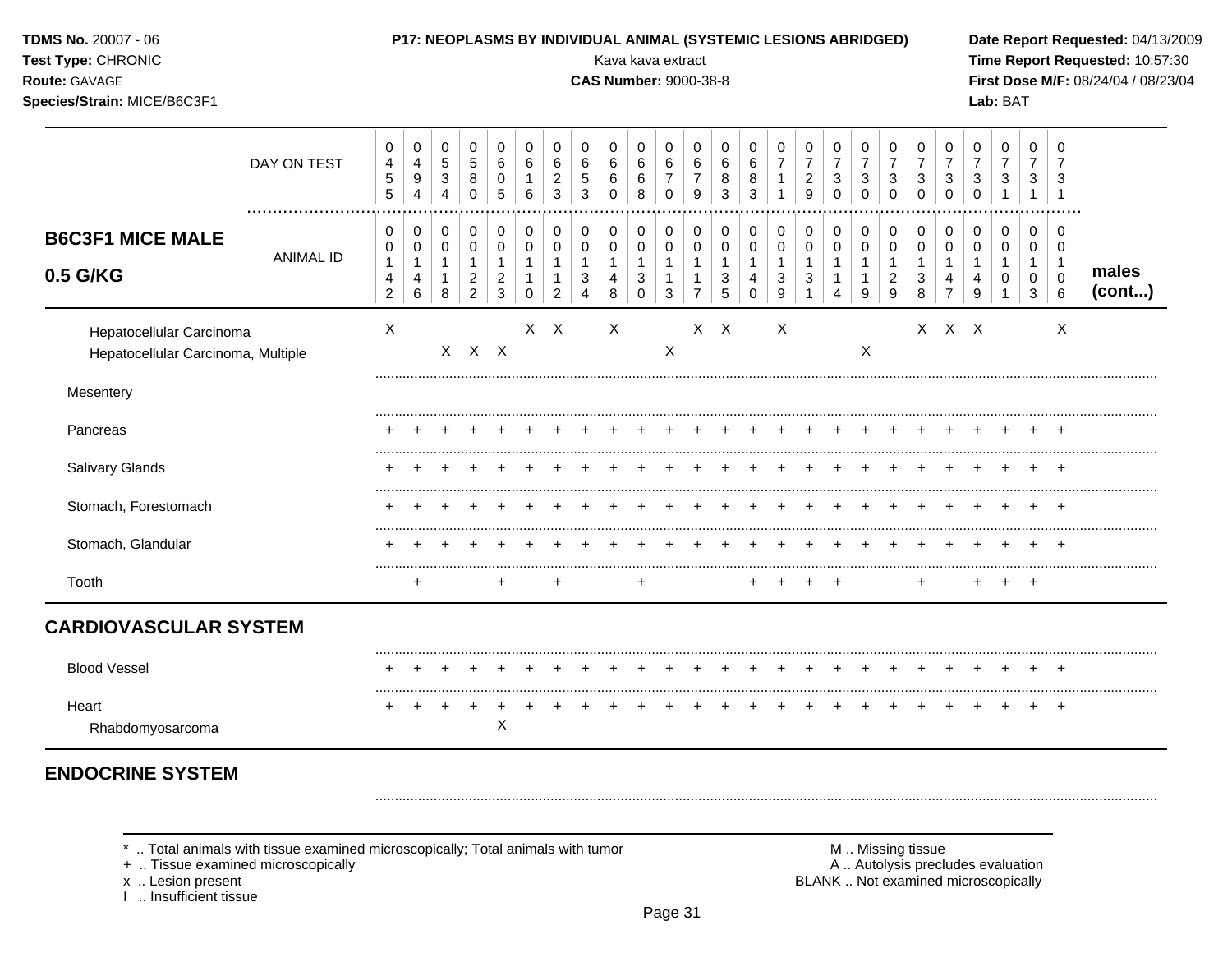**TDMS No.** 20007 - 06
**Test Type:** CHRONIC
**Route:** GAVAGE
**Species/Strain:** MICE/B6C3F1

**P17: NEOPLASMS BY INDIVIDUAL ANIMAL (SYSTEMIC LESIONS ABRIDGED)**
Kava kava extract
**CAS Number:** 9000-38-8

**Date Report Requested:** 04/13/2009
**Time Report Requested:** 10:57:30
**First Dose M/F:** 08/24/04 / 08/23/04
**Lab:** BAT

## B6C3F1 MICE MALE 0.5 G/KG

| DAY ON TEST | 0455 | 0494 | 0534 | 0580 | 0605 | 0616 | 0623 | 0653 | 0660 | 0668 | 0670 | 0679 | 0683 | 0683 | 0711 | 0729 | 0730 | 0730 | 0730 | 0730 | 0730 | 0730 | 0731 | 0731 | 0731 | |
|---|---|---|---|---|---|---|---|---|---|---|---|---|---|---|---|---|---|---|---|---|---|---|---|---|---|---|
| ANIMAL ID | 00142 | 00146 | 00118 | 00122 | 00123 | 00110 | 00112 | 00134 | 00148 | 00130 | 00113 | 00117 | 00135 | 00140 | 00139 | 00131 | 00114 | 00119 | 00129 | 00138 | 00147 | 00149 | 00101 | 00103 | 00106 | males (cont...) |
| Hepatocellular Carcinoma | X | | | | | X | X | | X | | | X | X | | X | | | | | X | X | X | | | X | |
| Hepatocellular Carcinoma, Multiple | | | X | X | X | | | | | | X | | | | | | | X | | | | | | | | |
| Mesentery | | | | | | | | | | | | | | | | | | | | | | | | | | |
| Pancreas | + | + | + | + | + | + | + | + | + | + | + | + | + | + | + | + | + | + | + | + | + | + | + | + | + | |
| Salivary Glands | + | + | + | + | + | + | + | + | + | + | + | + | + | + | + | + | + | + | + | + | + | + | + | + | + | |
| Stomach, Forestomach | + | + | + | + | + | + | + | + | + | + | + | + | + | + | + | + | + | + | + | + | + | + | + | + | + | |
| Stomach, Glandular | + | + | + | + | + | + | + | + | + | + | + | + | + | + | + | + | + | + | + | + | + | + | + | + | + | |
| Tooth | | + | | | + | | + | | | + | | | | + | + | + | + | | | + | | + | + | + | | |
| **CARDIOVASCULAR SYSTEM** | | | | | | | | | | | | | | | | | | | | | | | | | | |
| Blood Vessel | + | + | + | + | + | + | + | + | + | + | + | + | + | + | + | + | + | + | + | + | + | + | + | + | + | |
| Heart | + | + | + | + | + | + | + | + | + | + | + | + | + | + | + | + | + | + | + | + | + | + | + | + | + | |
| Rhabdomyosarcoma | | | | | X | | | | | | | | | | | | | | | | | | | | | |
| **ENDOCRINE SYSTEM** | | | | | | | | | | | | | | | | | | | | | | | | | | |

\* .. Total animals with tissue examined microscopically; Total animals with tumor
\+ .. Tissue examined microscopically
x .. Lesion present
I .. Insufficient tissue

M .. Missing tissue
A .. Autolysis precludes evaluation
BLANK .. Not examined microscopically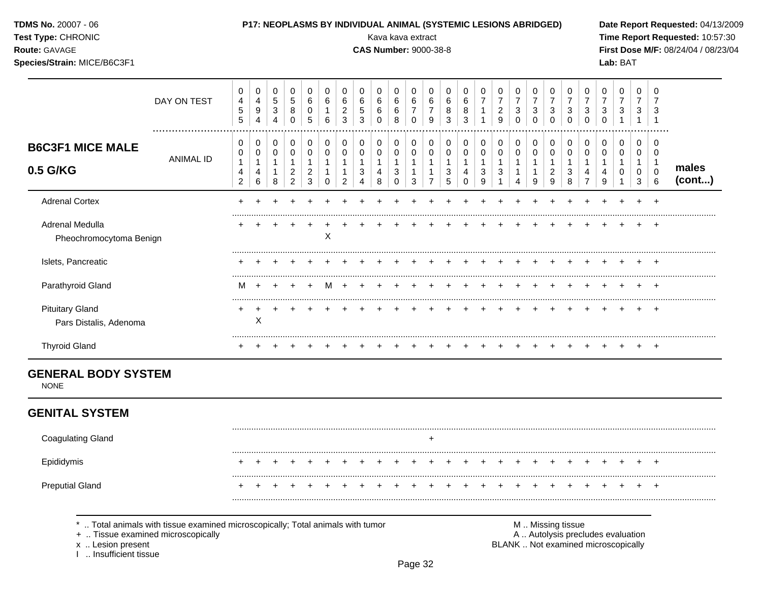**TDMS No.** 20007 - 06
**Test Type:** CHRONIC
**Route:** GAVAGE
**Species/Strain:** MICE/B6C3F1

**P17: NEOPLASMS BY INDIVIDUAL ANIMAL (SYSTEMIC LESIONS ABRIDGED)**
Kava kava extract
**CAS Number:** 9000-38-8

**Date Report Requested:** 04/13/2009
**Time Report Requested:** 10:57:30
**First Dose M/F:** 08/24/04 / 08/23/04
**Lab:** BAT

| DAY ON TEST | 0455 | 0494 | 0534 | 0580 | 0605 | 0616 | 0623 | 0653 | 0660 | 0668 | 0670 | 0679 | 0683 | 0683 | 0711 | 0729 | 0730 | 0730 | 0730 | 0730 | 0730 | 0730 | 0731 | 0731 | 0731 | |
|---|---|---|---|---|---|---|---|---|---|---|---|---|---|---|---|---|---|---|---|---|---|---|---|---|---|---|
| **B6C3F1 MICE MALE 0.5 G/KG** — ANIMAL ID | 00142 | 00146 | 00118 | 00122 | 00123 | 00110 | 00112 | 00134 | 00148 | 00130 | 00113 | 00117 | 00135 | 00140 | 00139 | 00131 | 00114 | 00119 | 00129 | 00138 | 00147 | 00149 | 00101 | 00103 | 00106 | **males (cont...)** |
| Adrenal Cortex | + | + | + | + | + | + | + | + | + | + | + | + | + | + | + | + | + | + | + | + | + | + | + | + | + | |
| Adrenal Medulla | + | + | + | + | + | + | + | + | + | + | + | + | + | + | + | + | + | + | + | + | + | + | + | + | + | |
| Pheochromocytoma Benign | | | | | | X | | | | | | | | | | | | | | | | | | | | |
| Islets, Pancreatic | + | + | + | + | + | + | + | + | + | + | + | + | + | + | + | + | + | + | + | + | + | + | + | + | + | |
| Parathyroid Gland | M | + | + | + | + | M | + | + | + | + | + | + | + | + | + | + | + | + | + | + | + | + | + | + | + | |
| Pituitary Gland | + | + | + | + | + | + | + | + | + | + | + | + | + | + | + | + | + | + | + | + | + | + | + | + | + | |
| Pars Distalis, Adenoma | | X | | | | | | | | | | | | | | | | | | | | | | | | |
| Thyroid Gland | + | + | + | + | + | + | + | + | + | + | + | + | + | + | + | + | + | + | + | + | + | + | + | + | + | |

## GENERAL BODY SYSTEM

NONE

## GENITAL SYSTEM

| | | | | | | | | | | | | | | | | | | | | | | | | | | |
|---|---|---|---|---|---|---|---|---|---|---|---|---|---|---|---|---|---|---|---|---|---|---|---|---|---|---|
| Coagulating Gland | | | | | | | | | | | | + | | | | | | | | | | | | | | |
| Epididymis | + | + | + | + | + | + | + | + | + | + | + | + | + | + | + | + | + | + | + | + | + | + | + | + | + | |
| Preputial Gland | + | + | + | + | + | + | + | + | + | + | + | + | + | + | + | + | + | + | + | + | + | + | + | + | + | |

\* .. Total animals with tissue examined microscopically; Total animals with tumor
\+ .. Tissue examined microscopically
x .. Lesion present
I .. Insufficient tissue

M .. Missing tissue
A .. Autolysis precludes evaluation
BLANK .. Not examined microscopically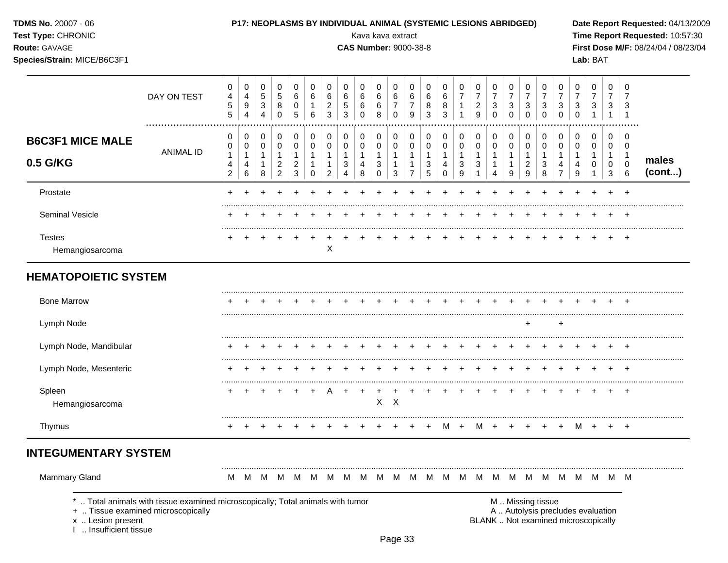**TDMS No.** 20007 - 06
**Test Type:** CHRONIC
**Route:** GAVAGE
**Species/Strain:** MICE/B6C3F1

**P17: NEOPLASMS BY INDIVIDUAL ANIMAL (SYSTEMIC LESIONS ABRIDGED)**
Kava kava extract
**CAS Number:** 9000-38-8

**Date Report Requested:** 04/13/2009
**Time Report Requested:** 10:57:30
**First Dose M/F:** 08/24/04 / 08/23/04
**Lab:** BAT

| B6C3F1 MICE MALE 0.5 G/KG | | | | | | | | | | | | | | | | | | | | | | | | | | |
|---|---|---|---|---|---|---|---|---|---|---|---|---|---|---|---|---|---|---|---|---|---|---|---|---|---|---|
| DAY ON TEST | 0455 | 0494 | 0534 | 0580 | 0605 | 0616 | 0623 | 0653 | 0660 | 0668 | 0670 | 0679 | 0683 | 0683 | 0711 | 0729 | 0730 | 0730 | 0730 | 0730 | 0730 | 0730 | 0731 | 0731 | 0731 | |
| ANIMAL ID | 00142 | 00146 | 00118 | 00122 | 00123 | 00110 | 00112 | 00134 | 00148 | 00130 | 00113 | 00117 | 00135 | 00140 | 00139 | 00131 | 00114 | 00119 | 00129 | 00138 | 00147 | 00149 | 00101 | 00103 | 00106 | males (cont...) |
| Prostate | + | + | + | + | + | + | + | + | + | + | + | + | + | + | + | + | + | + | + | + | + | + | + | + | + | |
| Seminal Vesicle | + | + | + | + | + | + | + | + | + | + | + | + | + | + | + | + | + | + | + | + | + | + | + | + | + | |
| Testes | + | + | + | + | + | + | + | + | + | + | + | + | + | + | + | + | + | + | + | + | + | + | + | + | + | |
| Hemangiosarcoma | | | | | | | X | | | | | | | | | | | | | | | | | | | |
| **HEMATOPOIETIC SYSTEM** | | | | | | | | | | | | | | | | | | | | | | | | | | |
| Bone Marrow | + | + | + | + | + | + | + | + | + | + | + | + | + | + | + | + | + | + | + | + | + | + | + | + | + | |
| Lymph Node | | | | | | | | | | | | | | | | | | | + | | + | | | | | |
| Lymph Node, Mandibular | + | + | + | + | + | + | + | + | + | + | + | + | + | + | + | + | + | + | + | + | + | + | + | + | + | |
| Lymph Node, Mesenteric | + | + | + | + | + | + | + | + | + | + | + | + | + | + | + | + | + | + | + | + | + | + | + | + | + | |
| Spleen | + | + | + | + | + | + | A | + | + | + | + | + | + | + | + | + | + | + | + | + | + | + | + | + | + | |
| Hemangiosarcoma | | | | | | | | | | X | X | | | | | | | | | | | | | | | |
| Thymus | + | + | + | + | + | + | + | + | + | + | + | + | + | M | + | M | + | + | + | + | + | M | + | + | + | |
| **INTEGUMENTARY SYSTEM** | | | | | | | | | | | | | | | | | | | | | | | | | | |
| Mammary Gland | M | M | M | M | M | M | M | M | M | M | M | M | M | M | M | M | M | M | M | M | M | M | M | M | M | |

\* .. Total animals with tissue examined microscopically; Total animals with tumor
\+ .. Tissue examined microscopically
x .. Lesion present
I .. Insufficient tissue

M .. Missing tissue
A .. Autolysis precludes evaluation
BLANK .. Not examined microscopically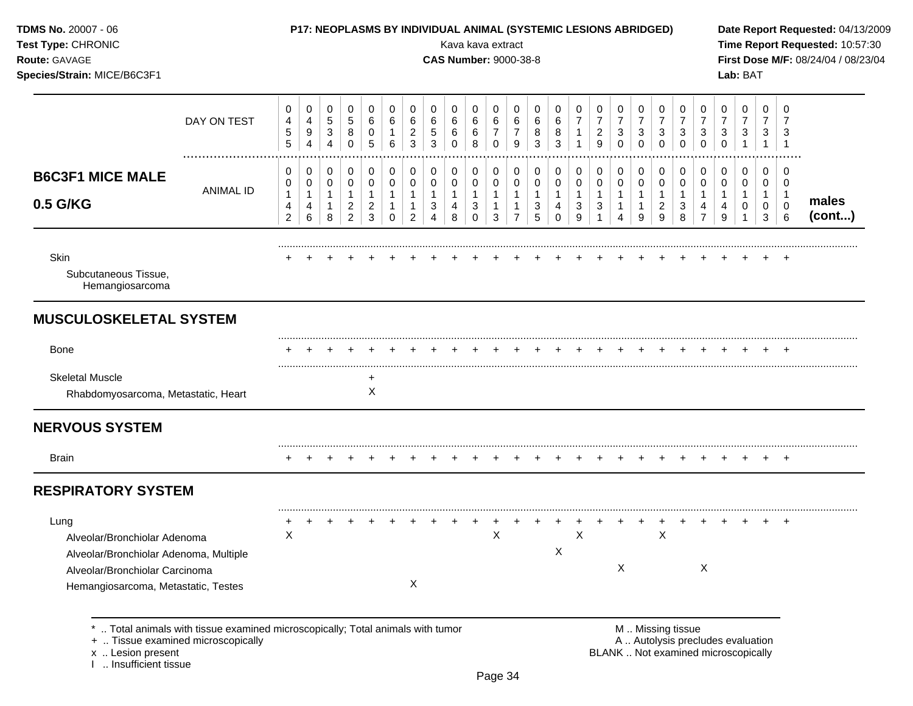**TDMS No.** 20007 - 06
**Test Type:** CHRONIC
**Route:** GAVAGE
**Species/Strain:** MICE/B6C3F1

**P17: NEOPLASMS BY INDIVIDUAL ANIMAL (SYSTEMIC LESIONS ABRIDGED)**
Kava kava extract
**CAS Number:** 9000-38-8

**Date Report Requested:** 04/13/2009
**Time Report Requested:** 10:57:30
**First Dose M/F:** 08/24/04 / 08/23/04
**Lab:** BAT

## B6C3F1 MICE MALE 0.5 G/KG

| DAY ON TEST | 0455 | 0494 | 0534 | 0580 | 0605 | 0616 | 0623 | 0653 | 0660 | 0668 | 0670 | 0679 | 0683 | 0683 | 0711 | 0729 | 0730 | 0730 | 0730 | 0730 | 0730 | 0730 | 0731 | 0731 | 0731 | |
|---|---|---|---|---|---|---|---|---|---|---|---|---|---|---|---|---|---|---|---|---|---|---|---|---|---|---|
| ANIMAL ID | 00142 | 00146 | 00118 | 00122 | 00123 | 00110 | 00112 | 00134 | 00148 | 00130 | 00113 | 00117 | 00135 | 00140 | 00139 | 00131 | 00114 | 00119 | 00129 | 00138 | 00147 | 00149 | 00101 | 00103 | 00106 | **males (cont...)** |
| Skin | + | + | + | + | + | + | + | + | + | + | + | + | + | + | + | + | + | + | + | + | + | + | + | + | + | |
| Subcutaneous Tissue, Hemangiosarcoma | | | | | | | | | | | | | | | | | | | | | | | | | | |
| **MUSCULOSKELETAL SYSTEM** | | | | | | | | | | | | | | | | | | | | | | | | | | |
| Bone | + | + | + | + | + | + | + | + | + | + | + | + | + | + | + | + | + | + | + | + | + | + | + | + | + | |
| Skeletal Muscle | | | | | + | | | | | | | | | | | | | | | | | | | | | |
| Rhabdomyosarcoma, Metastatic, Heart | | | | | X | | | | | | | | | | | | | | | | | | | | | |
| **NERVOUS SYSTEM** | | | | | | | | | | | | | | | | | | | | | | | | | | |
| Brain | + | + | + | + | + | + | + | + | + | + | + | + | + | + | + | + | + | + | + | + | + | + | + | + | + | |
| **RESPIRATORY SYSTEM** | | | | | | | | | | | | | | | | | | | | | | | | | | |
| Lung | + | + | + | + | + | + | + | + | + | + | + | + | + | + | + | + | + | + | + | + | + | + | + | + | + | |
| Alveolar/Bronchiolar Adenoma | X | | | | | | | | | | X | | | | X | | | | X | | | | | | | |
| Alveolar/Bronchiolar Adenoma, Multiple | | | | | | | | | | | | | | X | | | | | | | | | | | | |
| Alveolar/Bronchiolar Carcinoma | | | | | | | | | | | | | | | | | X | | | | X | | | | | |
| Hemangiosarcoma, Metastatic, Testes | | | | | | | X | | | | | | | | | | | | | | | | | | | |

\* .. Total animals with tissue examined microscopically; Total animals with tumor
\+ .. Tissue examined microscopically
x .. Lesion present
I .. Insufficient tissue

M .. Missing tissue
A .. Autolysis precludes evaluation
BLANK .. Not examined microscopically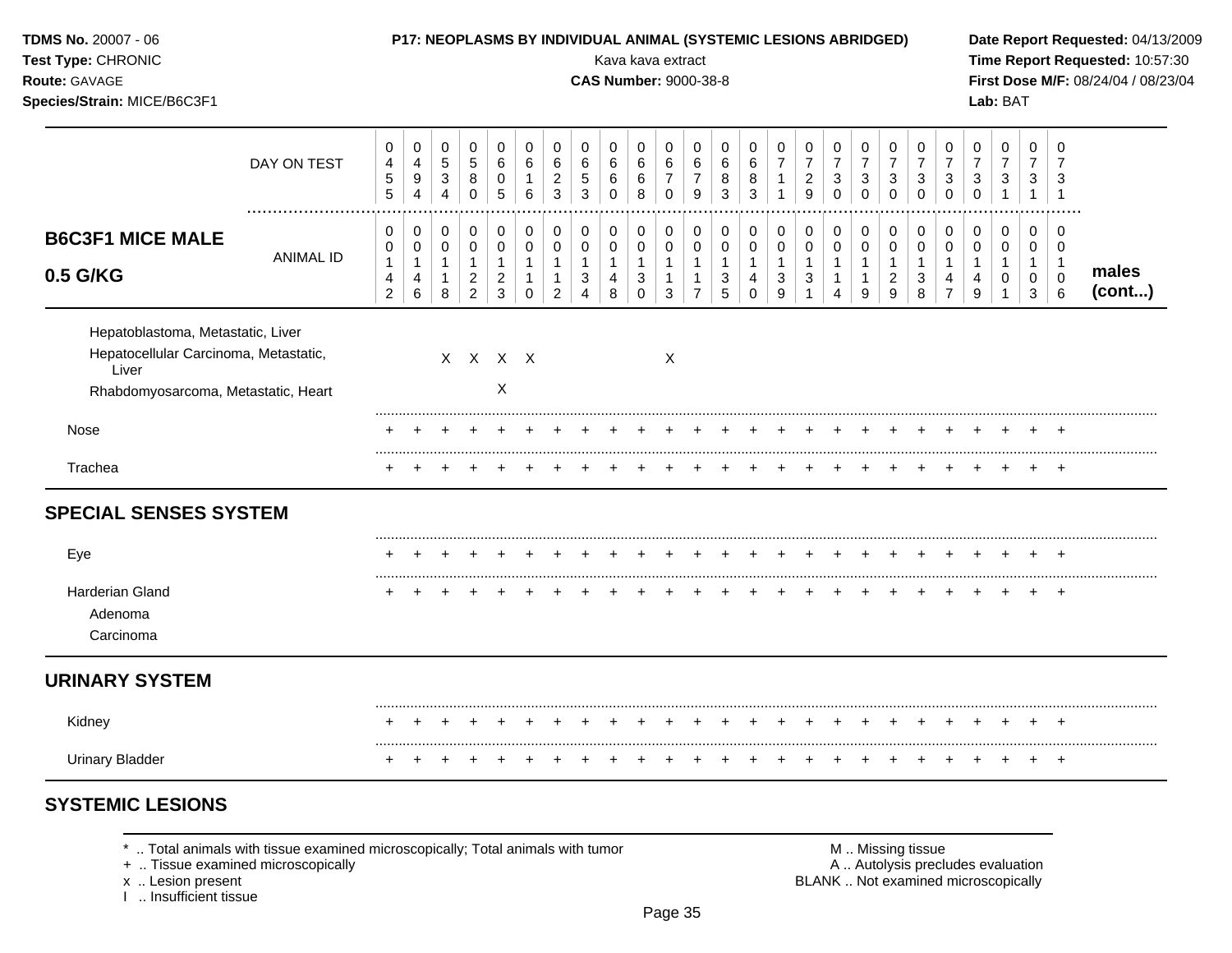**TDMS No.** 20007 - 06
**Test Type:** CHRONIC
**Route:** GAVAGE
**Species/Strain:** MICE/B6C3F1

**P17: NEOPLASMS BY INDIVIDUAL ANIMAL (SYSTEMIC LESIONS ABRIDGED)**
Kava kava extract
**CAS Number:** 9000-38-8

**Date Report Requested:** 04/13/2009
**Time Report Requested:** 10:57:30
**First Dose M/F:** 08/24/04 / 08/23/04
**Lab:** BAT

| B6C3F1 MICE MALE 0.5 G/KG | | | | | | | | | | | | | | | | | | | | | | | | | | |
|---|---|---|---|---|---|---|---|---|---|---|---|---|---|---|---|---|---|---|---|---|---|---|---|---|---|---|
| DAY ON TEST | 0455 | 0494 | 0534 | 0580 | 0605 | 0616 | 0623 | 0653 | 0660 | 0668 | 0670 | 0679 | 0683 | 0683 | 0711 | 0729 | 0730 | 0730 | 0730 | 0730 | 0730 | 0730 | 0731 | 0731 | 0731 | |
| ANIMAL ID | 00142 | 00146 | 00118 | 00122 | 00123 | 00110 | 00112 | 00134 | 00148 | 00130 | 00113 | 00117 | 00135 | 00140 | 00139 | 00131 | 00114 | 00119 | 00129 | 00138 | 00147 | 00149 | 00101 | 00103 | 00106 | **males (cont...)** |
| Hepatoblastoma, Metastatic, Liver | | | | | | | | | | | | | | | | | | | | | | | | | | |
| Hepatocellular Carcinoma, Metastatic, Liver | | | X | X | X | X | | | | | X | | | | | | | | | | | | | | | |
| Rhabdomyosarcoma, Metastatic, Heart | | | | | X | | | | | | | | | | | | | | | | | | | | | |
| Nose | + | + | + | + | + | + | + | + | + | + | + | + | + | + | + | + | + | + | + | + | + | + | + | + | + | |
| Trachea | + | + | + | + | + | + | + | + | + | + | + | + | + | + | + | + | + | + | + | + | + | + | + | + | + | |
| **SPECIAL SENSES SYSTEM** | | | | | | | | | | | | | | | | | | | | | | | | | | |
| Eye | + | + | + | + | + | + | + | + | + | + | + | + | + | + | + | + | + | + | + | + | + | + | + | + | + | |
| Harderian Gland | + | + | + | + | + | + | + | + | + | + | + | + | + | + | + | + | + | + | + | + | + | + | + | + | + | |
| Adenoma | | | | | | | | | | | | | | | | | | | | | | | | | | |
| Carcinoma | | | | | | | | | | | | | | | | | | | | | | | | | | |
| **URINARY SYSTEM** | | | | | | | | | | | | | | | | | | | | | | | | | | |
| Kidney | + | + | + | + | + | + | + | + | + | + | + | + | + | + | + | + | + | + | + | + | + | + | + | + | + | |
| Urinary Bladder | + | + | + | + | + | + | + | + | + | + | + | + | + | + | + | + | + | + | + | + | + | + | + | + | + | |

## SYSTEMIC LESIONS

\* .. Total animals with tissue examined microscopically; Total animals with tumor
\+ .. Tissue examined microscopically
x .. Lesion present
I .. Insufficient tissue

M .. Missing tissue
A .. Autolysis precludes evaluation
BLANK .. Not examined microscopically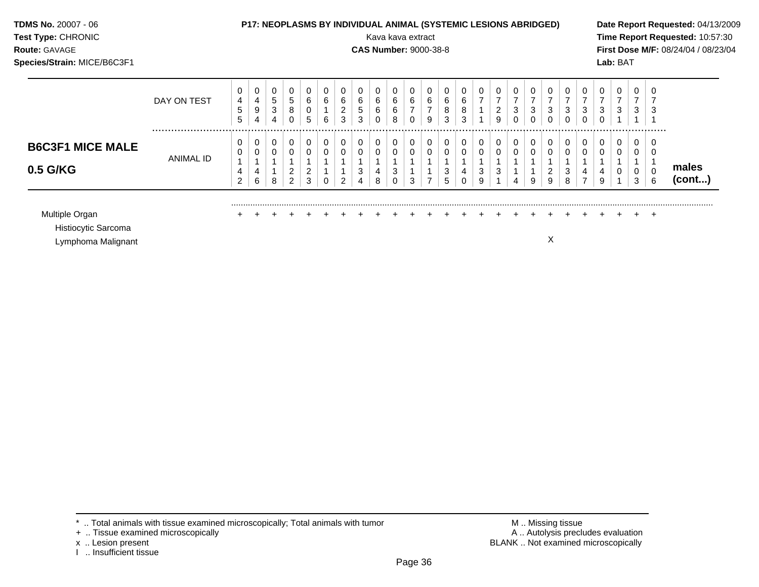**TDMS No.** 20007 - 06
**Test Type:** CHRONIC
**Route:** GAVAGE
**Species/Strain:** MICE/B6C3F1

**P17: NEOPLASMS BY INDIVIDUAL ANIMAL (SYSTEMIC LESIONS ABRIDGED)**
Kava kava extract
**CAS Number:** 9000-38-8

**Date Report Requested:** 04/13/2009
**Time Report Requested:** 10:57:30
**First Dose M/F:** 08/24/04 / 08/23/04
**Lab:** BAT

## B6C3F1 MICE MALE 0.5 G/KG

| DAY ON TEST | 0455 | 0494 | 0534 | 0580 | 0605 | 0616 | 0623 | 0653 | 0660 | 0668 | 0670 | 0679 | 0683 | 0683 | 0711 | 0729 | 0730 | 0730 | 0730 | 0730 | 0730 | 0730 | 0731 | 0731 | 0731 |
|---|---|---|---|---|---|---|---|---|---|---|---|---|---|---|---|---|---|---|---|---|---|---|---|---|---|
| **ANIMAL ID** | 00142 | 00146 | 00118 | 00122 | 00123 | 00110 | 00112 | 00134 | 00148 | 00130 | 00113 | 00117 | 00135 | 00140 | 00139 | 00131 | 00114 | 00119 | 00129 | 00138 | 00147 | 00149 | 00101 | 00103 | 00106 |
| Multiple Organ | + | + | + | + | + | + | + | + | + | + | + | + | + | + | + | + | + | + | + | + | + | + | + | + | + |
| Histiocytic Sarcoma | | | | | | | | | | | | | | | | | | | | | | | | | |
| Lymphoma Malignant | | | | | | | | | | | | | | | | | | | X | | | | | | |

males (cont...)

\* .. Total animals with tissue examined microscopically; Total animals with tumor
+ .. Tissue examined microscopically
x .. Lesion present
I .. Insufficient tissue

M .. Missing tissue
A .. Autolysis precludes evaluation
BLANK .. Not examined microscopically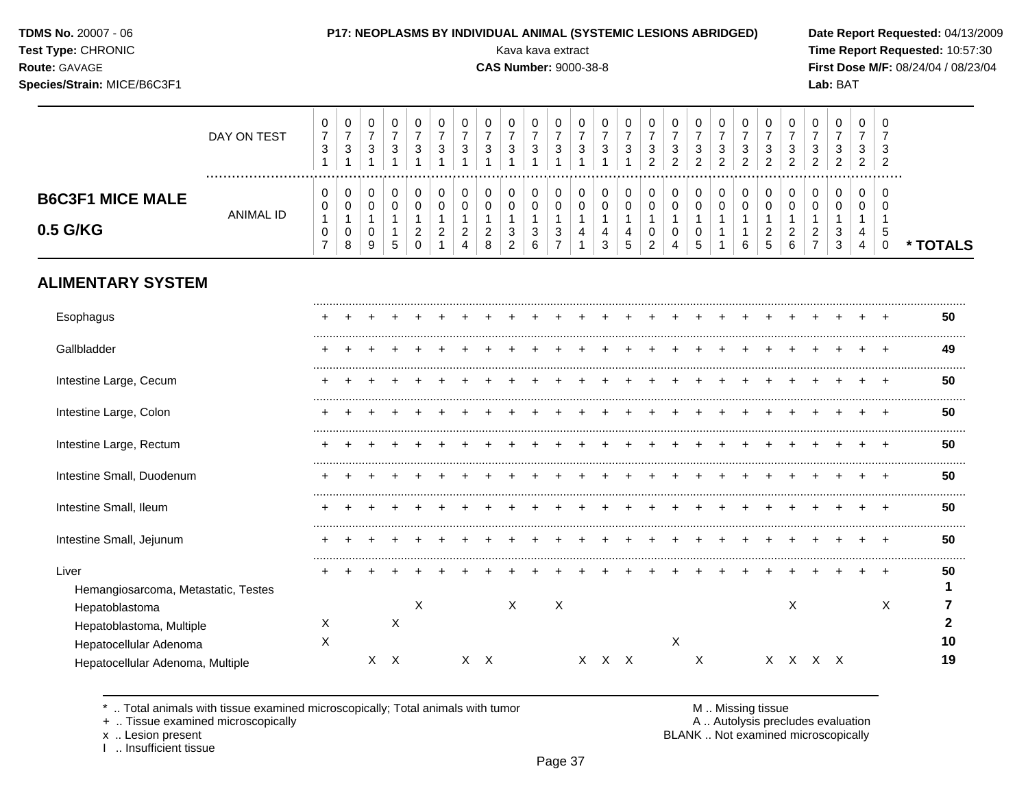**TDMS No.** 20007 - 06
**Test Type:** CHRONIC
**Route:** GAVAGE
**Species/Strain:** MICE/B6C3F1

**P17: NEOPLASMS BY INDIVIDUAL ANIMAL (SYSTEMIC LESIONS ABRIDGED)**
Kava kava extract
**CAS Number:** 9000-38-8

**Date Report Requested:** 04/13/2009
**Time Report Requested:** 10:57:30
**First Dose M/F:** 08/24/04 / 08/23/04
**Lab:** BAT

## B6C3F1 MICE MALE 0.5 G/KG

| DAY ON TEST | 0731 | 0731 | 0731 | 0731 | 0731 | 0731 | 0731 | 0731 | 0731 | 0731 | 0731 | 0731 | 0731 | 0731 | 0732 | 0732 | 0732 | 0732 | 0732 | 0732 | 0732 | 0732 | 0732 | 0732 | 0732 | |
|---|---|---|---|---|---|---|---|---|---|---|---|---|---|---|---|---|---|---|---|---|---|---|---|---|---|---|
| ANIMAL ID | 00107 | 00108 | 00109 | 00115 | 00120 | 00121 | 00124 | 00128 | 00132 | 00136 | 00137 | 00141 | 00143 | 00145 | 00102 | 00104 | 00105 | 00111 | 00116 | 00125 | 00126 | 00127 | 00133 | 00144 | 00150 | * TOTALS |
| **ALIMENTARY SYSTEM** | | | | | | | | | | | | | | | | | | | | | | | | | | |
| Esophagus | + | + | + | + | + | + | + | + | + | + | + | + | + | + | + | + | + | + | + | + | + | + | + | + | + | 50 |
| Gallbladder | + | + | + | + | + | + | + | + | + | + | + | + | + | + | + | + | + | + | + | + | + | + | + | + | + | 49 |
| Intestine Large, Cecum | + | + | + | + | + | + | + | + | + | + | + | + | + | + | + | + | + | + | + | + | + | + | + | + | + | 50 |
| Intestine Large, Colon | + | + | + | + | + | + | + | + | + | + | + | + | + | + | + | + | + | + | + | + | + | + | + | + | + | 50 |
| Intestine Large, Rectum | + | + | + | + | + | + | + | + | + | + | + | + | + | + | + | + | + | + | + | + | + | + | + | + | + | 50 |
| Intestine Small, Duodenum | + | + | + | + | + | + | + | + | + | + | + | + | + | + | + | + | + | + | + | + | + | + | + | + | + | 50 |
| Intestine Small, Ileum | + | + | + | + | + | + | + | + | + | + | + | + | + | + | + | + | + | + | + | + | + | + | + | + | + | 50 |
| Intestine Small, Jejunum | + | + | + | + | + | + | + | + | + | + | + | + | + | + | + | + | + | + | + | + | + | + | + | + | + | 50 |
| Liver | + | + | + | + | + | + | + | + | + | + | + | + | + | + | + | + | + | + | + | + | + | + | + | + | + | 50 |
| Hemangiosarcoma, Metastatic, Testes | | | | | | | | | | | | | | | | | | | | | | | | | | 1 |
| Hepatoblastoma | | | | | X | | | | X | | X | | | | | | | | | | X | | | | X | 7 |
| Hepatoblastoma, Multiple | X | | | X | | | | | | | | | | | | | | | | | | | | | | 2 |
| Hepatocellular Adenoma | X | | | | | | | | | | | | | | | X | | | | | | | | | | 10 |
| Hepatocellular Adenoma, Multiple | | | X | X | | | X | X | | | | X | X | X | | | X | | | X | X | X | X | | | 19 |

\* .. Total animals with tissue examined microscopically; Total animals with tumor
\+ .. Tissue examined microscopically
x .. Lesion present
I .. Insufficient tissue

M .. Missing tissue
A .. Autolysis precludes evaluation
BLANK .. Not examined microscopically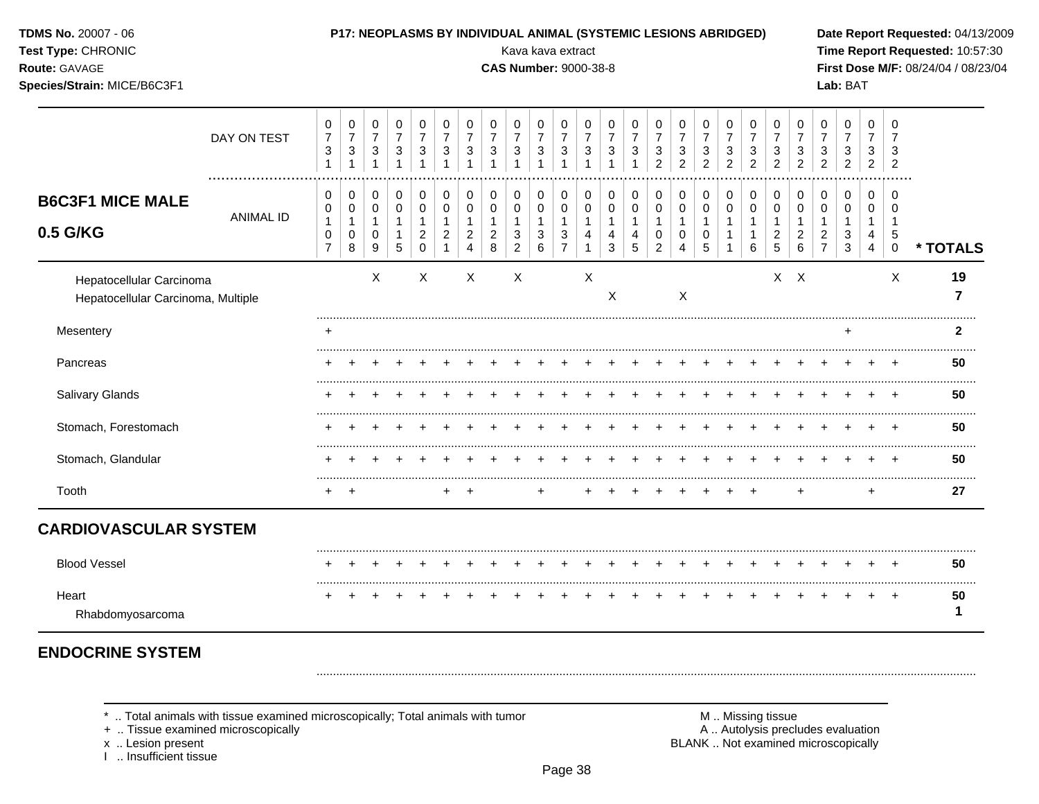**TDMS No.** 20007 - 06
**Test Type:** CHRONIC
**Route:** GAVAGE
**Species/Strain:** MICE/B6C3F1

**P17: NEOPLASMS BY INDIVIDUAL ANIMAL (SYSTEMIC LESIONS ABRIDGED)**
Kava kava extract
**CAS Number:** 9000-38-8

**Date Report Requested:** 04/13/2009
**Time Report Requested:** 10:57:30
**First Dose M/F:** 08/24/04 / 08/23/04
**Lab:** BAT

## B6C3F1 MICE MALE 0.5 G/KG

| DAY ON TEST | 0731 | 0731 | 0731 | 0731 | 0731 | 0731 | 0731 | 0731 | 0731 | 0731 | 0731 | 0731 | 0731 | 0731 | 0732 | 0732 | 0732 | 0732 | 0732 | 0732 | 0732 | 0732 | 0732 | 0732 | 0732 | |
|---|---|---|---|---|---|---|---|---|---|---|---|---|---|---|---|---|---|---|---|---|---|---|---|---|---|---|
| ANIMAL ID | 00107 | 00108 | 00109 | 00115 | 00120 | 00121 | 00124 | 00128 | 00132 | 00136 | 00137 | 00141 | 00143 | 00145 | 00102 | 00104 | 00105 | 00111 | 00116 | 00125 | 00126 | 00127 | 00133 | 00144 | 00150 | * TOTALS |
| Hepatocellular Carcinoma | | | X | | X | | X | | X | | | X | | | | | | | | X | X | | | | X | 19 |
| Hepatocellular Carcinoma, Multiple | | | | | | | | | | | | | X | | | X | | | | | | | | | | 7 |
| Mesentery | + | | | | | | | | | | | | | | | | | | | | | | + | | | 2 |
| Pancreas | + | + | + | + | + | + | + | + | + | + | + | + | + | + | + | + | + | + | + | + | + | + | + | + | + | 50 |
| Salivary Glands | + | + | + | + | + | + | + | + | + | + | + | + | + | + | + | + | + | + | + | + | + | + | + | + | + | 50 |
| Stomach, Forestomach | + | + | + | + | + | + | + | + | + | + | + | + | + | + | + | + | + | + | + | + | + | + | + | + | + | 50 |
| Stomach, Glandular | + | + | + | + | + | + | + | + | + | + | + | + | + | + | + | + | + | + | + | + | + | + | + | + | + | 50 |
| Tooth | + | + | | | | + | + | | | + | | + | + | + | + | + | + | + | + | | + | | | + | | 27 |
| **CARDIOVASCULAR SYSTEM** | | | | | | | | | | | | | | | | | | | | | | | | | | |
| Blood Vessel | + | + | + | + | + | + | + | + | + | + | + | + | + | + | + | + | + | + | + | + | + | + | + | + | + | 50 |
| Heart | + | + | + | + | + | + | + | + | + | + | + | + | + | + | + | + | + | + | + | + | + | + | + | + | + | 50 |
| Rhabdomyosarcoma | | | | | | | | | | | | | | | | | | | | | | | | | | 1 |
| **ENDOCRINE SYSTEM** | | | | | | | | | | | | | | | | | | | | | | | | | | |

\* .. Total animals with tissue examined microscopically; Total animals with tumor
+ .. Tissue examined microscopically
x .. Lesion present
I .. Insufficient tissue

M .. Missing tissue
A .. Autolysis precludes evaluation
BLANK .. Not examined microscopically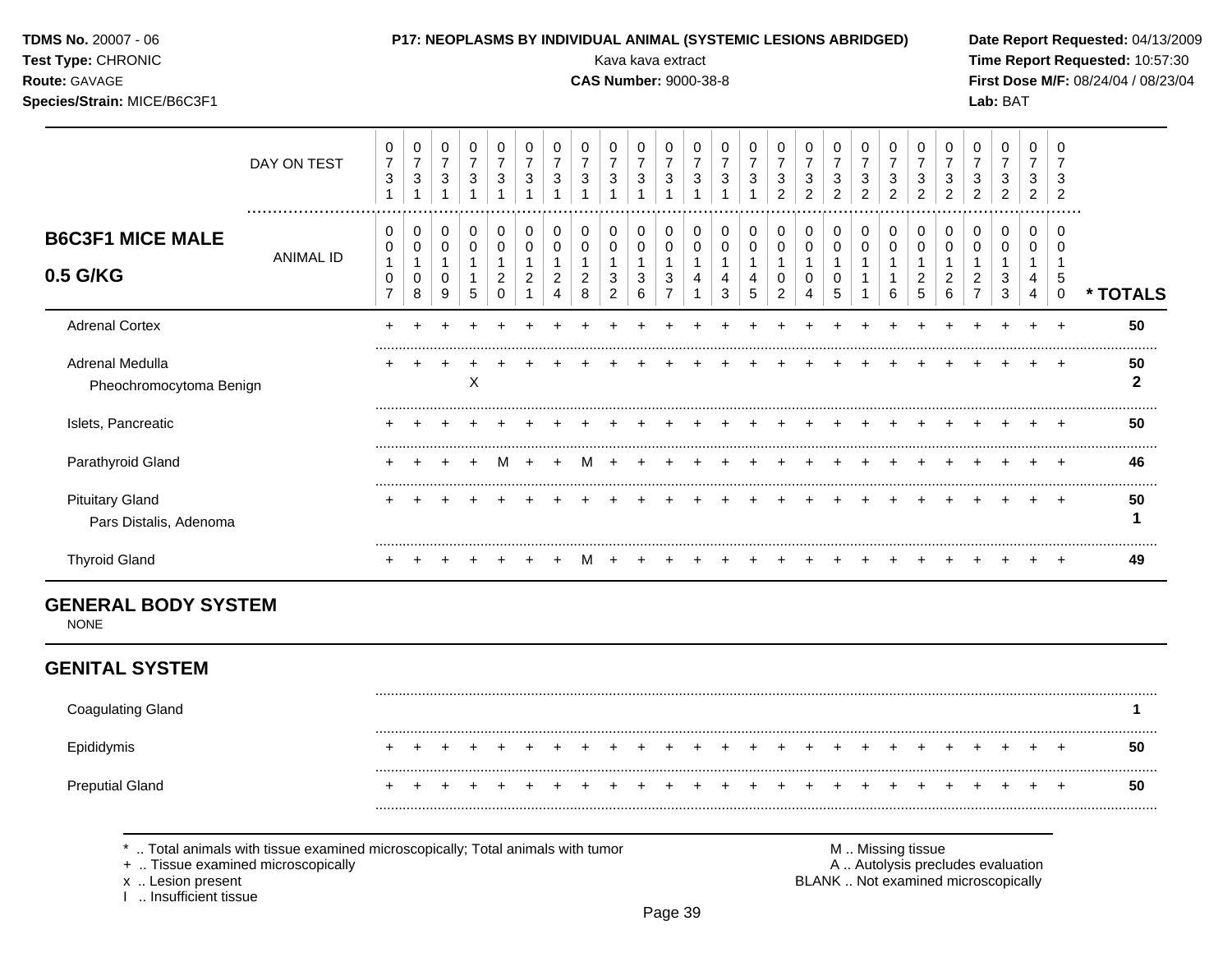**TDMS No.** 20007 - 06
**Test Type:** CHRONIC
**Route:** GAVAGE
**Species/Strain:** MICE/B6C3F1

**P17: NEOPLASMS BY INDIVIDUAL ANIMAL (SYSTEMIC LESIONS ABRIDGED)**
Kava kava extract
**CAS Number:** 9000-38-8

**Date Report Requested:** 04/13/2009
**Time Report Requested:** 10:57:30
**First Dose M/F:** 08/24/04 / 08/23/04
**Lab:** BAT

## B6C3F1 MICE MALE 0.5 G/KG

| DAY ON TEST | 0731 | 0731 | 0731 | 0731 | 0731 | 0731 | 0731 | 0731 | 0731 | 0731 | 0731 | 0731 | 0731 | 0731 | 0732 | 0732 | 0732 | 0732 | 0732 | 0732 | 0732 | 0732 | 0732 | 0732 | 0732 | |
|---|---|---|---|---|---|---|---|---|---|---|---|---|---|---|---|---|---|---|---|---|---|---|---|---|---|---|
| **ANIMAL ID** | 00107 | 00108 | 00109 | 00115 | 00120 | 00121 | 00124 | 00128 | 00132 | 00136 | 00137 | 00141 | 00143 | 00145 | 00102 | 00104 | 00105 | 00111 | 00116 | 00125 | 00126 | 00127 | 00133 | 00144 | 00150 | *** TOTALS** |
| Adrenal Cortex | + | + | + | + | + | + | + | + | + | + | + | + | + | + | + | + | + | + | + | + | + | + | + | + | + | **50** |
| Adrenal Medulla | + | + | + | + | + | + | + | + | + | + | + | + | + | + | + | + | + | + | + | + | + | + | + | + | + | **50** |
| Pheochromocytoma Benign | | | | X | | | | | | | | | | | | | | | | | | | | | | **2** |
| Islets, Pancreatic | + | + | + | + | + | + | + | + | + | + | + | + | + | + | + | + | + | + | + | + | + | + | + | + | + | **50** |
| Parathyroid Gland | + | + | + | + | M | + | + | M | + | + | + | + | + | + | + | + | + | + | + | + | + | + | + | + | + | **46** |
| Pituitary Gland | + | + | + | + | + | + | + | + | + | + | + | + | + | + | + | + | + | + | + | + | + | + | + | + | + | **50** |
| Pars Distalis, Adenoma | | | | | | | | | | | | | | | | | | | | | | | | | | **1** |
| Thyroid Gland | + | + | + | + | + | + | + | M | + | + | + | + | + | + | + | + | + | + | + | + | + | + | + | + | + | **49** |

## GENERAL BODY SYSTEM

NONE

## GENITAL SYSTEM

| | | | | | | | | | | | | | | | | | | | | | | | | | | *** TOTALS** |
|---|---|---|---|---|---|---|---|---|---|---|---|---|---|---|---|---|---|---|---|---|---|---|---|---|---|---|
| Coagulating Gland | | | | | | | | | | | | | | | | | | | | | | | | | | **1** |
| Epididymis | + | + | + | + | + | + | + | + | + | + | + | + | + | + | + | + | + | + | + | + | + | + | + | + | + | **50** |
| Preputial Gland | + | + | + | + | + | + | + | + | + | + | + | + | + | + | + | + | + | + | + | + | + | + | + | + | + | **50** |

\* .. Total animals with tissue examined microscopically; Total animals with tumor
\+ .. Tissue examined microscopically
x .. Lesion present
I .. Insufficient tissue

M .. Missing tissue
A .. Autolysis precludes evaluation
BLANK .. Not examined microscopically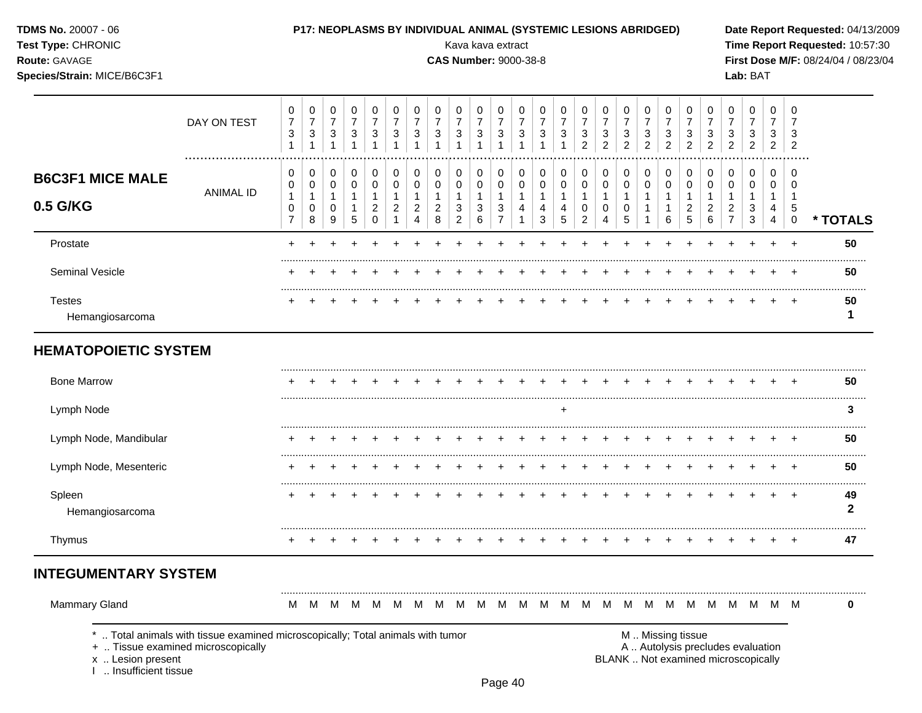**TDMS No.** 20007 - 06
**Test Type:** CHRONIC
**Route:** GAVAGE
**Species/Strain:** MICE/B6C3F1

**P17: NEOPLASMS BY INDIVIDUAL ANIMAL (SYSTEMIC LESIONS ABRIDGED)**
Kava kava extract
**CAS Number:** 9000-38-8

**Date Report Requested:** 04/13/2009
**Time Report Requested:** 10:57:30
**First Dose M/F:** 08/24/04 / 08/23/04
**Lab:** BAT

## B6C3F1 MICE MALE 0.5 G/KG

| DAY ON TEST | 0731 | 0731 | 0731 | 0731 | 0731 | 0731 | 0731 | 0731 | 0731 | 0731 | 0731 | 0731 | 0731 | 0731 | 0732 | 0732 | 0732 | 0732 | 0732 | 0732 | 0732 | 0732 | 0732 | 0732 | 0732 | |
|---|---|---|---|---|---|---|---|---|---|---|---|---|---|---|---|---|---|---|---|---|---|---|---|---|---|---|
| ANIMAL ID | 00107 | 00108 | 00109 | 00115 | 00120 | 00121 | 00124 | 00128 | 00132 | 00136 | 00137 | 00141 | 00143 | 00145 | 00102 | 00104 | 00105 | 00111 | 00116 | 00125 | 00126 | 00127 | 00133 | 00144 | 00150 | * TOTALS |
| Prostate | + | + | + | + | + | + | + | + | + | + | + | + | + | + | + | + | + | + | + | + | + | + | + | + | + | 50 |
| Seminal Vesicle | + | + | + | + | + | + | + | + | + | + | + | + | + | + | + | + | + | + | + | + | + | + | + | + | + | 50 |
| Testes | + | + | + | + | + | + | + | + | + | + | + | + | + | + | + | + | + | + | + | + | + | + | + | + | + | 50 |
| Hemangiosarcoma | | | | | | | | | | | | | | | | | | | | | | | | | | 1 |
| **HEMATOPOIETIC SYSTEM** | | | | | | | | | | | | | | | | | | | | | | | | | | |
| Bone Marrow | + | + | + | + | + | + | + | + | + | + | + | + | + | + | + | + | + | + | + | + | + | + | + | + | + | 50 |
| Lymph Node | | | | | | | | | | | | | | + | | | | | | | | | | | | 3 |
| Lymph Node, Mandibular | + | + | + | + | + | + | + | + | + | + | + | + | + | + | + | + | + | + | + | + | + | + | + | + | + | 50 |
| Lymph Node, Mesenteric | + | + | + | + | + | + | + | + | + | + | + | + | + | + | + | + | + | + | + | + | + | + | + | + | + | 50 |
| Spleen | + | + | + | + | + | + | + | + | + | + | + | + | + | + | + | + | + | + | + | + | + | + | + | + | + | 49 |
| Hemangiosarcoma | | | | | | | | | | | | | | | | | | | | | | | | | | 2 |
| Thymus | + | + | + | + | + | + | + | + | + | + | + | + | + | + | + | + | + | + | + | + | + | + | + | + | + | 47 |
| **INTEGUMENTARY SYSTEM** | | | | | | | | | | | | | | | | | | | | | | | | | | |
| Mammary Gland | M | M | M | M | M | M | M | M | M | M | M | M | M | M | M | M | M | M | M | M | M | M | M | M | M | 0 |

* .. Total animals with tissue examined microscopically; Total animals with tumor
+ .. Tissue examined microscopically
x .. Lesion present
I .. Insufficient tissue

M .. Missing tissue
A .. Autolysis precludes evaluation
BLANK .. Not examined microscopically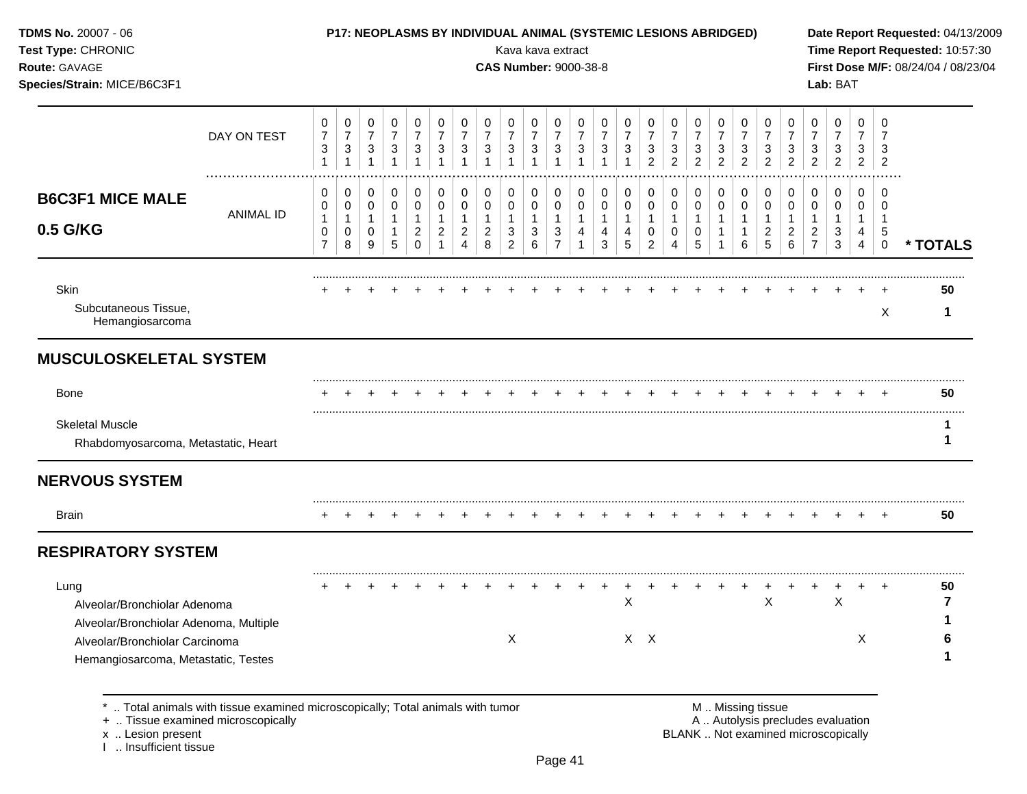**TDMS No.** 20007 - 06
**Test Type:** CHRONIC
**Route:** GAVAGE
**Species/Strain:** MICE/B6C3F1

**P17: NEOPLASMS BY INDIVIDUAL ANIMAL (SYSTEMIC LESIONS ABRIDGED)**
Kava kava extract
**CAS Number:** 9000-38-8

**Date Report Requested:** 04/13/2009
**Time Report Requested:** 10:57:30
**First Dose M/F:** 08/24/04 / 08/23/04
**Lab:** BAT

## B6C3F1 MICE MALE 0.5 G/KG

| | 1 | 2 | 3 | 4 | 5 | 6 | 7 | 8 | 9 | 10 | 11 | 12 | 13 | 14 | 15 | 16 | 17 | 18 | 19 | 20 | 21 | 22 | 23 | 24 | 25 | |
|---|---|---|---|---|---|---|---|---|---|---|---|---|---|---|---|---|---|---|---|---|---|---|---|---|---|---|
| DAY ON TEST | 0731 | 0731 | 0731 | 0731 | 0731 | 0731 | 0731 | 0731 | 0731 | 0731 | 0731 | 0731 | 0731 | 0731 | 0732 | 0732 | 0732 | 0732 | 0732 | 0732 | 0732 | 0732 | 0732 | 0732 | 0732 | |
| ANIMAL ID | 0107 | 0108 | 0109 | 0115 | 0120 | 0121 | 0124 | 0128 | 0132 | 0136 | 0137 | 0141 | 0143 | 0145 | 0102 | 0104 | 0105 | 0111 | 0116 | 0125 | 0126 | 0127 | 0133 | 0144 | 0150 | * TOTALS |
| Skin | + | + | + | + | + | + | + | + | + | + | + | + | + | + | + | + | + | + | + | + | + | + | + | + | + | 50 |
| Subcutaneous Tissue, Hemangiosarcoma | | | | | | | | | | | | | | | | | | | | | | | | | X | 1 |
| **MUSCULOSKELETAL SYSTEM** | | | | | | | | | | | | | | | | | | | | | | | | | | |
| Bone | + | + | + | + | + | + | + | + | + | + | + | + | + | + | + | + | + | + | + | + | + | + | + | + | + | 50 |
| Skeletal Muscle | | | | | | | | | | | | | | | | | | | | | | | | | | 1 |
| Rhabdomyosarcoma, Metastatic, Heart | | | | | | | | | | | | | | | | | | | | | | | | | | 1 |
| **NERVOUS SYSTEM** | | | | | | | | | | | | | | | | | | | | | | | | | | |
| Brain | + | + | + | + | + | + | + | + | + | + | + | + | + | + | + | + | + | + | + | + | + | + | + | + | + | 50 |
| **RESPIRATORY SYSTEM** | | | | | | | | | | | | | | | | | | | | | | | | | | |
| Lung | + | + | + | + | + | + | + | + | + | + | + | + | + | + | + | + | + | + | + | + | + | + | + | + | + | 50 |
| Alveolar/Bronchiolar Adenoma | | | | | | | | | | | | | | X | | | | | | X | | | X | | | 7 |
| Alveolar/Bronchiolar Adenoma, Multiple | | | | | | | | | | | | | | | | | | | | | | | | | | 1 |
| Alveolar/Bronchiolar Carcinoma | | | | | | | | | X | | | | | X | X | | | | | | | | | X | | 6 |
| Hemangiosarcoma, Metastatic, Testes | | | | | | | | | | | | | | | | | | | | | | | | | | 1 |

\* .. Total animals with tissue examined microscopically; Total animals with tumor
\+ .. Tissue examined microscopically
x .. Lesion present
I .. Insufficient tissue

M .. Missing tissue
A .. Autolysis precludes evaluation
BLANK .. Not examined microscopically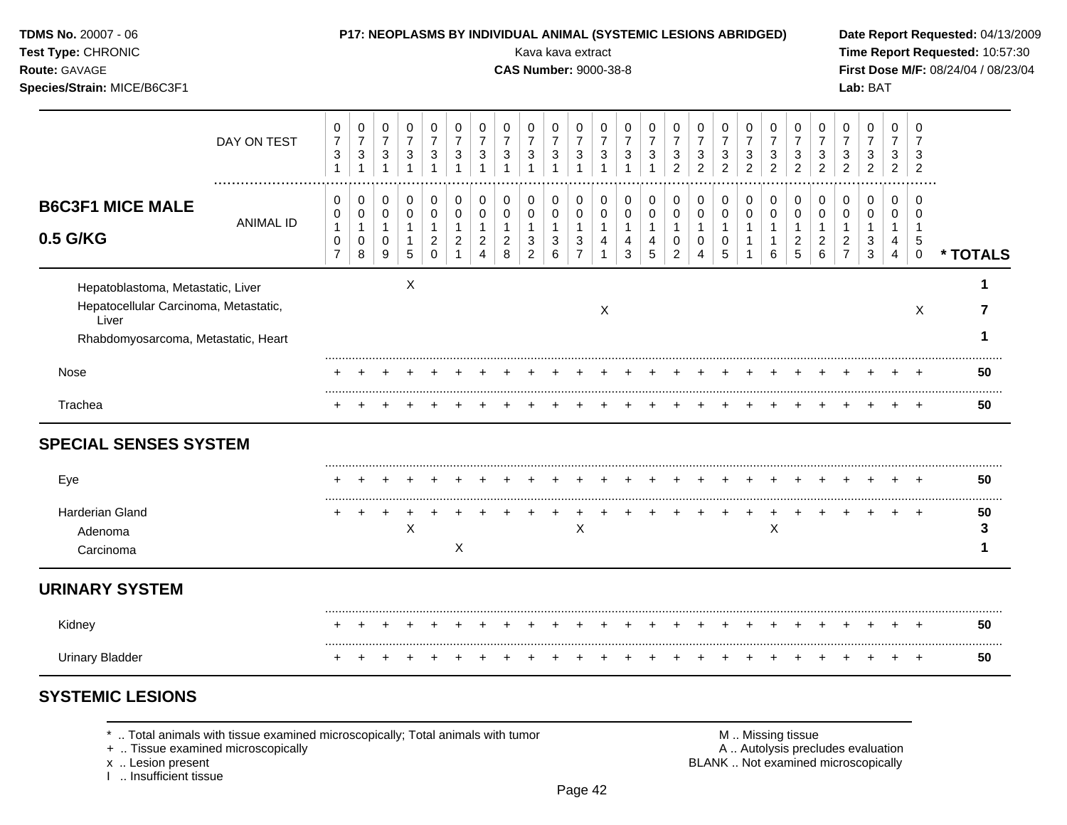**TDMS No.** 20007 - 06
**Test Type:** CHRONIC
**Route:** GAVAGE
**Species/Strain:** MICE/B6C3F1

**P17: NEOPLASMS BY INDIVIDUAL ANIMAL (SYSTEMIC LESIONS ABRIDGED)**
Kava kava extract
**CAS Number:** 9000-38-8

**Date Report Requested:** 04/13/2009
**Time Report Requested:** 10:57:30
**First Dose M/F:** 08/24/04 / 08/23/04
**Lab:** BAT

## B6C3F1 MICE MALE 0.5 G/KG

| DAY ON TEST | 0731 | 0731 | 0731 | 0731 | 0731 | 0731 | 0731 | 0731 | 0731 | 0731 | 0731 | 0731 | 0731 | 0731 | 0732 | 0732 | 0732 | 0732 | 0732 | 0732 | 0732 | 0732 | 0732 | 0732 | 0732 | |
|---|---|---|---|---|---|---|---|---|---|---|---|---|---|---|---|---|---|---|---|---|---|---|---|---|---|---|
| ANIMAL ID | 00107 | 00108 | 00109 | 00115 | 00120 | 00121 | 00124 | 00128 | 00132 | 00136 | 00137 | 00141 | 00143 | 00145 | 00102 | 00104 | 00105 | 00111 | 00116 | 00125 | 00126 | 00127 | 00133 | 00144 | 00150 | * TOTALS |
| Hepatoblastoma, Metastatic, Liver | | | | X | | | | | | | | | | | | | | | | | | | | | | 1 |
| Hepatocellular Carcinoma, Metastatic, Liver | | | | | | | | | | | | X | | | | | | | | | | | | | X | 7 |
| Rhabdomyosarcoma, Metastatic, Heart | | | | | | | | | | | | | | | | | | | | | | | | | | 1 |
| Nose | + | + | + | + | + | + | + | + | + | + | + | + | + | + | + | + | + | + | + | + | + | + | + | + | + | 50 |
| Trachea | + | + | + | + | + | + | + | + | + | + | + | + | + | + | + | + | + | + | + | + | + | + | + | + | + | 50 |
| **SPECIAL SENSES SYSTEM** | | | | | | | | | | | | | | | | | | | | | | | | | | |
| Eye | + | + | + | + | + | + | + | + | + | + | + | + | + | + | + | + | + | + | + | + | + | + | + | + | + | 50 |
| Harderian Gland | + | + | + | + | + | + | + | + | + | + | + | + | + | + | + | + | + | + | + | + | + | + | + | + | + | 50 |
| Adenoma | | | | X | | | | | | | X | | | | | | | | X | | | | | | | 3 |
| Carcinoma | | | | | | X | | | | | | | | | | | | | | | | | | | | 1 |
| **URINARY SYSTEM** | | | | | | | | | | | | | | | | | | | | | | | | | | |
| Kidney | + | + | + | + | + | + | + | + | + | + | + | + | + | + | + | + | + | + | + | + | + | + | + | + | + | 50 |
| Urinary Bladder | + | + | + | + | + | + | + | + | + | + | + | + | + | + | + | + | + | + | + | + | + | + | + | + | + | 50 |

## SYSTEMIC LESIONS

\* .. Total animals with tissue examined microscopically; Total animals with tumor
\+ .. Tissue examined microscopically
x .. Lesion present
I .. Insufficient tissue

M .. Missing tissue
A .. Autolysis precludes evaluation
BLANK .. Not examined microscopically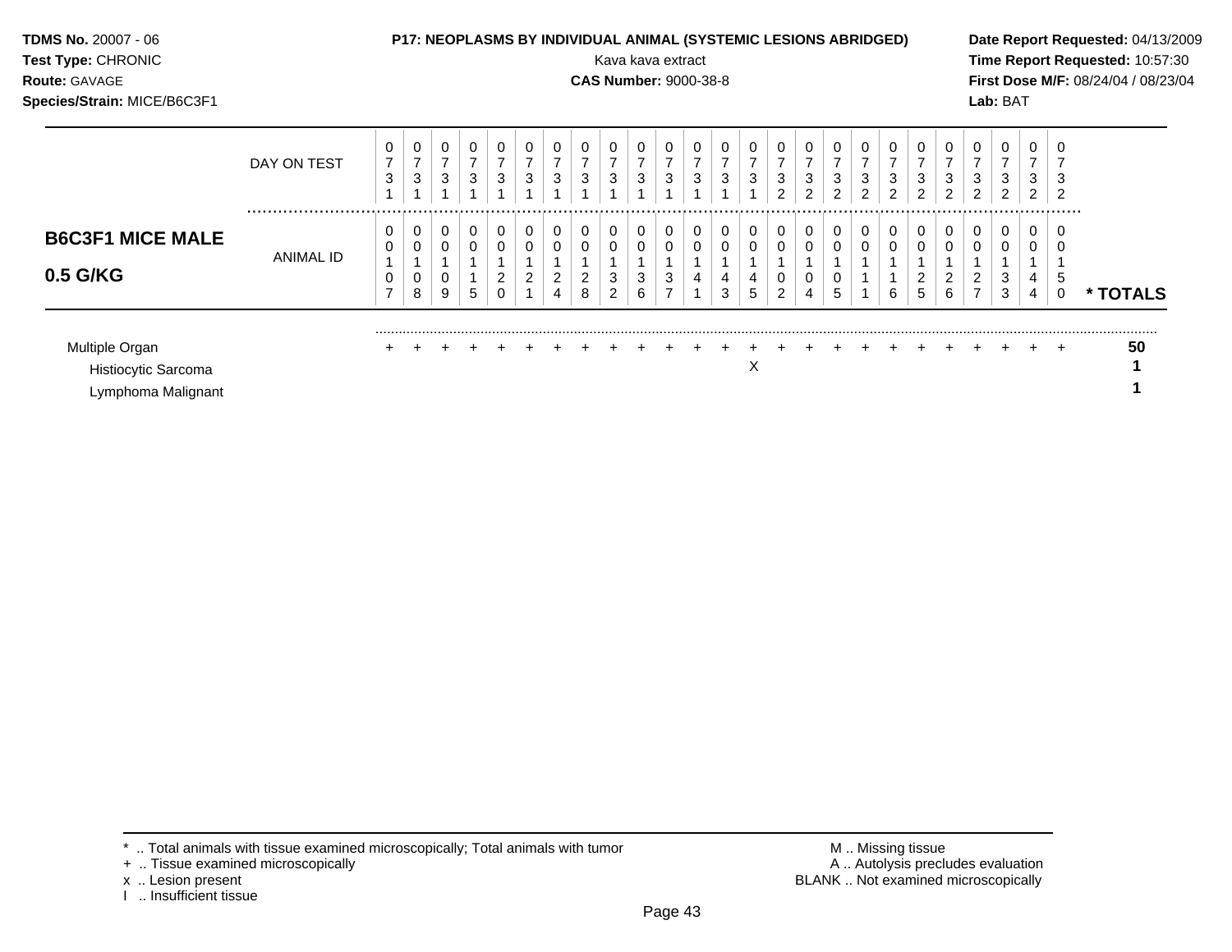**TDMS No.** 20007 - 06
**Test Type:** CHRONIC
**Route:** GAVAGE
**Species/Strain:** MICE/B6C3F1

**P17: NEOPLASMS BY INDIVIDUAL ANIMAL (SYSTEMIC LESIONS ABRIDGED)**
Kava kava extract
**CAS Number:** 9000-38-8

**Date Report Requested:** 04/13/2009
**Time Report Requested:** 10:57:30
**First Dose M/F:** 08/24/04 / 08/23/04
**Lab:** BAT

## B6C3F1 MICE MALE 0.5 G/KG

| DAY ON TEST | 0731 | 0731 | 0731 | 0731 | 0731 | 0731 | 0731 | 0731 | 0731 | 0731 | 0731 | 0731 | 0731 | 0731 | 0732 | 0732 | 0732 | 0732 | 0732 | 0732 | 0732 | 0732 | 0732 | 0732 | 0732 | |
|---|---|---|---|---|---|---|---|---|---|---|---|---|---|---|---|---|---|---|---|---|---|---|---|---|---|---|
| **ANIMAL ID** | 00107 | 00108 | 00109 | 00115 | 00120 | 00121 | 00124 | 00128 | 00132 | 00136 | 00137 | 00141 | 00143 | 00145 | 00102 | 00104 | 00105 | 00111 | 00116 | 00125 | 00126 | 00127 | 00133 | 00144 | 00150 | *** TOTALS** |
| Multiple Organ | + | + | + | + | + | + | + | + | + | + | + | + | + | + | + | + | + | + | + | + | + | + | + | + | + | **50** |
| Histiocytic Sarcoma | | | | | | | | | | | | | | X | | | | | | | | | | | | **1** |
| Lymphoma Malignant | | | | | | | | | | | | | | | | | | | | | | | | | | **1** |

* .. Total animals with tissue examined microscopically; Total animals with tumor
+ .. Tissue examined microscopically
x .. Lesion present
I .. Insufficient tissue

M .. Missing tissue
A .. Autolysis precludes evaluation
BLANK .. Not examined microscopically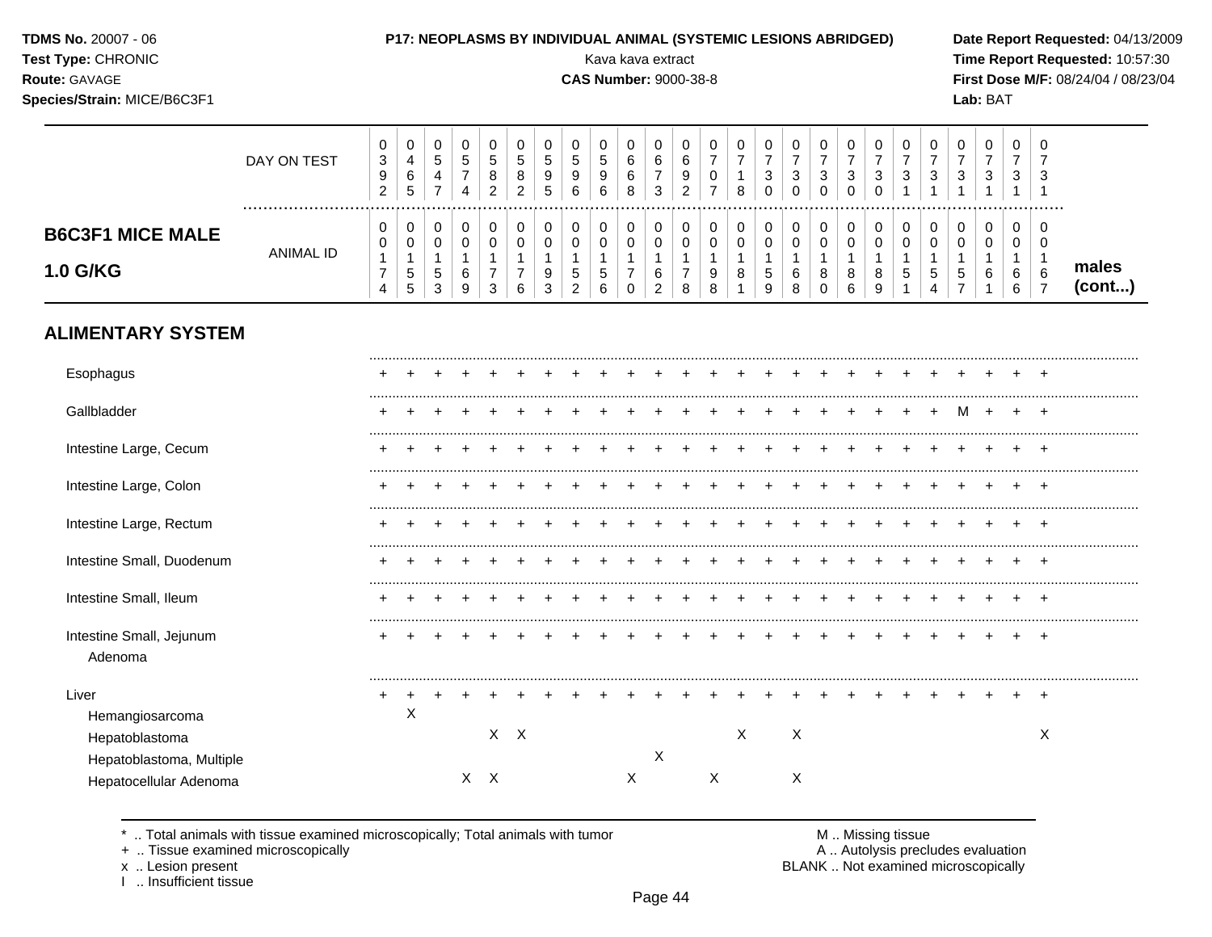**TDMS No.** 20007 - 06
**Test Type:** CHRONIC
**Route:** GAVAGE
**Species/Strain:** MICE/B6C3F1

**P17: NEOPLASMS BY INDIVIDUAL ANIMAL (SYSTEMIC LESIONS ABRIDGED)**
Kava kava extract
**CAS Number:** 9000-38-8

**Date Report Requested:** 04/13/2009
**Time Report Requested:** 10:57:30
**First Dose M/F:** 08/24/04 / 08/23/04
**Lab:** BAT

## B6C3F1 MICE MALE 1.0 G/KG

| | | | | | | | | | | | | | | | | | | | | | | | | | |
|---|---|---|---|---|---|---|---|---|---|---|---|---|---|---|---|---|---|---|---|---|---|---|---|---|---|
| DAY ON TEST | 0392 | 0465 | 0547 | 0574 | 0582 | 0582 | 0595 | 0596 | 0596 | 0668 | 0673 | 0692 | 0707 | 0718 | 0730 | 0730 | 0730 | 0730 | 0730 | 0731 | 0731 | 0731 | 0731 | 0731 | 0731 |
| ANIMAL ID | 00174 | 00155 | 00153 | 00169 | 00173 | 00176 | 00193 | 00152 | 00156 | 00170 | 00162 | 00178 | 00198 | 00181 | 00159 | 00168 | 00180 | 00186 | 00189 | 00151 | 00154 | 00157 | 00161 | 00166 | 00167 |
| **ALIMENTARY SYSTEM** | | | | | | | | | | | | | | | | | | | | | | | | | |
| Esophagus | + | + | + | + | + | + | + | + | + | + | + | + | + | + | + | + | + | + | + | + | + | + | + | + | + |
| Gallbladder | + | + | + | + | + | + | + | + | + | + | + | + | + | + | + | + | + | + | + | + | + | M | + | + | + |
| Intestine Large, Cecum | + | + | + | + | + | + | + | + | + | + | + | + | + | + | + | + | + | + | + | + | + | + | + | + | + |
| Intestine Large, Colon | + | + | + | + | + | + | + | + | + | + | + | + | + | + | + | + | + | + | + | + | + | + | + | + | + |
| Intestine Large, Rectum | + | + | + | + | + | + | + | + | + | + | + | + | + | + | + | + | + | + | + | + | + | + | + | + | + |
| Intestine Small, Duodenum | + | + | + | + | + | + | + | + | + | + | + | + | + | + | + | + | + | + | + | + | + | + | + | + | + |
| Intestine Small, Ileum | + | + | + | + | + | + | + | + | + | + | + | + | + | + | + | + | + | + | + | + | + | + | + | + | + |
| Intestine Small, Jejunum | + | + | + | + | + | + | + | + | + | + | + | + | + | + | + | + | + | + | + | + | + | + | + | + | + |
| Adenoma | | | | | | | | | | | | | | | | | | | | | | | | | |
| Liver | + | + | + | + | + | + | + | + | + | + | + | + | + | + | + | + | + | + | + | + | + | + | + | + | + |
| Hemangiosarcoma | | X | | | | | | | | | | | | | | | | | | | | | | | |
| Hepatoblastoma | | | | | X | X | | | | | | | | X | | X | | | | | | | | | X |
| Hepatoblastoma, Multiple | | | | | | | | | | | X | | | | | | | | | | | | | | |
| Hepatocellular Adenoma | | | | X | X | | | | | X | | | X | | | X | | | | | | | | | |

males (cont...)

\* .. Total animals with tissue examined microscopically; Total animals with tumor
\+ .. Tissue examined microscopically
x .. Lesion present
I .. Insufficient tissue

M .. Missing tissue
A .. Autolysis precludes evaluation
BLANK .. Not examined microscopically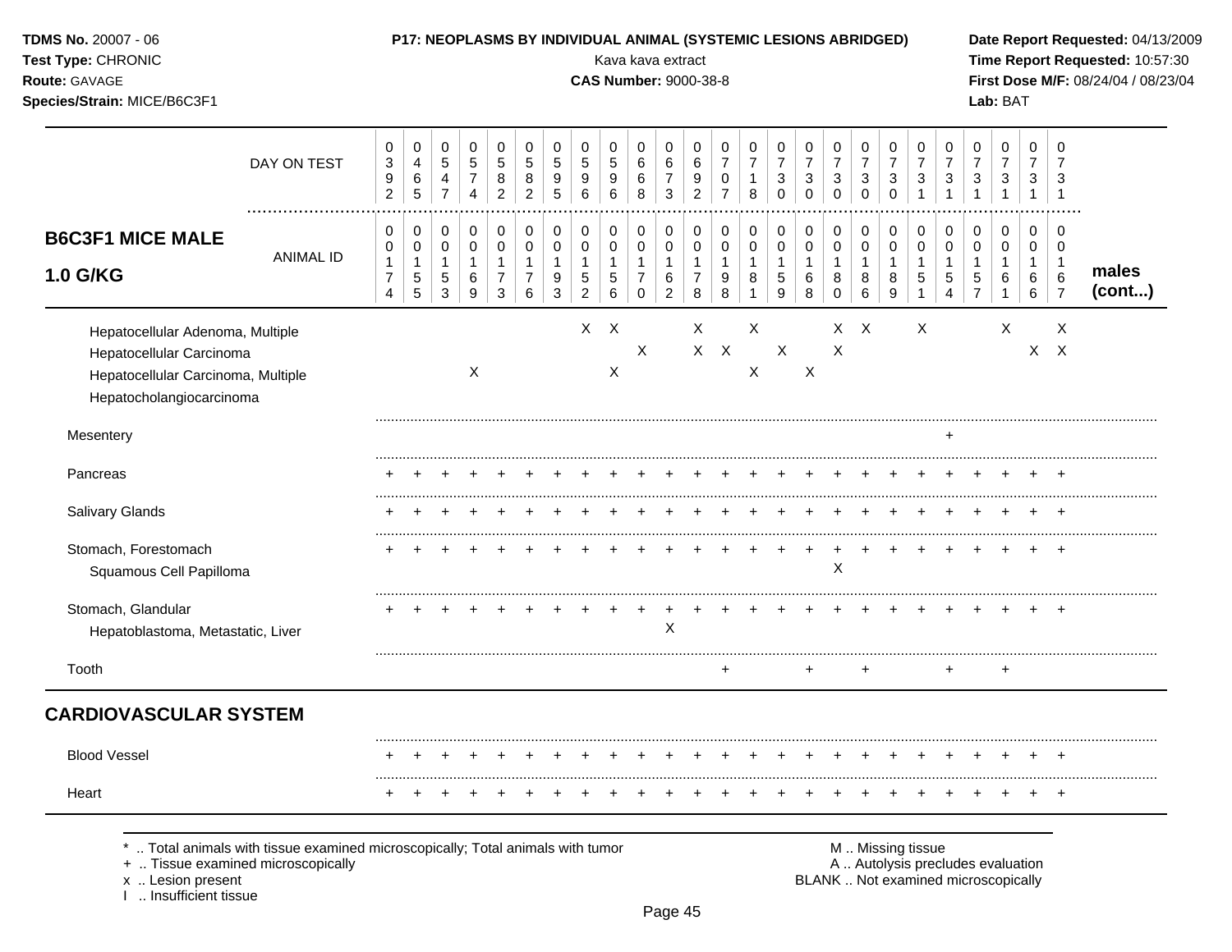**TDMS No.** 20007 - 06
**Test Type:** CHRONIC
**Route:** GAVAGE
**Species/Strain:** MICE/B6C3F1

**P17: NEOPLASMS BY INDIVIDUAL ANIMAL (SYSTEMIC LESIONS ABRIDGED)**
Kava kava extract
**CAS Number:** 9000-38-8

**Date Report Requested:** 04/13/2009
**Time Report Requested:** 10:57:30
**First Dose M/F:** 08/24/04 / 08/23/04
**Lab:** BAT

## B6C3F1 MICE MALE 1.0 G/KG

| DAY ON TEST | 0392 | 0465 | 0547 | 0574 | 0582 | 0582 | 0595 | 0596 | 0596 | 0668 | 0673 | 0692 | 0707 | 0718 | 0730 | 0730 | 0730 | 0730 | 0730 | 0731 | 0731 | 0731 | 0731 | 0731 | 0731 | males (cont...) |
|---|---|---|---|---|---|---|---|---|---|---|---|---|---|---|---|---|---|---|---|---|---|---|---|---|---|---|
| ANIMAL ID | 00174 | 00155 | 00153 | 00169 | 00173 | 00176 | 00193 | 00152 | 00156 | 00170 | 00162 | 00178 | 00198 | 00181 | 00159 | 00168 | 00180 | 00186 | 00189 | 00151 | 00154 | 00157 | 00161 | 00166 | 00167 | |
| Hepatocellular Adenoma, Multiple | | | | | | | | X | X | | | X | | X | | | X | X | | X | | | X | | X | |
| Hepatocellular Carcinoma | | | | | | | | | | X | | X | X | | X | | X | | | | | | | X | X | |
| Hepatocellular Carcinoma, Multiple | | | | X | | | | | X | | | | | X | | X | | | | | | | | | | |
| Hepatocholangiocarcinoma | | | | | | | | | | | | | | | | | | | | | | | | | | |
| Mesentery | | | | | | | | | | | | | | | | | | | | | + | | | | | |
| Pancreas | + | + | + | + | + | + | + | + | + | + | + | + | + | + | + | + | + | + | + | + | + | + | + | + | + | |
| Salivary Glands | + | + | + | + | + | + | + | + | + | + | + | + | + | + | + | + | + | + | + | + | + | + | + | + | + | |
| Stomach, Forestomach | + | + | + | + | + | + | + | + | + | + | + | + | + | + | + | + | + | + | + | + | + | + | + | + | + | |
| Squamous Cell Papilloma | | | | | | | | | | | | | | | | | X | | | | | | | | | |
| Stomach, Glandular | + | + | + | + | + | + | + | + | + | + | + | + | + | + | + | + | + | + | + | + | + | + | + | + | + | |
| Hepatoblastoma, Metastatic, Liver | | | | | | | | | | | X | | | | | | | | | | | | | | | |
| Tooth | | | | | | | | | | | | | + | | | + | | + | | | + | | + | | | |

## CARDIOVASCULAR SYSTEM

| | | | | | | | | | | | | | | | | | | | | | | | | | | |
|---|---|---|---|---|---|---|---|---|---|---|---|---|---|---|---|---|---|---|---|---|---|---|---|---|---|---|
| Blood Vessel | + | + | + | + | + | + | + | + | + | + | + | + | + | + | + | + | + | + | + | + | + | + | + | + | + | |
| Heart | + | + | + | + | + | + | + | + | + | + | + | + | + | + | + | + | + | + | + | + | + | + | + | + | + | |

\* .. Total animals with tissue examined microscopically; Total animals with tumor
\+ .. Tissue examined microscopically
x .. Lesion present
I .. Insufficient tissue

M .. Missing tissue
A .. Autolysis precludes evaluation
BLANK .. Not examined microscopically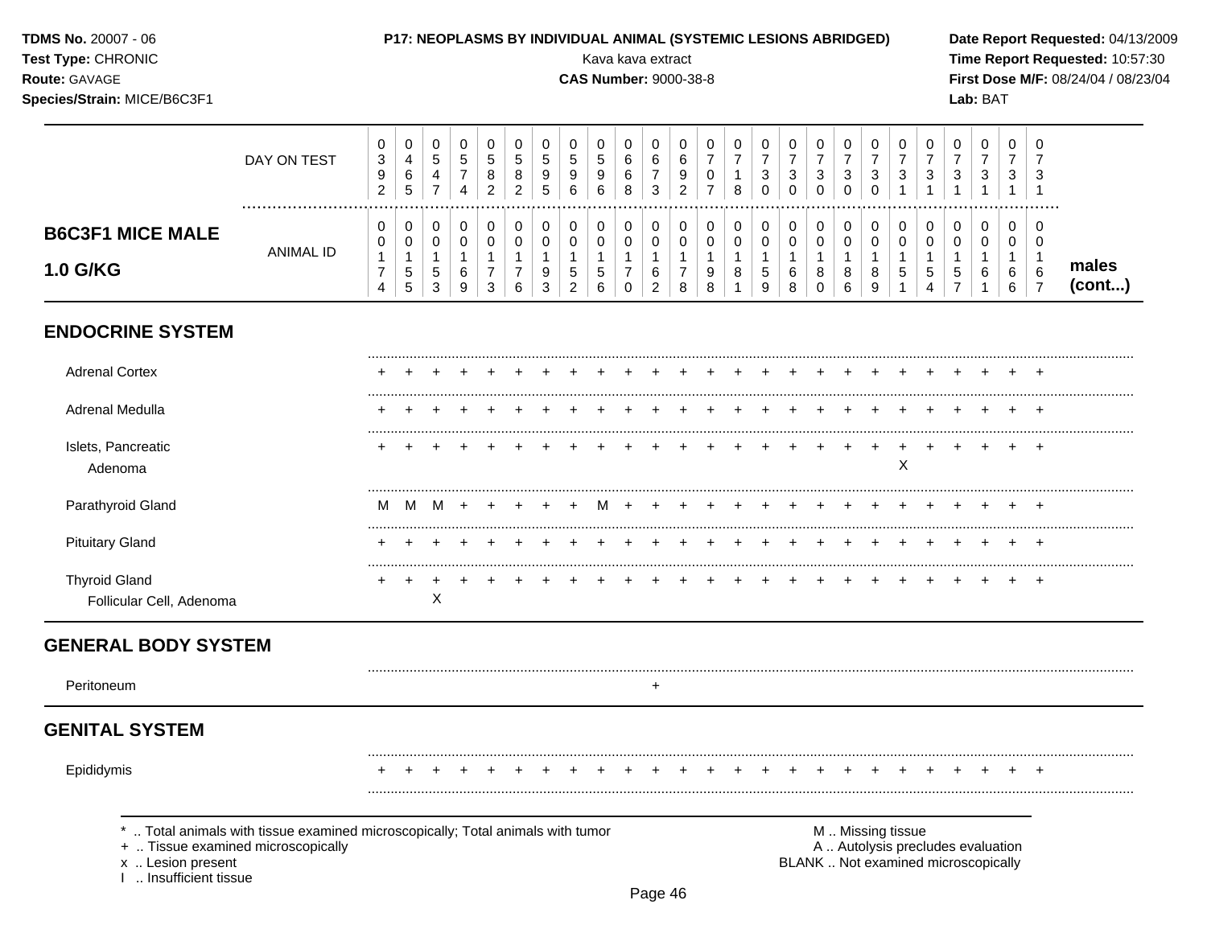**TDMS No.** 20007 - 06
**Test Type:** CHRONIC
**Route:** GAVAGE
**Species/Strain:** MICE/B6C3F1

**P17: NEOPLASMS BY INDIVIDUAL ANIMAL (SYSTEMIC LESIONS ABRIDGED)**
Kava kava extract
**CAS Number:** 9000-38-8

**Date Report Requested:** 04/13/2009
**Time Report Requested:** 10:57:30
**First Dose M/F:** 08/24/04 / 08/23/04
**Lab:** BAT

| | | | | | | | | | | | | | | | | | | | | | | | | | | |
|---|---|---|---|---|---|---|---|---|---|---|---|---|---|---|---|---|---|---|---|---|---|---|---|---|---|---|
| DAY ON TEST | 0392 | 0465 | 0547 | 0574 | 0582 | 0582 | 0595 | 0596 | 0596 | 0668 | 0673 | 0692 | 0707 | 0718 | 0730 | 0730 | 0730 | 0730 | 0730 | 0731 | 0731 | 0731 | 0731 | 0731 | 0731 | |
| **B6C3F1 MICE MALE 1.0 G/KG** — ANIMAL ID | 00174 | 00155 | 00153 | 00169 | 00173 | 00176 | 00193 | 00152 | 00156 | 00170 | 00162 | 00178 | 00198 | 00181 | 00159 | 00168 | 00180 | 00186 | 00189 | 00151 | 00154 | 00157 | 00161 | 00166 | 00167 | **males (cont...)** |
| **ENDOCRINE SYSTEM** | | | | | | | | | | | | | | | | | | | | | | | | | | |
| Adrenal Cortex | + | + | + | + | + | + | + | + | + | + | + | + | + | + | + | + | + | + | + | + | + | + | + | + | + | |
| Adrenal Medulla | + | + | + | + | + | + | + | + | + | + | + | + | + | + | + | + | + | + | + | + | + | + | + | + | + | |
| Islets, Pancreatic | + | + | + | + | + | + | + | + | + | + | + | + | + | + | + | + | + | + | + | + | + | + | + | + | + | |
| Adenoma | | | | | | | | | | | | | | | | | | | | X | | | | | | |
| Parathyroid Gland | M | M | M | + | + | + | + | + | M | + | + | + | + | + | + | + | + | + | + | + | + | + | + | + | + | |
| Pituitary Gland | + | + | + | + | + | + | + | + | + | + | + | + | + | + | + | + | + | + | + | + | + | + | + | + | + | |
| Thyroid Gland | + | + | + | + | + | + | + | + | + | + | + | + | + | + | + | + | + | + | + | + | + | + | + | + | + | |
| Follicular Cell, Adenoma | | | X | | | | | | | | | | | | | | | | | | | | | | | |
| **GENERAL BODY SYSTEM** | | | | | | | | | | | | | | | | | | | | | | | | | | |
| Peritoneum | | | | | | | | | | | + | | | | | | | | | | | | | | | |
| **GENITAL SYSTEM** | | | | | | | | | | | | | | | | | | | | | | | | | | |
| Epididymis | + | + | + | + | + | + | + | + | + | + | + | + | + | + | + | + | + | + | + | + | + | + | + | + | + | |

\* .. Total animals with tissue examined microscopically; Total animals with tumor
\+ .. Tissue examined microscopically
x .. Lesion present
I .. Insufficient tissue

M .. Missing tissue
A .. Autolysis precludes evaluation
BLANK .. Not examined microscopically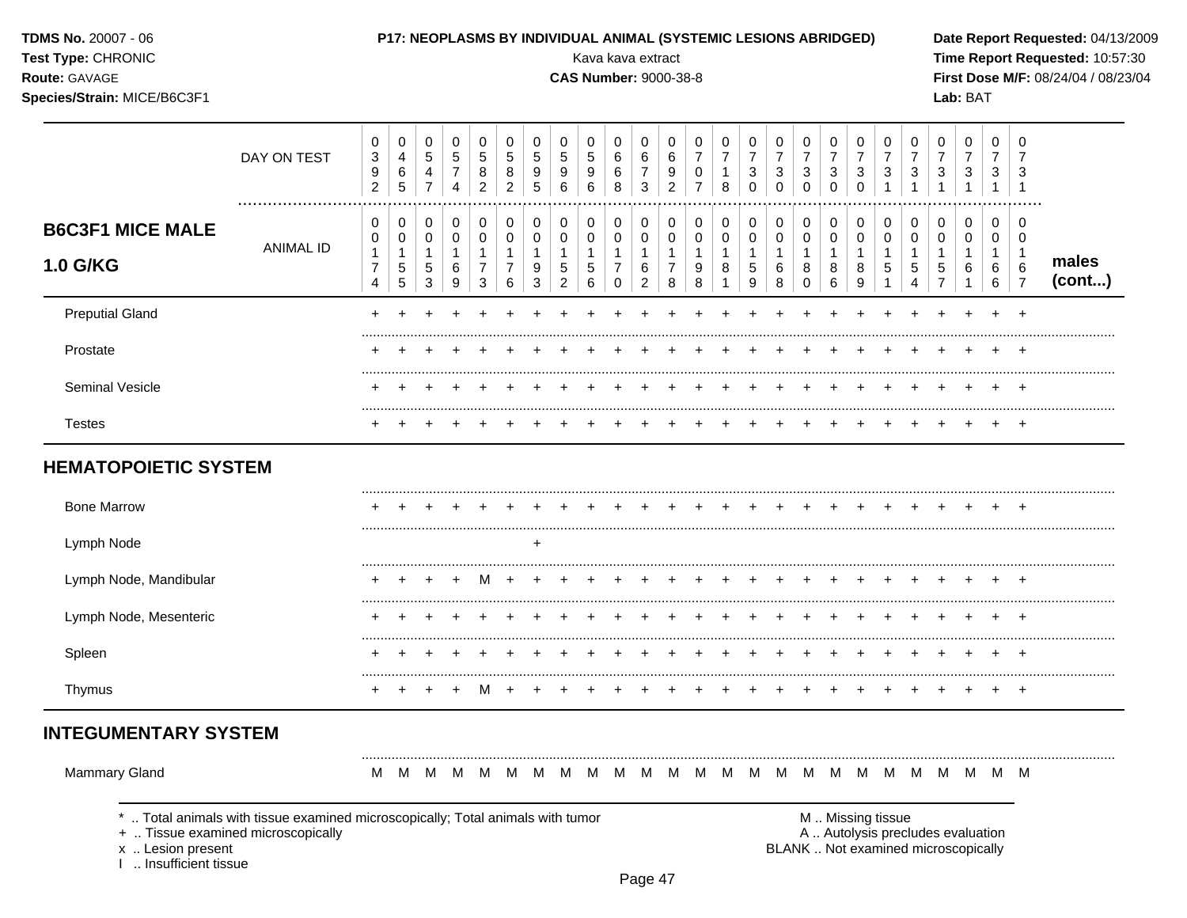**TDMS No.** 20007 - 06
**Test Type:** CHRONIC
**Route:** GAVAGE
**Species/Strain:** MICE/B6C3F1

**P17: NEOPLASMS BY INDIVIDUAL ANIMAL (SYSTEMIC LESIONS ABRIDGED)**
Kava kava extract
**CAS Number:** 9000-38-8

**Date Report Requested:** 04/13/2009
**Time Report Requested:** 10:57:30
**First Dose M/F:** 08/24/04 / 08/23/04
**Lab:** BAT

| | | | | | | | | | | | | | | | | | | | | | | | | | | |
|---|---|---|---|---|---|---|---|---|---|---|---|---|---|---|---|---|---|---|---|---|---|---|---|---|---|---|
| DAY ON TEST | 0392 | 0465 | 0547 | 0574 | 0582 | 0582 | 0595 | 0596 | 0596 | 0668 | 0673 | 0692 | 0707 | 0718 | 0730 | 0730 | 0730 | 0730 | 0730 | 0731 | 0731 | 0731 | 0731 | 0731 | 0731 | |
| **B6C3F1 MICE MALE 1.0 G/KG** ANIMAL ID | 0174 | 0155 | 0153 | 0169 | 0173 | 0176 | 0193 | 0152 | 0156 | 0170 | 0162 | 0178 | 0198 | 0181 | 0159 | 0168 | 0180 | 0186 | 0189 | 0151 | 0154 | 0157 | 0161 | 0166 | 0167 | **males (cont...)** |
| Preputial Gland | + | + | + | + | + | + | + | + | + | + | + | + | + | + | + | + | + | + | + | + | + | + | + | + | + | |
| Prostate | + | + | + | + | + | + | + | + | + | + | + | + | + | + | + | + | + | + | + | + | + | + | + | + | + | |
| Seminal Vesicle | + | + | + | + | + | + | + | + | + | + | + | + | + | + | + | + | + | + | + | + | + | + | + | + | + | |
| Testes | + | + | + | + | + | + | + | + | + | + | + | + | + | + | + | + | + | + | + | + | + | + | + | + | + | |
| **HEMATOPOIETIC SYSTEM** | | | | | | | | | | | | | | | | | | | | | | | | | | |
| Bone Marrow | + | + | + | + | + | + | + | + | + | + | + | + | + | + | + | + | + | + | + | + | + | + | + | + | + | |
| Lymph Node | | | | | | | + | | | | | | | | | | | | | | | | | | | |
| Lymph Node, Mandibular | + | + | + | + | M | + | + | + | + | + | + | + | + | + | + | + | + | + | + | + | + | + | + | + | + | |
| Lymph Node, Mesenteric | + | + | + | + | + | + | + | + | + | + | + | + | + | + | + | + | + | + | + | + | + | + | + | + | + | |
| Spleen | + | + | + | + | + | + | + | + | + | + | + | + | + | + | + | + | + | + | + | + | + | + | + | + | + | |
| Thymus | + | + | + | + | M | + | + | + | + | + | + | + | + | + | + | + | + | + | + | + | + | + | + | + | + | |
| **INTEGUMENTARY SYSTEM** | | | | | | | | | | | | | | | | | | | | | | | | | | |
| Mammary Gland | M | M | M | M | M | M | M | M | M | M | M | M | M | M | M | M | M | M | M | M | M | M | M | M | M | |

\* .. Total animals with tissue examined microscopically; Total animals with tumor
\+ .. Tissue examined microscopically
x .. Lesion present
I .. Insufficient tissue

M .. Missing tissue
A .. Autolysis precludes evaluation
BLANK .. Not examined microscopically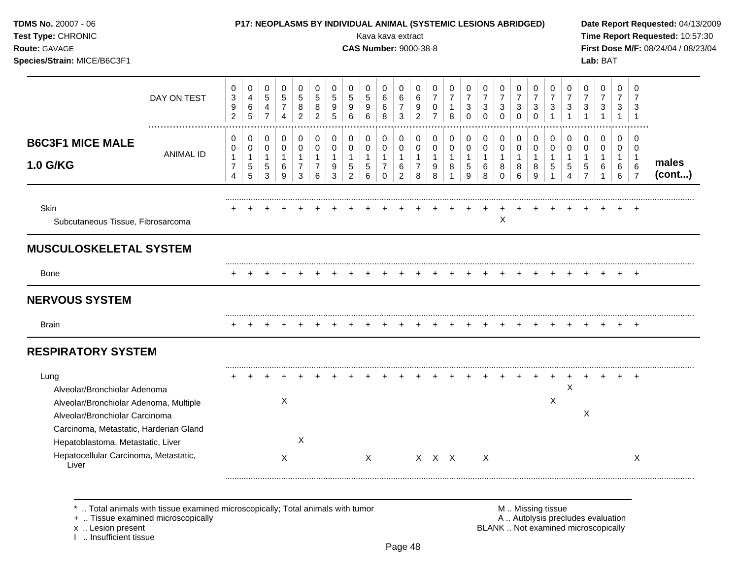**P17: NEOPLASMS BY INDIVIDUAL ANIMAL (SYSTEMIC LESIONS ABRIDGED)**

Kava kava extract

**CAS Number:** 9000-38-8

**TDMS No.** 20007 - 06
**Test Type:** CHRONIC
**Route:** GAVAGE
**Species/Strain:** MICE/B6C3F1

**Date Report Requested:** 04/13/2009
**Time Report Requested:** 10:57:30
**First Dose M/F:** 08/24/04 / 08/23/04
**Lab:** BAT

## B6C3F1 MICE MALE 1.0 G/KG — males (cont...)

| | | | | | | | | | | | | | | | | | | | | | | | | | |
|---|---|---|---|---|---|---|---|---|---|---|---|---|---|---|---|---|---|---|---|---|---|---|---|---|---|
| DAY ON TEST | 0392 | 0465 | 0547 | 0574 | 0582 | 0582 | 0595 | 0596 | 0596 | 0668 | 0673 | 0692 | 0707 | 0718 | 0730 | 0730 | 0730 | 0730 | 0730 | 0731 | 0731 | 0731 | 0731 | 0731 | 0731 |
| ANIMAL ID | 00174 | 00155 | 00153 | 00169 | 00173 | 00176 | 00193 | 00152 | 00156 | 00170 | 00162 | 00178 | 00198 | 00181 | 00159 | 00168 | 00180 | 00186 | 00189 | 00151 | 00154 | 00157 | 00161 | 00166 | 00167 |
| Skin | + | + | + | + | + | + | + | + | + | + | + | + | + | + | + | + | + | + | + | + | + | + | + | + | + |
| Subcutaneous Tissue, Fibrosarcoma | | | | | | | | | | | | | | | | | X | | | | | | | | |
| **MUSCULOSKELETAL SYSTEM** | | | | | | | | | | | | | | | | | | | | | | | | | |
| Bone | + | + | + | + | + | + | + | + | + | + | + | + | + | + | + | + | + | + | + | + | + | + | + | + | + |
| **NERVOUS SYSTEM** | | | | | | | | | | | | | | | | | | | | | | | | | |
| Brain | + | + | + | + | + | + | + | + | + | + | + | + | + | + | + | + | + | + | + | + | + | + | + | + | + |
| **RESPIRATORY SYSTEM** | | | | | | | | | | | | | | | | | | | | | | | | | |
| Lung | + | + | + | + | + | + | + | + | + | + | + | + | + | + | + | + | + | + | + | + | + | + | + | + | + |
| Alveolar/Bronchiolar Adenoma | | | | | | | | | | | | | | | | | | | | | X | | | | |
| Alveolar/Bronchiolar Adenoma, Multiple | | | | X | | | | | | | | | | | | | | | | X | | | | | |
| Alveolar/Bronchiolar Carcinoma | | | | | | | | | | | | | | | | | | | | | | X | | | |
| Carcinoma, Metastatic, Harderian Gland | | | | | | | | | | | | | | | | | | | | | | | | | |
| Hepatoblastoma, Metastatic, Liver | | | | | X | | | | | | | | | | | | | | | | | | | | |
| Hepatocellular Carcinoma, Metastatic, Liver | | | | X | | | | | X | | | X | X | X | | X | | | | | | | | | X |

\* .. Total animals with tissue examined microscopically; Total animals with tumor
\+ .. Tissue examined microscopically
x .. Lesion present
I .. Insufficient tissue

M .. Missing tissue
A .. Autolysis precludes evaluation
BLANK .. Not examined microscopically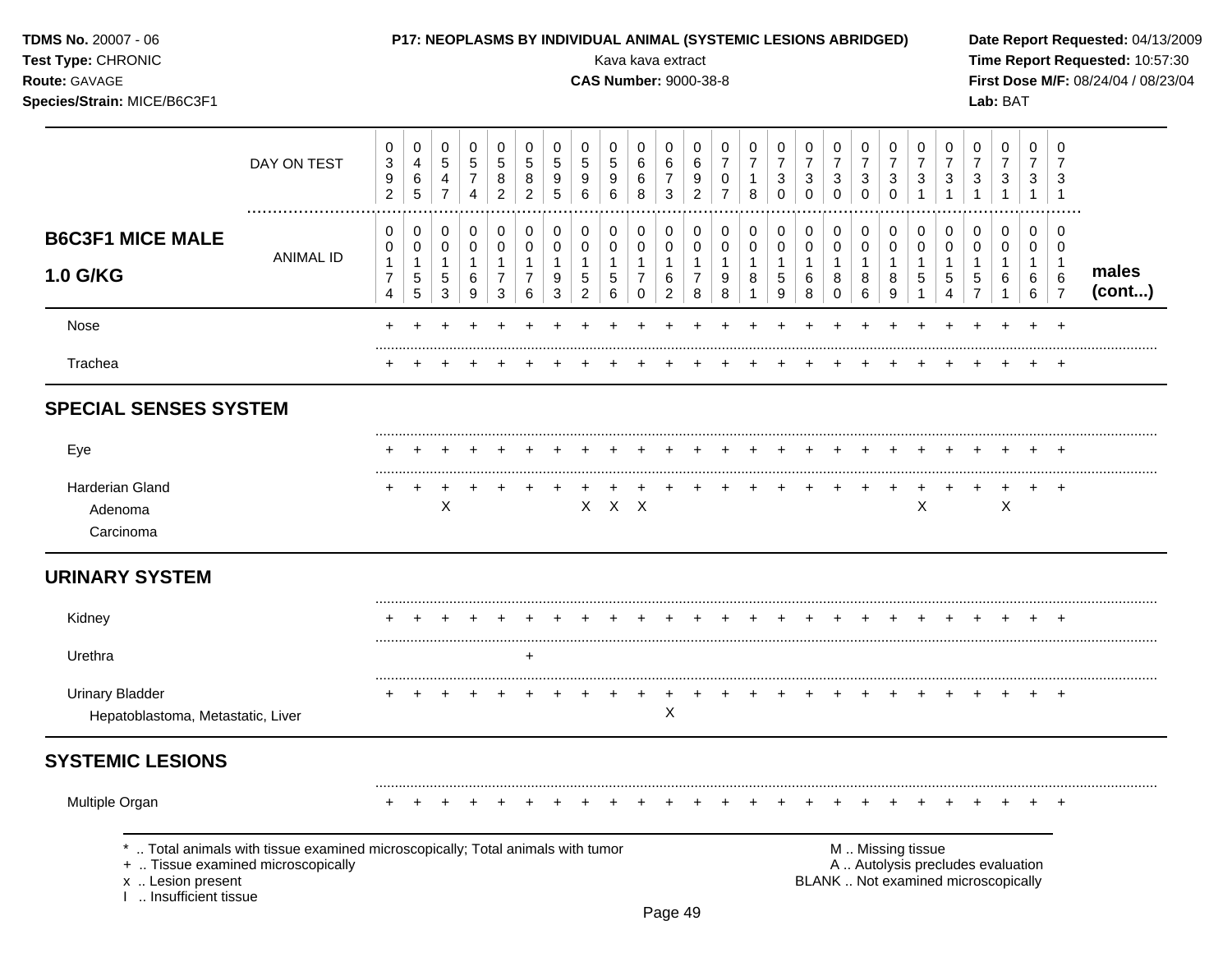**TDMS No.** 20007 - 06
**Test Type:** CHRONIC
**Route:** GAVAGE
**Species/Strain:** MICE/B6C3F1

**P17: NEOPLASMS BY INDIVIDUAL ANIMAL (SYSTEMIC LESIONS ABRIDGED)**
Kava kava extract
**CAS Number:** 9000-38-8

**Date Report Requested:** 04/13/2009
**Time Report Requested:** 10:57:30
**First Dose M/F:** 08/24/04 / 08/23/04
**Lab:** BAT

| B6C3F1 MICE MALE 1.0 G/KG | | | | | | | | | | | | | | | | | | | | | | | | | | | males (cont...) |
|---|---|---|---|---|---|---|---|---|---|---|---|---|---|---|---|---|---|---|---|---|---|---|---|---|---|---|---|
| DAY ON TEST | 0392 | 0465 | 0547 | 0574 | 0582 | 0582 | 0595 | 0596 | 0596 | 0668 | 0673 | 0692 | 0707 | 0718 | 0730 | 0730 | 0730 | 0730 | 0730 | 0731 | 0731 | 0731 | 0731 | 0731 | 0731 | | |
| ANIMAL ID | 00174 | 00155 | 00153 | 00169 | 00173 | 00176 | 00193 | 00152 | 00156 | 00170 | 00162 | 00178 | 00198 | 00181 | 00159 | 00168 | 00180 | 00186 | 00189 | 00151 | 00154 | 00157 | 00161 | 00166 | 00167 | | |
| Nose | + | + | + | + | + | + | + | + | + | + | + | + | + | + | + | + | + | + | + | + | + | + | + | + | + | | |
| Trachea | + | + | + | + | + | + | + | + | + | + | + | + | + | + | + | + | + | + | + | + | + | + | + | + | + | | |
| **SPECIAL SENSES SYSTEM** | | | | | | | | | | | | | | | | | | | | | | | | | | | |
| Eye | + | + | + | + | + | + | + | + | + | + | + | + | + | + | + | + | + | + | + | + | + | + | + | + | + | | |
| Harderian Gland | + | + | + | + | + | + | + | + | + | + | + | + | + | + | + | + | + | + | + | + | + | + | + | + | + | | |
| Adenoma | | | X | | | | | X | X | X | | | | | | | | | | X | | | X | | | | |
| Carcinoma | | | | | | | | | | | | | | | | | | | | | | | | | | | |
| **URINARY SYSTEM** | | | | | | | | | | | | | | | | | | | | | | | | | | | |
| Kidney | + | + | + | + | + | + | + | + | + | + | + | + | + | + | + | + | + | + | + | + | + | + | + | + | + | | |
| Urethra | | | | | | + | | | | | | | | | | | | | | | | | | | | | |
| Urinary Bladder | + | + | + | + | + | + | + | + | + | + | + | + | + | + | + | + | + | + | + | + | + | + | + | + | + | | |
| Hepatoblastoma, Metastatic, Liver | | | | | | | | | | | X | | | | | | | | | | | | | | | | |
| **SYSTEMIC LESIONS** | | | | | | | | | | | | | | | | | | | | | | | | | | | |
| Multiple Organ | + | + | + | + | + | + | + | + | + | + | + | + | + | + | + | + | + | + | + | + | + | + | + | + | + | | |

\* .. Total animals with tissue examined microscopically; Total animals with tumor
\+ .. Tissue examined microscopically
x .. Lesion present
I .. Insufficient tissue

M .. Missing tissue
A .. Autolysis precludes evaluation
BLANK .. Not examined microscopically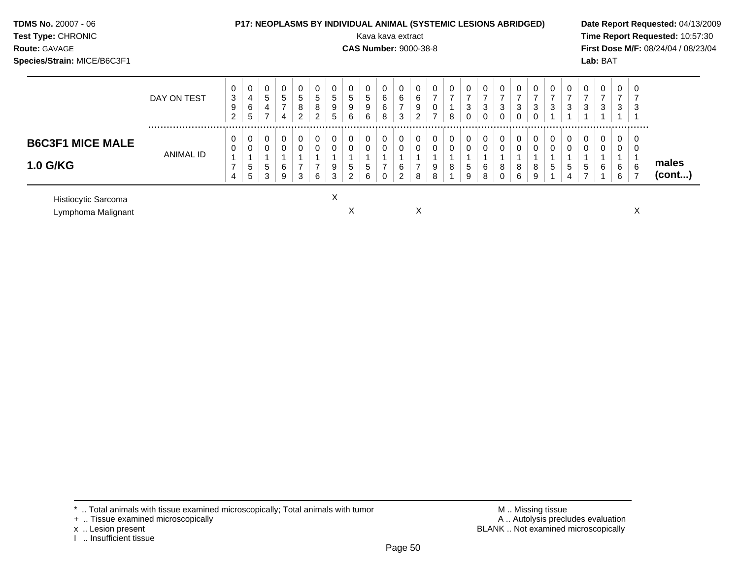## P17: NEOPLASMS BY INDIVIDUAL ANIMAL (SYSTEMIC LESIONS ABRIDGED)

Kava kava extract

**CAS Number:** 9000-38-8

**TDMS No.** 20007 - 06
**Test Type:** CHRONIC
**Route:** GAVAGE
**Species/Strain:** MICE/B6C3F1

**Date Report Requested:** 04/13/2009
**Time Report Requested:** 10:57:30
**First Dose M/F:** 08/24/04 / 08/23/04
**Lab:** BAT

| **B6C3F1 MICE MALE 1.0 G/KG** | | | | | | | | | | | | | | | | | | | | | | | | | | **males (cont...)** |
|---|---|---|---|---|---|---|---|---|---|---|---|---|---|---|---|---|---|---|---|---|---|---|---|---|---|---|
| DAY ON TEST | 0392 | 0465 | 0547 | 0574 | 0582 | 0582 | 0595 | 0596 | 0596 | 0668 | 0673 | 0692 | 0707 | 0718 | 0730 | 0730 | 0730 | 0730 | 0730 | 0731 | 0731 | 0731 | 0731 | 0731 | 0731 | |
| ANIMAL ID | 00174 | 00155 | 00153 | 00169 | 00173 | 00176 | 00193 | 00152 | 00156 | 00170 | 00162 | 00178 | 00198 | 00181 | 00159 | 00168 | 00180 | 00186 | 00189 | 00151 | 00154 | 00157 | 00161 | 00166 | 00167 | |
| Histiocytic Sarcoma | | | | | | | X | | | | | | | | | | | | | | | | | | | |
| Lymphoma Malignant | | | | | | | | X | | | | X | | | | | | | | | | | | | X | |

\* .. Total animals with tissue examined microscopically; Total animals with tumor
\+ .. Tissue examined microscopically
x .. Lesion present
I .. Insufficient tissue

M .. Missing tissue
A .. Autolysis precludes evaluation
BLANK .. Not examined microscopically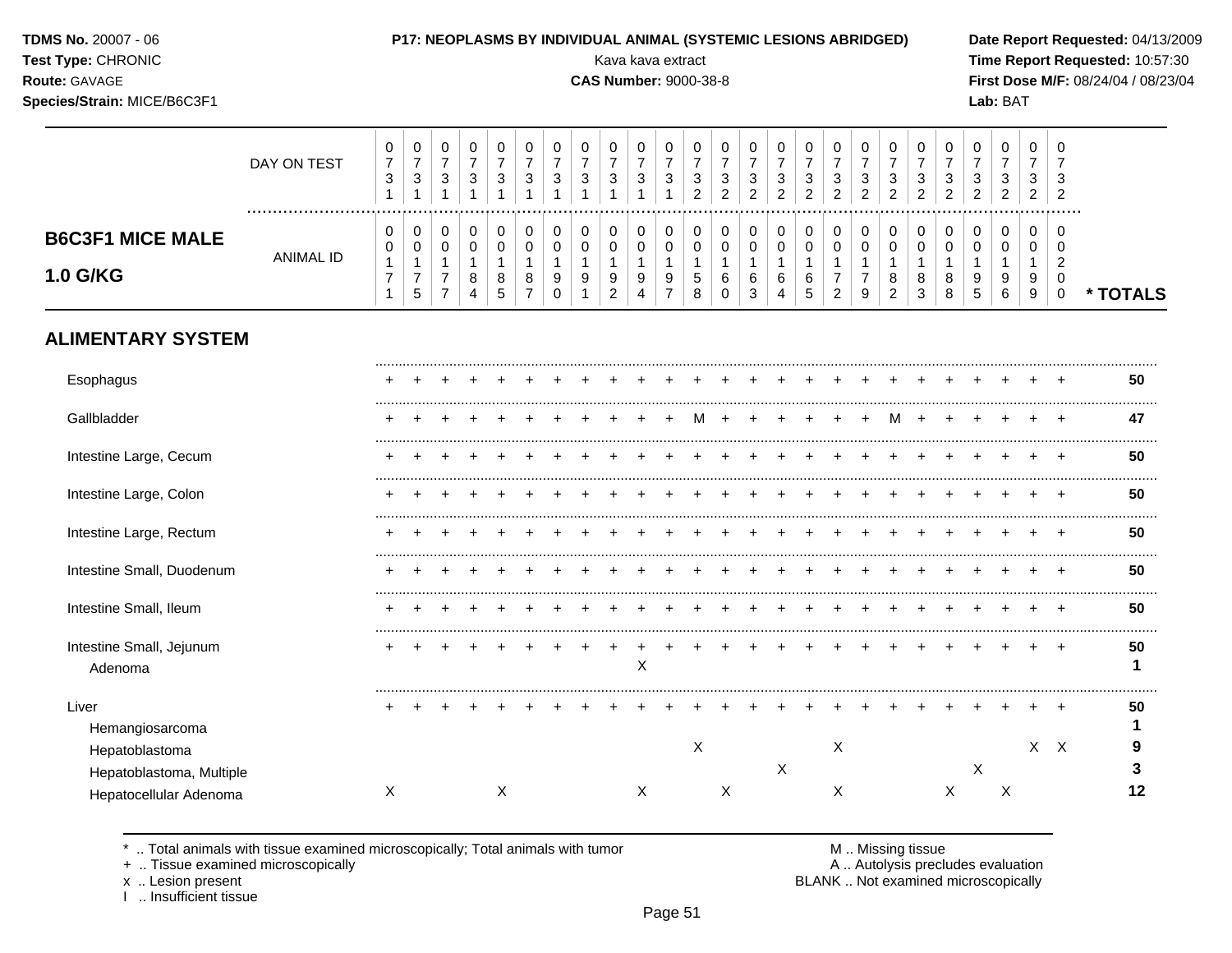## B6C3F1 MICE MALE 1.0 G/KG

| | DAY ON TEST | 0731 | 0731 | 0731 | 0731 | 0731 | 0731 | 0731 | 0731 | 0731 | 0731 | 0731 | 0732 | 0732 | 0732 | 0732 | 0732 | 0732 | 0732 | 0732 | 0732 | 0732 | 0732 | 0732 | 0732 | 0732 | |
|---|---|---|---|---|---|---|---|---|---|---|---|---|---|---|---|---|---|---|---|---|---|---|---|---|---|---|---|
| | ANIMAL ID | 0171 | 0175 | 0177 | 0184 | 0185 | 0187 | 0190 | 0191 | 0192 | 0194 | 0197 | 0158 | 0160 | 0163 | 0164 | 0165 | 0172 | 0179 | 0182 | 0183 | 0188 | 0195 | 0196 | 0199 | 0200 | * TOTALS |
| **ALIMENTARY SYSTEM** | | | | | | | | | | | | | | | | | | | | | | | | | | | |
| Esophagus | | + | + | + | + | + | + | + | + | + | + | + | + | + | + | + | + | + | + | + | + | + | + | + | + | + | 50 |
| Gallbladder | | + | + | + | + | + | + | + | + | + | + | + | M | + | + | + | + | + | + | M | + | + | + | + | + | + | 47 |
| Intestine Large, Cecum | | + | + | + | + | + | + | + | + | + | + | + | + | + | + | + | + | + | + | + | + | + | + | + | + | + | 50 |
| Intestine Large, Colon | | + | + | + | + | + | + | + | + | + | + | + | + | + | + | + | + | + | + | + | + | + | + | + | + | + | 50 |
| Intestine Large, Rectum | | + | + | + | + | + | + | + | + | + | + | + | + | + | + | + | + | + | + | + | + | + | + | + | + | + | 50 |
| Intestine Small, Duodenum | | + | + | + | + | + | + | + | + | + | + | + | + | + | + | + | + | + | + | + | + | + | + | + | + | + | 50 |
| Intestine Small, Ileum | | + | + | + | + | + | + | + | + | + | + | + | + | + | + | + | + | + | + | + | + | + | + | + | + | + | 50 |
| Intestine Small, Jejunum | | + | + | + | + | + | + | + | + | + | + | + | + | + | + | + | + | + | + | + | + | + | + | + | + | + | 50 |
| Adenoma | | | | | | | | | | | X | | | | | | | | | | | | | | | | 1 |
| Liver | | + | + | + | + | + | + | + | + | + | + | + | + | + | + | + | + | + | + | + | + | + | + | + | + | + | 50 |
| Hemangiosarcoma | | | | | | | | | | | | | | | | | | | | | | | | | | | 1 |
| Hepatoblastoma | | | | | | | | | | | | | X | | | | | X | | | | | | | X | X | 9 |
| Hepatoblastoma, Multiple | | | | | | | | | | | | | | | | X | | | | | | | X | | | | 3 |
| Hepatocellular Adenoma | | X | | | | X | | | | | X | | | X | | | | X | | | | X | | X | | | 12 |

\* .. Total animals with tissue examined microscopically; Total animals with tumor
+ .. Tissue examined microscopically
x .. Lesion present
I .. Insufficient tissue

M .. Missing tissue
A .. Autolysis precludes evaluation
BLANK .. Not examined microscopically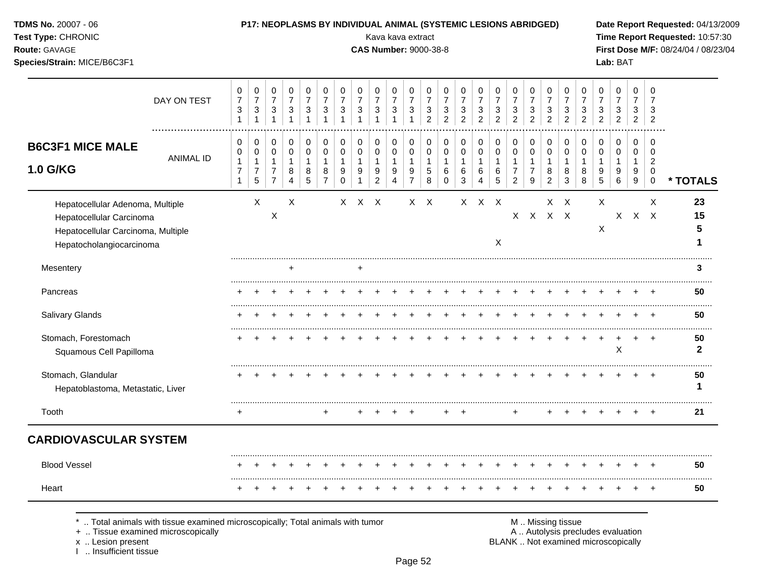**TDMS No.** 20007 - 06
**Test Type:** CHRONIC
**Route:** GAVAGE
**Species/Strain:** MICE/B6C3F1

**P17: NEOPLASMS BY INDIVIDUAL ANIMAL (SYSTEMIC LESIONS ABRIDGED)**
Kava kava extract
**CAS Number:** 9000-38-8

**Date Report Requested:** 04/13/2009
**Time Report Requested:** 10:57:30
**First Dose M/F:** 08/24/04 / 08/23/04
**Lab:** BAT

## B6C3F1 MICE MALE 1.0 G/KG

| DAY ON TEST | 0731 | 0731 | 0731 | 0731 | 0731 | 0731 | 0731 | 0731 | 0731 | 0731 | 0731 | 0732 | 0732 | 0732 | 0732 | 0732 | 0732 | 0732 | 0732 | 0732 | 0732 | 0732 | 0732 | 0732 | 0732 | |
|---|---|---|---|---|---|---|---|---|---|---|---|---|---|---|---|---|---|---|---|---|---|---|---|---|---|---|
| **ANIMAL ID** | 00171 | 00175 | 00177 | 00184 | 00185 | 00187 | 00190 | 00191 | 00192 | 00194 | 00197 | 00158 | 00160 | 00163 | 00164 | 00165 | 00172 | 00179 | 00182 | 00183 | 00188 | 00195 | 00196 | 00199 | 00200 | *** TOTALS** |
| Hepatocellular Adenoma, Multiple | | X | | X | | | X | X | X | | X | X | | X | X | X | | | X | X | | X | | | X | 23 |
| Hepatocellular Carcinoma | | | X | | | | | | | | | | | | | | X | X | X | X | | | X | X | X | 15 |
| Hepatocellular Carcinoma, Multiple | | | | | | | | | | | | | | | | | | | | | | X | | | | 5 |
| Hepatocholangiocarcinoma | | | | | | | | | | | | | | | | X | | | | | | | | | | 1 |
| Mesentery | | | | + | | | | + | | | | | | | | | | | | | | | | | | 3 |
| Pancreas | + | + | + | + | + | + | + | + | + | + | + | + | + | + | + | + | + | + | + | + | + | + | + | + | + | 50 |
| Salivary Glands | + | + | + | + | + | + | + | + | + | + | + | + | + | + | + | + | + | + | + | + | + | + | + | + | + | 50 |
| Stomach, Forestomach | + | + | + | + | + | + | + | + | + | + | + | + | + | + | + | + | + | + | + | + | + | + | + | + | + | 50 |
| Squamous Cell Papilloma | | | | | | | | | | | | | | | | | | | | | | | X | | | 2 |
| Stomach, Glandular | + | + | + | + | + | + | + | + | + | + | + | + | + | + | + | + | + | + | + | + | + | + | + | + | + | 50 |
| Hepatoblastoma, Metastatic, Liver | | | | | | | | | | | | | | | | | | | | | | | | | | 1 |
| Tooth | + | | | | | + | | + | + | + | + | | + | + | | | + | | + | + | + | + | + | + | + | 21 |

## CARDIOVASCULAR SYSTEM

| | | | | | | | | | | | | | | | | | | | | | | | | | | |
|---|---|---|---|---|---|---|---|---|---|---|---|---|---|---|---|---|---|---|---|---|---|---|---|---|---|---|
| Blood Vessel | + | + | + | + | + | + | + | + | + | + | + | + | + | + | + | + | + | + | + | + | + | + | + | + | + | 50 |
| Heart | + | + | + | + | + | + | + | + | + | + | + | + | + | + | + | + | + | + | + | + | + | + | + | + | + | 50 |

\* .. Total animals with tissue examined microscopically; Total animals with tumor
\+ .. Tissue examined microscopically
x .. Lesion present
I .. Insufficient tissue

M .. Missing tissue
A .. Autolysis precludes evaluation
BLANK .. Not examined microscopically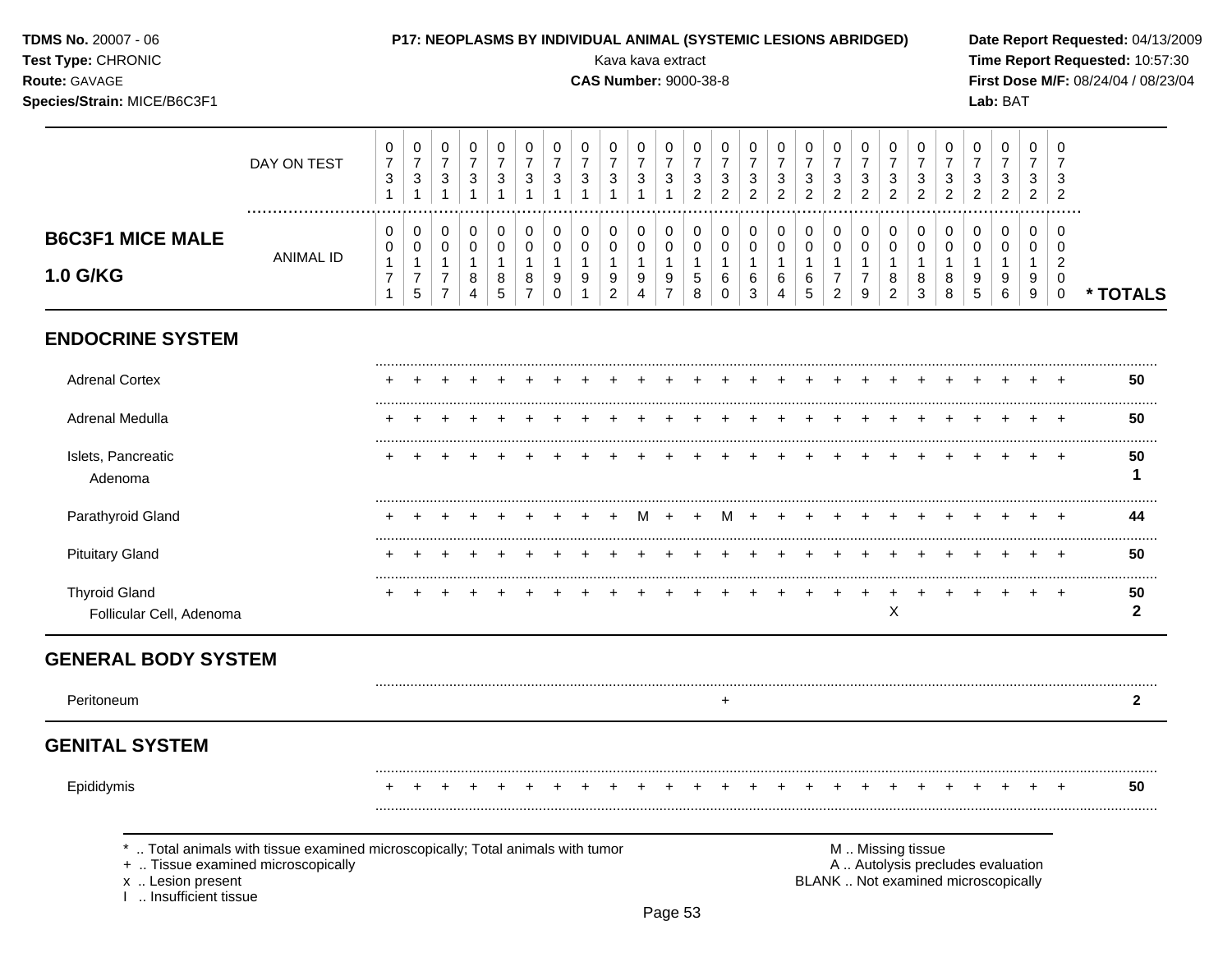**TDMS No.** 20007 - 06
**Test Type:** CHRONIC
**Route:** GAVAGE
**Species/Strain:** MICE/B6C3F1

**P17: NEOPLASMS BY INDIVIDUAL ANIMAL (SYSTEMIC LESIONS ABRIDGED)**
Kava kava extract
**CAS Number:** 9000-38-8

**Date Report Requested:** 04/13/2009
**Time Report Requested:** 10:57:30
**First Dose M/F:** 08/24/04 / 08/23/04
**Lab:** BAT

## B6C3F1 MICE MALE 1.0 G/KG

| DAY ON TEST | 0731 | 0731 | 0731 | 0731 | 0731 | 0731 | 0731 | 0731 | 0731 | 0731 | 0731 | 0732 | 0732 | 0732 | 0732 | 0732 | 0732 | 0732 | 0732 | 0732 | 0732 | 0732 | 0732 | 0732 | 0732 | |
|---|---|---|---|---|---|---|---|---|---|---|---|---|---|---|---|---|---|---|---|---|---|---|---|---|---|---|
| ANIMAL ID | 00171 | 00175 | 00177 | 00184 | 00185 | 00187 | 00190 | 00191 | 00192 | 00194 | 00197 | 00158 | 00160 | 00163 | 00164 | 00165 | 00172 | 00179 | 00182 | 00183 | 00188 | 00195 | 00196 | 00199 | 00200 | * TOTALS |
| **ENDOCRINE SYSTEM** | | | | | | | | | | | | | | | | | | | | | | | | | | |
| Adrenal Cortex | + | + | + | + | + | + | + | + | + | + | + | + | + | + | + | + | + | + | + | + | + | + | + | + | + | 50 |
| Adrenal Medulla | + | + | + | + | + | + | + | + | + | + | + | + | + | + | + | + | + | + | + | + | + | + | + | + | + | 50 |
| Islets, Pancreatic | + | + | + | + | + | + | + | + | + | + | + | + | + | + | + | + | + | + | + | + | + | + | + | + | + | 50 |
| Adenoma | | | | | | | | | | | | | | | | | | | | | | | | | | 1 |
| Parathyroid Gland | + | + | + | + | + | + | + | + | + | M | + | + | M | + | + | + | + | + | + | + | + | + | + | + | + | 44 |
| Pituitary Gland | + | + | + | + | + | + | + | + | + | + | + | + | + | + | + | + | + | + | + | + | + | + | + | + | + | 50 |
| Thyroid Gland | + | + | + | + | + | + | + | + | + | + | + | + | + | + | + | + | + | + | + | + | + | + | + | + | + | 50 |
| Follicular Cell, Adenoma | | | | | | | | | | | | | | | | | | | X | | | | | | | 2 |
| **GENERAL BODY SYSTEM** | | | | | | | | | | | | | | | | | | | | | | | | | | |
| Peritoneum | | | | | | | | | | | | | + | | | | | | | | | | | | | 2 |
| **GENITAL SYSTEM** | | | | | | | | | | | | | | | | | | | | | | | | | | |
| Epididymis | + | + | + | + | + | + | + | + | + | + | + | + | + | + | + | + | + | + | + | + | + | + | + | + | + | 50 |

\* .. Total animals with tissue examined microscopically; Total animals with tumor
\+ .. Tissue examined microscopically
x .. Lesion present
I .. Insufficient tissue

M .. Missing tissue
A .. Autolysis precludes evaluation
BLANK .. Not examined microscopically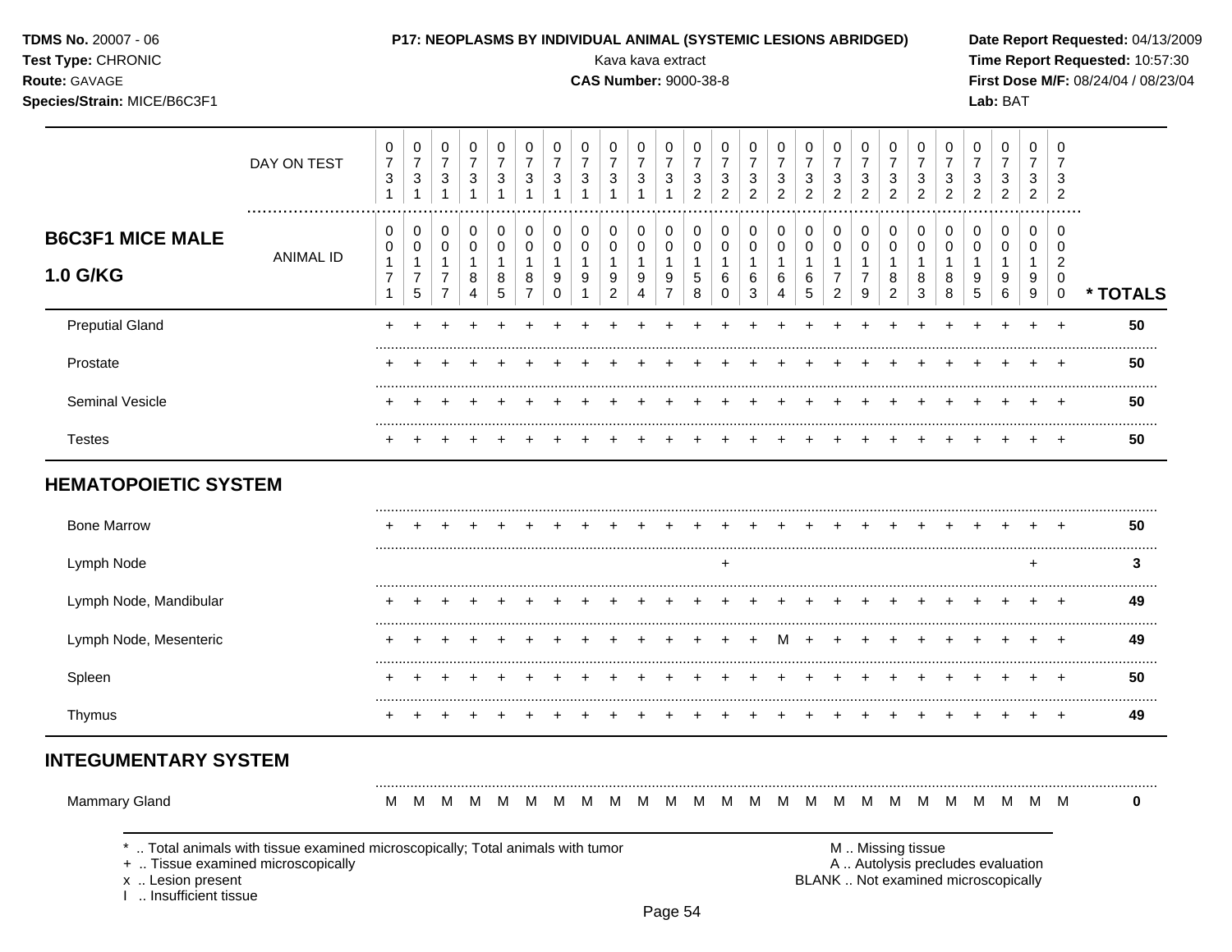**TDMS No.** 20007 - 06
**Test Type:** CHRONIC
**Route:** GAVAGE
**Species/Strain:** MICE/B6C3F1

**P17: NEOPLASMS BY INDIVIDUAL ANIMAL (SYSTEMIC LESIONS ABRIDGED)**
Kava kava extract
**CAS Number:** 9000-38-8

**Date Report Requested:** 04/13/2009
**Time Report Requested:** 10:57:30
**First Dose M/F:** 08/24/04 / 08/23/04
**Lab:** BAT

**B6C3F1 MICE MALE 1.0 G/KG**

| DAY ON TEST | 0731 | 0731 | 0731 | 0731 | 0731 | 0731 | 0731 | 0731 | 0731 | 0731 | 0731 | 0732 | 0732 | 0732 | 0732 | 0732 | 0732 | 0732 | 0732 | 0732 | 0732 | 0732 | 0732 | 0732 | 0732 | |
|---|---|---|---|---|---|---|---|---|---|---|---|---|---|---|---|---|---|---|---|---|---|---|---|---|---|---|
| ANIMAL ID | 00171 | 00175 | 00177 | 00184 | 00185 | 00187 | 00190 | 00191 | 00192 | 00194 | 00197 | 00158 | 00160 | 00163 | 00164 | 00165 | 00172 | 00179 | 00182 | 00183 | 00188 | 00195 | 00196 | 00199 | 00200 | * TOTALS |
| Preputial Gland | + | + | + | + | + | + | + | + | + | + | + | + | + | + | + | + | + | + | + | + | + | + | + | + | + | 50 |
| Prostate | + | + | + | + | + | + | + | + | + | + | + | + | + | + | + | + | + | + | + | + | + | + | + | + | + | 50 |
| Seminal Vesicle | + | + | + | + | + | + | + | + | + | + | + | + | + | + | + | + | + | + | + | + | + | + | + | + | + | 50 |
| Testes | + | + | + | + | + | + | + | + | + | + | + | + | + | + | + | + | + | + | + | + | + | + | + | + | + | 50 |
| **HEMATOPOIETIC SYSTEM** | | | | | | | | | | | | | | | | | | | | | | | | | | |
| Bone Marrow | + | + | + | + | + | + | + | + | + | + | + | + | + | + | + | + | + | + | + | + | + | + | + | + | + | 50 |
| Lymph Node | | | | | | | | | | | | | + | | | | | | | | | | | + | | 3 |
| Lymph Node, Mandibular | + | + | + | + | + | + | + | + | + | + | + | + | + | + | + | + | + | + | + | + | + | + | + | + | + | 49 |
| Lymph Node, Mesenteric | + | + | + | + | + | + | + | + | + | + | + | + | + | + | M | + | + | + | + | + | + | + | + | + | + | 49 |
| Spleen | + | + | + | + | + | + | + | + | + | + | + | + | + | + | + | + | + | + | + | + | + | + | + | + | + | 50 |
| Thymus | + | + | + | + | + | + | + | + | + | + | + | + | + | + | + | + | + | + | + | + | + | + | + | + | + | 49 |
| **INTEGUMENTARY SYSTEM** | | | | | | | | | | | | | | | | | | | | | | | | | | |
| Mammary Gland | M | M | M | M | M | M | M | M | M | M | M | M | M | M | M | M | M | M | M | M | M | M | M | M | M | 0 |

\* .. Total animals with tissue examined microscopically; Total animals with tumor
\+ .. Tissue examined microscopically
x .. Lesion present
I .. Insufficient tissue

M .. Missing tissue
A .. Autolysis precludes evaluation
BLANK .. Not examined microscopically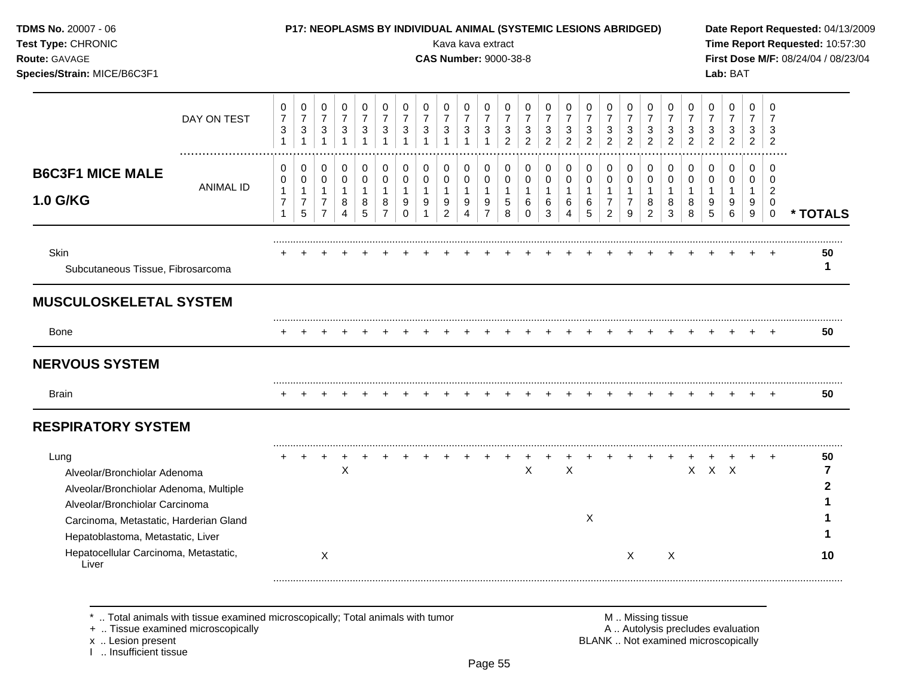## B6C3F1 MICE MALE 1.0 G/KG

| | 0731 | 0731 | 0731 | 0731 | 0731 | 0731 | 0731 | 0731 | 0731 | 0731 | 0731 | 0732 | 0732 | 0732 | 0732 | 0732 | 0732 | 0732 | 0732 | 0732 | 0732 | 0732 | 0732 | 0732 | 0732 | |
|---|---|---|---|---|---|---|---|---|---|---|---|---|---|---|---|---|---|---|---|---|---|---|---|---|---|---|
| **DAY ON TEST / ANIMAL ID** | 0171 | 0175 | 0177 | 0184 | 0185 | 0187 | 0190 | 0191 | 0192 | 0194 | 0197 | 0158 | 0160 | 0163 | 0164 | 0165 | 0172 | 0179 | 0182 | 0183 | 0188 | 0195 | 0196 | 0199 | 0200 | *** TOTALS** |
| Skin | + | + | + | + | + | + | + | + | + | + | + | + | + | + | + | + | + | + | + | + | + | + | + | + | + | **50** |
| Subcutaneous Tissue, Fibrosarcoma | | | | | | | | | | | | | | | | | | | | | | | | | | **1** |
| **MUSCULOSKELETAL SYSTEM** | | | | | | | | | | | | | | | | | | | | | | | | | | |
| Bone | + | + | + | + | + | + | + | + | + | + | + | + | + | + | + | + | + | + | + | + | + | + | + | + | + | **50** |
| **NERVOUS SYSTEM** | | | | | | | | | | | | | | | | | | | | | | | | | | |
| Brain | + | + | + | + | + | + | + | + | + | + | + | + | + | + | + | + | + | + | + | + | + | + | + | + | + | **50** |
| **RESPIRATORY SYSTEM** | | | | | | | | | | | | | | | | | | | | | | | | | | |
| Lung | + | + | + | + | + | + | + | + | + | + | + | + | + | + | + | + | + | + | + | + | + | + | + | + | + | **50** |
| Alveolar/Bronchiolar Adenoma | | | | X | | | | | | | | | X | | X | | | | | | X | X | X | | | **7** |
| Alveolar/Bronchiolar Adenoma, Multiple | | | | | | | | | | | | | | | | | | | | | | | | | | **2** |
| Alveolar/Bronchiolar Carcinoma | | | | | | | | | | | | | | | | | | | | | | | | | | **1** |
| Carcinoma, Metastatic, Harderian Gland | | | | | | | | | | | | | | | | X | | | | | | | | | | **1** |
| Hepatoblastoma, Metastatic, Liver | | | | | | | | | | | | | | | | | | | | | | | | | | **1** |
| Hepatocellular Carcinoma, Metastatic, Liver | | | X | | | | | | | | | | | | | | | X | | X | | | | | | **10** |

\* .. Total animals with tissue examined microscopically; Total animals with tumor
\+ .. Tissue examined microscopically
x .. Lesion present
I .. Insufficient tissue

M .. Missing tissue
A .. Autolysis precludes evaluation
BLANK .. Not examined microscopically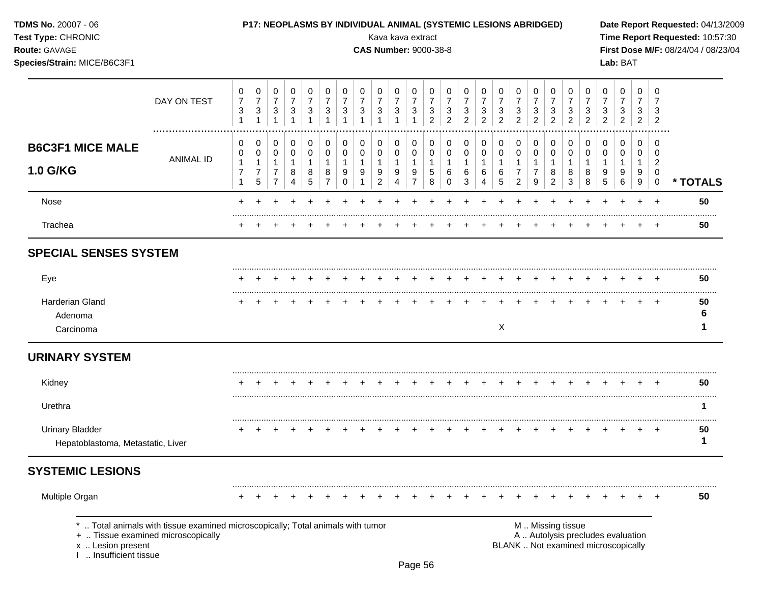**TDMS No.** 20007 - 06
**Test Type:** CHRONIC
**Route:** GAVAGE
**Species/Strain:** MICE/B6C3F1

**P17: NEOPLASMS BY INDIVIDUAL ANIMAL (SYSTEMIC LESIONS ABRIDGED)**
Kava kava extract
**CAS Number:** 9000-38-8

**Date Report Requested:** 04/13/2009
**Time Report Requested:** 10:57:30
**First Dose M/F:** 08/24/04 / 08/23/04
**Lab:** BAT

**B6C3F1 MICE MALE 1.0 G/KG**

| DAY ON TEST | 0731 | 0731 | 0731 | 0731 | 0731 | 0731 | 0731 | 0731 | 0731 | 0731 | 0731 | 0732 | 0732 | 0732 | 0732 | 0732 | 0732 | 0732 | 0732 | 0732 | 0732 | 0732 | 0732 | 0732 | 0732 | |
|---|---|---|---|---|---|---|---|---|---|---|---|---|---|---|---|---|---|---|---|---|---|---|---|---|---|---|
| ANIMAL ID | 00171 | 00175 | 00177 | 00184 | 00185 | 00187 | 00190 | 00191 | 00192 | 00194 | 00197 | 00158 | 00160 | 00163 | 00164 | 00165 | 00172 | 00179 | 00182 | 00183 | 00188 | 00195 | 00196 | 00199 | 00200 | * TOTALS |
| Nose | + | + | + | + | + | + | + | + | + | + | + | + | + | + | + | + | + | + | + | + | + | + | + | + | + | 50 |
| Trachea | + | + | + | + | + | + | + | + | + | + | + | + | + | + | + | + | + | + | + | + | + | + | + | + | + | 50 |
| **SPECIAL SENSES SYSTEM** | | | | | | | | | | | | | | | | | | | | | | | | | | |
| Eye | + | + | + | + | + | + | + | + | + | + | + | + | + | + | + | + | + | + | + | + | + | + | + | + | + | 50 |
| Harderian Gland | + | + | + | + | + | + | + | + | + | + | + | + | + | + | + | + | + | + | + | + | + | + | + | + | + | 50 |
| Adenoma | | | | | | | | | | | | | | | | | | | | | | | | | | 6 |
| Carcinoma | | | | | | | | | | | | | | | | X | | | | | | | | | | 1 |
| **URINARY SYSTEM** | | | | | | | | | | | | | | | | | | | | | | | | | | |
| Kidney | + | + | + | + | + | + | + | + | + | + | + | + | + | + | + | + | + | + | + | + | + | + | + | + | + | 50 |
| Urethra | | | | | | | | | | | | | | | | | | | | | | | | | | 1 |
| Urinary Bladder | + | + | + | + | + | + | + | + | + | + | + | + | + | + | + | + | + | + | + | + | + | + | + | + | + | 50 |
| Hepatoblastoma, Metastatic, Liver | | | | | | | | | | | | | | | | | | | | | | | | | | 1 |
| **SYSTEMIC LESIONS** | | | | | | | | | | | | | | | | | | | | | | | | | | |
| Multiple Organ | + | + | + | + | + | + | + | + | + | + | + | + | + | + | + | + | + | + | + | + | + | + | + | + | + | 50 |

\* .. Total animals with tissue examined microscopically; Total animals with tumor
\+ .. Tissue examined microscopically
x .. Lesion present
I .. Insufficient tissue

M .. Missing tissue
A .. Autolysis precludes evaluation
BLANK .. Not examined microscopically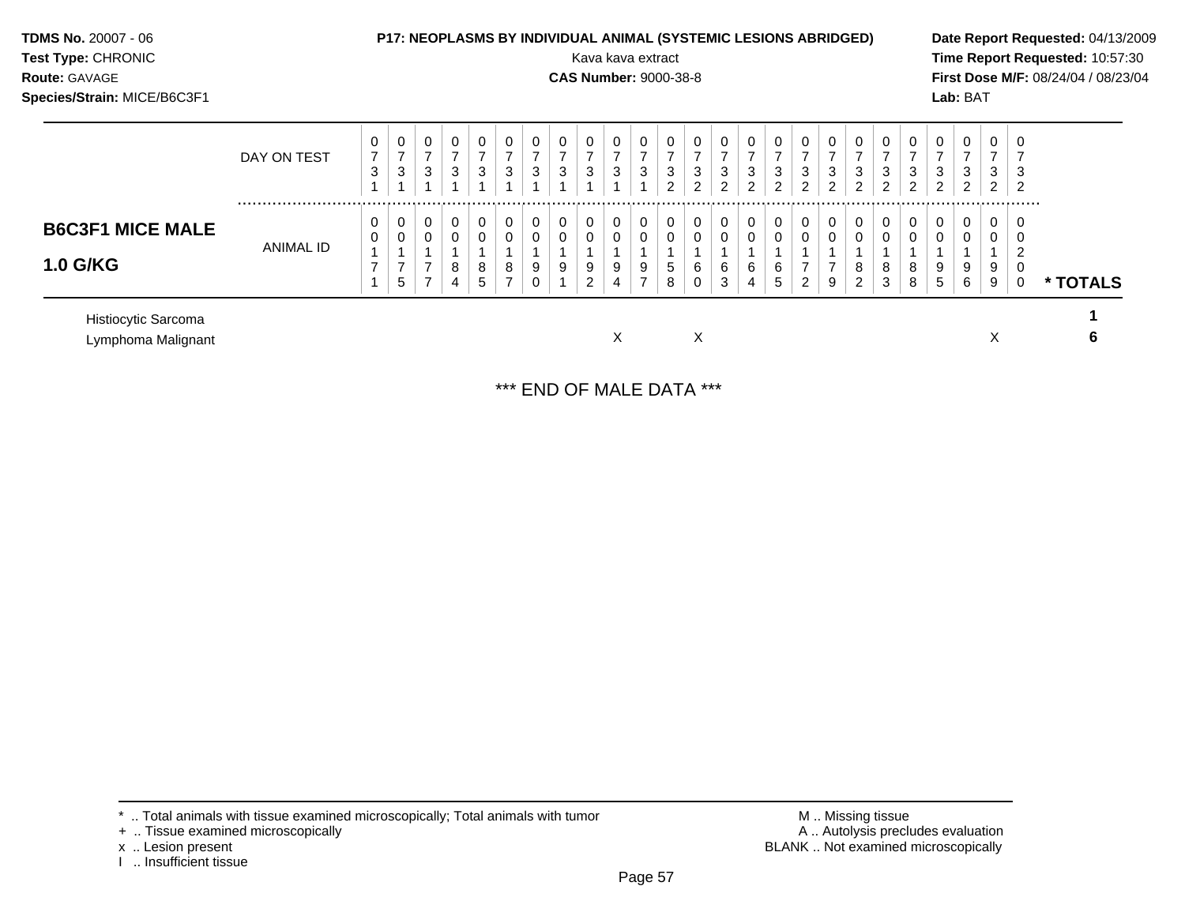**TDMS No.** 20007 - 06
**Test Type:** CHRONIC
**Route:** GAVAGE
**Species/Strain:** MICE/B6C3F1

**P17: NEOPLASMS BY INDIVIDUAL ANIMAL (SYSTEMIC LESIONS ABRIDGED)**
Kava kava extract
**CAS Number:** 9000-38-8

**Date Report Requested:** 04/13/2009
**Time Report Requested:** 10:57:30
**First Dose M/F:** 08/24/04 / 08/23/04
**Lab:** BAT

## B6C3F1 MICE MALE 1.0 G/KG

| DAY ON TEST | 0731 | 0731 | 0731 | 0731 | 0731 | 0731 | 0731 | 0731 | 0731 | 0731 | 0731 | 0732 | 0732 | 0732 | 0732 | 0732 | 0732 | 0732 | 0732 | 0732 | 0732 | 0732 | 0732 | 0732 | 0732 | |
|---|---|---|---|---|---|---|---|---|---|---|---|---|---|---|---|---|---|---|---|---|---|---|---|---|---|---|
| **ANIMAL ID** | 00171 | 00175 | 00177 | 00184 | 00185 | 00187 | 00190 | 00191 | 00192 | 00194 | 00197 | 00158 | 00160 | 00163 | 00164 | 00165 | 00172 | 00179 | 00182 | 00183 | 00188 | 00195 | 00196 | 00199 | 00200 | *** TOTALS** |
| Histiocytic Sarcoma | | | | | | | | | | | | | | | | | | | | | | | | | | 1 |
| Lymphoma Malignant | | | | | | | | | | X | | X | | | | | | | | | | | | X | | 6 |

*** END OF MALE DATA ***

\* .. Total animals with tissue examined microscopically; Total animals with tumor
\+ .. Tissue examined microscopically
x .. Lesion present
I .. Insufficient tissue

M .. Missing tissue
A .. Autolysis precludes evaluation
BLANK .. Not examined microscopically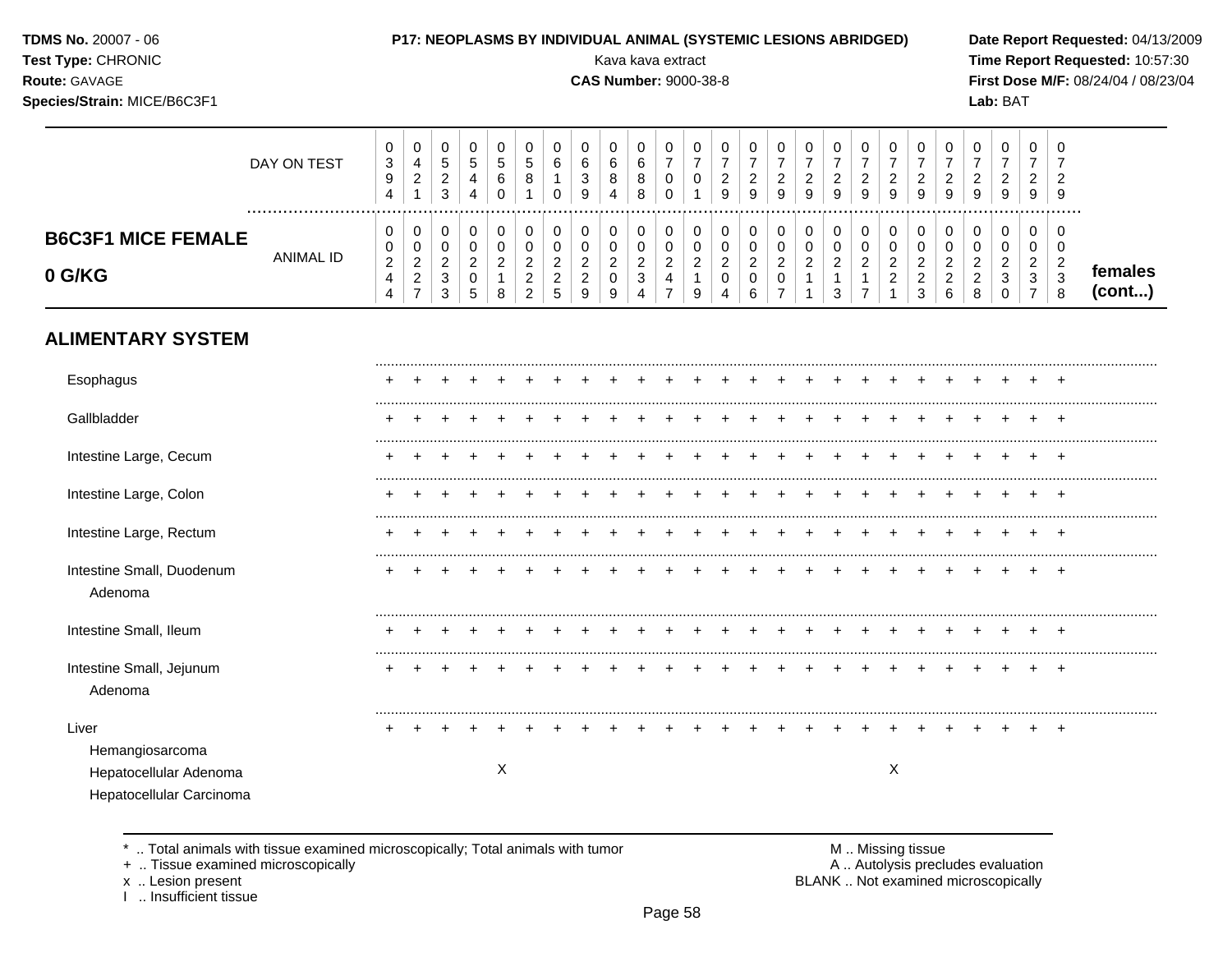TDMS No. 20007 - 06
Test Type: CHRONIC
Route: GAVAGE
Species/Strain: MICE/B6C3F1

**P17: NEOPLASMS BY INDIVIDUAL ANIMAL (SYSTEMIC LESIONS ABRIDGED)**
Kava kava extract
**CAS Number:** 9000-38-8

Date Report Requested: 04/13/2009
Time Report Requested: 10:57:30
First Dose M/F: 08/24/04 / 08/23/04
Lab: BAT

| DAY ON TEST | 0394 | 0421 | 0523 | 0544 | 0560 | 0581 | 0610 | 0639 | 0684 | 0688 | 0700 | 0701 | 0729 | 0729 | 0729 | 0729 | 0729 | 0729 | 0729 | 0729 | 0729 | 0729 | 0729 | 0729 | 0729 | |
|---|---|---|---|---|---|---|---|---|---|---|---|---|---|---|---|---|---|---|---|---|---|---|---|---|---|---|
| **B6C3F1 MICE FEMALE 0 G/KG** — ANIMAL ID | 00244 | 00227 | 00233 | 00205 | 00218 | 00222 | 00225 | 00229 | 00209 | 00234 | 00247 | 00219 | 00204 | 00206 | 00207 | 00211 | 00213 | 00217 | 00221 | 00223 | 00226 | 00228 | 00230 | 00237 | 00238 | **females (cont...)** |
| **ALIMENTARY SYSTEM** | | | | | | | | | | | | | | | | | | | | | | | | | | |
| Esophagus | + | + | + | + | + | + | + | + | + | + | + | + | + | + | + | + | + | + | + | + | + | + | + | + | + | |
| Gallbladder | + | + | + | + | + | + | + | + | + | + | + | + | + | + | + | + | + | + | + | + | + | + | + | + | + | |
| Intestine Large, Cecum | + | + | + | + | + | + | + | + | + | + | + | + | + | + | + | + | + | + | + | + | + | + | + | + | + | |
| Intestine Large, Colon | + | + | + | + | + | + | + | + | + | + | + | + | + | + | + | + | + | + | + | + | + | + | + | + | + | |
| Intestine Large, Rectum | + | + | + | + | + | + | + | + | + | + | + | + | + | + | + | + | + | + | + | + | + | + | + | + | + | |
| Intestine Small, Duodenum | + | + | + | + | + | + | + | + | + | + | + | + | + | + | + | + | + | + | + | + | + | + | + | + | + | |
| Adenoma | | | | | | | | | | | | | | | | | | | | | | | | | | |
| Intestine Small, Ileum | + | + | + | + | + | + | + | + | + | + | + | + | + | + | + | + | + | + | + | + | + | + | + | + | + | |
| Intestine Small, Jejunum | + | + | + | + | + | + | + | + | + | + | + | + | + | + | + | + | + | + | + | + | + | + | + | + | + | |
| Adenoma | | | | | | | | | | | | | | | | | | | | | | | | | | |
| Liver | + | + | + | + | + | + | + | + | + | + | + | + | + | + | + | + | + | + | + | + | + | + | + | + | + | |
| Hemangiosarcoma | | | | | | | | | | | | | | | | | | | | | | | | | | |
| Hepatocellular Adenoma | | | | | X | | | | | | | | | | | | | | X | | | | | | | |
| Hepatocellular Carcinoma | | | | | | | | | | | | | | | | | | | | | | | | | | |

\* .. Total animals with tissue examined microscopically; Total animals with tumor
\+ .. Tissue examined microscopically
x .. Lesion present
I .. Insufficient tissue

M .. Missing tissue
A .. Autolysis precludes evaluation
BLANK .. Not examined microscopically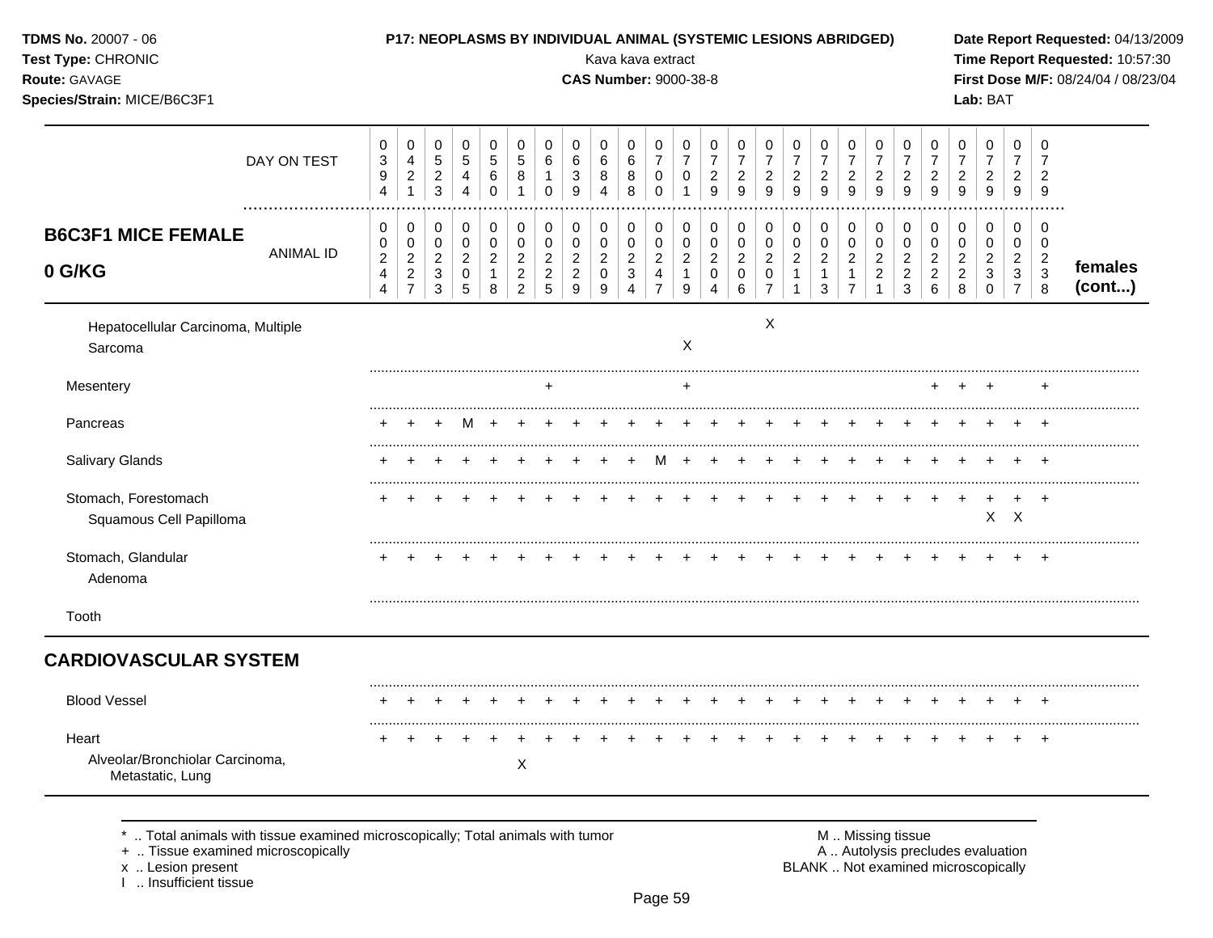**TDMS No.** 20007 - 06
**Test Type:** CHRONIC
**Route:** GAVAGE
**Species/Strain:** MICE/B6C3F1

**P17: NEOPLASMS BY INDIVIDUAL ANIMAL (SYSTEMIC LESIONS ABRIDGED)**
Kava kava extract
**CAS Number:** 9000-38-8

**Date Report Requested:** 04/13/2009
**Time Report Requested:** 10:57:30
**First Dose M/F:** 08/24/04 / 08/23/04
**Lab:** BAT

## B6C3F1 MICE FEMALE 0 G/KG

| DAY ON TEST | 0394 | 0421 | 0523 | 0544 | 0560 | 0581 | 0610 | 0639 | 0684 | 0688 | 0700 | 0701 | 0729 | 0729 | 0729 | 0729 | 0729 | 0729 | 0729 | 0729 | 0729 | 0729 | 0729 | 0729 | 0729 | |
|---|---|---|---|---|---|---|---|---|---|---|---|---|---|---|---|---|---|---|---|---|---|---|---|---|---|---|
| ANIMAL ID | 00244 | 00227 | 00233 | 00205 | 00218 | 00222 | 00225 | 00229 | 00209 | 00234 | 00247 | 00219 | 00204 | 00206 | 00207 | 00211 | 00213 | 00217 | 00221 | 00223 | 00226 | 00228 | 00230 | 00237 | 00238 | females (cont...) |
| Hepatocellular Carcinoma, Multiple | | | | | | | | | | | | | | | X | | | | | | | | | | | |
| Sarcoma | | | | | | | | | | | | X | | | | | | | | | | | | | | |
| Mesentery | | | | | | | + | | | | | + | | | | | | | | | + | + | + | | + | |
| Pancreas | + | + | + | M | + | + | + | + | + | + | + | + | + | + | + | + | + | + | + | + | + | + | + | + | + | |
| Salivary Glands | + | + | + | + | + | + | + | + | + | + | M | + | + | + | + | + | + | + | + | + | + | + | + | + | + | |
| Stomach, Forestomach | + | + | + | + | + | + | + | + | + | + | + | + | + | + | + | + | + | + | + | + | + | + | + | + | + | |
| Squamous Cell Papilloma | | | | | | | | | | | | | | | | | | | | | | | X | X | | |
| Stomach, Glandular | + | + | + | + | + | + | + | + | + | + | + | + | + | + | + | + | + | + | + | + | + | + | + | + | + | |
| Adenoma | | | | | | | | | | | | | | | | | | | | | | | | | | |
| Tooth | | | | | | | | | | | | | | | | | | | | | | | | | | |

## CARDIOVASCULAR SYSTEM

| | 0394 | 0421 | 0523 | 0544 | 0560 | 0581 | 0610 | 0639 | 0684 | 0688 | 0700 | 0701 | 0729 | 0729 | 0729 | 0729 | 0729 | 0729 | 0729 | 0729 | 0729 | 0729 | 0729 | 0729 | 0729 |
|---|---|---|---|---|---|---|---|---|---|---|---|---|---|---|---|---|---|---|---|---|---|---|---|---|---|
| Blood Vessel | + | + | + | + | + | + | + | + | + | + | + | + | + | + | + | + | + | + | + | + | + | + | + | + | + |
| Heart | + | + | + | + | + | + | + | + | + | + | + | + | + | + | + | + | + | + | + | + | + | + | + | + | + |
| Alveolar/Bronchiolar Carcinoma, Metastatic, Lung | | | | | | X | | | | | | | | | | | | | | | | | | | |

\* .. Total animals with tissue examined microscopically; Total animals with tumor
\+ .. Tissue examined microscopically
x .. Lesion present
I .. Insufficient tissue

M .. Missing tissue
A .. Autolysis precludes evaluation
BLANK .. Not examined microscopically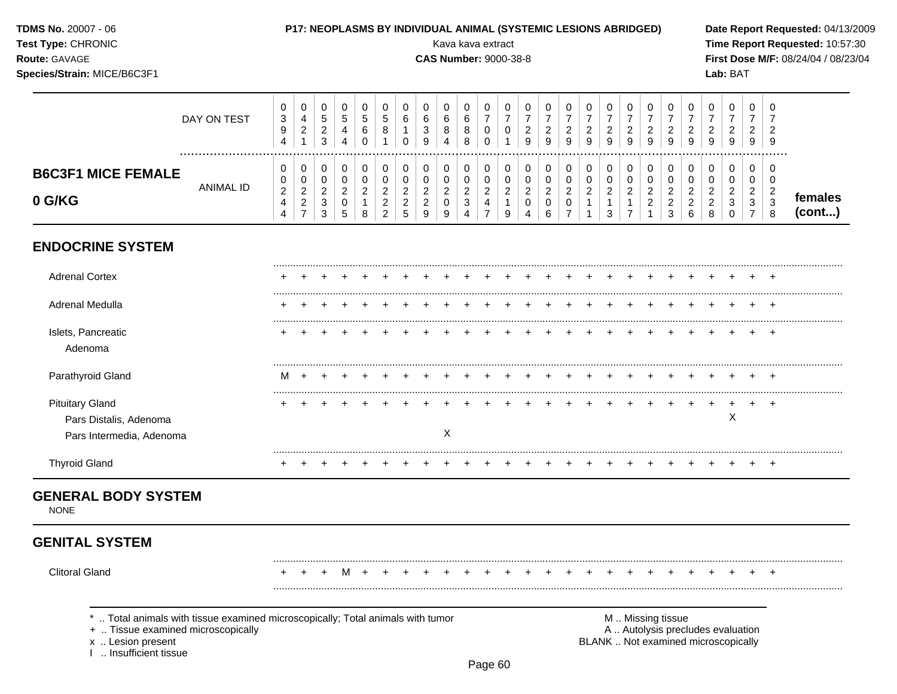**TDMS No.** 20007 - 06
**Test Type:** CHRONIC
**Route:** GAVAGE
**Species/Strain:** MICE/B6C3F1

**P17: NEOPLASMS BY INDIVIDUAL ANIMAL (SYSTEMIC LESIONS ABRIDGED)**
Kava kava extract
**CAS Number:** 9000-38-8

**Date Report Requested:** 04/13/2009
**Time Report Requested:** 10:57:30
**First Dose M/F:** 08/24/04 / 08/23/04
**Lab:** BAT

## B6C3F1 MICE FEMALE 0 G/KG

| DAY ON TEST | 0394 | 0421 | 0523 | 0544 | 0560 | 0581 | 0610 | 0639 | 0684 | 0688 | 0700 | 0701 | 0729 | 0729 | 0729 | 0729 | 0729 | 0729 | 0729 | 0729 | 0729 | 0729 | 0729 | 0729 | 0729 | |
|---|---|---|---|---|---|---|---|---|---|---|---|---|---|---|---|---|---|---|---|---|---|---|---|---|---|---|
| **ANIMAL ID** | 00244 | 00227 | 00233 | 00205 | 00218 | 00222 | 00225 | 00229 | 00209 | 00234 | 00247 | 00219 | 00204 | 00206 | 00207 | 00211 | 00213 | 00217 | 00221 | 00223 | 00226 | 00228 | 00230 | 00237 | 00238 | **females (cont...)** |
| **ENDOCRINE SYSTEM** | | | | | | | | | | | | | | | | | | | | | | | | | | |
| Adrenal Cortex | + | + | + | + | + | + | + | + | + | + | + | + | + | + | + | + | + | + | + | + | + | + | + | + | + | |
| Adrenal Medulla | + | + | + | + | + | + | + | + | + | + | + | + | + | + | + | + | + | + | + | + | + | + | + | + | + | |
| Islets, Pancreatic | + | + | + | + | + | + | + | + | + | + | + | + | + | + | + | + | + | + | + | + | + | + | + | + | + | |
| Adenoma | | | | | | | | | | | | | | | | | | | | | | | | | | |
| Parathyroid Gland | M | + | + | + | + | + | + | + | + | + | + | + | + | + | + | + | + | + | + | + | + | + | + | + | + | |
| Pituitary Gland | + | + | + | + | + | + | + | + | + | + | + | + | + | + | + | + | + | + | + | + | + | + | + | + | + | |
| Pars Distalis, Adenoma | | | | | | | | | | | | | | | | | | | | | | | X | | | |
| Pars Intermedia, Adenoma | | | | | | | | | X | | | | | | | | | | | | | | | | | |
| Thyroid Gland | + | + | + | + | + | + | + | + | + | + | + | + | + | + | + | + | + | + | + | + | + | + | + | + | + | |

## GENERAL BODY SYSTEM

NONE

## GENITAL SYSTEM

| | | | | | | | | | | | | | | | | | | | | | | | | | |
|---|---|---|---|---|---|---|---|---|---|---|---|---|---|---|---|---|---|---|---|---|---|---|---|---|---|
| Clitoral Gland | + | + | + | M | + | + | + | + | + | + | + | + | + | + | + | + | + | + | + | + | + | + | + | + | + |

\* .. Total animals with tissue examined microscopically; Total animals with tumor
\+ .. Tissue examined microscopically
x .. Lesion present
I .. Insufficient tissue

M .. Missing tissue
A .. Autolysis precludes evaluation
BLANK .. Not examined microscopically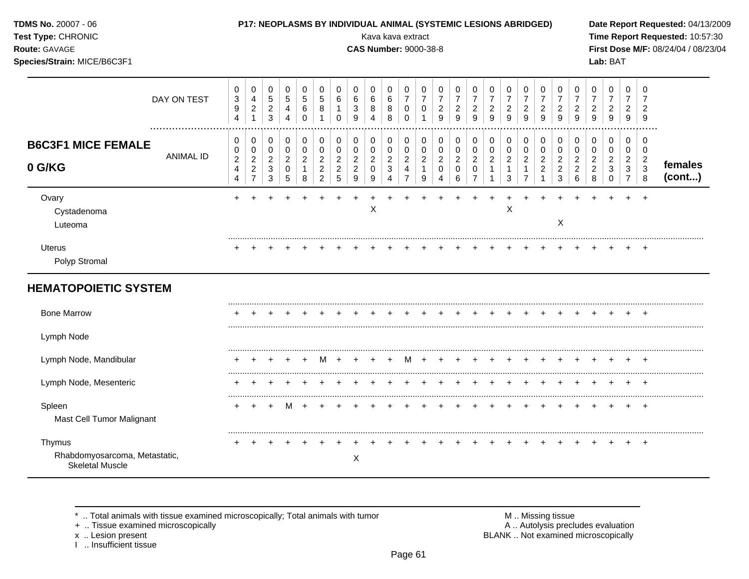**TDMS No.** 20007 - 06
**Test Type:** CHRONIC
**Route:** GAVAGE
**Species/Strain:** MICE/B6C3F1

**P17: NEOPLASMS BY INDIVIDUAL ANIMAL (SYSTEMIC LESIONS ABRIDGED)**
Kava kava extract
**CAS Number:** 9000-38-8

**Date Report Requested:** 04/13/2009
**Time Report Requested:** 10:57:30
**First Dose M/F:** 08/24/04 / 08/23/04
**Lab:** BAT

| DAY ON TEST | 0394 | 0421 | 0523 | 0544 | 0560 | 0581 | 0610 | 0639 | 0684 | 0688 | 0700 | 0701 | 0729 | 0729 | 0729 | 0729 | 0729 | 0729 | 0729 | 0729 | 0729 | 0729 | 0729 | 0729 | 0729 | |
|---|---|---|---|---|---|---|---|---|---|---|---|---|---|---|---|---|---|---|---|---|---|---|---|---|---|---|
| **B6C3F1 MICE FEMALE 0 G/KG** — ANIMAL ID | 00244 | 00227 | 00233 | 00205 | 00218 | 00222 | 00225 | 00229 | 00209 | 00234 | 00247 | 00219 | 00204 | 00206 | 00207 | 00211 | 00213 | 00217 | 00221 | 00223 | 00226 | 00228 | 00230 | 00237 | 00238 | **females (cont...)** |
| Ovary | + | + | + | + | + | + | + | + | + | + | + | + | + | + | + | + | + | + | + | + | + | + | + | + | + | |
| Cystadenoma | | | | | | | | | X | | | | | | | | X | | | | | | | | | |
| Luteoma | | | | | | | | | | | | | | | | | | | | X | | | | | | |
| Uterus | + | + | + | + | + | + | + | + | + | + | + | + | + | + | + | + | + | + | + | + | + | + | + | + | + | |
| Polyp Stromal | | | | | | | | | | | | | | | | | | | | | | | | | | |
| **HEMATOPOIETIC SYSTEM** | | | | | | | | | | | | | | | | | | | | | | | | | | |
| Bone Marrow | + | + | + | + | + | + | + | + | + | + | + | + | + | + | + | + | + | + | + | + | + | + | + | + | + | |
| Lymph Node | | | | | | | | | | | | | | | | | | | | | | | | | | |
| Lymph Node, Mandibular | + | + | + | + | + | M | + | + | + | + | M | + | + | + | + | + | + | + | + | + | + | + | + | + | + | |
| Lymph Node, Mesenteric | + | + | + | + | + | + | + | + | + | + | + | + | + | + | + | + | + | + | + | + | + | + | + | + | + | |
| Spleen | + | + | + | M | + | + | + | + | + | + | + | + | + | + | + | + | + | + | + | + | + | + | + | + | + | |
| Mast Cell Tumor Malignant | | | | | | | | | | | | | | | | | | | | | | | | | | |
| Thymus | + | + | + | + | + | + | + | + | + | + | + | + | + | + | + | + | + | + | + | + | + | + | + | + | + | |
| Rhabdomyosarcoma, Metastatic, Skeletal Muscle | | | | | | | | X | | | | | | | | | | | | | | | | | | |

\* .. Total animals with tissue examined microscopically; Total animals with tumor
\+ .. Tissue examined microscopically
x .. Lesion present
I .. Insufficient tissue

M .. Missing tissue
A .. Autolysis precludes evaluation
BLANK .. Not examined microscopically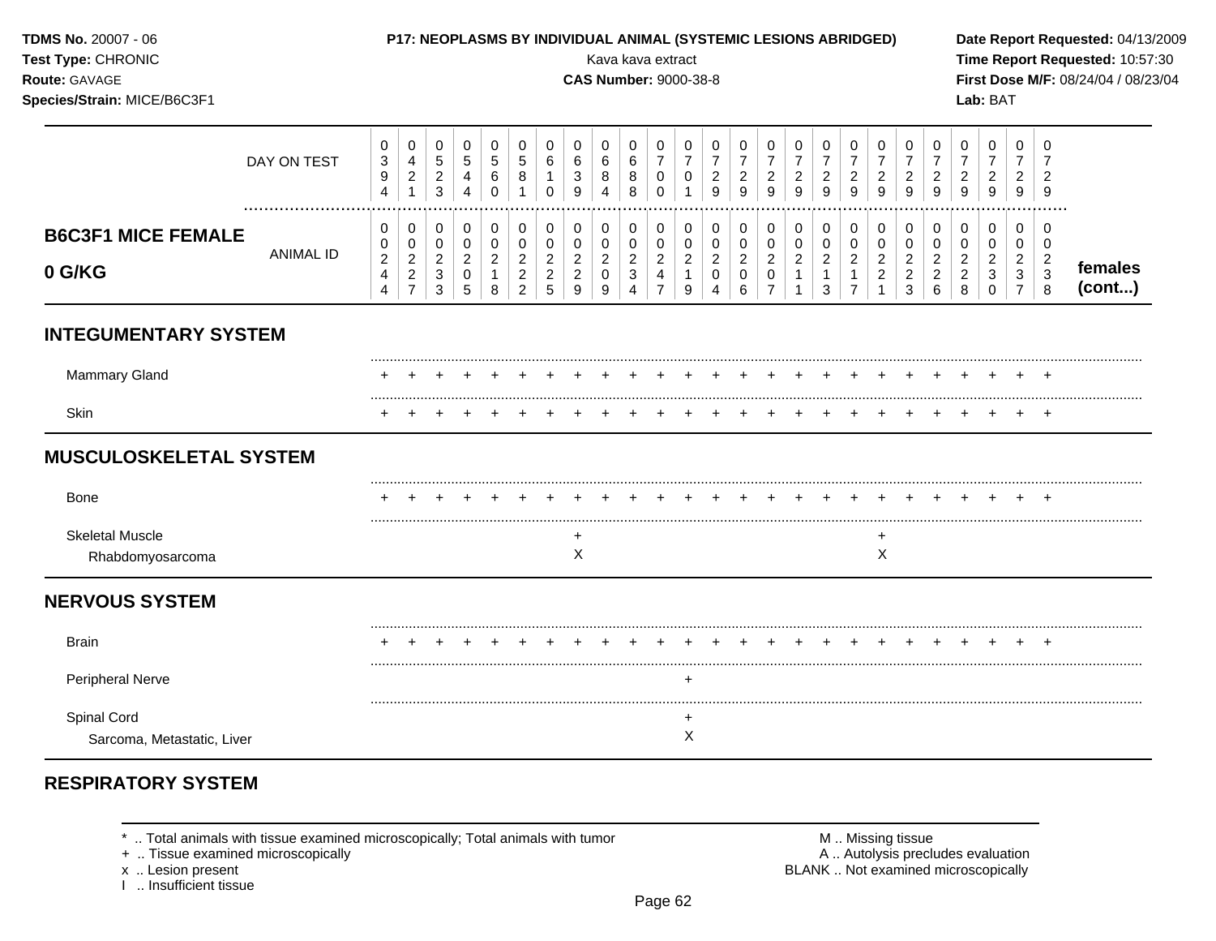| DAY ON TEST | 394 | 421 | 523 | 544 | 560 | 581 | 610 | 639 | 684 | 688 | 700 | 701 | 729 | 729 | 729 | 729 | 729 | 729 | 729 | 729 | 729 | 729 | 729 | 729 | 729 | |
|---|---|---|---|---|---|---|---|---|---|---|---|---|---|---|---|---|---|---|---|---|---|---|---|---|---|---|
| **B6C3F1 MICE FEMALE 0 G/KG** — ANIMAL ID | 0244 | 0227 | 0233 | 0205 | 0218 | 0222 | 0225 | 0229 | 0209 | 0234 | 0247 | 0219 | 0204 | 0206 | 0207 | 0211 | 0213 | 0217 | 0221 | 0223 | 0226 | 0228 | 0230 | 0237 | 0238 | **females (cont...)** |
| **INTEGUMENTARY SYSTEM** | | | | | | | | | | | | | | | | | | | | | | | | | | |
| Mammary Gland | + | + | + | + | + | + | + | + | + | + | + | + | + | + | + | + | + | + | + | + | + | + | + | + | + | |
| Skin | + | + | + | + | + | + | + | + | + | + | + | + | + | + | + | + | + | + | + | + | + | + | + | + | + | |
| **MUSCULOSKELETAL SYSTEM** | | | | | | | | | | | | | | | | | | | | | | | | | | |
| Bone | + | + | + | + | + | + | + | + | + | + | + | + | + | + | + | + | + | + | + | + | + | + | + | + | + | |
| Skeletal Muscle | | | | | | | | + | | | | | | | | | | | + | | | | | | | |
| Rhabdomyosarcoma | | | | | | | | X | | | | | | | | | | | X | | | | | | | |
| **NERVOUS SYSTEM** | | | | | | | | | | | | | | | | | | | | | | | | | | |
| Brain | + | + | + | + | + | + | + | + | + | + | + | + | + | + | + | + | + | + | + | + | + | + | + | + | + | |
| Peripheral Nerve | | | | | | | | | | | | + | | | | | | | | | | | | | | |
| Spinal Cord | | | | | | | | | | | | + | | | | | | | | | | | | | | |
| Sarcoma, Metastatic, Liver | | | | | | | | | | | | X | | | | | | | | | | | | | | |
| **RESPIRATORY SYSTEM** | | | | | | | | | | | | | | | | | | | | | | | | | | |

\* .. Total animals with tissue examined microscopically; Total animals with tumor
\+ .. Tissue examined microscopically
x .. Lesion present
I .. Insufficient tissue

M .. Missing tissue
A .. Autolysis precludes evaluation
BLANK .. Not examined microscopically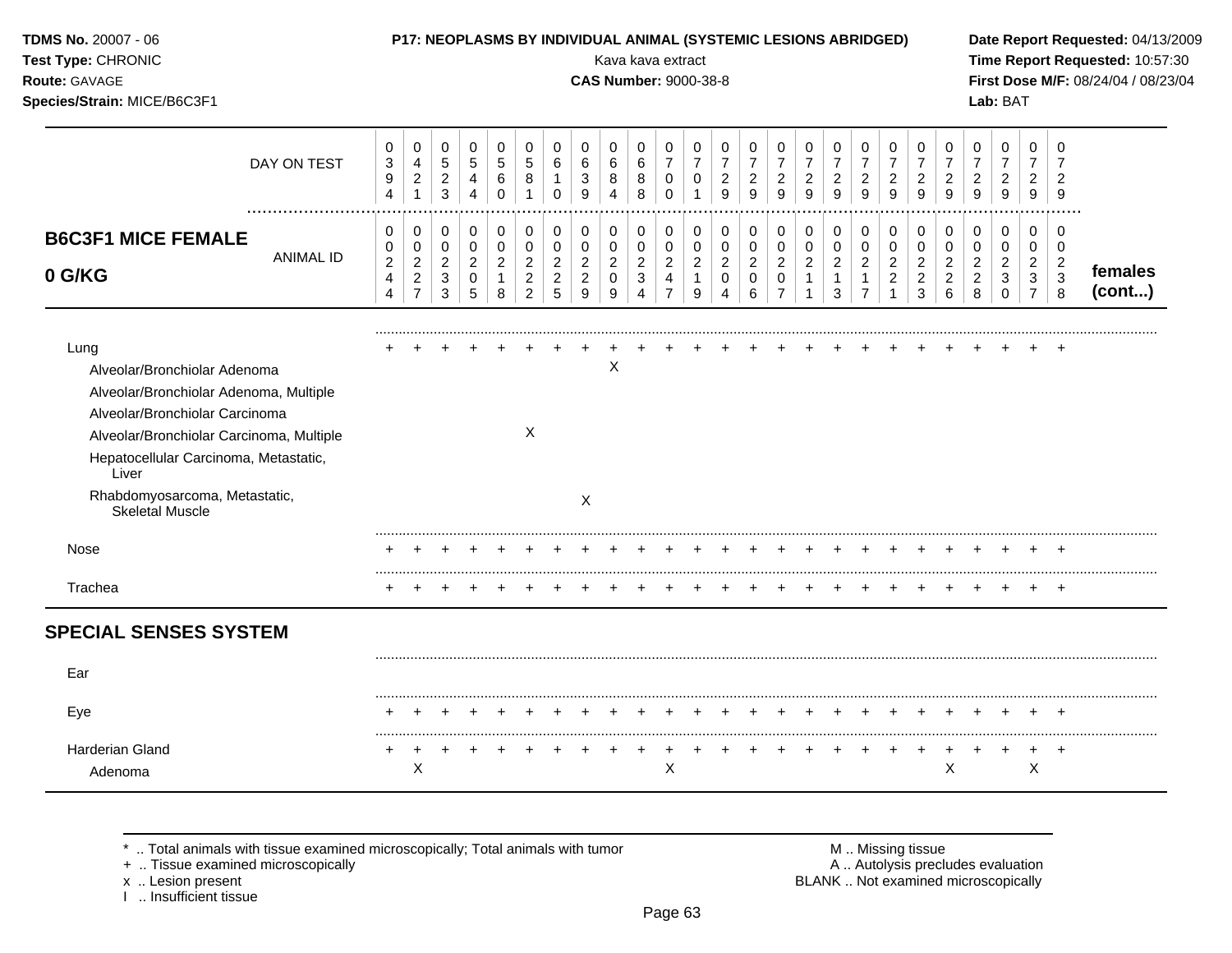**TDMS No.** 20007 - 06
**Test Type:** CHRONIC
**Route:** GAVAGE
**Species/Strain:** MICE/B6C3F1

**P17: NEOPLASMS BY INDIVIDUAL ANIMAL (SYSTEMIC LESIONS ABRIDGED)**
Kava kava extract
**CAS Number:** 9000-38-8

**Date Report Requested:** 04/13/2009
**Time Report Requested:** 10:57:30
**First Dose M/F:** 08/24/04 / 08/23/04
**Lab:** BAT

| DAY ON TEST | 0394 | 0421 | 0523 | 0544 | 0560 | 0581 | 0610 | 0639 | 0684 | 0688 | 0700 | 0701 | 0729 | 0729 | 0729 | 0729 | 0729 | 0729 | 0729 | 0729 | 0729 | 0729 | 0729 | 0729 | 0729 | |
|---|---|---|---|---|---|---|---|---|---|---|---|---|---|---|---|---|---|---|---|---|---|---|---|---|---|---|
| **B6C3F1 MICE FEMALE 0 G/KG** — ANIMAL ID | 00244 | 00227 | 00233 | 00205 | 00218 | 00222 | 00225 | 00229 | 00209 | 00234 | 00247 | 00219 | 00204 | 00206 | 00207 | 00211 | 00213 | 00217 | 00221 | 00223 | 00226 | 00228 | 00230 | 00237 | 00238 | **females (cont...)** |
| Lung | + | + | + | + | + | + | + | + | + | + | + | + | + | + | + | + | + | + | + | + | + | + | + | + | + | |
| Alveolar/Bronchiolar Adenoma | | | | | | | | | X | | | | | | | | | | | | | | | | | |
| Alveolar/Bronchiolar Adenoma, Multiple | | | | | | | | | | | | | | | | | | | | | | | | | | |
| Alveolar/Bronchiolar Carcinoma | | | | | | | | | | | | | | | | | | | | | | | | | | |
| Alveolar/Bronchiolar Carcinoma, Multiple | | | | | | X | | | | | | | | | | | | | | | | | | | | |
| Hepatocellular Carcinoma, Metastatic, Liver | | | | | | | | | | | | | | | | | | | | | | | | | | |
| Rhabdomyosarcoma, Metastatic, Skeletal Muscle | | | | | | | | X | | | | | | | | | | | | | | | | | | |
| Nose | + | + | + | + | + | + | + | + | + | + | + | + | + | + | + | + | + | + | + | + | + | + | + | + | + | |
| Trachea | + | + | + | + | + | + | + | + | + | + | + | + | + | + | + | + | + | + | + | + | + | + | + | + | + | |
| **SPECIAL SENSES SYSTEM** | | | | | | | | | | | | | | | | | | | | | | | | | | |
| Ear | | | | | | | | | | | | | | | | | | | | | | | | | | |
| Eye | + | + | + | + | + | + | + | + | + | + | + | + | + | + | + | + | + | + | + | + | + | + | + | + | + | |
| Harderian Gland | + | + | + | + | + | + | + | + | + | + | + | + | + | + | + | + | + | + | + | + | + | + | + | + | + | |
| Adenoma | | X | | | | | | | | | X | | | | | | | | | | X | | | X | | |

\* .. Total animals with tissue examined microscopically; Total animals with tumor
\+ .. Tissue examined microscopically
x .. Lesion present
I .. Insufficient tissue

M .. Missing tissue
A .. Autolysis precludes evaluation
BLANK .. Not examined microscopically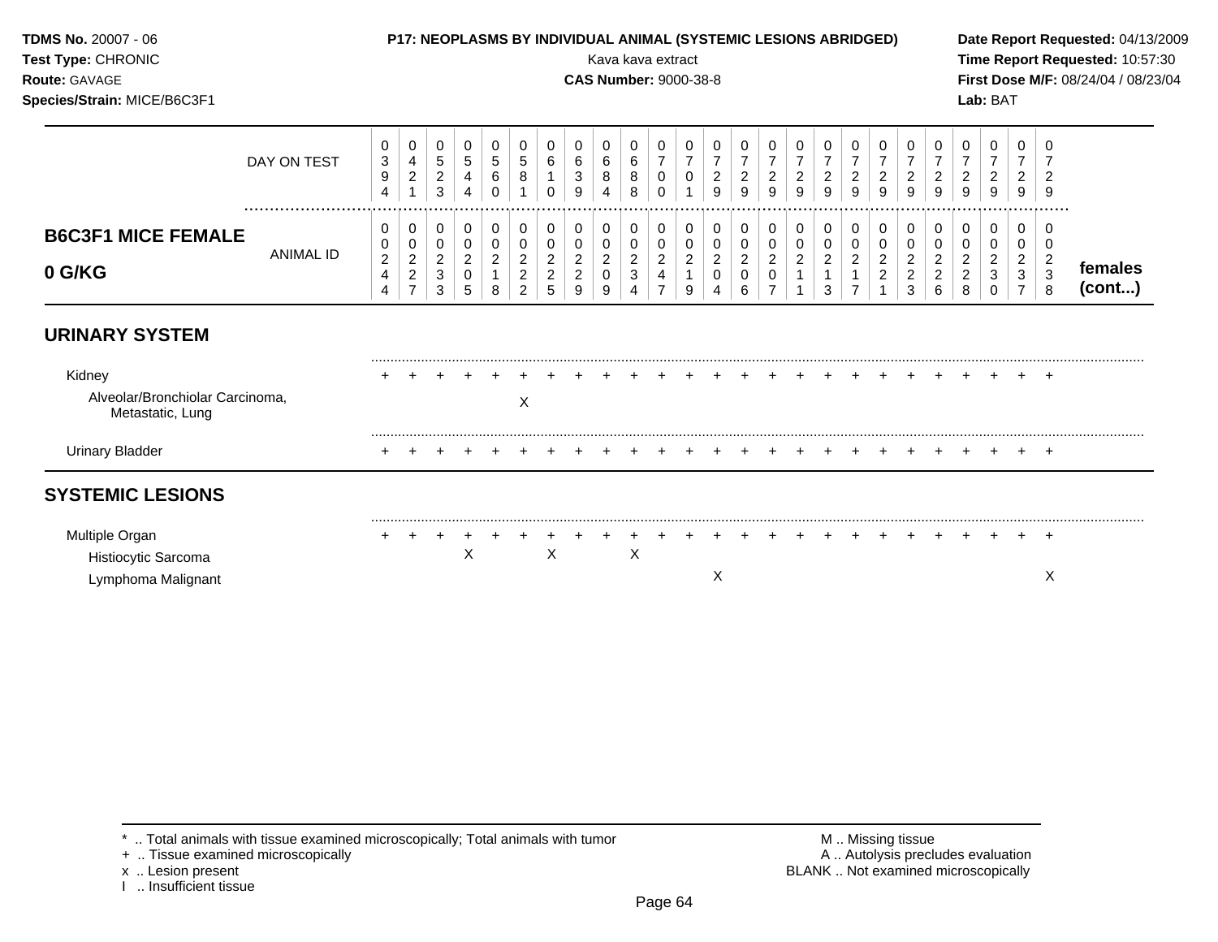**TDMS No.** 20007 - 06
**Test Type:** CHRONIC
**Route:** GAVAGE
**Species/Strain:** MICE/B6C3F1

**P17: NEOPLASMS BY INDIVIDUAL ANIMAL (SYSTEMIC LESIONS ABRIDGED)**
Kava kava extract
**CAS Number:** 9000-38-8

**Date Report Requested:** 04/13/2009
**Time Report Requested:** 10:57:30
**First Dose M/F:** 08/24/04 / 08/23/04
**Lab:** BAT

| DAY ON TEST | 0394 | 0421 | 0523 | 0544 | 0560 | 0581 | 0610 | 0639 | 0684 | 0688 | 0700 | 0701 | 0729 | 0729 | 0729 | 0729 | 0729 | 0729 | 0729 | 0729 | 0729 | 0729 | 0729 | 0729 | 0729 | |
|---|---|---|---|---|---|---|---|---|---|---|---|---|---|---|---|---|---|---|---|---|---|---|---|---|---|---|
| **B6C3F1 MICE FEMALE 0 G/KG** — ANIMAL ID | 00244 | 00227 | 00233 | 00205 | 00218 | 00222 | 00225 | 00229 | 00209 | 00234 | 00247 | 00219 | 00204 | 00206 | 00207 | 00211 | 00213 | 00217 | 00221 | 00223 | 00226 | 00228 | 00230 | 00237 | 00238 | **females (cont...)** |
| **URINARY SYSTEM** | | | | | | | | | | | | | | | | | | | | | | | | | | |
| Kidney | + | + | + | + | + | + | + | + | + | + | + | + | + | + | + | + | + | + | + | + | + | + | + | + | + | |
| Alveolar/Bronchiolar Carcinoma, Metastatic, Lung | | | | | | X | | | | | | | | | | | | | | | | | | | | |
| Urinary Bladder | + | + | + | + | + | + | + | + | + | + | + | + | + | + | + | + | + | + | + | + | + | + | + | + | + | |
| **SYSTEMIC LESIONS** | | | | | | | | | | | | | | | | | | | | | | | | | | |
| Multiple Organ | + | + | + | + | + | + | + | + | + | + | + | + | + | + | + | + | + | + | + | + | + | + | + | + | + | |
| Histiocytic Sarcoma | | | | X | | | X | | | X | | | | | | | | | | | | | | | | |
| Lymphoma Malignant | | | | | | | | | | | | | X | | | | | | | | | | | | X | |

\* .. Total animals with tissue examined microscopically; Total animals with tumor
\+ .. Tissue examined microscopically
x .. Lesion present
I .. Insufficient tissue

M .. Missing tissue
A .. Autolysis precludes evaluation
BLANK .. Not examined microscopically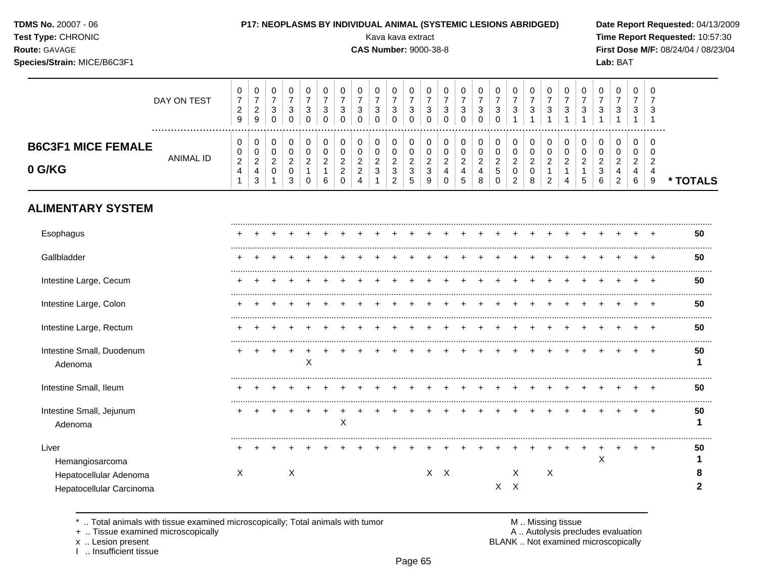## B6C3F1 MICE FEMALE 0 G/KG

| | 1 | 2 | 3 | 4 | 5 | 6 | 7 | 8 | 9 | 10 | 11 | 12 | 13 | 14 | 15 | 16 | 17 | 18 | 19 | 20 | 21 | 22 | 23 | 24 | 25 | * TOTALS |
|---|---|---|---|---|---|---|---|---|---|---|---|---|---|---|---|---|---|---|---|---|---|---|---|---|---|---|
| DAY ON TEST | 0729 | 0729 | 0730 | 0730 | 0730 | 0730 | 0730 | 0730 | 0730 | 0730 | 0730 | 0730 | 0730 | 0730 | 0730 | 0730 | 0731 | 0731 | 0731 | 0731 | 0731 | 0731 | 0731 | 0731 | 0731 | |
| ANIMAL ID | 0241 | 0243 | 0201 | 0203 | 0210 | 0216 | 0220 | 0224 | 0231 | 0232 | 0235 | 0239 | 0240 | 0245 | 0248 | 0250 | 0202 | 0208 | 0212 | 0214 | 0215 | 0236 | 0242 | 0246 | 0249 | |
| **ALIMENTARY SYSTEM** | | | | | | | | | | | | | | | | | | | | | | | | | | |
| Esophagus | + | + | + | + | + | + | + | + | + | + | + | + | + | + | + | + | + | + | + | + | + | + | + | + | + | 50 |
| Gallbladder | + | + | + | + | + | + | + | + | + | + | + | + | + | + | + | + | + | + | + | + | + | + | + | + | + | 50 |
| Intestine Large, Cecum | + | + | + | + | + | + | + | + | + | + | + | + | + | + | + | + | + | + | + | + | + | + | + | + | + | 50 |
| Intestine Large, Colon | + | + | + | + | + | + | + | + | + | + | + | + | + | + | + | + | + | + | + | + | + | + | + | + | + | 50 |
| Intestine Large, Rectum | + | + | + | + | + | + | + | + | + | + | + | + | + | + | + | + | + | + | + | + | + | + | + | + | + | 50 |
| Intestine Small, Duodenum | + | + | + | + | + | + | + | + | + | + | + | + | + | + | + | + | + | + | + | + | + | + | + | + | + | 50 |
| Adenoma | | | | | X | | | | | | | | | | | | | | | | | | | | | 1 |
| Intestine Small, Ileum | + | + | + | + | + | + | + | + | + | + | + | + | + | + | + | + | + | + | + | + | + | + | + | + | + | 50 |
| Intestine Small, Jejunum | + | + | + | + | + | + | + | + | + | + | + | + | + | + | + | + | + | + | + | + | + | + | + | + | + | 50 |
| Adenoma | | | | | | | X | | | | | | | | | | | | | | | | | | | 1 |
| Liver | + | + | + | + | + | + | + | + | + | + | + | + | + | + | + | + | + | + | + | + | + | + | + | + | + | 50 |
| Hemangiosarcoma | | | | | | | | | | | | | | | | | | | | | | X | | | | 1 |
| Hepatocellular Adenoma | X | | | X | | | | | | | | X | X | | | | X | | X | | | | | | | 8 |
| Hepatocellular Carcinoma | | | | | | | | | | | | | | | | X | X | | | | | | | | | 2 |

\* .. Total animals with tissue examined microscopically; Total animals with tumor
\+ .. Tissue examined microscopically
x .. Lesion present
I .. Insufficient tissue

M .. Missing tissue
A .. Autolysis precludes evaluation
BLANK .. Not examined microscopically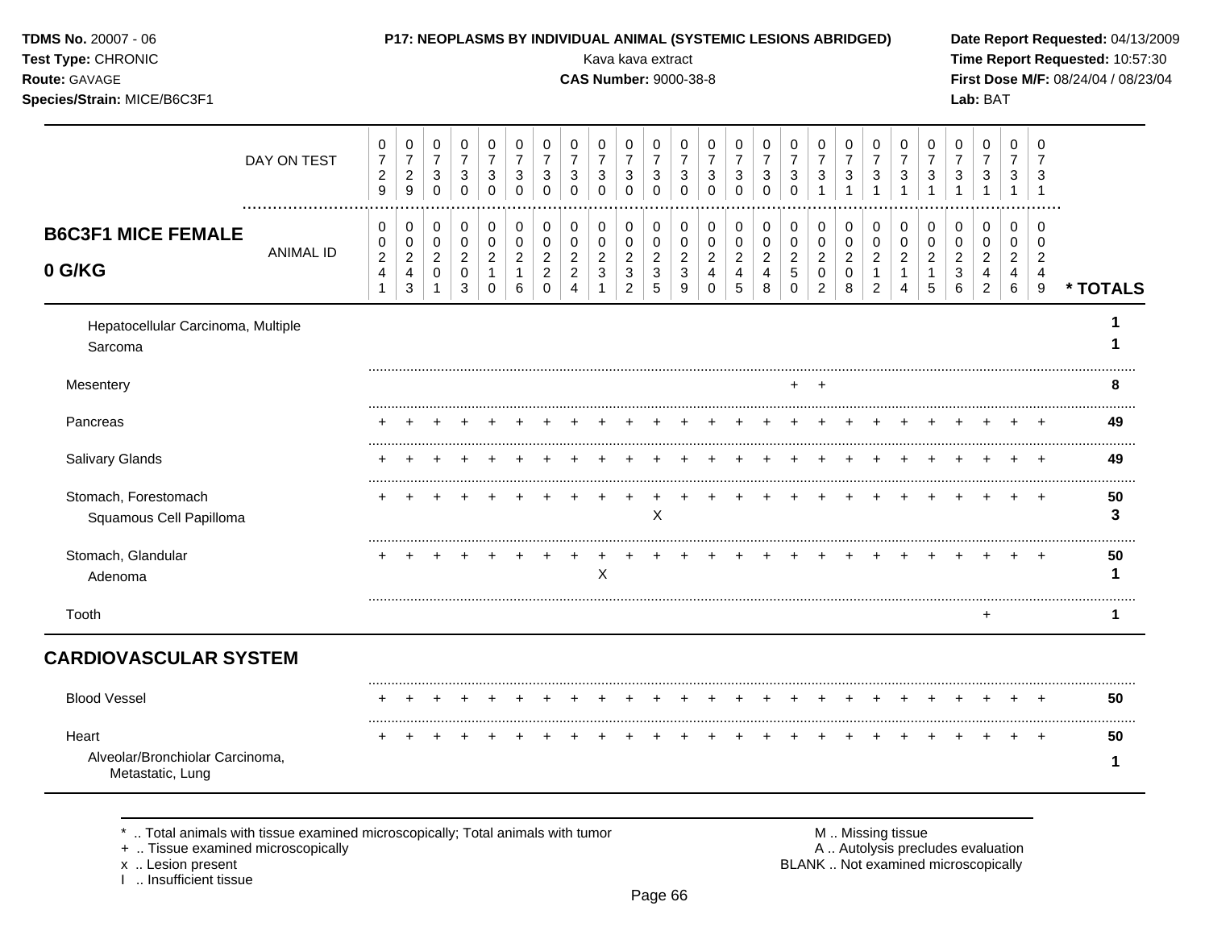**TDMS No.** 20007 - 06
**Test Type:** CHRONIC
**Route:** GAVAGE
**Species/Strain:** MICE/B6C3F1

**P17: NEOPLASMS BY INDIVIDUAL ANIMAL (SYSTEMIC LESIONS ABRIDGED)**
Kava kava extract
**CAS Number:** 9000-38-8

**Date Report Requested:** 04/13/2009
**Time Report Requested:** 10:57:30
**First Dose M/F:** 08/24/04 / 08/23/04
**Lab:** BAT

## B6C3F1 MICE FEMALE 0 G/KG

| DAY ON TEST | 0729 | 0729 | 0730 | 0730 | 0730 | 0730 | 0730 | 0730 | 0730 | 0730 | 0730 | 0730 | 0730 | 0730 | 0730 | 0730 | 0731 | 0731 | 0731 | 0731 | 0731 | 0731 | 0731 | 0731 | 0731 | |
|---|---|---|---|---|---|---|---|---|---|---|---|---|---|---|---|---|---|---|---|---|---|---|---|---|---|---|
| ANIMAL ID | 00241 | 00243 | 00201 | 00203 | 00210 | 00216 | 00220 | 00224 | 00231 | 00232 | 00235 | 00239 | 00240 | 00245 | 00248 | 00250 | 00202 | 00208 | 00212 | 00214 | 00215 | 00236 | 00242 | 00246 | 00249 | * TOTALS |
| Hepatocellular Carcinoma, Multiple | | | | | | | | | | | | | | | | | | | | | | | | | | 1 |
| Sarcoma | | | | | | | | | | | | | | | | | | | | | | | | | | 1 |
| Mesentery | | | | | | | | | | | | | | | | + | + | | | | | | | | | 8 |
| Pancreas | + | + | + | + | + | + | + | + | + | + | + | + | + | + | + | + | + | + | + | + | + | + | + | + | + | 49 |
| Salivary Glands | + | + | + | + | + | + | + | + | + | + | + | + | + | + | + | + | + | + | + | + | + | + | + | + | + | 49 |
| Stomach, Forestomach | + | + | + | + | + | + | + | + | + | + | + | + | + | + | + | + | + | + | + | + | + | + | + | + | + | 50 |
| Squamous Cell Papilloma | | | | | | | | | | | X | | | | | | | | | | | | | | | 3 |
| Stomach, Glandular | + | + | + | + | + | + | + | + | + | + | + | + | + | + | + | + | + | + | + | + | + | + | + | + | + | 50 |
| Adenoma | | | | | | | | | X | | | | | | | | | | | | | | | | | 1 |
| Tooth | | | | | | | | | | | | | | | | | | | | | | | + | | | 1 |
| **CARDIOVASCULAR SYSTEM** | | | | | | | | | | | | | | | | | | | | | | | | | | |
| Blood Vessel | + | + | + | + | + | + | + | + | + | + | + | + | + | + | + | + | + | + | + | + | + | + | + | + | + | 50 |
| Heart | + | + | + | + | + | + | + | + | + | + | + | + | + | + | + | + | + | + | + | + | + | + | + | + | + | 50 |
| Alveolar/Bronchiolar Carcinoma, Metastatic, Lung | | | | | | | | | | | | | | | | | | | | | | | | | | 1 |

\* .. Total animals with tissue examined microscopically; Total animals with tumor
+ .. Tissue examined microscopically
x .. Lesion present
I .. Insufficient tissue

M .. Missing tissue
A .. Autolysis precludes evaluation
BLANK .. Not examined microscopically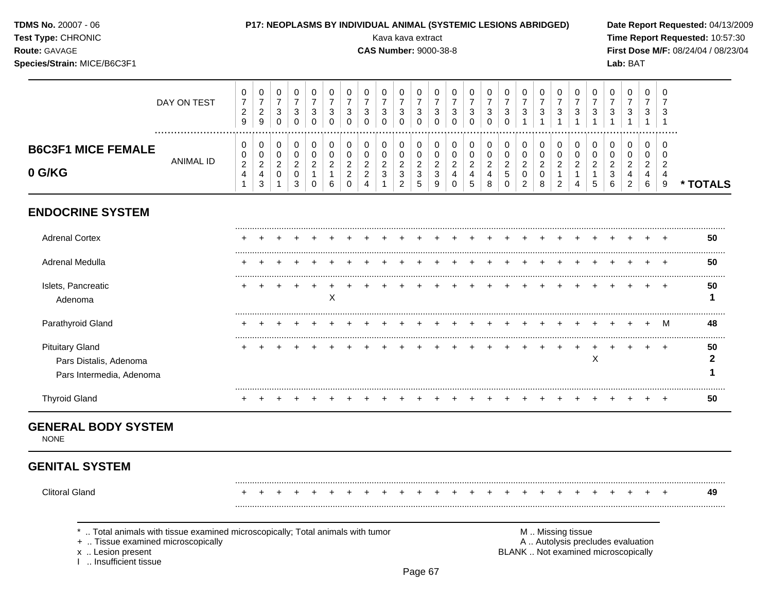**TDMS No.** 20007 - 06
**Test Type:** CHRONIC
**Route:** GAVAGE
**Species/Strain:** MICE/B6C3F1

**P17: NEOPLASMS BY INDIVIDUAL ANIMAL (SYSTEMIC LESIONS ABRIDGED)**
Kava kava extract
**CAS Number:** 9000-38-8

**Date Report Requested:** 04/13/2009
**Time Report Requested:** 10:57:30
**First Dose M/F:** 08/24/04 / 08/23/04
**Lab:** BAT

| DAY ON TEST | 0729 | 0729 | 0730 | 0730 | 0730 | 0730 | 0730 | 0730 | 0730 | 0730 | 0730 | 0730 | 0730 | 0730 | 0730 | 0730 | 0731 | 0731 | 0731 | 0731 | 0731 | 0731 | 0731 | 0731 | 0731 | |
|---|---|---|---|---|---|---|---|---|---|---|---|---|---|---|---|---|---|---|---|---|---|---|---|---|---|---|
| **B6C3F1 MICE FEMALE 0 G/KG** ANIMAL ID | 00241 | 00243 | 00201 | 00203 | 00210 | 00216 | 00220 | 00224 | 00231 | 00232 | 00235 | 00239 | 00240 | 00245 | 00248 | 00250 | 00202 | 00208 | 00212 | 00214 | 00215 | 00236 | 00242 | 00246 | 00249 | *** TOTALS** |
| **ENDOCRINE SYSTEM** | | | | | | | | | | | | | | | | | | | | | | | | | | |
| Adrenal Cortex | + | + | + | + | + | + | + | + | + | + | + | + | + | + | + | + | + | + | + | + | + | + | + | + | + | 50 |
| Adrenal Medulla | + | + | + | + | + | + | + | + | + | + | + | + | + | + | + | + | + | + | + | + | + | + | + | + | + | 50 |
| Islets, Pancreatic | + | + | + | + | + | + | + | + | + | + | + | + | + | + | + | + | + | + | + | + | + | + | + | + | + | 50 |
| Adenoma | | | | | | X | | | | | | | | | | | | | | | | | | | | 1 |
| Parathyroid Gland | + | + | + | + | + | + | + | + | + | + | + | + | + | + | + | + | + | + | + | + | + | + | + | + | M | 48 |
| Pituitary Gland | + | + | + | + | + | + | + | + | + | + | + | + | + | + | + | + | + | + | + | + | + | + | + | + | + | 50 |
| Pars Distalis, Adenoma | | | | | | | | | | | | | | | | | | | | | X | | | | | 2 |
| Pars Intermedia, Adenoma | | | | | | | | | | | | | | | | | | | | | | | | | | 1 |
| Thyroid Gland | + | + | + | + | + | + | + | + | + | + | + | + | + | + | + | + | + | + | + | + | + | + | + | + | + | 50 |
| **GENERAL BODY SYSTEM** | | | | | | | | | | | | | | | | | | | | | | | | | | |
| NONE | | | | | | | | | | | | | | | | | | | | | | | | | | |
| **GENITAL SYSTEM** | | | | | | | | | | | | | | | | | | | | | | | | | | |
| Clitoral Gland | + | + | + | + | + | + | + | + | + | + | + | + | + | + | + | + | + | + | + | + | + | + | + | + | + | 49 |

\* .. Total animals with tissue examined microscopically; Total animals with tumor
\+ .. Tissue examined microscopically
x .. Lesion present
I .. Insufficient tissue

M .. Missing tissue
A .. Autolysis precludes evaluation
BLANK .. Not examined microscopically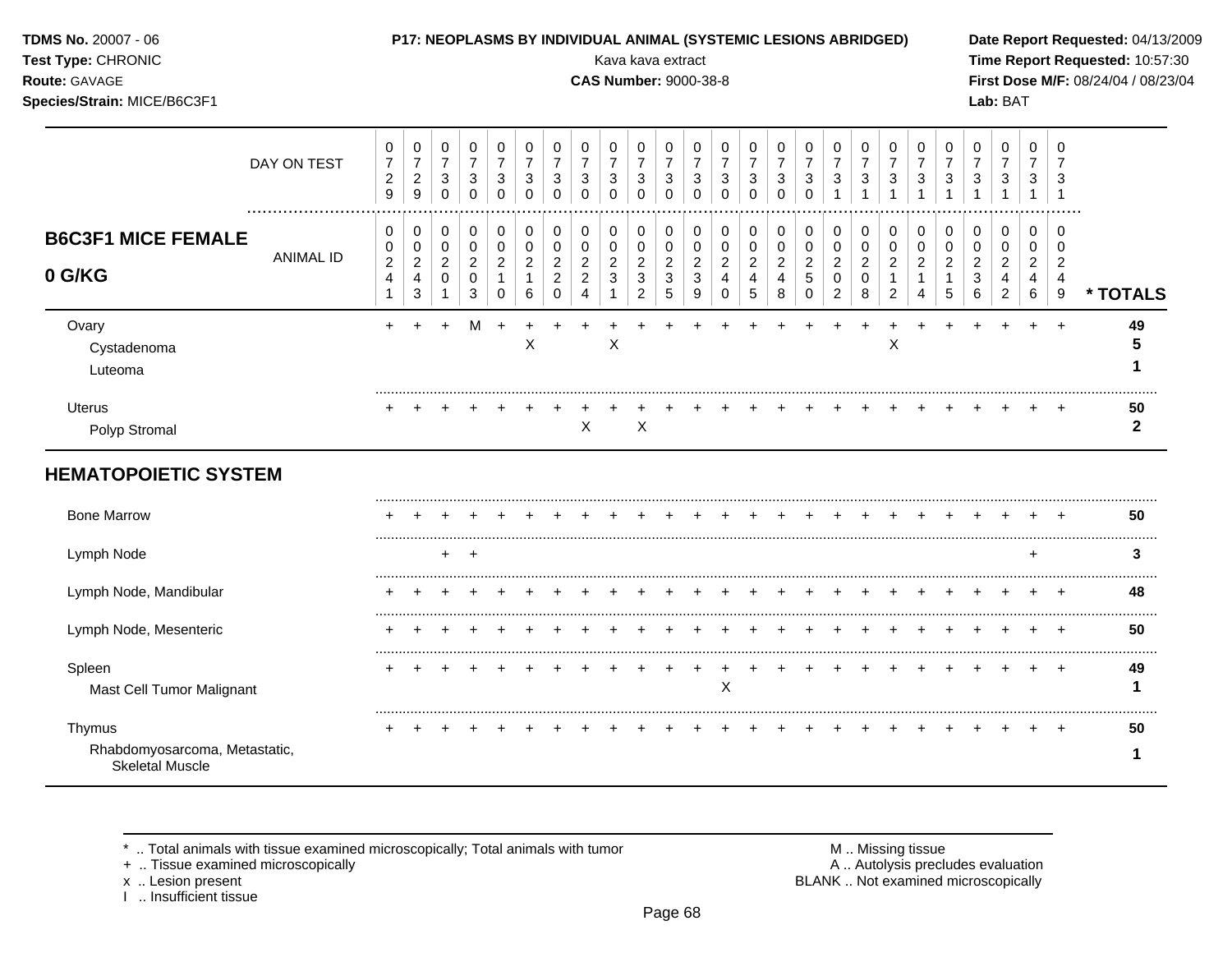**TDMS No.** 20007 - 06
**Test Type:** CHRONIC
**Route:** GAVAGE
**Species/Strain:** MICE/B6C3F1

**P17: NEOPLASMS BY INDIVIDUAL ANIMAL (SYSTEMIC LESIONS ABRIDGED)**
Kava kava extract
**CAS Number:** 9000-38-8

**Date Report Requested:** 04/13/2009
**Time Report Requested:** 10:57:30
**First Dose M/F:** 08/24/04 / 08/23/04
**Lab:** BAT

**B6C3F1 MICE FEMALE**
**0 G/KG**

| DAY ON TEST | 0729 | 0729 | 0730 | 0730 | 0730 | 0730 | 0730 | 0730 | 0730 | 0730 | 0730 | 0730 | 0730 | 0730 | 0730 | 0730 | 0731 | 0731 | 0731 | 0731 | 0731 | 0731 | 0731 | 0731 | 0731 | |
|---|---|---|---|---|---|---|---|---|---|---|---|---|---|---|---|---|---|---|---|---|---|---|---|---|---|---|
| ANIMAL ID | 00241 | 00243 | 00201 | 00203 | 00210 | 00216 | 00220 | 00224 | 00231 | 00232 | 00235 | 00239 | 00240 | 00245 | 00248 | 00250 | 00202 | 00208 | 00212 | 00214 | 00215 | 00236 | 00242 | 00246 | 00249 | * TOTALS |
| Ovary | + | + | + | M | + | + | + | + | + | + | + | + | + | + | + | + | + | + | + | + | + | + | + | + | + | 49 |
| Cystadenoma | | | | | | X | | | X | | | | | | | | | | X | | | | | | | 5 |
| Luteoma | | | | | | | | | | | | | | | | | | | | | | | | | | 1 |
| Uterus | + | + | + | + | + | + | + | + | + | + | + | + | + | + | + | + | + | + | + | + | + | + | + | + | + | 50 |
| Polyp Stromal | | | | | | | | X | | X | | | | | | | | | | | | | | | | 2 |
| **HEMATOPOIETIC SYSTEM** | | | | | | | | | | | | | | | | | | | | | | | | | | |
| Bone Marrow | + | + | + | + | + | + | + | + | + | + | + | + | + | + | + | + | + | + | + | + | + | + | + | + | + | 50 |
| Lymph Node | | | + | + | | | | | | | | | | | | | | | | | | | | + | | 3 |
| Lymph Node, Mandibular | + | + | + | + | + | + | + | + | + | + | + | + | + | + | + | + | + | + | + | + | + | + | + | + | + | 48 |
| Lymph Node, Mesenteric | + | + | + | + | + | + | + | + | + | + | + | + | + | + | + | + | + | + | + | + | + | + | + | + | + | 50 |
| Spleen | + | + | + | + | + | + | + | + | + | + | + | + | + | + | + | + | + | + | + | + | + | + | + | + | + | 49 |
| Mast Cell Tumor Malignant | | | | | | | | | | | | | X | | | | | | | | | | | | | 1 |
| Thymus | + | + | + | + | + | + | + | + | + | + | + | + | + | + | + | + | + | + | + | + | + | + | + | + | + | 50 |
| Rhabdomyosarcoma, Metastatic, Skeletal Muscle | | | | | | | | | | | | | | | | | | | | | | | | | | 1 |

\* .. Total animals with tissue examined microscopically; Total animals with tumor
\+ .. Tissue examined microscopically
x .. Lesion present
I .. Insufficient tissue

M .. Missing tissue
A .. Autolysis precludes evaluation
BLANK .. Not examined microscopically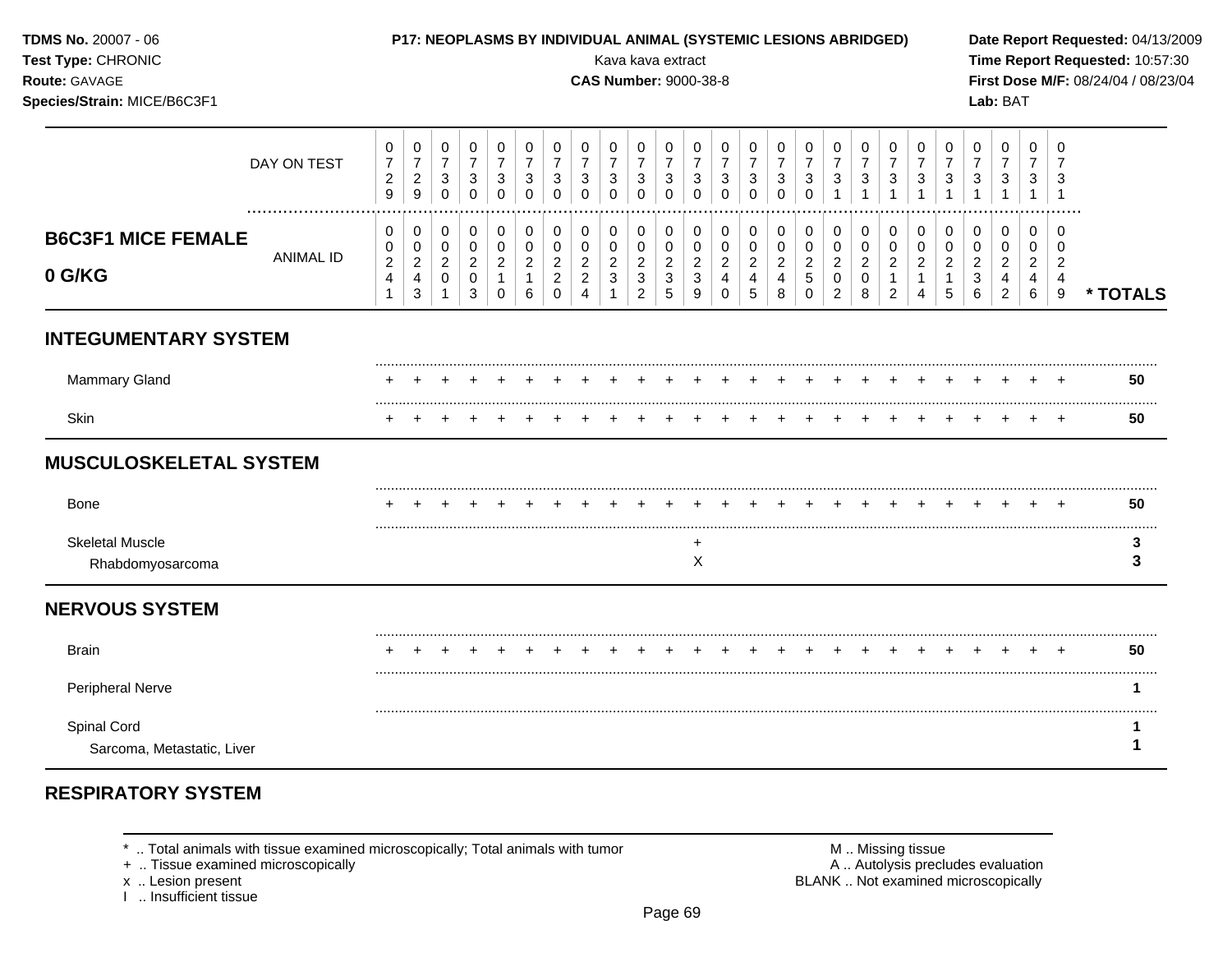**TDMS No.** 20007 - 06
**Test Type:** CHRONIC
**Route:** GAVAGE
**Species/Strain:** MICE/B6C3F1

**P17: NEOPLASMS BY INDIVIDUAL ANIMAL (SYSTEMIC LESIONS ABRIDGED)**
Kava kava extract
**CAS Number:** 9000-38-8

**Date Report Requested:** 04/13/2009
**Time Report Requested:** 10:57:30
**First Dose M/F:** 08/24/04 / 08/23/04
**Lab:** BAT

| DAY ON TEST | 0729 | 0729 | 0730 | 0730 | 0730 | 0730 | 0730 | 0730 | 0730 | 0730 | 0730 | 0730 | 0730 | 0730 | 0730 | 0730 | 0731 | 0731 | 0731 | 0731 | 0731 | 0731 | 0731 | 0731 | 0731 | |
|---|---|---|---|---|---|---|---|---|---|---|---|---|---|---|---|---|---|---|---|---|---|---|---|---|---|---|
| **B6C3F1 MICE FEMALE 0 G/KG** ANIMAL ID | 00241 | 00243 | 00201 | 00203 | 00210 | 00216 | 00220 | 00224 | 00231 | 00232 | 00235 | 00239 | 00240 | 00245 | 00248 | 00250 | 00202 | 00208 | 00212 | 00214 | 00215 | 00236 | 00242 | 00246 | 00249 | *** TOTALS** |
| **INTEGUMENTARY SYSTEM** | | | | | | | | | | | | | | | | | | | | | | | | | | |
| Mammary Gland | + | + | + | + | + | + | + | + | + | + | + | + | + | + | + | + | + | + | + | + | + | + | + | + | + | 50 |
| Skin | + | + | + | + | + | + | + | + | + | + | + | + | + | + | + | + | + | + | + | + | + | + | + | + | + | 50 |
| **MUSCULOSKELETAL SYSTEM** | | | | | | | | | | | | | | | | | | | | | | | | | | |
| Bone | + | + | + | + | + | + | + | + | + | + | + | + | + | + | + | + | + | + | + | + | + | + | + | + | + | 50 |
| Skeletal Muscle | | | | | | | | | | | | + | | | | | | | | | | | | | | 3 |
| Rhabdomyosarcoma | | | | | | | | | | | | X | | | | | | | | | | | | | | 3 |
| **NERVOUS SYSTEM** | | | | | | | | | | | | | | | | | | | | | | | | | | |
| Brain | + | + | + | + | + | + | + | + | + | + | + | + | + | + | + | + | + | + | + | + | + | + | + | + | + | 50 |
| Peripheral Nerve | | | | | | | | | | | | | | | | | | | | | | | | | | 1 |
| Spinal Cord | | | | | | | | | | | | | | | | | | | | | | | | | | 1 |
| Sarcoma, Metastatic, Liver | | | | | | | | | | | | | | | | | | | | | | | | | | 1 |
| **RESPIRATORY SYSTEM** | | | | | | | | | | | | | | | | | | | | | | | | | | |

\* .. Total animals with tissue examined microscopically; Total animals with tumor
\+ .. Tissue examined microscopically
x .. Lesion present
I .. Insufficient tissue

M .. Missing tissue
A .. Autolysis precludes evaluation
BLANK .. Not examined microscopically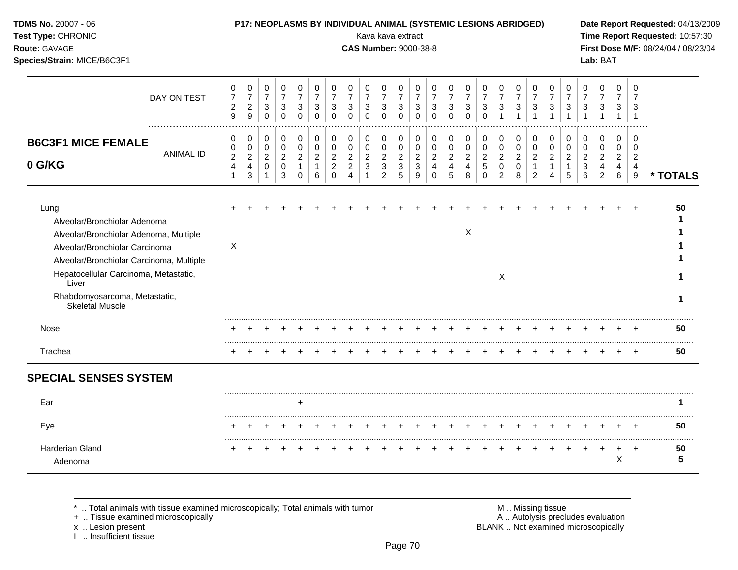**TDMS No.** 20007 - 06
**Test Type:** CHRONIC
**Route:** GAVAGE
**Species/Strain:** MICE/B6C3F1

**P17: NEOPLASMS BY INDIVIDUAL ANIMAL (SYSTEMIC LESIONS ABRIDGED)**
Kava kava extract
**CAS Number:** 9000-38-8

**Date Report Requested:** 04/13/2009
**Time Report Requested:** 10:57:30
**First Dose M/F:** 08/24/04 / 08/23/04
**Lab:** BAT

## B6C3F1 MICE FEMALE 0 G/KG

| DAY ON TEST | 0729 | 0729 | 0730 | 0730 | 0730 | 0730 | 0730 | 0730 | 0730 | 0730 | 0730 | 0730 | 0730 | 0730 | 0730 | 0730 | 0731 | 0731 | 0731 | 0731 | 0731 | 0731 | 0731 | 0731 | 0731 | |
|---|---|---|---|---|---|---|---|---|---|---|---|---|---|---|---|---|---|---|---|---|---|---|---|---|---|---|
| **ANIMAL ID** | 00241 | 00243 | 00201 | 00203 | 00210 | 00216 | 00220 | 00224 | 00231 | 00232 | 00235 | 00239 | 00240 | 00245 | 00248 | 00250 | 00202 | 00208 | 00212 | 00214 | 00215 | 00236 | 00242 | 00246 | 00249 | *** TOTALS** |
| Lung | + | + | + | + | + | + | + | + | + | + | + | + | + | + | + | + | + | + | + | + | + | + | + | + | + | **50** |
| Alveolar/Bronchiolar Adenoma | | | | | | | | | | | | | | | | | | | | | | | | | | **1** |
| Alveolar/Bronchiolar Adenoma, Multiple | | | | | | | | | | | | | | | X | | | | | | | | | | | **1** |
| Alveolar/Bronchiolar Carcinoma | X | | | | | | | | | | | | | | | | | | | | | | | | | **1** |
| Alveolar/Bronchiolar Carcinoma, Multiple | | | | | | | | | | | | | | | | | | | | | | | | | | **1** |
| Hepatocellular Carcinoma, Metastatic, Liver | | | | | | | | | | | | | | | | | X | | | | | | | | | **1** |
| Rhabdomyosarcoma, Metastatic, Skeletal Muscle | | | | | | | | | | | | | | | | | | | | | | | | | | **1** |
| Nose | + | + | + | + | + | + | + | + | + | + | + | + | + | + | + | + | + | + | + | + | + | + | + | + | + | **50** |
| Trachea | + | + | + | + | + | + | + | + | + | + | + | + | + | + | + | + | + | + | + | + | + | + | + | + | + | **50** |
| **SPECIAL SENSES SYSTEM** | | | | | | | | | | | | | | | | | | | | | | | | | | |
| Ear | | | | | + | | | | | | | | | | | | | | | | | | | | | **1** |
| Eye | + | + | + | + | + | + | + | + | + | + | + | + | + | + | + | + | + | + | + | + | + | + | + | + | + | **50** |
| Harderian Gland | + | + | + | + | + | + | + | + | + | + | + | + | + | + | + | + | + | + | + | + | + | + | + | + | + | **50** |
| Adenoma | | | | | | | | | | | | | | | | | | | | | | | | X | | **5** |

\* .. Total animals with tissue examined microscopically; Total animals with tumor
\+ .. Tissue examined microscopically
x .. Lesion present
I .. Insufficient tissue

M .. Missing tissue
A .. Autolysis precludes evaluation
BLANK .. Not examined microscopically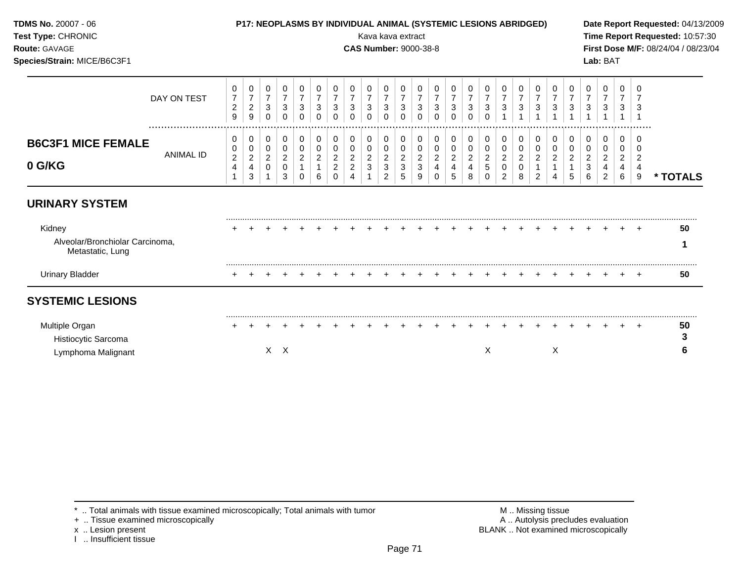**TDMS No.** 20007 - 06
**Test Type:** CHRONIC
**Route:** GAVAGE
**Species/Strain:** MICE/B6C3F1

**P17: NEOPLASMS BY INDIVIDUAL ANIMAL (SYSTEMIC LESIONS ABRIDGED)**
Kava kava extract
**CAS Number:** 9000-38-8

**Date Report Requested:** 04/13/2009
**Time Report Requested:** 10:57:30
**First Dose M/F:** 08/24/04 / 08/23/04
**Lab:** BAT

| | DAY ON TEST | 0729 | 0729 | 0730 | 0730 | 0730 | 0730 | 0730 | 0730 | 0730 | 0730 | 0730 | 0730 | 0730 | 0730 | 0730 | 0730 | 0731 | 0731 | 0731 | 0731 | 0731 | 0731 | 0731 | 0731 | 0731 | |
|---|---|---|---|---|---|---|---|---|---|---|---|---|---|---|---|---|---|---|---|---|---|---|---|---|---|---|---|
| **B6C3F1 MICE FEMALE 0 G/KG** | ANIMAL ID | 0024 1 | 0024 3 | 0020 1 | 0020 3 | 0021 0 | 0021 6 | 0022 0 | 0022 4 | 0023 1 | 0023 2 | 0023 5 | 0023 9 | 0024 0 | 0024 5 | 0024 8 | 0025 0 | 0020 2 | 0020 8 | 0021 2 | 0021 4 | 0021 5 | 0023 6 | 0024 2 | 0024 6 | 0024 9 | * TOTALS |
| **URINARY SYSTEM** | | | | | | | | | | | | | | | | | | | | | | | | | | | |
| Kidney | | + | + | + | + | + | + | + | + | + | + | + | + | + | + | + | + | + | + | + | + | + | + | + | + | + | 50 |
| Alveolar/Bronchiolar Carcinoma, Metastatic, Lung | | | | | | | | | | | | | | | | | | | | | | | | | | | 1 |
| Urinary Bladder | | + | + | + | + | + | + | + | + | + | + | + | + | + | + | + | + | + | + | + | + | + | + | + | + | + | 50 |
| **SYSTEMIC LESIONS** | | | | | | | | | | | | | | | | | | | | | | | | | | | |
| Multiple Organ | | + | + | + | + | + | + | + | + | + | + | + | + | + | + | + | + | + | + | + | + | + | + | + | + | + | 50 |
| Histiocytic Sarcoma | | | | | | | | | | | | | | | | | | | | | | | | | | | 3 |
| Lymphoma Malignant | | | | X | X | | | | | | | | | | | | X | | | | X | | | | | | 6 |

\* .. Total animals with tissue examined microscopically; Total animals with tumor
\+ .. Tissue examined microscopically
x .. Lesion present
I .. Insufficient tissue

M .. Missing tissue
A .. Autolysis precludes evaluation
BLANK .. Not examined microscopically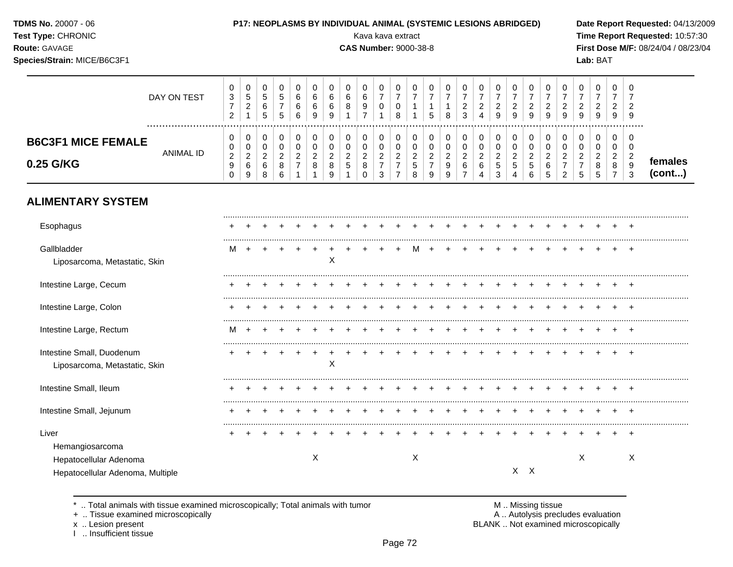**TDMS No.** 20007 - 06
**Test Type:** CHRONIC
**Route:** GAVAGE
**Species/Strain:** MICE/B6C3F1

**P17: NEOPLASMS BY INDIVIDUAL ANIMAL (SYSTEMIC LESIONS ABRIDGED)**
Kava kava extract
**CAS Number:** 9000-38-8

**Date Report Requested:** 04/13/2009
**Time Report Requested:** 10:57:30
**First Dose M/F:** 08/24/04 / 08/23/04
**Lab:** BAT

## B6C3F1 MICE FEMALE 0.25 G/KG

| DAY ON TEST | 0372 | 0521 | 0565 | 0575 | 0666 | 0669 | 0669 | 0681 | 0697 | 0701 | 0708 | 0711 | 0715 | 0718 | 0723 | 0724 | 0729 | 0729 | 0729 | 0729 | 0729 | 0729 | 0729 | 0729 | 0729 | |
|---|---|---|---|---|---|---|---|---|---|---|---|---|---|---|---|---|---|---|---|---|---|---|---|---|---|---|
| **ANIMAL ID** | 00290 | 00269 | 00268 | 00286 | 00271 | 00281 | 00289 | 00251 | 00280 | 00273 | 00277 | 00258 | 00279 | 00299 | 00267 | 00264 | 00253 | 00254 | 00256 | 00265 | 00272 | 00275 | 00285 | 00287 | 00293 | **females (cont...)** |
| **ALIMENTARY SYSTEM** | | | | | | | | | | | | | | | | | | | | | | | | | | |
| Esophagus | + | + | + | + | + | + | + | + | + | + | + | + | + | + | + | + | + | + | + | + | + | + | + | + | + | |
| Gallbladder | M | + | + | + | + | + | + | + | + | + | + | M | + | + | + | + | + | + | + | + | + | + | + | + | + | |
| Liposarcoma, Metastatic, Skin | | | | | | | X | | | | | | | | | | | | | | | | | | | |
| Intestine Large, Cecum | + | + | + | + | + | + | + | + | + | + | + | + | + | + | + | + | + | + | + | + | + | + | + | + | + | |
| Intestine Large, Colon | + | + | + | + | + | + | + | + | + | + | + | + | + | + | + | + | + | + | + | + | + | + | + | + | + | |
| Intestine Large, Rectum | M | + | + | + | + | + | + | + | + | + | + | + | + | + | + | + | + | + | + | + | + | + | + | + | + | |
| Intestine Small, Duodenum | + | + | + | + | + | + | + | + | + | + | + | + | + | + | + | + | + | + | + | + | + | + | + | + | + | |
| Liposarcoma, Metastatic, Skin | | | | | | | X | | | | | | | | | | | | | | | | | | | |
| Intestine Small, Ileum | + | + | + | + | + | + | + | + | + | + | + | + | + | + | + | + | + | + | + | + | + | + | + | + | + | |
| Intestine Small, Jejunum | + | + | + | + | + | + | + | + | + | + | + | + | + | + | + | + | + | + | + | + | + | + | + | + | + | |
| Liver | + | + | + | + | + | + | + | + | + | + | + | + | + | + | + | + | + | + | + | + | + | + | + | + | + | |
| Hemangiosarcoma | | | | | | | | | | | | | | | | | | | | | | | | | | |
| Hepatocellular Adenoma | | | | | | X | | | | | | X | | | | | | | | | | X | | | X | |
| Hepatocellular Adenoma, Multiple | | | | | | | | | | | | | | | | | | X | X | | | | | | | |

\* .. Total animals with tissue examined microscopically; Total animals with tumor
\+ .. Tissue examined microscopically
x .. Lesion present
I .. Insufficient tissue

M .. Missing tissue
A .. Autolysis precludes evaluation
BLANK .. Not examined microscopically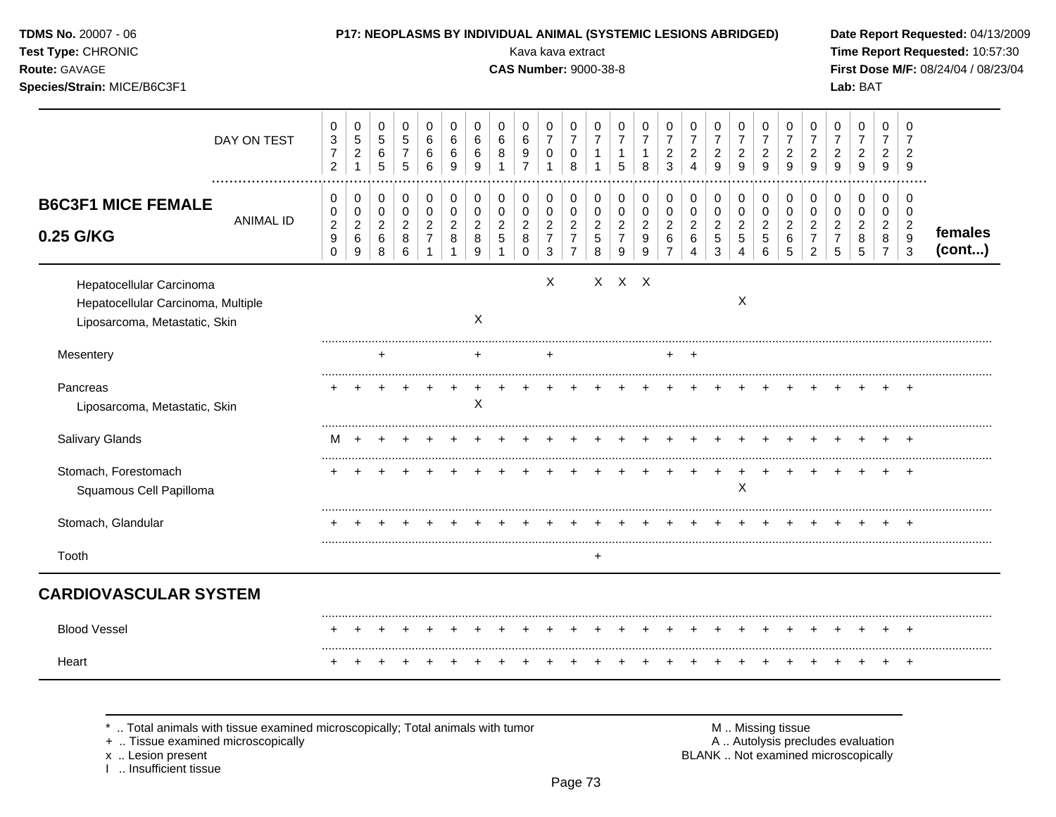**TDMS No.** 20007 - 06
**Test Type:** CHRONIC
**Route:** GAVAGE
**Species/Strain:** MICE/B6C3F1

**P17: NEOPLASMS BY INDIVIDUAL ANIMAL (SYSTEMIC LESIONS ABRIDGED)**
Kava kava extract
**CAS Number:** 9000-38-8

**Date Report Requested:** 04/13/2009
**Time Report Requested:** 10:57:30
**First Dose M/F:** 08/24/04 / 08/23/04
**Lab:** BAT

| DAY ON TEST | 0372 | 0521 | 0565 | 0575 | 0666 | 0669 | 0669 | 0681 | 0697 | 0701 | 0708 | 0711 | 0715 | 0718 | 0723 | 0724 | 0729 | 0729 | 0729 | 0729 | 0729 | 0729 | 0729 | 0729 | 0729 | |
|---|---|---|---|---|---|---|---|---|---|---|---|---|---|---|---|---|---|---|---|---|---|---|---|---|---|---|
| **B6C3F1 MICE FEMALE 0.25 G/KG** — ANIMAL ID | 00290 | 00269 | 00268 | 00286 | 00271 | 00281 | 00289 | 00251 | 00280 | 00273 | 00277 | 00258 | 00279 | 00299 | 00267 | 00264 | 00253 | 00254 | 00256 | 00265 | 00272 | 00275 | 00285 | 00287 | 00293 | **females (cont...)** |
| Hepatocellular Carcinoma | | | | | | | | | | X | | X | X | X | | | | | | | | | | | | |
| Hepatocellular Carcinoma, Multiple | | | | | | | | | | | | | | | | | | X | | | | | | | | |
| Liposarcoma, Metastatic, Skin | | | | | | | X | | | | | | | | | | | | | | | | | | | |
| Mesentery | | | + | | | | + | | | + | | | | | + | + | | | | | | | | | | |
| Pancreas | + | + | + | + | + | + | + | + | + | + | + | + | + | + | + | + | + | + | + | + | + | + | + | + | + | |
| Liposarcoma, Metastatic, Skin | | | | | | | X | | | | | | | | | | | | | | | | | | | |
| Salivary Glands | M | + | + | + | + | + | + | + | + | + | + | + | + | + | + | + | + | + | + | + | + | + | + | + | + | |
| Stomach, Forestomach | + | + | + | + | + | + | + | + | + | + | + | + | + | + | + | + | + | + | + | + | + | + | + | + | + | |
| Squamous Cell Papilloma | | | | | | | | | | | | | | | | | | X | | | | | | | | |
| Stomach, Glandular | + | + | + | + | + | + | + | + | + | + | + | + | + | + | + | + | + | + | + | + | + | + | + | + | + | |
| Tooth | | | | | | | | | | | | + | | | | | | | | | | | | | | |
| **CARDIOVASCULAR SYSTEM** | | | | | | | | | | | | | | | | | | | | | | | | | | |
| Blood Vessel | + | + | + | + | + | + | + | + | + | + | + | + | + | + | + | + | + | + | + | + | + | + | + | + | + | |
| Heart | + | + | + | + | + | + | + | + | + | + | + | + | + | + | + | + | + | + | + | + | + | + | + | + | + | |

\* .. Total animals with tissue examined microscopically; Total animals with tumor
\+ .. Tissue examined microscopically
x .. Lesion present
I .. Insufficient tissue

M .. Missing tissue
A .. Autolysis precludes evaluation
BLANK .. Not examined microscopically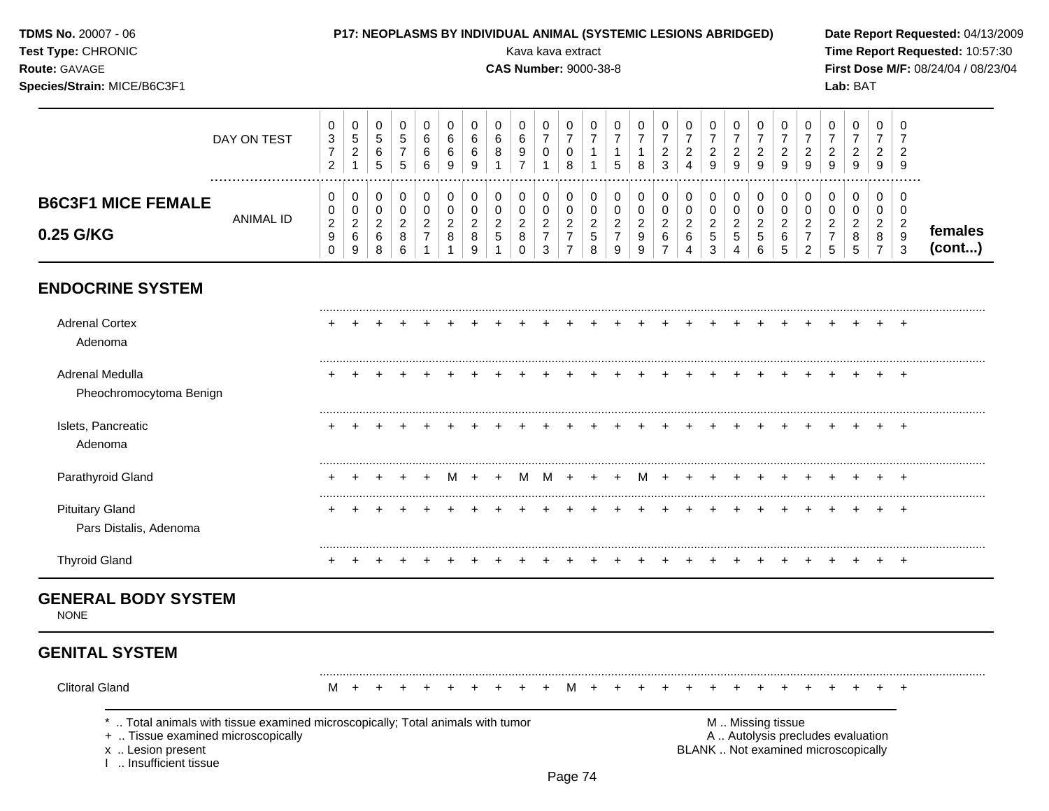**TDMS No.** 20007 - 06
**Test Type:** CHRONIC
**Route:** GAVAGE
**Species/Strain:** MICE/B6C3F1

**P17: NEOPLASMS BY INDIVIDUAL ANIMAL (SYSTEMIC LESIONS ABRIDGED)**
Kava kava extract
**CAS Number:** 9000-38-8

**Date Report Requested:** 04/13/2009
**Time Report Requested:** 10:57:30
**First Dose M/F:** 08/24/04 / 08/23/04
**Lab:** BAT

| DAY ON TEST | 0372 | 0521 | 0565 | 0575 | 0666 | 0669 | 0669 | 0681 | 0697 | 0701 | 0708 | 0711 | 0715 | 0718 | 0723 | 0724 | 0729 | 0729 | 0729 | 0729 | 0729 | 0729 | 0729 | 0729 | 0729 | |
|---|---|---|---|---|---|---|---|---|---|---|---|---|---|---|---|---|---|---|---|---|---|---|---|---|---|---|
| **B6C3F1 MICE FEMALE 0.25 G/KG** — ANIMAL ID | 00290 | 00269 | 00268 | 00286 | 00271 | 00281 | 00289 | 00251 | 00280 | 00273 | 00277 | 00258 | 00279 | 00299 | 00267 | 00264 | 00253 | 00254 | 00256 | 00265 | 00272 | 00275 | 00285 | 00287 | 00293 | **females (cont...)** |
| **ENDOCRINE SYSTEM** | | | | | | | | | | | | | | | | | | | | | | | | | | |
| Adrenal Cortex | + | + | + | + | + | + | + | + | + | + | + | + | + | + | + | + | + | + | + | + | + | + | + | + | + | |
| Adenoma | | | | | | | | | | | | | | | | | | | | | | | | | | |
| Adrenal Medulla | + | + | + | + | + | + | + | + | + | + | + | + | + | + | + | + | + | + | + | + | + | + | + | + | + | |
| Pheochromocytoma Benign | | | | | | | | | | | | | | | | | | | | | | | | | | |
| Islets, Pancreatic | + | + | + | + | + | + | + | + | + | + | + | + | + | + | + | + | + | + | + | + | + | + | + | + | + | |
| Adenoma | | | | | | | | | | | | | | | | | | | | | | | | | | |
| Parathyroid Gland | + | + | + | + | + | M | + | + | M | M | + | + | + | M | + | + | + | + | + | + | + | + | + | + | + | |
| Pituitary Gland | + | + | + | + | + | + | + | + | + | + | + | + | + | + | + | + | + | + | + | + | + | + | + | + | + | |
| Pars Distalis, Adenoma | | | | | | | | | | | | | | | | | | | | | | | | | | |
| Thyroid Gland | + | + | + | + | + | + | + | + | + | + | + | + | + | + | + | + | + | + | + | + | + | + | + | + | + | |
| **GENERAL BODY SYSTEM** | | | | | | | | | | | | | | | | | | | | | | | | | | |
| NONE | | | | | | | | | | | | | | | | | | | | | | | | | | |
| **GENITAL SYSTEM** | | | | | | | | | | | | | | | | | | | | | | | | | | |
| Clitoral Gland | M | + | + | + | + | + | + | + | + | + | M | + | + | + | + | + | + | + | + | + | + | + | + | + | + | |

\* .. Total animals with tissue examined microscopically; Total animals with tumor
\+ .. Tissue examined microscopically
x .. Lesion present
I .. Insufficient tissue

M .. Missing tissue
A .. Autolysis precludes evaluation
BLANK .. Not examined microscopically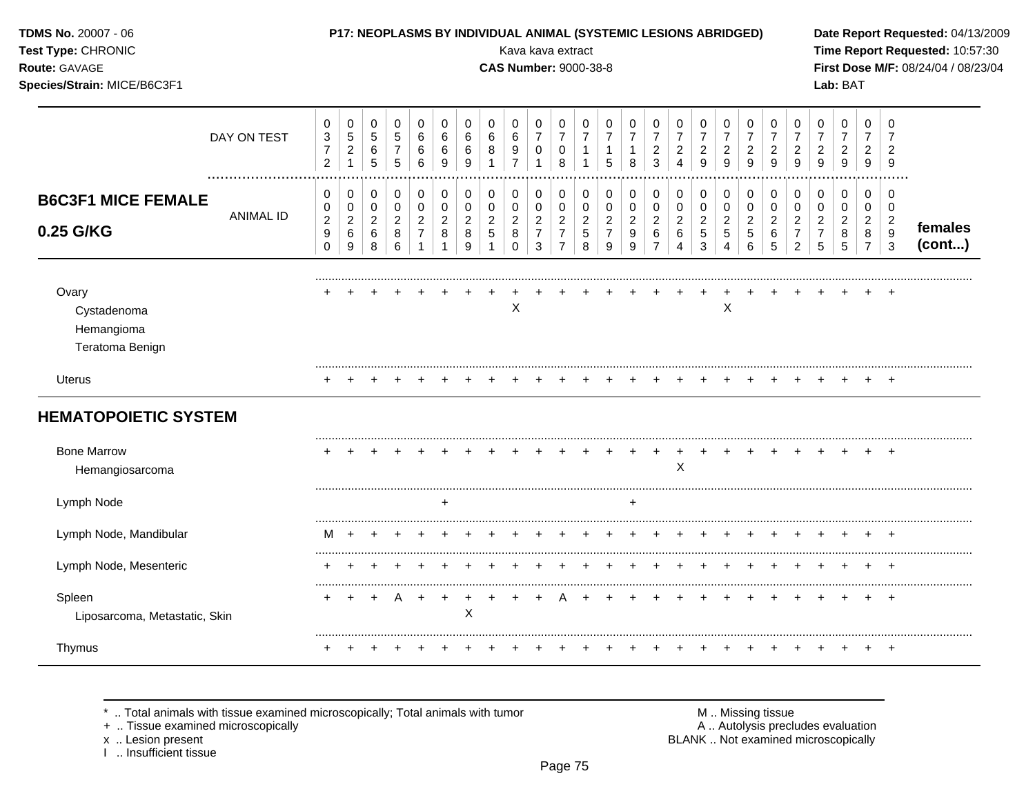**TDMS No.** 20007 - 06
**Test Type:** CHRONIC
**Route:** GAVAGE
**Species/Strain:** MICE/B6C3F1

**P17: NEOPLASMS BY INDIVIDUAL ANIMAL (SYSTEMIC LESIONS ABRIDGED)**
Kava kava extract
**CAS Number:** 9000-38-8

**Date Report Requested:** 04/13/2009
**Time Report Requested:** 10:57:30
**First Dose M/F:** 08/24/04 / 08/23/04
**Lab:** BAT

| DAY ON TEST | 0372 | 0521 | 0565 | 0575 | 0666 | 0669 | 0669 | 0681 | 0697 | 0701 | 0708 | 0711 | 0715 | 0718 | 0723 | 0724 | 0729 | 0729 | 0729 | 0729 | 0729 | 0729 | 0729 | 0729 | 0729 | |
|---|---|---|---|---|---|---|---|---|---|---|---|---|---|---|---|---|---|---|---|---|---|---|---|---|---|---|
| **B6C3F1 MICE FEMALE 0.25 G/KG** ANIMAL ID | 00290 | 00269 | 00268 | 00286 | 00271 | 00281 | 00289 | 00251 | 00280 | 00273 | 00277 | 00258 | 00279 | 00299 | 00267 | 00264 | 00253 | 00254 | 00256 | 00265 | 00272 | 00275 | 00285 | 00287 | 00293 | **females (cont...)** |
| Ovary | + | + | + | + | + | + | + | + | + | + | + | + | + | + | + | + | + | + | + | + | + | + | + | + | + | |
| Cystadenoma | | | | | | | | | X | | | | | | | | | X | | | | | | | | |
| Hemangioma | | | | | | | | | | | | | | | | | | | | | | | | | | |
| Teratoma Benign | | | | | | | | | | | | | | | | | | | | | | | | | | |
| Uterus | + | + | + | + | + | + | + | + | + | + | + | + | + | + | + | + | + | + | + | + | + | + | + | + | + | |
| **HEMATOPOIETIC SYSTEM** | | | | | | | | | | | | | | | | | | | | | | | | | | |
| Bone Marrow | + | + | + | + | + | + | + | + | + | + | + | + | + | + | + | + | + | + | + | + | + | + | + | + | + | |
| Hemangiosarcoma | | | | | | | | | | | | | | | | X | | | | | | | | | | |
| Lymph Node | | | | | | + | | | | | | | | + | | | | | | | | | | | | |
| Lymph Node, Mandibular | M | + | + | + | + | + | + | + | + | + | + | + | + | + | + | + | + | + | + | + | + | + | + | + | + | |
| Lymph Node, Mesenteric | + | + | + | + | + | + | + | + | + | + | + | + | + | + | + | + | + | + | + | + | + | + | + | + | + | |
| Spleen | + | + | + | A | + | + | + | + | + | + | A | + | + | + | + | + | + | + | + | + | + | + | + | + | + | |
| Liposarcoma, Metastatic, Skin | | | | | | | X | | | | | | | | | | | | | | | | | | | |
| Thymus | + | + | + | + | + | + | + | + | + | + | + | + | + | + | + | + | + | + | + | + | + | + | + | + | + | |

\* .. Total animals with tissue examined microscopically; Total animals with tumor
\+ .. Tissue examined microscopically
x .. Lesion present
I .. Insufficient tissue

M .. Missing tissue
A .. Autolysis precludes evaluation
BLANK .. Not examined microscopically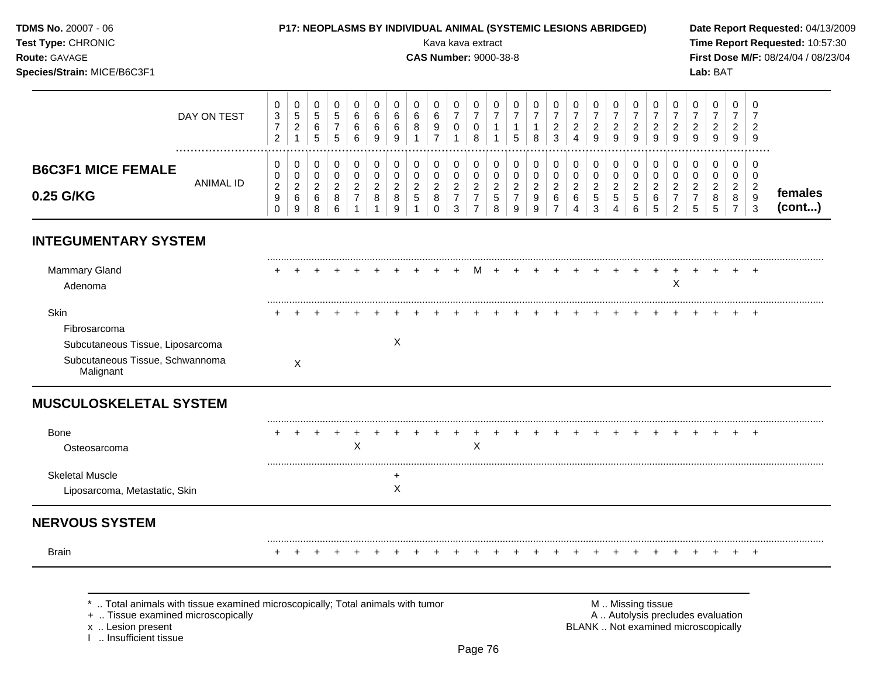**TDMS No.** 20007 - 06
**Test Type:** CHRONIC
**Route:** GAVAGE
**Species/Strain:** MICE/B6C3F1

**P17: NEOPLASMS BY INDIVIDUAL ANIMAL (SYSTEMIC LESIONS ABRIDGED)**
Kava kava extract
**CAS Number:** 9000-38-8

**Date Report Requested:** 04/13/2009
**Time Report Requested:** 10:57:30
**First Dose M/F:** 08/24/04 / 08/23/04
**Lab:** BAT

| DAY ON TEST | 0372 | 0521 | 0565 | 0575 | 0666 | 0669 | 0669 | 0681 | 0697 | 0701 | 0708 | 0711 | 0715 | 0718 | 0723 | 0724 | 0729 | 0729 | 0729 | 0729 | 0729 | 0729 | 0729 | 0729 | 0729 | |
|---|---|---|---|---|---|---|---|---|---|---|---|---|---|---|---|---|---|---|---|---|---|---|---|---|---|---|
| **B6C3F1 MICE FEMALE 0.25 G/KG** ANIMAL ID | 00290 | 00269 | 00268 | 00286 | 00271 | 00281 | 00289 | 00251 | 00280 | 00273 | 00277 | 00258 | 00279 | 00299 | 00267 | 00264 | 00253 | 00254 | 00256 | 00265 | 00272 | 00275 | 00285 | 00287 | 00293 | **females (cont...)** |
| **INTEGUMENTARY SYSTEM** | | | | | | | | | | | | | | | | | | | | | | | | | | |
| Mammary Gland | + | + | + | + | + | + | + | + | + | + | M | + | + | + | + | + | + | + | + | + | + | + | + | + | + | |
| Adenoma | | | | | | | | | | | | | | | | | | | | | X | | | | | |
| Skin | + | + | + | + | + | + | + | + | + | + | + | + | + | + | + | + | + | + | + | + | + | + | + | + | + | |
| Fibrosarcoma | | | | | | | | | | | | | | | | | | | | | | | | | | |
| Subcutaneous Tissue, Liposarcoma | | | | | | | X | | | | | | | | | | | | | | | | | | | |
| Subcutaneous Tissue, Schwannoma Malignant | | X | | | | | | | | | | | | | | | | | | | | | | | | |
| **MUSCULOSKELETAL SYSTEM** | | | | | | | | | | | | | | | | | | | | | | | | | | |
| Bone | + | + | + | + | + | + | + | + | + | + | + | + | + | + | + | + | + | + | + | + | + | + | + | + | + | |
| Osteosarcoma | | | | | X | | | | | | X | | | | | | | | | | | | | | | |
| Skeletal Muscle | | | | | | | + | | | | | | | | | | | | | | | | | | | |
| Liposarcoma, Metastatic, Skin | | | | | | | X | | | | | | | | | | | | | | | | | | | |
| **NERVOUS SYSTEM** | | | | | | | | | | | | | | | | | | | | | | | | | | |
| Brain | + | + | + | + | + | + | + | + | + | + | + | + | + | + | + | + | + | + | + | + | + | + | + | + | + | |

\* .. Total animals with tissue examined microscopically; Total animals with tumor
\+ .. Tissue examined microscopically
x .. Lesion present
I .. Insufficient tissue

M .. Missing tissue
A .. Autolysis precludes evaluation
BLANK .. Not examined microscopically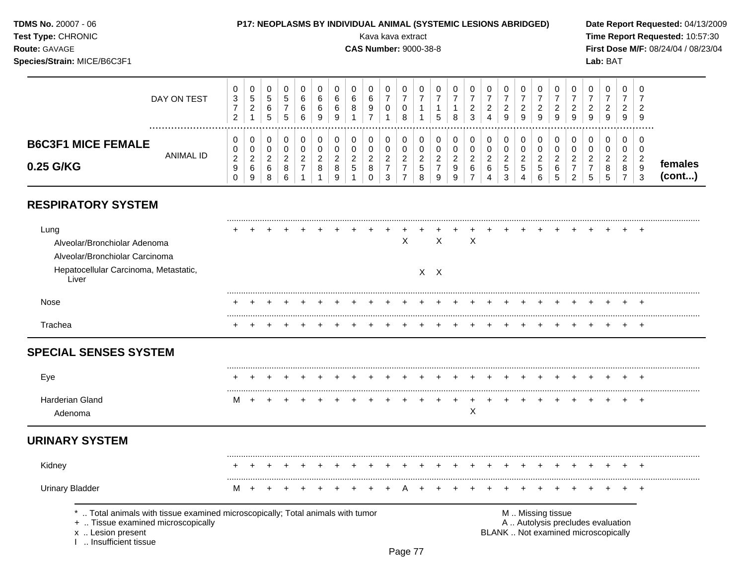**TDMS No.** 20007 - 06
**Test Type:** CHRONIC
**Route:** GAVAGE
**Species/Strain:** MICE/B6C3F1

**P17: NEOPLASMS BY INDIVIDUAL ANIMAL (SYSTEMIC LESIONS ABRIDGED)**
Kava kava extract
**CAS Number:** 9000-38-8

**Date Report Requested:** 04/13/2009
**Time Report Requested:** 10:57:30
**First Dose M/F:** 08/24/04 / 08/23/04
**Lab:** BAT

## B6C3F1 MICE FEMALE 0.25 G/KG

| DAY ON TEST | 0372 | 0521 | 0565 | 0575 | 0666 | 0669 | 0669 | 0681 | 0697 | 0701 | 0708 | 0711 | 0715 | 0718 | 0723 | 0724 | 0729 | 0729 | 0729 | 0729 | 0729 | 0729 | 0729 | 0729 | 0729 | |
|---|---|---|---|---|---|---|---|---|---|---|---|---|---|---|---|---|---|---|---|---|---|---|---|---|---|---|
| ANIMAL ID | 00290 | 00269 | 00268 | 00286 | 00271 | 00281 | 00289 | 00251 | 00280 | 00273 | 00277 | 00258 | 00279 | 00299 | 00267 | 00264 | 00253 | 00254 | 00256 | 00265 | 00272 | 00275 | 00285 | 00287 | 00293 | females (cont...) |
| **RESPIRATORY SYSTEM** | | | | | | | | | | | | | | | | | | | | | | | | | | |
| Lung | + | + | + | + | + | + | + | + | + | + | + | + | + | + | + | + | + | + | + | + | + | + | + | + | + | |
| Alveolar/Bronchiolar Adenoma | | | | | | | | | | | X | | X | | X | | | | | | | | | | | |
| Alveolar/Bronchiolar Carcinoma | | | | | | | | | | | | | | | | | | | | | | | | | | |
| Hepatocellular Carcinoma, Metastatic, Liver | | | | | | | | | | | | X | X | | | | | | | | | | | | | |
| Nose | + | + | + | + | + | + | + | + | + | + | + | + | + | + | + | + | + | + | + | + | + | + | + | + | + | |
| Trachea | + | + | + | + | + | + | + | + | + | + | + | + | + | + | + | + | + | + | + | + | + | + | + | + | + | |
| **SPECIAL SENSES SYSTEM** | | | | | | | | | | | | | | | | | | | | | | | | | | |
| Eye | + | + | + | + | + | + | + | + | + | + | + | + | + | + | + | + | + | + | + | + | + | + | + | + | + | |
| Harderian Gland | M | + | + | + | + | + | + | + | + | + | + | + | + | + | + | + | + | + | + | + | + | + | + | + | + | |
| Adenoma | | | | | | | | | | | | | | | X | | | | | | | | | | | |
| **URINARY SYSTEM** | | | | | | | | | | | | | | | | | | | | | | | | | | |
| Kidney | + | + | + | + | + | + | + | + | + | + | + | + | + | + | + | + | + | + | + | + | + | + | + | + | + | |
| Urinary Bladder | M | + | + | + | + | + | + | + | + | + | A | + | + | + | + | + | + | + | + | + | + | + | + | + | + | |

\* .. Total animals with tissue examined microscopically; Total animals with tumor
\+ .. Tissue examined microscopically
x .. Lesion present
I .. Insufficient tissue

M .. Missing tissue
A .. Autolysis precludes evaluation
BLANK .. Not examined microscopically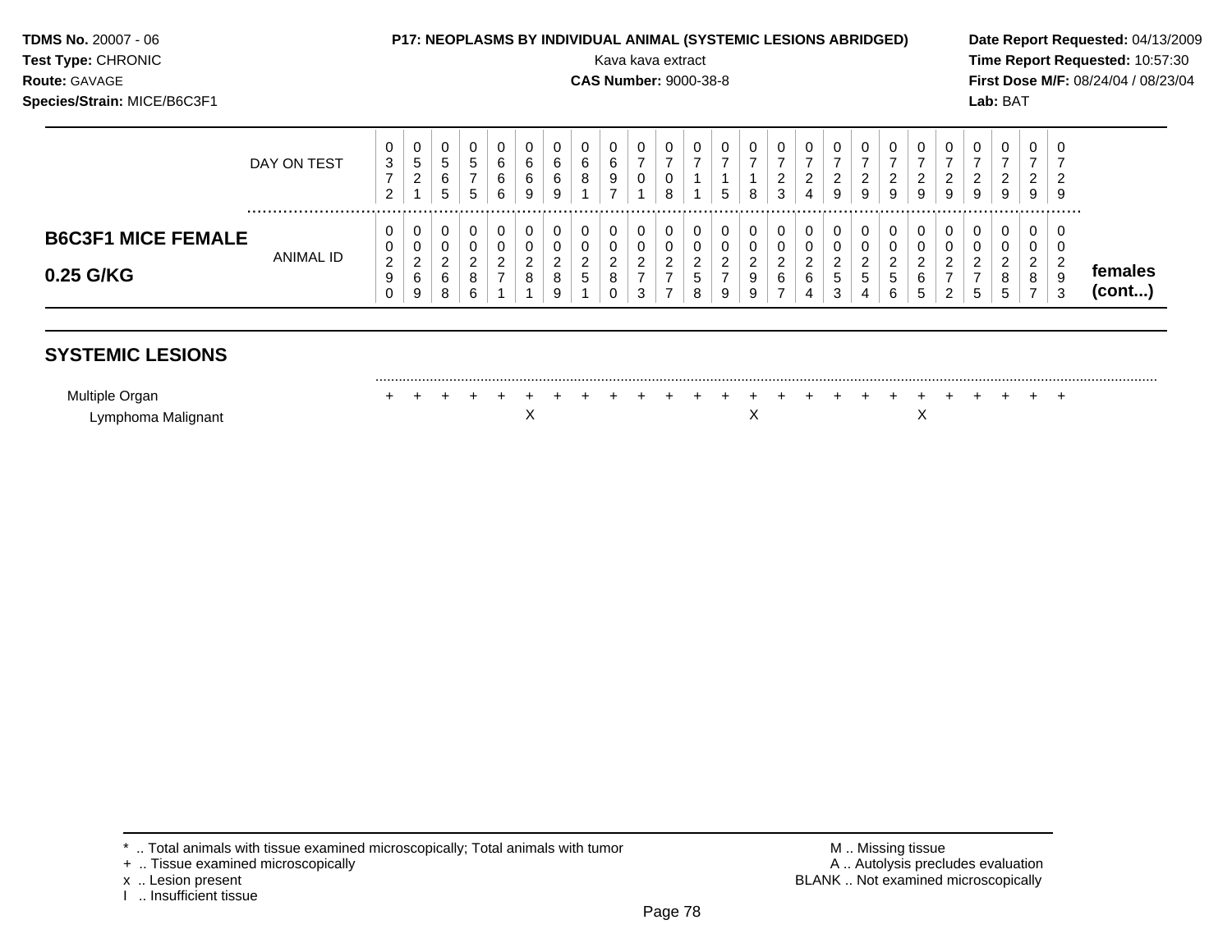**TDMS No.** 20007 - 06
**Test Type:** CHRONIC
**Route:** GAVAGE
**Species/Strain:** MICE/B6C3F1

**P17: NEOPLASMS BY INDIVIDUAL ANIMAL (SYSTEMIC LESIONS ABRIDGED)**
Kava kava extract
**CAS Number:** 9000-38-8

**Date Report Requested:** 04/13/2009
**Time Report Requested:** 10:57:30
**First Dose M/F:** 08/24/04 / 08/23/04
**Lab:** BAT

| | DAY ON TEST | 0372 | 0521 | 0565 | 0575 | 0666 | 0669 | 0669 | 0681 | 0697 | 0701 | 0708 | 0711 | 0715 | 0718 | 0723 | 0724 | 0729 | 0729 | 0729 | 0729 | 0729 | 0729 | 0729 | 0729 | 0729 | |
|---|---|---|---|---|---|---|---|---|---|---|---|---|---|---|---|---|---|---|---|---|---|---|---|---|---|---|---|
| **B6C3F1 MICE FEMALE 0.25 G/KG** | ANIMAL ID | 00290 | 00269 | 00268 | 00286 | 00271 | 00281 | 00289 | 00251 | 00280 | 00273 | 00277 | 00258 | 00279 | 00299 | 00267 | 00264 | 00253 | 00254 | 00256 | 00265 | 00272 | 00275 | 00285 | 00287 | 00293 | **females (cont...)** |

## SYSTEMIC LESIONS

| | | | | | | | | | | | | | | | | | | | | | | | | | |
|---|---|---|---|---|---|---|---|---|---|---|---|---|---|---|---|---|---|---|---|---|---|---|---|---|---|
| Multiple Organ | + | + | + | + | + | + | + | + | + | + | + | + | + | + | + | + | + | + | + | + | + | + | + | + | + |
| Lymphoma Malignant | | | | | | X | | | | | | | | X | | | | | | X | | | | | |

\* .. Total animals with tissue examined microscopically; Total animals with tumor
\+ .. Tissue examined microscopically
x .. Lesion present
I .. Insufficient tissue

M .. Missing tissue
A .. Autolysis precludes evaluation
BLANK .. Not examined microscopically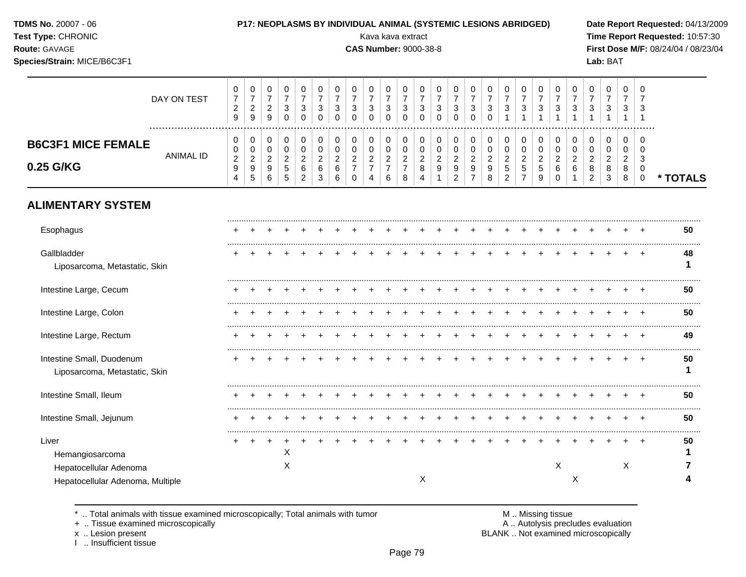**P17: NEOPLASMS BY INDIVIDUAL ANIMAL (SYSTEMIC LESIONS ABRIDGED)**

Kava kava extract
**CAS Number:** 9000-38-8

**TDMS No.** 20007 - 06
**Test Type:** CHRONIC
**Route:** GAVAGE
**Species/Strain:** MICE/B6C3F1

**Date Report Requested:** 04/13/2009
**Time Report Requested:** 10:57:30
**First Dose M/F:** 08/24/04 / 08/23/04
**Lab:** BAT

| B6C3F1 MICE FEMALE 0.25 G/KG | | | | | | | | | | | | | | | | | | | | | | | | | | |
|---|---|---|---|---|---|---|---|---|---|---|---|---|---|---|---|---|---|---|---|---|---|---|---|---|---|---|
| DAY ON TEST | 0729 | 0729 | 0729 | 0730 | 0730 | 0730 | 0730 | 0730 | 0730 | 0730 | 0730 | 0730 | 0730 | 0730 | 0730 | 0730 | 0731 | 0731 | 0731 | 0731 | 0731 | 0731 | 0731 | 0731 | 0731 | |
| ANIMAL ID | 0294 | 0295 | 0296 | 0255 | 0262 | 0263 | 0266 | 0270 | 0274 | 0276 | 0278 | 0284 | 0291 | 0292 | 0297 | 0298 | 0252 | 0257 | 0259 | 0260 | 0261 | 0282 | 0283 | 0288 | 0300 | * TOTALS |
| **ALIMENTARY SYSTEM** | | | | | | | | | | | | | | | | | | | | | | | | | | |
| Esophagus | + | + | + | + | + | + | + | + | + | + | + | + | + | + | + | + | + | + | + | + | + | + | + | + | + | 50 |
| Gallbladder | + | + | + | + | + | + | + | + | + | + | + | + | + | + | + | + | + | + | + | + | + | + | + | + | + | 48 |
| Liposarcoma, Metastatic, Skin | | | | | | | | | | | | | | | | | | | | | | | | | | 1 |
| Intestine Large, Cecum | + | + | + | + | + | + | + | + | + | + | + | + | + | + | + | + | + | + | + | + | + | + | + | + | + | 50 |
| Intestine Large, Colon | + | + | + | + | + | + | + | + | + | + | + | + | + | + | + | + | + | + | + | + | + | + | + | + | + | 50 |
| Intestine Large, Rectum | + | + | + | + | + | + | + | + | + | + | + | + | + | + | + | + | + | + | + | + | + | + | + | + | + | 49 |
| Intestine Small, Duodenum | + | + | + | + | + | + | + | + | + | + | + | + | + | + | + | + | + | + | + | + | + | + | + | + | + | 50 |
| Liposarcoma, Metastatic, Skin | | | | | | | | | | | | | | | | | | | | | | | | | | 1 |
| Intestine Small, Ileum | + | + | + | + | + | + | + | + | + | + | + | + | + | + | + | + | + | + | + | + | + | + | + | + | + | 50 |
| Intestine Small, Jejunum | + | + | + | + | + | + | + | + | + | + | + | + | + | + | + | + | + | + | + | + | + | + | + | + | + | 50 |
| Liver | + | + | + | + | + | + | + | + | + | + | + | + | + | + | + | + | + | + | + | + | + | + | + | + | + | 50 |
| Hemangiosarcoma | | | | X | | | | | | | | | | | | | | | | | | | | | | 1 |
| Hepatocellular Adenoma | | | | X | | | | | | | | | | | | | | | | X | | | | X | | 7 |
| Hepatocellular Adenoma, Multiple | | | | | | | | | | | | X | | | | | | | | | X | | | | | 4 |

\* .. Total animals with tissue examined microscopically; Total animals with tumor
\+ .. Tissue examined microscopically
x .. Lesion present
I .. Insufficient tissue

M .. Missing tissue
A .. Autolysis precludes evaluation
BLANK .. Not examined microscopically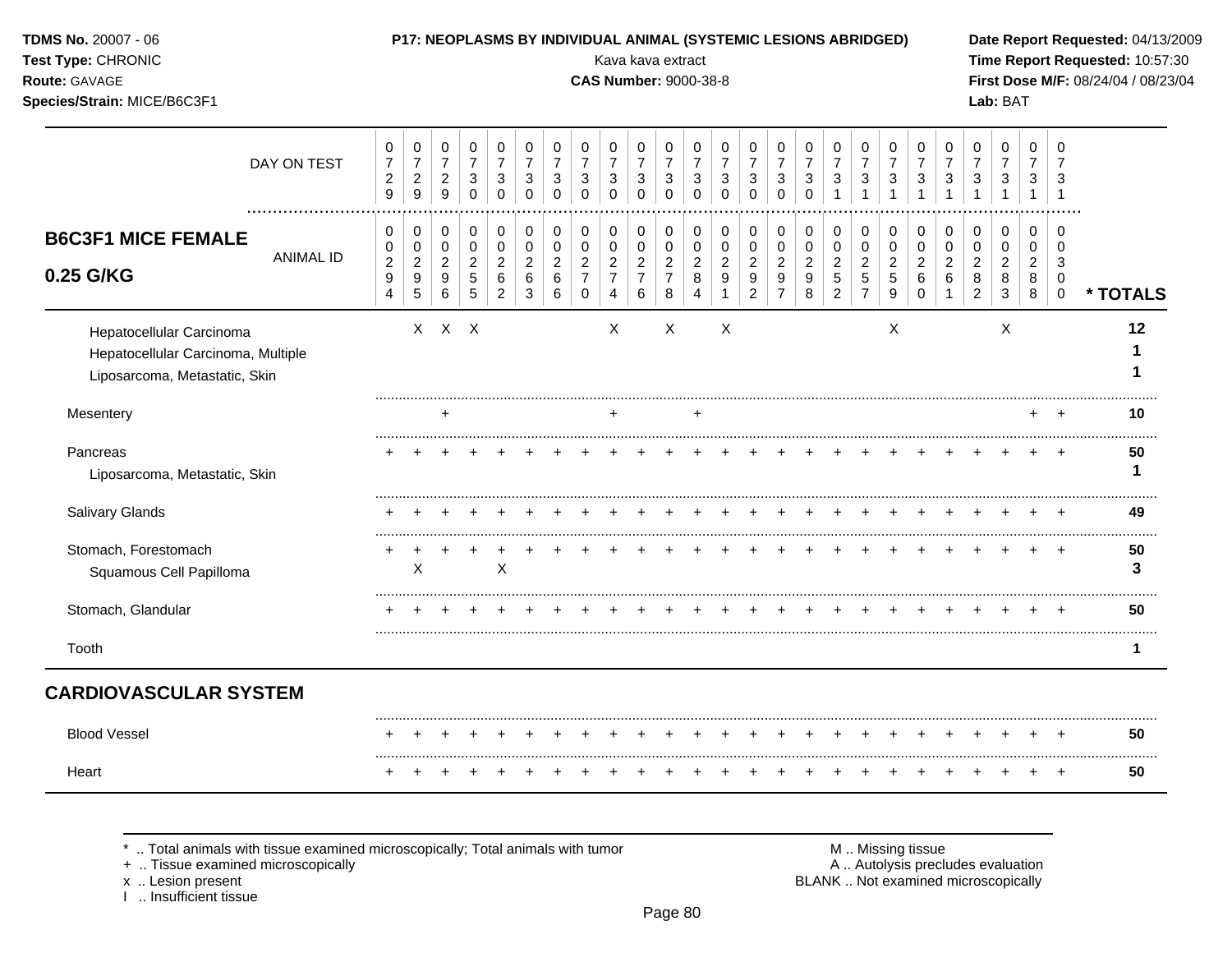## B6C3F1 MICE FEMALE 0.25 G/KG

| DAY ON TEST | 0729 | 0729 | 0729 | 0730 | 0730 | 0730 | 0730 | 0730 | 0730 | 0730 | 0730 | 0730 | 0730 | 0730 | 0730 | 0730 | 0731 | 0731 | 0731 | 0731 | 0731 | 0731 | 0731 | 0731 | 0731 | |
|---|---|---|---|---|---|---|---|---|---|---|---|---|---|---|---|---|---|---|---|---|---|---|---|---|---|---|
| **ANIMAL ID** | 00294 | 00295 | 00296 | 00255 | 00262 | 00263 | 00266 | 00270 | 00274 | 00276 | 00278 | 00284 | 00291 | 00292 | 00297 | 00298 | 00252 | 00257 | 00259 | 00260 | 00261 | 00282 | 00283 | 00288 | 00300 | *** TOTALS** |
| Hepatocellular Carcinoma | | X | X | X | | | | | X | | X | | X | | | | | | X | | | | X | | | 12 |
| Hepatocellular Carcinoma, Multiple | | | | | | | | | | | | | | | | | | | | | | | | | | 1 |
| Liposarcoma, Metastatic, Skin | | | | | | | | | | | | | | | | | | | | | | | | | | 1 |
| Mesentery | | | + | | | | | | + | | | + | | | | | | | | | | | | + | + | 10 |
| Pancreas | + | + | + | + | + | + | + | + | + | + | + | + | + | + | + | + | + | + | + | + | + | + | + | + | + | 50 |
| Liposarcoma, Metastatic, Skin | | | | | | | | | | | | | | | | | | | | | | | | | | 1 |
| Salivary Glands | + | + | + | + | + | + | + | + | + | + | + | + | + | + | + | + | + | + | + | + | + | + | + | + | + | 49 |
| Stomach, Forestomach | + | + | + | + | + | + | + | + | + | + | + | + | + | + | + | + | + | + | + | + | + | + | + | + | + | 50 |
| Squamous Cell Papilloma | | X | | | X | | | | | | | | | | | | | | | | | | | | | 3 |
| Stomach, Glandular | + | + | + | + | + | + | + | + | + | + | + | + | + | + | + | + | + | + | + | + | + | + | + | + | + | 50 |
| Tooth | | | | | | | | | | | | | | | | | | | | | | | | | | 1 |
| **CARDIOVASCULAR SYSTEM** | | | | | | | | | | | | | | | | | | | | | | | | | | |
| Blood Vessel | + | + | + | + | + | + | + | + | + | + | + | + | + | + | + | + | + | + | + | + | + | + | + | + | + | 50 |
| Heart | + | + | + | + | + | + | + | + | + | + | + | + | + | + | + | + | + | + | + | + | + | + | + | + | + | 50 |

* .. Total animals with tissue examined microscopically; Total animals with tumor
+ .. Tissue examined microscopically
x .. Lesion present
I .. Insufficient tissue

M .. Missing tissue
A .. Autolysis precludes evaluation
BLANK .. Not examined microscopically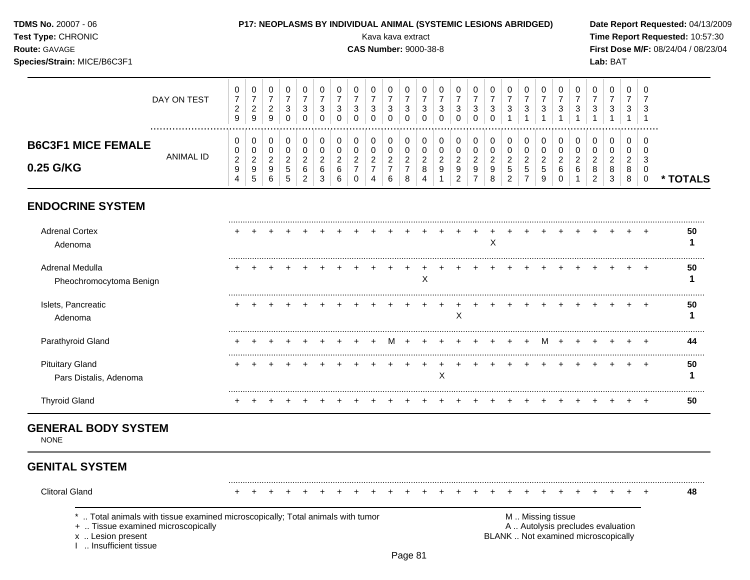**TDMS No.** 20007 - 06
**Test Type:** CHRONIC
**Route:** GAVAGE
**Species/Strain:** MICE/B6C3F1

**P17: NEOPLASMS BY INDIVIDUAL ANIMAL (SYSTEMIC LESIONS ABRIDGED)**
Kava kava extract
**CAS Number:** 9000-38-8

**Date Report Requested:** 04/13/2009
**Time Report Requested:** 10:57:30
**First Dose M/F:** 08/24/04 / 08/23/04
**Lab:** BAT

## B6C3F1 MICE FEMALE 0.25 G/KG

| DAY ON TEST | 0729 | 0729 | 0729 | 0730 | 0730 | 0730 | 0730 | 0730 | 0730 | 0730 | 0730 | 0730 | 0730 | 0730 | 0730 | 0730 | 0731 | 0731 | 0731 | 0731 | 0731 | 0731 | 0731 | 0731 | 0731 | |
|---|---|---|---|---|---|---|---|---|---|---|---|---|---|---|---|---|---|---|---|---|---|---|---|---|---|---|
| **ANIMAL ID** | 00294 | 00295 | 00296 | 00255 | 00262 | 00263 | 00266 | 00270 | 00274 | 00276 | 00278 | 00284 | 00291 | 00292 | 00297 | 00298 | 00252 | 00257 | 00259 | 00260 | 00261 | 00282 | 00283 | 00288 | 00300 | *** TOTALS** |
| **ENDOCRINE SYSTEM** | | | | | | | | | | | | | | | | | | | | | | | | | | |
| Adrenal Cortex | + | + | + | + | + | + | + | + | + | + | + | + | + | + | + | + | + | + | + | + | + | + | + | + | + | 50 |
| Adenoma | | | | | | | | | | | | | | | | X | | | | | | | | | | 1 |
| Adrenal Medulla | + | + | + | + | + | + | + | + | + | + | + | + | + | + | + | + | + | + | + | + | + | + | + | + | + | 50 |
| Pheochromocytoma Benign | | | | | | | | | | | | X | | | | | | | | | | | | | | 1 |
| Islets, Pancreatic | + | + | + | + | + | + | + | + | + | + | + | + | + | + | + | + | + | + | + | + | + | + | + | + | + | 50 |
| Adenoma | | | | | | | | | | | | | | X | | | | | | | | | | | | 1 |
| Parathyroid Gland | + | + | + | + | + | + | + | + | + | M | + | + | + | + | + | + | + | + | M | + | + | + | + | + | + | 44 |
| Pituitary Gland | + | + | + | + | + | + | + | + | + | + | + | + | + | + | + | + | + | + | + | + | + | + | + | + | + | 50 |
| Pars Distalis, Adenoma | | | | | | | | | | | | | X | | | | | | | | | | | | | 1 |
| Thyroid Gland | + | + | + | + | + | + | + | + | + | + | + | + | + | + | + | + | + | + | + | + | + | + | + | + | + | 50 |
| **GENERAL BODY SYSTEM** | | | | | | | | | | | | | | | | | | | | | | | | | | |
| NONE | | | | | | | | | | | | | | | | | | | | | | | | | | |
| **GENITAL SYSTEM** | | | | | | | | | | | | | | | | | | | | | | | | | | |
| Clitoral Gland | + | + | + | + | + | + | + | + | + | + | + | + | + | + | + | + | + | + | + | + | + | + | + | + | + | 48 |

\* .. Total animals with tissue examined microscopically; Total animals with tumor
\+ .. Tissue examined microscopically
x .. Lesion present
I .. Insufficient tissue

M .. Missing tissue
A .. Autolysis precludes evaluation
BLANK .. Not examined microscopically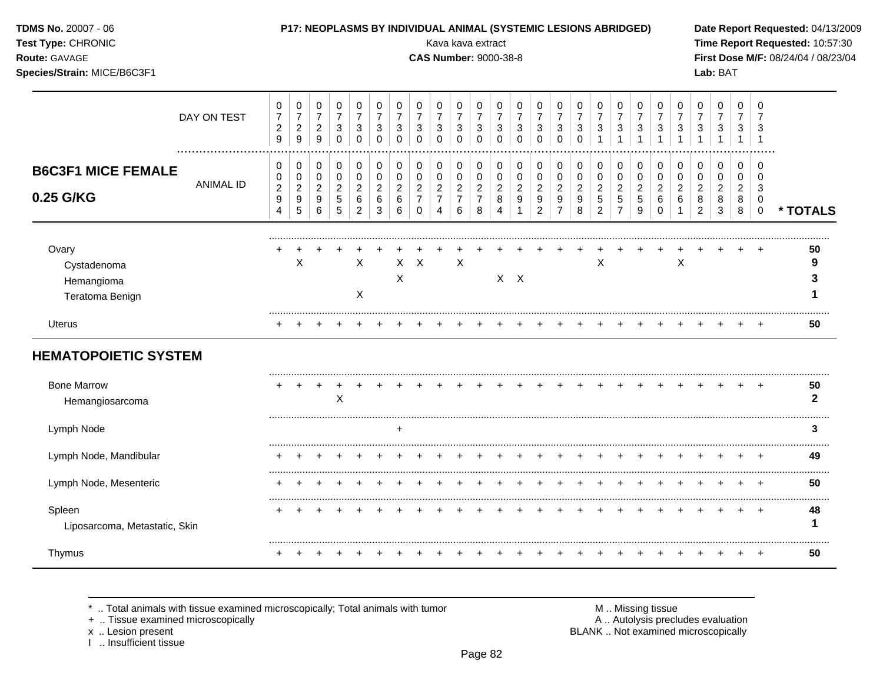**TDMS No.** 20007 - 06
**Test Type:** CHRONIC
**Route:** GAVAGE
**Species/Strain:** MICE/B6C3F1

**P17: NEOPLASMS BY INDIVIDUAL ANIMAL (SYSTEMIC LESIONS ABRIDGED)**
Kava kava extract
**CAS Number:** 9000-38-8

**Date Report Requested:** 04/13/2009
**Time Report Requested:** 10:57:30
**First Dose M/F:** 08/24/04 / 08/23/04
**Lab:** BAT

## B6C3F1 MICE FEMALE 0.25 G/KG

| DAY ON TEST | 0729 | 0729 | 0729 | 0730 | 0730 | 0730 | 0730 | 0730 | 0730 | 0730 | 0730 | 0730 | 0730 | 0730 | 0730 | 0730 | 0731 | 0731 | 0731 | 0731 | 0731 | 0731 | 0731 | 0731 | 0731 | |
|---|---|---|---|---|---|---|---|---|---|---|---|---|---|---|---|---|---|---|---|---|---|---|---|---|---|---|
| **ANIMAL ID** | 00294 | 00295 | 00296 | 00255 | 00262 | 00263 | 00266 | 00270 | 00274 | 00276 | 00278 | 00284 | 00291 | 00292 | 00297 | 00298 | 00252 | 00257 | 00259 | 00260 | 00261 | 00282 | 00283 | 00288 | 00300 | *** TOTALS** |
| Ovary | + | + | + | + | + | + | + | + | + | + | + | + | + | + | + | + | + | + | + | + | + | + | + | + | + | 50 |
| Cystadenoma | | X | | | X | | X | X | | X | | | | | | | X | | | | X | | | | | 9 |
| Hemangioma | | | | | | | X | | | | | X | X | | | | | | | | | | | | | 3 |
| Teratoma Benign | | | | | X | | | | | | | | | | | | | | | | | | | | | 1 |
| Uterus | + | + | + | + | + | + | + | + | + | + | + | + | + | + | + | + | + | + | + | + | + | + | + | + | + | 50 |
| **HEMATOPOIETIC SYSTEM** | | | | | | | | | | | | | | | | | | | | | | | | | | |
| Bone Marrow | + | + | + | + | + | + | + | + | + | + | + | + | + | + | + | + | + | + | + | + | + | + | + | + | + | 50 |
| Hemangiosarcoma | | | | X | | | | | | | | | | | | | | | | | | | | | | 2 |
| Lymph Node | | | | | | | + | | | | | | | | | | | | | | | | | | | 3 |
| Lymph Node, Mandibular | + | + | + | + | + | + | + | + | + | + | + | + | + | + | + | + | + | + | + | + | + | + | + | + | + | 49 |
| Lymph Node, Mesenteric | + | + | + | + | + | + | + | + | + | + | + | + | + | + | + | + | + | + | + | + | + | + | + | + | + | 50 |
| Spleen | + | + | + | + | + | + | + | + | + | + | + | + | + | + | + | + | + | + | + | + | + | + | + | + | + | 48 |
| Liposarcoma, Metastatic, Skin | | | | | | | | | | | | | | | | | | | | | | | | | | 1 |
| Thymus | + | + | + | + | + | + | + | + | + | + | + | + | + | + | + | + | + | + | + | + | + | + | + | + | + | 50 |

\* .. Total animals with tissue examined microscopically; Total animals with tumor
\+ .. Tissue examined microscopically
x .. Lesion present
I .. Insufficient tissue

M .. Missing tissue
A .. Autolysis precludes evaluation
BLANK .. Not examined microscopically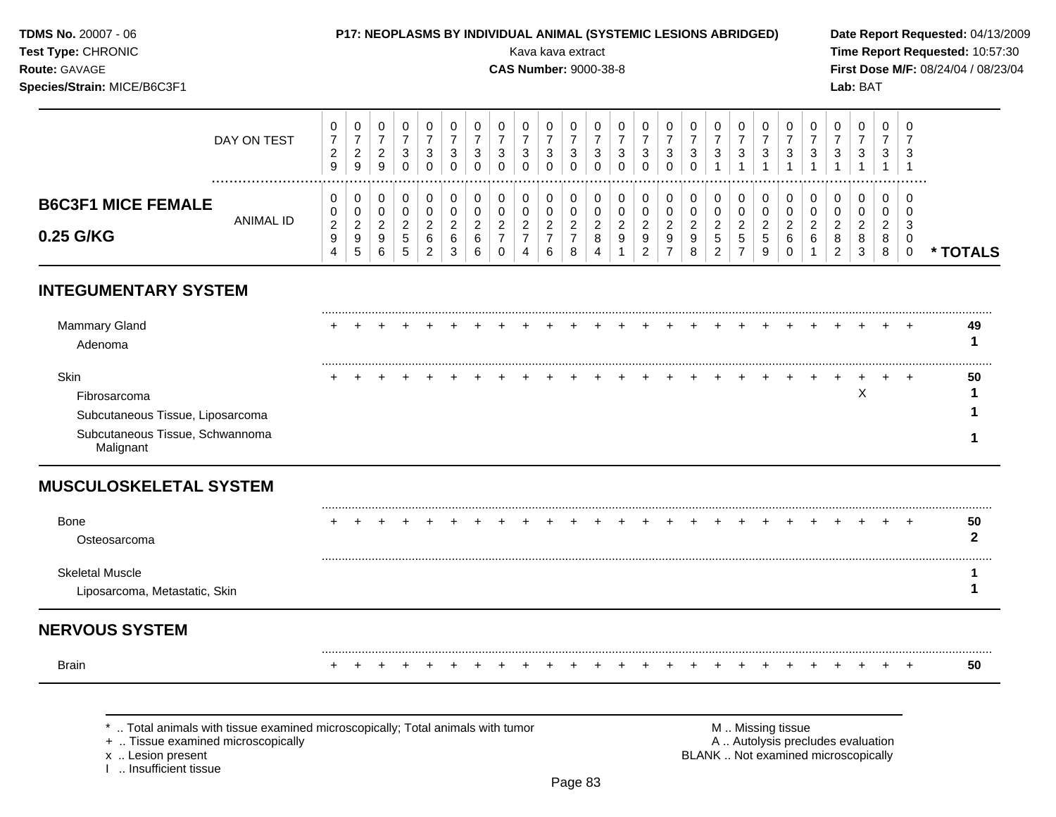**TDMS No.** 20007 - 06
**Test Type:** CHRONIC
**Route:** GAVAGE
**Species/Strain:** MICE/B6C3F1

**P17: NEOPLASMS BY INDIVIDUAL ANIMAL (SYSTEMIC LESIONS ABRIDGED)**
Kava kava extract
**CAS Number:** 9000-38-8

**Date Report Requested:** 04/13/2009
**Time Report Requested:** 10:57:30
**First Dose M/F:** 08/24/04 / 08/23/04
**Lab:** BAT

| DAY ON TEST | 0729 | 0729 | 0729 | 0730 | 0730 | 0730 | 0730 | 0730 | 0730 | 0730 | 0730 | 0730 | 0730 | 0730 | 0730 | 0730 | 0731 | 0731 | 0731 | 0731 | 0731 | 0731 | 0731 | 0731 | 0731 | |
|---|---|---|---|---|---|---|---|---|---|---|---|---|---|---|---|---|---|---|---|---|---|---|---|---|---|---|
| **B6C3F1 MICE FEMALE 0.25 G/KG** — ANIMAL ID | 00294 | 00295 | 00296 | 00255 | 00262 | 00263 | 00266 | 00270 | 00274 | 00276 | 00278 | 00284 | 00291 | 00292 | 00297 | 00298 | 00252 | 00257 | 00259 | 00260 | 00261 | 00282 | 00283 | 00288 | 00300 | *** TOTALS** |
| **INTEGUMENTARY SYSTEM** | | | | | | | | | | | | | | | | | | | | | | | | | | |
| Mammary Gland | + | + | + | + | + | + | + | + | + | + | + | + | + | + | + | + | + | + | + | + | + | + | + | + | + | 49 |
| Adenoma | | | | | | | | | | | | | | | | | | | | | | | | | | 1 |
| Skin | + | + | + | + | + | + | + | + | + | + | + | + | + | + | + | + | + | + | + | + | + | + | + | + | + | 50 |
| Fibrosarcoma | | | | | | | | | | | | | | | | | | | | | | | X | | | 1 |
| Subcutaneous Tissue, Liposarcoma | | | | | | | | | | | | | | | | | | | | | | | | | | 1 |
| Subcutaneous Tissue, Schwannoma Malignant | | | | | | | | | | | | | | | | | | | | | | | | | | 1 |
| **MUSCULOSKELETAL SYSTEM** | | | | | | | | | | | | | | | | | | | | | | | | | | |
| Bone | + | + | + | + | + | + | + | + | + | + | + | + | + | + | + | + | + | + | + | + | + | + | + | + | + | 50 |
| Osteosarcoma | | | | | | | | | | | | | | | | | | | | | | | | | | 2 |
| Skeletal Muscle | | | | | | | | | | | | | | | | | | | | | | | | | | 1 |
| Liposarcoma, Metastatic, Skin | | | | | | | | | | | | | | | | | | | | | | | | | | 1 |
| **NERVOUS SYSTEM** | | | | | | | | | | | | | | | | | | | | | | | | | | |
| Brain | + | + | + | + | + | + | + | + | + | + | + | + | + | + | + | + | + | + | + | + | + | + | + | + | + | 50 |

\* .. Total animals with tissue examined microscopically; Total animals with tumor
\+ .. Tissue examined microscopically
x .. Lesion present
I .. Insufficient tissue

M .. Missing tissue
A .. Autolysis precludes evaluation
BLANK .. Not examined microscopically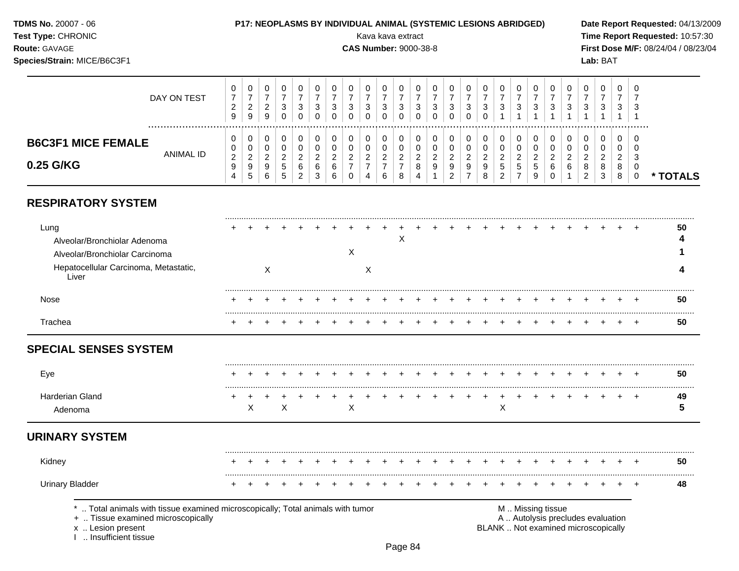TDMS No. 20007 - 06
Test Type: CHRONIC
Route: GAVAGE
Species/Strain: MICE/B6C3F1

**P17: NEOPLASMS BY INDIVIDUAL ANIMAL (SYSTEMIC LESIONS ABRIDGED)**
Kava kava extract
**CAS Number:** 9000-38-8

Date Report Requested: 04/13/2009
Time Report Requested: 10:57:30
First Dose M/F: 08/24/04 / 08/23/04
Lab: BAT

## B6C3F1 MICE FEMALE 0.25 G/KG

| DAY ON TEST | 0729 | 0729 | 0729 | 0730 | 0730 | 0730 | 0730 | 0730 | 0730 | 0730 | 0730 | 0730 | 0730 | 0730 | 0730 | 0730 | 0731 | 0731 | 0731 | 0731 | 0731 | 0731 | 0731 | 0731 | 0731 | |
|---|---|---|---|---|---|---|---|---|---|---|---|---|---|---|---|---|---|---|---|---|---|---|---|---|---|---|
| **ANIMAL ID** | 00294 | 00295 | 00296 | 00255 | 00262 | 00263 | 00266 | 00270 | 00274 | 00276 | 00278 | 00284 | 00291 | 00292 | 00297 | 00298 | 00252 | 00257 | 00259 | 00260 | 00261 | 00282 | 00283 | 00288 | 00300 | *** TOTALS** |
| **RESPIRATORY SYSTEM** | | | | | | | | | | | | | | | | | | | | | | | | | | |
| Lung | + | + | + | + | + | + | + | + | + | + | + | + | + | + | + | + | + | + | + | + | + | + | + | + | + | 50 |
| Alveolar/Bronchiolar Adenoma | | | | | | | | | | | X | | | | | | | | | | | | | | | 4 |
| Alveolar/Bronchiolar Carcinoma | | | | | | | | X | | | | | | | | | | | | | | | | | | 1 |
| Hepatocellular Carcinoma, Metastatic, Liver | | | X | | | | | | X | | | | | | | | | | | | | | | | | 4 |
| Nose | + | + | + | + | + | + | + | + | + | + | + | + | + | + | + | + | + | + | + | + | + | + | + | + | + | 50 |
| Trachea | + | + | + | + | + | + | + | + | + | + | + | + | + | + | + | + | + | + | + | + | + | + | + | + | + | 50 |
| **SPECIAL SENSES SYSTEM** | | | | | | | | | | | | | | | | | | | | | | | | | | |
| Eye | + | + | + | + | + | + | + | + | + | + | + | + | + | + | + | + | + | + | + | + | + | + | + | + | + | 50 |
| Harderian Gland | + | + | + | + | + | + | + | + | + | + | + | + | + | + | + | + | + | + | + | + | + | + | + | + | + | 49 |
| Adenoma | | X | | X | | | | X | | | | | | | | | X | | | | | | | | | 5 |
| **URINARY SYSTEM** | | | | | | | | | | | | | | | | | | | | | | | | | | |
| Kidney | + | + | + | + | + | + | + | + | + | + | + | + | + | + | + | + | + | + | + | + | + | + | + | + | + | 50 |
| Urinary Bladder | + | + | + | + | + | + | + | + | + | + | + | + | + | + | + | + | + | + | + | + | + | + | + | + | + | 48 |

\* .. Total animals with tissue examined microscopically; Total animals with tumor
\+ .. Tissue examined microscopically
x .. Lesion present
I .. Insufficient tissue

M .. Missing tissue
A .. Autolysis precludes evaluation
BLANK .. Not examined microscopically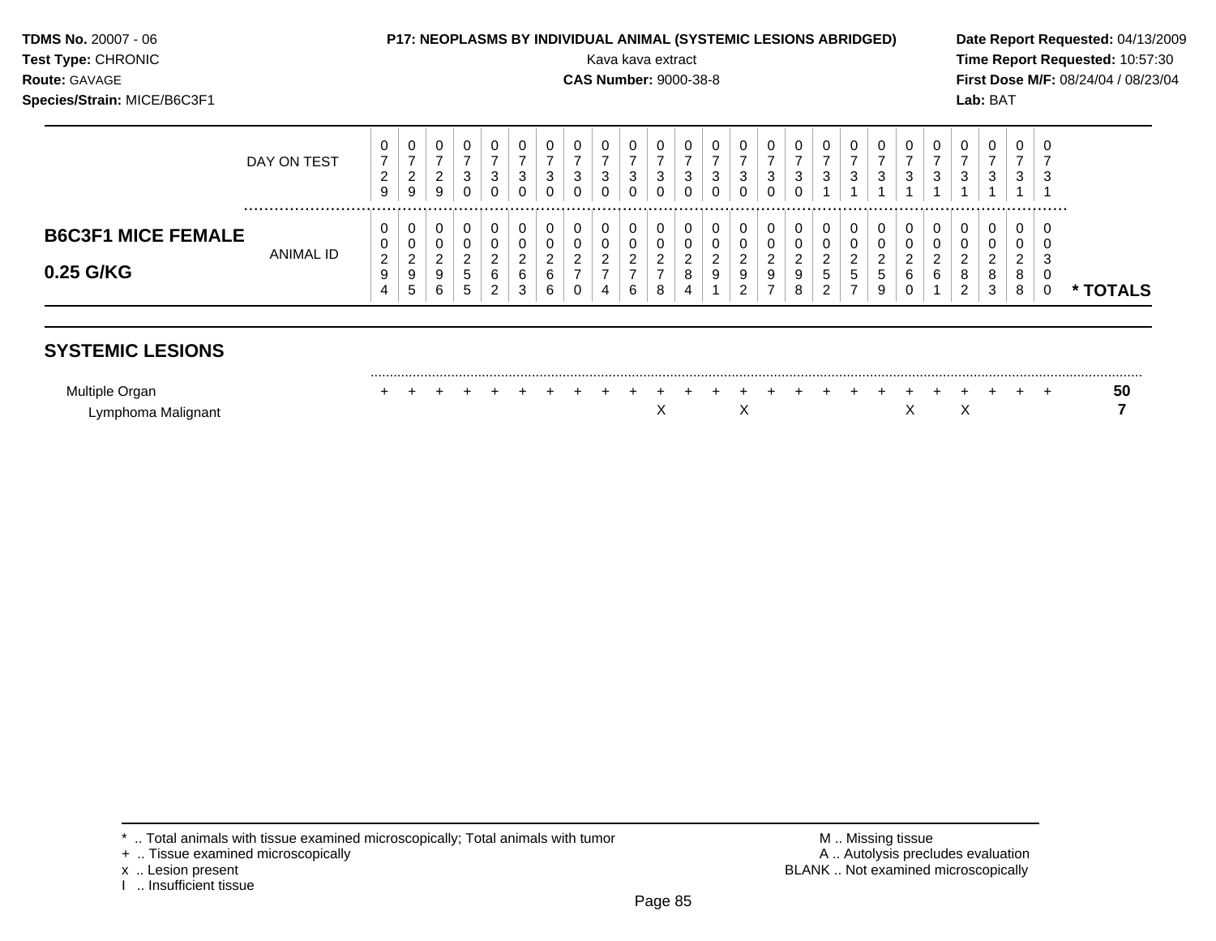**TDMS No.** 20007 - 06
**Test Type:** CHRONIC
**Route:** GAVAGE
**Species/Strain:** MICE/B6C3F1

**P17: NEOPLASMS BY INDIVIDUAL ANIMAL (SYSTEMIC LESIONS ABRIDGED)**
Kava kava extract
**CAS Number:** 9000-38-8

**Date Report Requested:** 04/13/2009
**Time Report Requested:** 10:57:30
**First Dose M/F:** 08/24/04 / 08/23/04
**Lab:** BAT

## B6C3F1 MICE FEMALE 0.25 G/KG

| | | | | | | | | | | | | | | | | | | | | | | | | | | |
|---|---|---|---|---|---|---|---|---|---|---|---|---|---|---|---|---|---|---|---|---|---|---|---|---|---|---|
| DAY ON TEST | 0729 | 0729 | 0729 | 0730 | 0730 | 0730 | 0730 | 0730 | 0730 | 0730 | 0730 | 0730 | 0730 | 0730 | 0730 | 0730 | 0731 | 0731 | 0731 | 0731 | 0731 | 0731 | 0731 | 0731 | 0731 | |
| ANIMAL ID | 00294 | 00295 | 00296 | 00255 | 00262 | 00263 | 00266 | 00270 | 00274 | 00276 | 00278 | 00284 | 00291 | 00292 | 00297 | 00298 | 00252 | 00257 | 00259 | 00260 | 00261 | 00282 | 00283 | 00288 | 00300 | * TOTALS |
| **SYSTEMIC LESIONS** | | | | | | | | | | | | | | | | | | | | | | | | | | |
| Multiple Organ | + | + | + | + | + | + | + | + | + | + | + | + | + | + | + | + | + | + | + | + | + | + | + | + | + | 50 |
| Lymphoma Malignant | | | | | | | | | | | X | | | X | | | | | | X | | X | | | | 7 |

* .. Total animals with tissue examined microscopically; Total animals with tumor
+ .. Tissue examined microscopically
x .. Lesion present
I .. Insufficient tissue

M .. Missing tissue
A .. Autolysis precludes evaluation
BLANK .. Not examined microscopically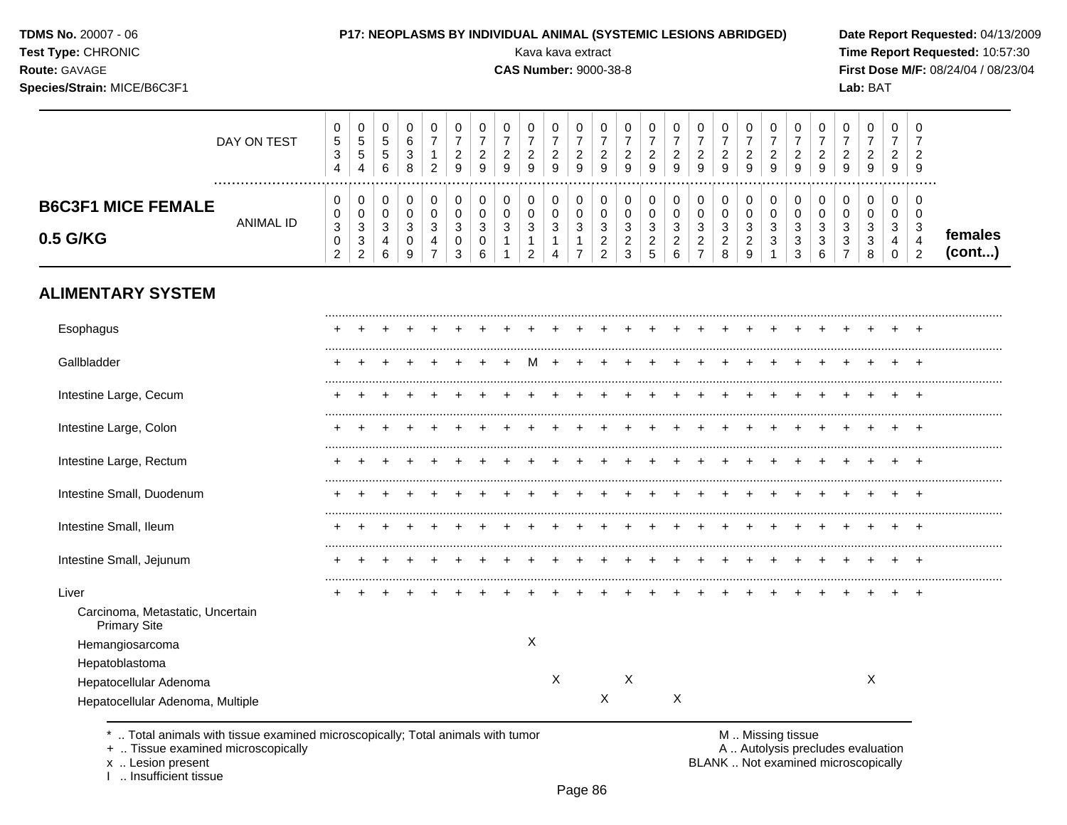## B6C3F1 MICE FEMALE 0.5 G/KG (females cont...)

| | | | | | | | | | | | | | | | | | | | | | | | | | |
|---|---|---|---|---|---|---|---|---|---|---|---|---|---|---|---|---|---|---|---|---|---|---|---|---|---|
| DAY ON TEST | 0534 | 0554 | 0556 | 0638 | 0712 | 0729 | 0729 | 0729 | 0729 | 0729 | 0729 | 0729 | 0729 | 0729 | 0729 | 0729 | 0729 | 0729 | 0729 | 0729 | 0729 | 0729 | 0729 | 0729 | 0729 |
| ANIMAL ID | 0302 | 0332 | 0346 | 0309 | 0347 | 0303 | 0306 | 0311 | 0312 | 0314 | 0317 | 0322 | 0323 | 0325 | 0326 | 0327 | 0328 | 0329 | 0331 | 0333 | 0336 | 0337 | 0338 | 0340 | 0342 |
| **ALIMENTARY SYSTEM** | | | | | | | | | | | | | | | | | | | | | | | | | |
| Esophagus | + | + | + | + | + | + | + | + | + | + | + | + | + | + | + | + | + | + | + | + | + | + | + | + | + |
| Gallbladder | + | + | + | + | + | + | + | + | M | + | + | + | + | + | + | + | + | + | + | + | + | + | + | + | + |
| Intestine Large, Cecum | + | + | + | + | + | + | + | + | + | + | + | + | + | + | + | + | + | + | + | + | + | + | + | + | + |
| Intestine Large, Colon | + | + | + | + | + | + | + | + | + | + | + | + | + | + | + | + | + | + | + | + | + | + | + | + | + |
| Intestine Large, Rectum | + | + | + | + | + | + | + | + | + | + | + | + | + | + | + | + | + | + | + | + | + | + | + | + | + |
| Intestine Small, Duodenum | + | + | + | + | + | + | + | + | + | + | + | + | + | + | + | + | + | + | + | + | + | + | + | + | + |
| Intestine Small, Ileum | + | + | + | + | + | + | + | + | + | + | + | + | + | + | + | + | + | + | + | + | + | + | + | + | + |
| Intestine Small, Jejunum | + | + | + | + | + | + | + | + | + | + | + | + | + | + | + | + | + | + | + | + | + | + | + | + | + |
| Liver | + | + | + | + | + | + | + | + | + | + | + | + | + | + | + | + | + | + | + | + | + | + | + | + | + |
| Carcinoma, Metastatic, Uncertain Primary Site | | | | | | | | | | | | | | | | | | | | | | | | | |
| Hemangiosarcoma | | | | | | | | | X | | | | | | | | | | | | | | | | |
| Hepatoblastoma | | | | | | | | | | | | | | | | | | | | | | | | | |
| Hepatocellular Adenoma | | | | | | | | | | X | | | X | | | | | | | | | | X | | |
| Hepatocellular Adenoma, Multiple | | | | | | | | | | | | X | | | X | | | | | | | | | | |

\* .. Total animals with tissue examined microscopically; Total animals with tumor
+ .. Tissue examined microscopically
x .. Lesion present
I .. Insufficient tissue

M .. Missing tissue
A .. Autolysis precludes evaluation
BLANK .. Not examined microscopically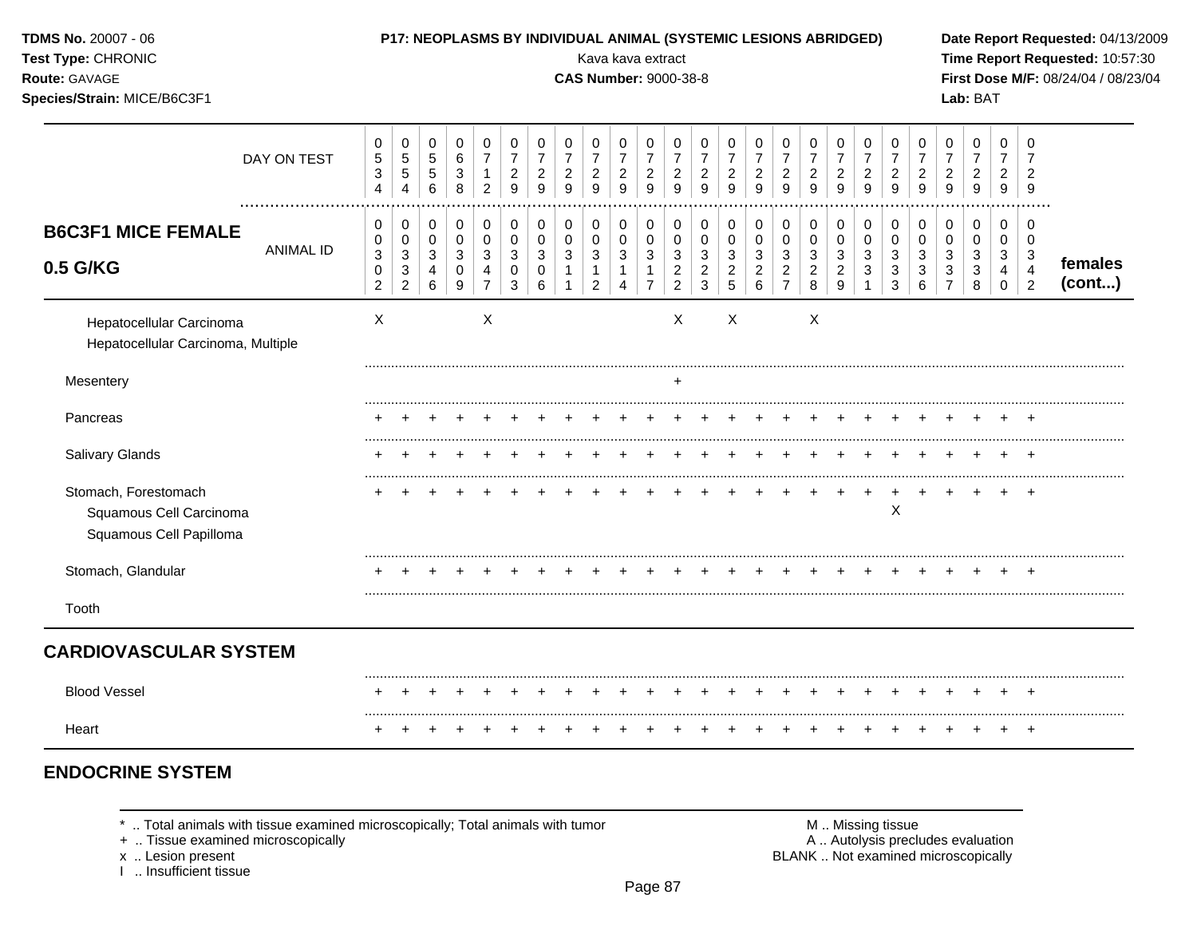**TDMS No.** 20007 - 06
**Test Type:** CHRONIC
**Route:** GAVAGE
**Species/Strain:** MICE/B6C3F1

**P17: NEOPLASMS BY INDIVIDUAL ANIMAL (SYSTEMIC LESIONS ABRIDGED)**
Kava kava extract
**CAS Number:** 9000-38-8

**Date Report Requested:** 04/13/2009
**Time Report Requested:** 10:57:30
**First Dose M/F:** 08/24/04 / 08/23/04
**Lab:** BAT

| DAY ON TEST | 0534 | 0554 | 0556 | 0638 | 0712 | 0729 | 0729 | 0729 | 0729 | 0729 | 0729 | 0729 | 0729 | 0729 | 0729 | 0729 | 0729 | 0729 | 0729 | 0729 | 0729 | 0729 | 0729 | 0729 | 0729 | |
|---|---|---|---|---|---|---|---|---|---|---|---|---|---|---|---|---|---|---|---|---|---|---|---|---|---|---|
| **B6C3F1 MICE FEMALE 0.5 G/KG** — ANIMAL ID | 00302 | 00332 | 00346 | 00309 | 00347 | 00303 | 00306 | 00311 | 00312 | 00314 | 00317 | 00322 | 00323 | 00325 | 00326 | 00327 | 00328 | 00329 | 00331 | 00333 | 00336 | 00337 | 00338 | 00340 | 00342 | **females (cont...)** |
| Hepatocellular Carcinoma | X | | | | X | | | | | | | X | | X | | | X | | | | | | | | | |
| Hepatocellular Carcinoma, Multiple | | | | | | | | | | | | | | | | | | | | | | | | | | |
| Mesentery | | | | | | | | | | | | + | | | | | | | | | | | | | | |
| Pancreas | + | + | + | + | + | + | + | + | + | + | + | + | + | + | + | + | + | + | + | + | + | + | + | + | + | |
| Salivary Glands | + | + | + | + | + | + | + | + | + | + | + | + | + | + | + | + | + | + | + | + | + | + | + | + | + | |
| Stomach, Forestomach | + | + | + | + | + | + | + | + | + | + | + | + | + | + | + | + | + | + | + | + | + | + | + | + | + | |
| Squamous Cell Carcinoma | | | | | | | | | | | | | | | | | | | | X | | | | | | |
| Squamous Cell Papilloma | | | | | | | | | | | | | | | | | | | | | | | | | | |
| Stomach, Glandular | + | + | + | + | + | + | + | + | + | + | + | + | + | + | + | + | + | + | + | + | + | + | + | + | + | |
| Tooth | | | | | | | | | | | | | | | | | | | | | | | | | | |
| **CARDIOVASCULAR SYSTEM** | | | | | | | | | | | | | | | | | | | | | | | | | | |
| Blood Vessel | + | + | + | + | + | + | + | + | + | + | + | + | + | + | + | + | + | + | + | + | + | + | + | + | + | |
| Heart | + | + | + | + | + | + | + | + | + | + | + | + | + | + | + | + | + | + | + | + | + | + | + | + | + | |

## ENDOCRINE SYSTEM

\* .. Total animals with tissue examined microscopically; Total animals with tumor
\+ .. Tissue examined microscopically
x .. Lesion present
I .. Insufficient tissue

M .. Missing tissue
A .. Autolysis precludes evaluation
BLANK .. Not examined microscopically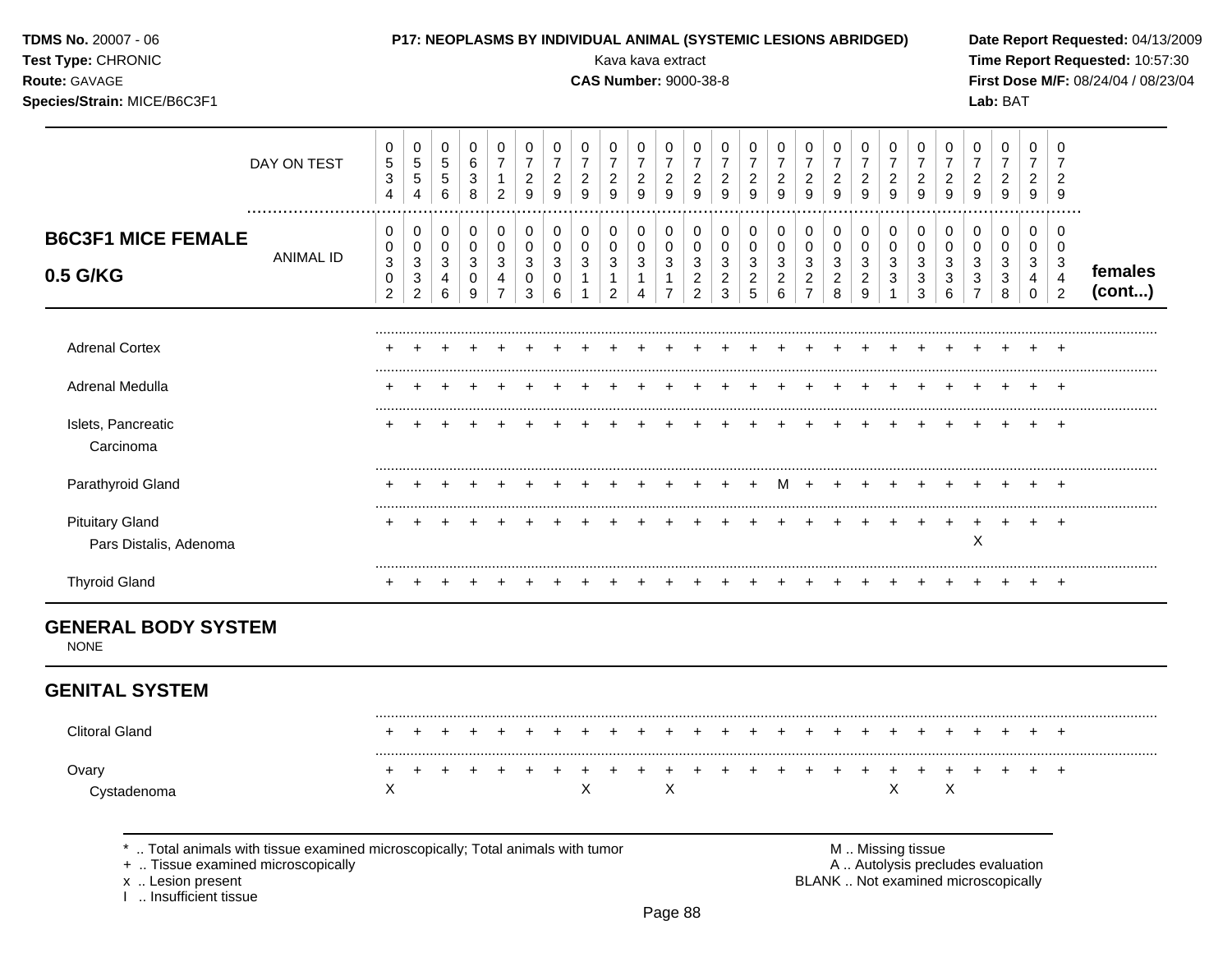**TDMS No.** 20007 - 06
**Test Type:** CHRONIC
**Route:** GAVAGE
**Species/Strain:** MICE/B6C3F1

**P17: NEOPLASMS BY INDIVIDUAL ANIMAL (SYSTEMIC LESIONS ABRIDGED)**
Kava kava extract
**CAS Number:** 9000-38-8

**Date Report Requested:** 04/13/2009
**Time Report Requested:** 10:57:30
**First Dose M/F:** 08/24/04 / 08/23/04
**Lab:** BAT

## B6C3F1 MICE FEMALE 0.5 G/KG — females (cont...)

| DAY ON TEST | 0534 | 0554 | 0556 | 0638 | 0712 | 0729 | 0729 | 0729 | 0729 | 0729 | 0729 | 0729 | 0729 | 0729 | 0729 | 0729 | 0729 | 0729 | 0729 | 0729 | 0729 | 0729 | 0729 | 0729 | 0729 |
|---|---|---|---|---|---|---|---|---|---|---|---|---|---|---|---|---|---|---|---|---|---|---|---|---|---|
| ANIMAL ID | 00302 | 00332 | 00346 | 00309 | 00347 | 00303 | 00306 | 00311 | 00312 | 00314 | 00317 | 00322 | 00323 | 00325 | 00326 | 00327 | 00328 | 00329 | 00331 | 00333 | 00336 | 00337 | 00338 | 00340 | 00342 |
| Adrenal Cortex | + | + | + | + | + | + | + | + | + | + | + | + | + | + | + | + | + | + | + | + | + | + | + | + | + |
| Adrenal Medulla | + | + | + | + | + | + | + | + | + | + | + | + | + | + | + | + | + | + | + | + | + | + | + | + | + |
| Islets, Pancreatic | + | + | + | + | + | + | + | + | + | + | + | + | + | + | + | + | + | + | + | + | + | + | + | + | + |
| Carcinoma | | | | | | | | | | | | | | | | | | | | | | | | | |
| Parathyroid Gland | + | + | + | + | + | + | + | + | + | + | + | + | + | + | M | + | + | + | + | + | + | + | + | + | + |
| Pituitary Gland | + | + | + | + | + | + | + | + | + | + | + | + | + | + | + | + | + | + | + | + | + | + | + | + | + |
| Pars Distalis, Adenoma | | | | | | | | | | | | | | | | | | | | | | X | | | |
| Thyroid Gland | + | + | + | + | + | + | + | + | + | + | + | + | + | + | + | + | + | + | + | + | + | + | + | + | + |

## GENERAL BODY SYSTEM

NONE

## GENITAL SYSTEM

| | | | | | | | | | | | | | | | | | | | | | | | | | |
|---|---|---|---|---|---|---|---|---|---|---|---|---|---|---|---|---|---|---|---|---|---|---|---|---|---|
| Clitoral Gland | + | + | + | + | + | + | + | + | + | + | + | + | + | + | + | + | + | + | + | + | + | + | + | + | + |
| Ovary | + | + | + | + | + | + | + | + | + | + | + | + | + | + | + | + | + | + | + | + | + | + | + | + | + |
| Cystadenoma | X | | | | | | | X | | | X | | | | | | | | X | | X | | | | |

\* .. Total animals with tissue examined microscopically; Total animals with tumor
\+ .. Tissue examined microscopically
x .. Lesion present
I .. Insufficient tissue

M .. Missing tissue
A .. Autolysis precludes evaluation
BLANK .. Not examined microscopically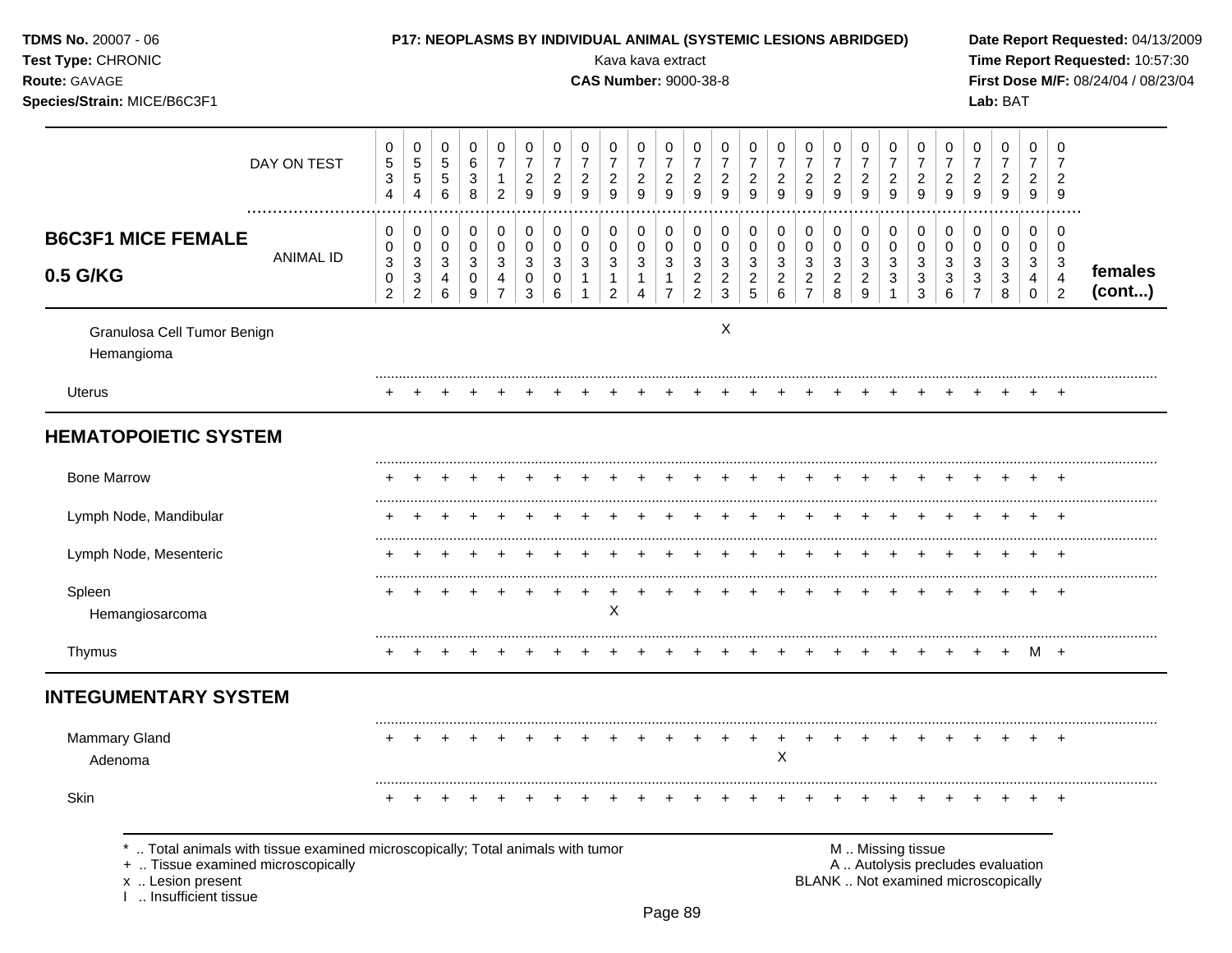| B6C3F1 MICE FEMALE 0.5 G/KG | 0534 | 0554 | 0556 | 0638 | 0712 | 0729 | 0729 | 0729 | 0729 | 0729 | 0729 | 0729 | 0729 | 0729 | 0729 | 0729 | 0729 | 0729 | 0729 | 0729 | 0729 | 0729 | 0729 | 0729 | 0729 | |
|---|---|---|---|---|---|---|---|---|---|---|---|---|---|---|---|---|---|---|---|---|---|---|---|---|---|---|
| ANIMAL ID | 0302 | 0332 | 0346 | 0309 | 0347 | 0303 | 0306 | 0311 | 0312 | 0314 | 0317 | 0322 | 0323 | 0325 | 0326 | 0327 | 0328 | 0329 | 0331 | 0333 | 0336 | 0337 | 0338 | 0340 | 0342 | **females (cont...)** |
| Granulosa Cell Tumor Benign | | | | | | | | | | | | | X | | | | | | | | | | | | | |
| Hemangioma | | | | | | | | | | | | | | | | | | | | | | | | | | |
| Uterus | + | + | + | + | + | + | + | + | + | + | + | + | + | + | + | + | + | + | + | + | + | + | + | + | + | |
| **HEMATOPOIETIC SYSTEM** | | | | | | | | | | | | | | | | | | | | | | | | | | |
| Bone Marrow | + | + | + | + | + | + | + | + | + | + | + | + | + | + | + | + | + | + | + | + | + | + | + | + | + | |
| Lymph Node, Mandibular | + | + | + | + | + | + | + | + | + | + | + | + | + | + | + | + | + | + | + | + | + | + | + | + | + | |
| Lymph Node, Mesenteric | + | + | + | + | + | + | + | + | + | + | + | + | + | + | + | + | + | + | + | + | + | + | + | + | + | |
| Spleen | + | + | + | + | + | + | + | + | + | + | + | + | + | + | + | + | + | + | + | + | + | + | + | + | + | |
| Hemangiosarcoma | | | | | | | | | X | | | | | | | | | | | | | | | | | |
| Thymus | + | + | + | + | + | + | + | + | + | + | + | + | + | + | + | + | + | + | + | + | + | + | + | M | + | |
| **INTEGUMENTARY SYSTEM** | | | | | | | | | | | | | | | | | | | | | | | | | | |
| Mammary Gland | + | + | + | + | + | + | + | + | + | + | + | + | + | + | + | + | + | + | + | + | + | + | + | + | + | |
| Adenoma | | | | | | | | | | | | | | | X | | | | | | | | | | | |
| Skin | + | + | + | + | + | + | + | + | + | + | + | + | + | + | + | + | + | + | + | + | + | + | + | + | + | |

* .. Total animals with tissue examined microscopically; Total animals with tumor
+ .. Tissue examined microscopically
x .. Lesion present
I .. Insufficient tissue

M .. Missing tissue
A .. Autolysis precludes evaluation
BLANK .. Not examined microscopically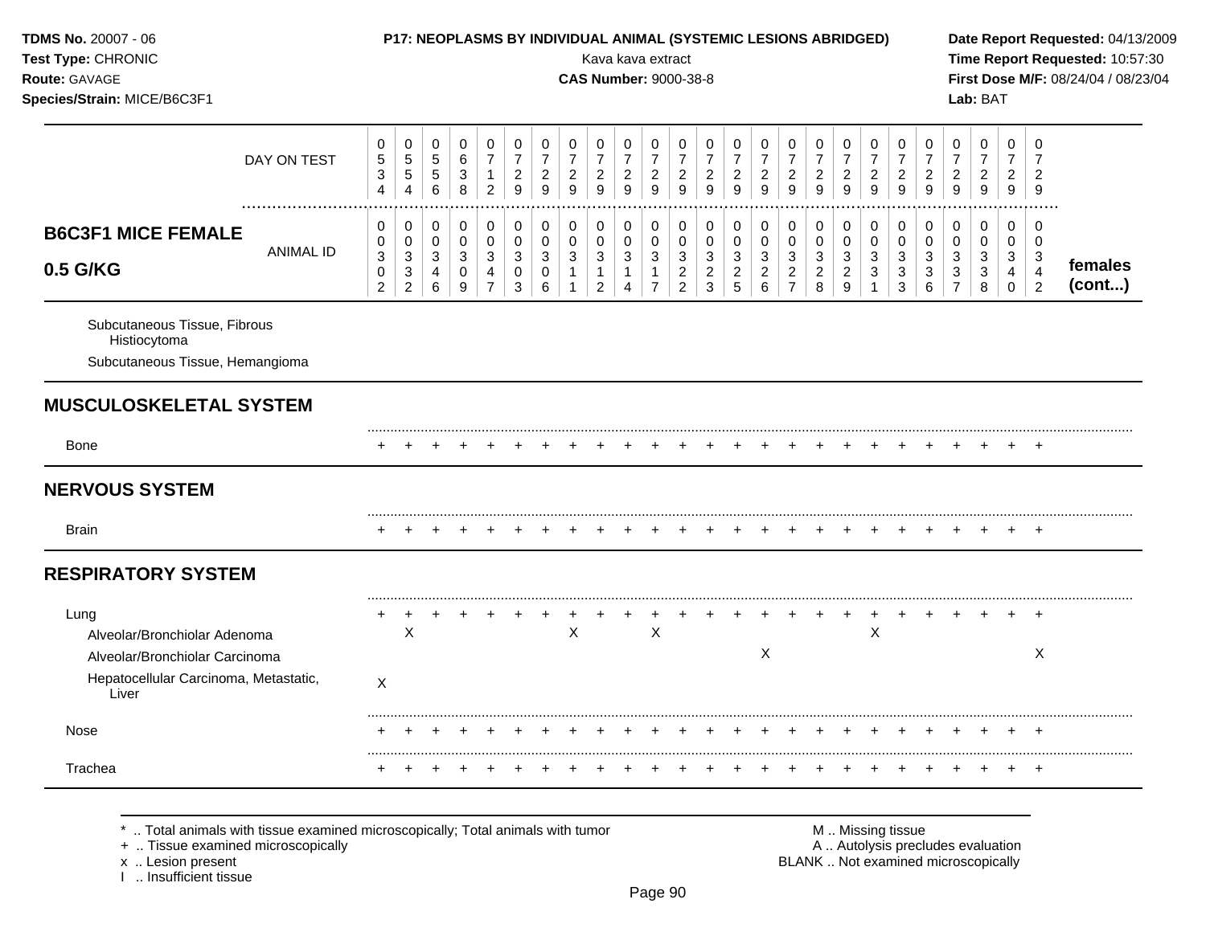**TDMS No.** 20007 - 06
**Test Type:** CHRONIC
**Route:** GAVAGE
**Species/Strain:** MICE/B6C3F1

**P17: NEOPLASMS BY INDIVIDUAL ANIMAL (SYSTEMIC LESIONS ABRIDGED)**
Kava kava extract
**CAS Number:** 9000-38-8

**Date Report Requested:** 04/13/2009
**Time Report Requested:** 10:57:30
**First Dose M/F:** 08/24/04 / 08/23/04
**Lab:** BAT

| B6C3F1 MICE FEMALE 0.5 G/KG | | | | | | | | | | | | | | | | | | | | | | | | | | |
|---|---|---|---|---|---|---|---|---|---|---|---|---|---|---|---|---|---|---|---|---|---|---|---|---|---|---|
| DAY ON TEST | 0534 | 0554 | 0556 | 0638 | 0712 | 0729 | 0729 | 0729 | 0729 | 0729 | 0729 | 0729 | 0729 | 0729 | 0729 | 0729 | 0729 | 0729 | 0729 | 0729 | 0729 | 0729 | 0729 | 0729 | 0729 | |
| ANIMAL ID | 00302 | 00332 | 00346 | 00309 | 00347 | 00303 | 00306 | 00311 | 00312 | 00314 | 00317 | 00322 | 00323 | 00325 | 00326 | 00327 | 00328 | 00329 | 00331 | 00333 | 00336 | 00337 | 00338 | 00340 | 00342 | **females (cont...)** |
| Subcutaneous Tissue, Fibrous Histiocytoma | | | | | | | | | | | | | | | | | | | | | | | | | | |
| Subcutaneous Tissue, Hemangioma | | | | | | | | | | | | | | | | | | | | | | | | | | |
| **MUSCULOSKELETAL SYSTEM** | | | | | | | | | | | | | | | | | | | | | | | | | | |
| Bone | + | + | + | + | + | + | + | + | + | + | + | + | + | + | + | + | + | + | + | + | + | + | + | + | + | |
| **NERVOUS SYSTEM** | | | | | | | | | | | | | | | | | | | | | | | | | | |
| Brain | + | + | + | + | + | + | + | + | + | + | + | + | + | + | + | + | + | + | + | + | + | + | + | + | + | |
| **RESPIRATORY SYSTEM** | | | | | | | | | | | | | | | | | | | | | | | | | | |
| Lung | + | + | + | + | + | + | + | + | + | + | + | + | + | + | + | + | + | + | + | + | + | + | + | + | + | |
| Alveolar/Bronchiolar Adenoma | | X | | | | | | X | | | X | | | | | | | | X | | | | | | | |
| Alveolar/Bronchiolar Carcinoma | | | | | | | | | | | | | | | X | | | | | | | | | | X | |
| Hepatocellular Carcinoma, Metastatic, Liver | X | | | | | | | | | | | | | | | | | | | | | | | | | |
| Nose | + | + | + | + | + | + | + | + | + | + | + | + | + | + | + | + | + | + | + | + | + | + | + | + | + | |
| Trachea | + | + | + | + | + | + | + | + | + | + | + | + | + | + | + | + | + | + | + | + | + | + | + | + | + | |

\* .. Total animals with tissue examined microscopically; Total animals with tumor
+ .. Tissue examined microscopically
x .. Lesion present
I .. Insufficient tissue

M .. Missing tissue
A .. Autolysis precludes evaluation
BLANK .. Not examined microscopically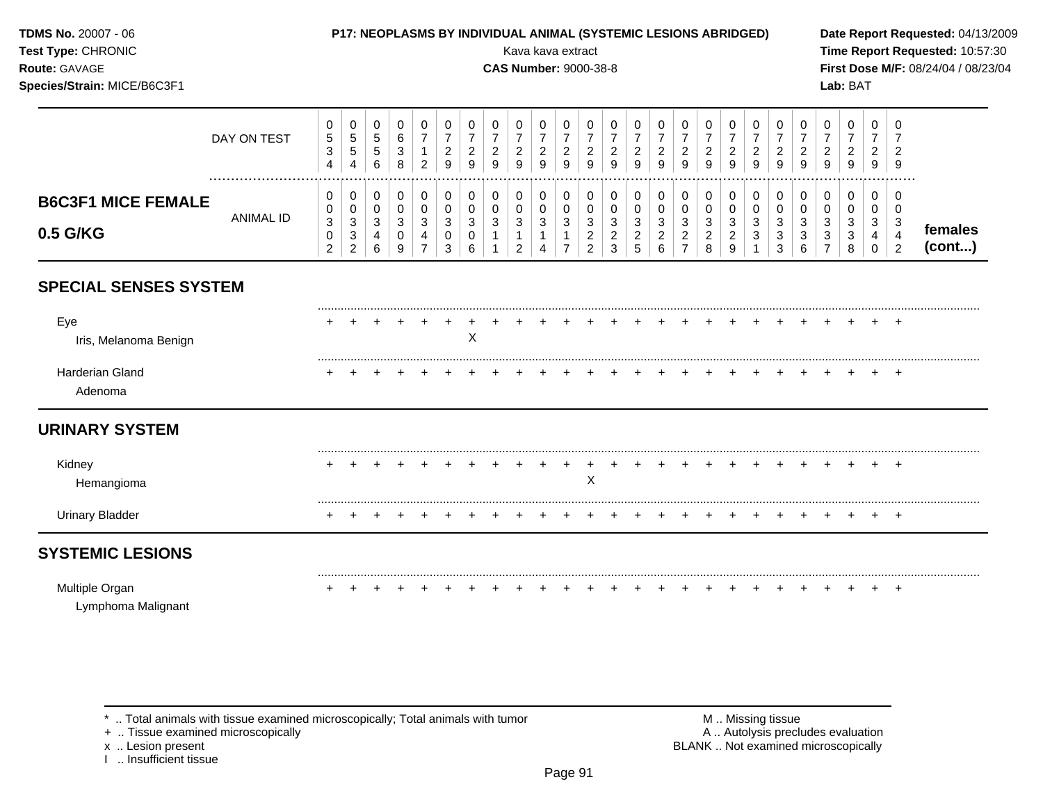**TDMS No.** 20007 - 06
**Test Type:** CHRONIC
**Route:** GAVAGE
**Species/Strain:** MICE/B6C3F1

**P17: NEOPLASMS BY INDIVIDUAL ANIMAL (SYSTEMIC LESIONS ABRIDGED)**
Kava kava extract
**CAS Number:** 9000-38-8

**Date Report Requested:** 04/13/2009
**Time Report Requested:** 10:57:30
**First Dose M/F:** 08/24/04 / 08/23/04
**Lab:** BAT

| | | | | | | | | | | | | | | | | | | | | | | | | | | |
|---|---|---|---|---|---|---|---|---|---|---|---|---|---|---|---|---|---|---|---|---|---|---|---|---|---|---|
| DAY ON TEST | 0534 | 0554 | 0556 | 0638 | 0712 | 0729 | 0729 | 0729 | 0729 | 0729 | 0729 | 0729 | 0729 | 0729 | 0729 | 0729 | 0729 | 0729 | 0729 | 0729 | 0729 | 0729 | 0729 | 0729 | 0729 | |
| **B6C3F1 MICE FEMALE 0.5 G/KG** ANIMAL ID | 00302 | 00332 | 00346 | 00309 | 00347 | 00303 | 00306 | 00311 | 00312 | 00314 | 00317 | 00322 | 00323 | 00325 | 00326 | 00327 | 00328 | 00329 | 00331 | 00333 | 00336 | 00337 | 00338 | 00340 | 00342 | **females (cont...)** |
| **SPECIAL SENSES SYSTEM** | | | | | | | | | | | | | | | | | | | | | | | | | | |
| Eye | + | + | + | + | + | + | + | + | + | + | + | + | + | + | + | + | + | + | + | + | + | + | + | + | + | |
| Iris, Melanoma Benign | | | | | | | X | | | | | | | | | | | | | | | | | | | |
| Harderian Gland | + | + | + | + | + | + | + | + | + | + | + | + | + | + | + | + | + | + | + | + | + | + | + | + | + | |
| Adenoma | | | | | | | | | | | | | | | | | | | | | | | | | | |
| **URINARY SYSTEM** | | | | | | | | | | | | | | | | | | | | | | | | | | |
| Kidney | + | + | + | + | + | + | + | + | + | + | + | + | + | + | + | + | + | + | + | + | + | + | + | + | + | |
| Hemangioma | | | | | | | | | | | | X | | | | | | | | | | | | | | |
| Urinary Bladder | + | + | + | + | + | + | + | + | + | + | + | + | + | + | + | + | + | + | + | + | + | + | + | + | + | |
| **SYSTEMIC LESIONS** | | | | | | | | | | | | | | | | | | | | | | | | | | |
| Multiple Organ | + | + | + | + | + | + | + | + | + | + | + | + | + | + | + | + | + | + | + | + | + | + | + | + | + | |
| Lymphoma Malignant | | | | | | | | | | | | | | | | | | | | | | | | | | |

\* .. Total animals with tissue examined microscopically; Total animals with tumor
\+ .. Tissue examined microscopically
x .. Lesion present
I .. Insufficient tissue

M .. Missing tissue
A .. Autolysis precludes evaluation
BLANK .. Not examined microscopically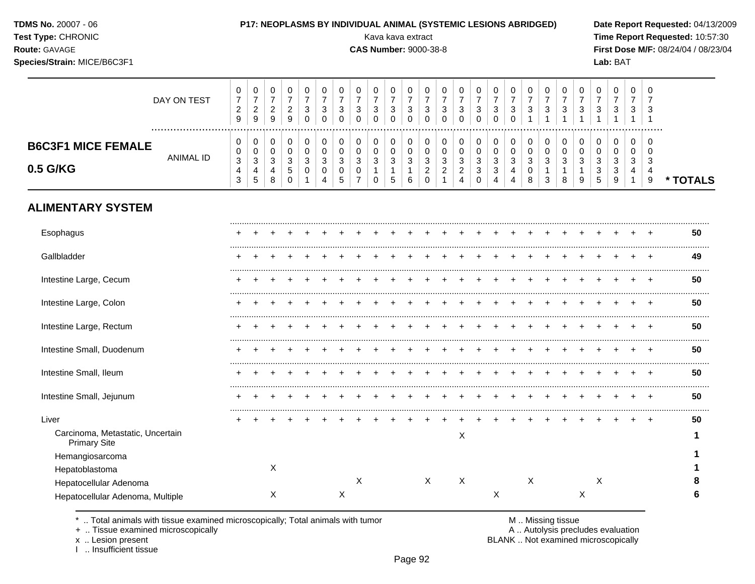**TDMS No.** 20007 - 06
**Test Type:** CHRONIC
**Route:** GAVAGE
**Species/Strain:** MICE/B6C3F1

**P17: NEOPLASMS BY INDIVIDUAL ANIMAL (SYSTEMIC LESIONS ABRIDGED)**
Kava kava extract
**CAS Number:** 9000-38-8

**Date Report Requested:** 04/13/2009
**Time Report Requested:** 10:57:30
**First Dose M/F:** 08/24/04 / 08/23/04
**Lab:** BAT

## B6C3F1 MICE FEMALE 0.5 G/KG

| DAY ON TEST | 0729 | 0729 | 0729 | 0729 | 0730 | 0730 | 0730 | 0730 | 0730 | 0730 | 0730 | 0730 | 0730 | 0730 | 0730 | 0730 | 0730 | 0731 | 0731 | 0731 | 0731 | 0731 | 0731 | 0731 | 0731 | |
|---|---|---|---|---|---|---|---|---|---|---|---|---|---|---|---|---|---|---|---|---|---|---|---|---|---|---|
| **ANIMAL ID** | 0343 | 0345 | 0348 | 0350 | 0301 | 0304 | 0305 | 0307 | 0310 | 0315 | 0316 | 0320 | 0321 | 0324 | 0330 | 0334 | 0344 | 0308 | 0313 | 0318 | 0319 | 0335 | 0339 | 0341 | 0349 | *** TOTALS** |
| **ALIMENTARY SYSTEM** | | | | | | | | | | | | | | | | | | | | | | | | | | |
| Esophagus | + | + | + | + | + | + | + | + | + | + | + | + | + | + | + | + | + | + | + | + | + | + | + | + | + | 50 |
| Gallbladder | + | + | + | + | + | + | + | + | + | + | + | + | + | + | + | + | + | + | + | + | + | + | + | + | + | 49 |
| Intestine Large, Cecum | + | + | + | + | + | + | + | + | + | + | + | + | + | + | + | + | + | + | + | + | + | + | + | + | + | 50 |
| Intestine Large, Colon | + | + | + | + | + | + | + | + | + | + | + | + | + | + | + | + | + | + | + | + | + | + | + | + | + | 50 |
| Intestine Large, Rectum | + | + | + | + | + | + | + | + | + | + | + | + | + | + | + | + | + | + | + | + | + | + | + | + | + | 50 |
| Intestine Small, Duodenum | + | + | + | + | + | + | + | + | + | + | + | + | + | + | + | + | + | + | + | + | + | + | + | + | + | 50 |
| Intestine Small, Ileum | + | + | + | + | + | + | + | + | + | + | + | + | + | + | + | + | + | + | + | + | + | + | + | + | + | 50 |
| Intestine Small, Jejunum | + | + | + | + | + | + | + | + | + | + | + | + | + | + | + | + | + | + | + | + | + | + | + | + | + | 50 |
| Liver | + | + | + | + | + | + | + | + | + | + | + | + | + | + | + | + | + | + | + | + | + | + | + | + | + | 50 |
| Carcinoma, Metastatic, Uncertain Primary Site | | | | | | | | | | | | | | X | | | | | | | | | | | | 1 |
| Hemangiosarcoma | | | | | | | | | | | | | | | | | | | | | | | | | | 1 |
| Hepatoblastoma | | | X | | | | | | | | | | | | | | | | | | | | | | | 1 |
| Hepatocellular Adenoma | | | | | | | | X | | | | X | | X | | | | X | | | | X | | | | 8 |
| Hepatocellular Adenoma, Multiple | | | X | | | | X | | | | | | | | | X | | | | | X | | | | | 6 |

\* .. Total animals with tissue examined microscopically; Total animals with tumor
\+ .. Tissue examined microscopically
x .. Lesion present
I .. Insufficient tissue

M .. Missing tissue
A .. Autolysis precludes evaluation
BLANK .. Not examined microscopically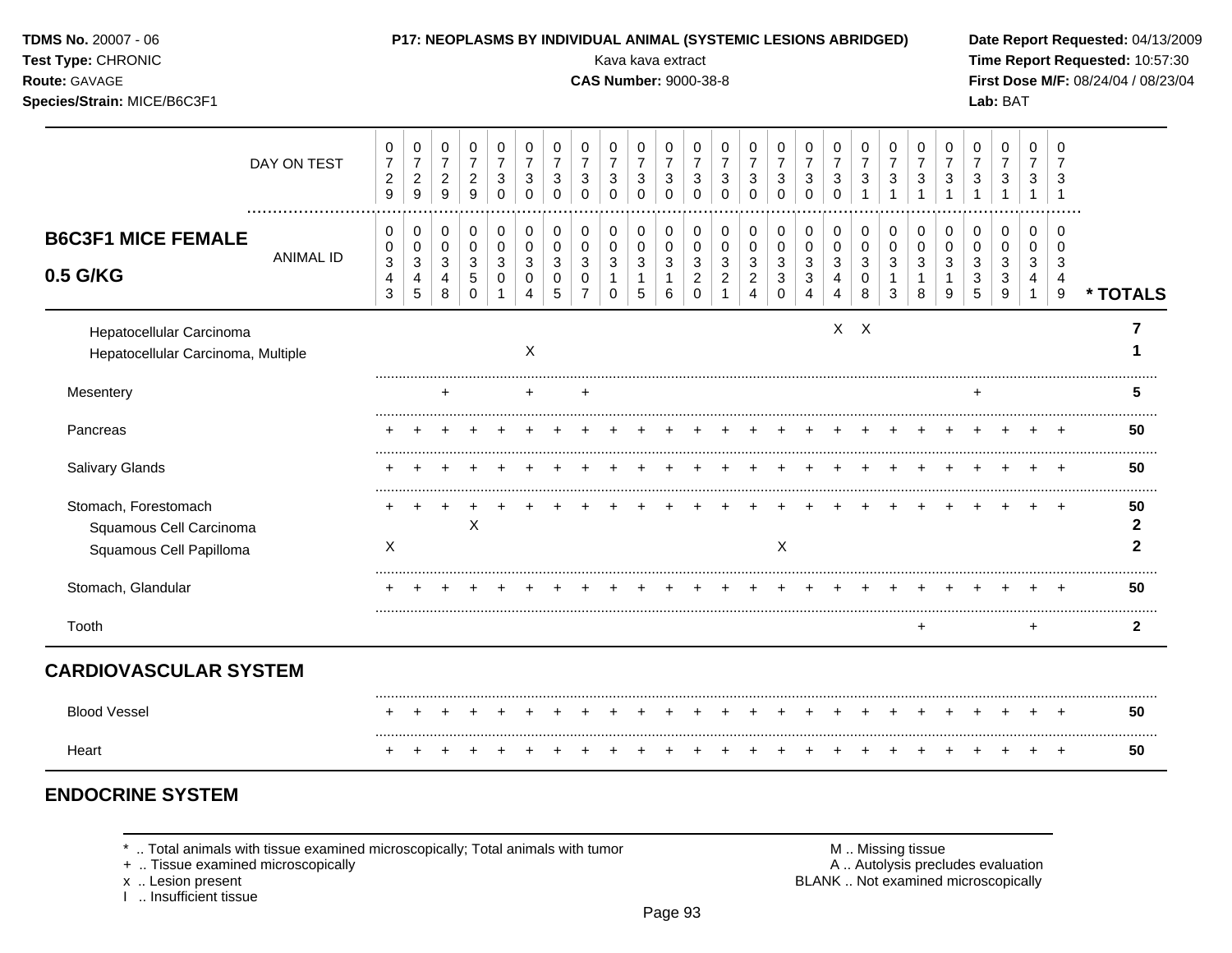**TDMS No.** 20007 - 06
**Test Type:** CHRONIC
**Route:** GAVAGE
**Species/Strain:** MICE/B6C3F1

**P17: NEOPLASMS BY INDIVIDUAL ANIMAL (SYSTEMIC LESIONS ABRIDGED)**
Kava kava extract
**CAS Number:** 9000-38-8

**Date Report Requested:** 04/13/2009
**Time Report Requested:** 10:57:30
**First Dose M/F:** 08/24/04 / 08/23/04
**Lab:** BAT

| DAY ON TEST | 0729 | 0729 | 0729 | 0729 | 0730 | 0730 | 0730 | 0730 | 0730 | 0730 | 0730 | 0730 | 0730 | 0730 | 0730 | 0730 | 0730 | 0731 | 0731 | 0731 | 0731 | 0731 | 0731 | 0731 | 0731 | |
|---|---|---|---|---|---|---|---|---|---|---|---|---|---|---|---|---|---|---|---|---|---|---|---|---|---|---|
| **B6C3F1 MICE FEMALE 0.5 G/KG** ANIMAL ID | 00343 | 00345 | 00348 | 00350 | 00301 | 00304 | 00305 | 00307 | 00310 | 00315 | 00316 | 00320 | 00321 | 00324 | 00330 | 00334 | 00344 | 00308 | 00313 | 00318 | 00319 | 00335 | 00339 | 00341 | 00349 | *** TOTALS** |
| Hepatocellular Carcinoma | | | | | | | | | | | | | | | | | X | X | | | | | | | | **7** |
| Hepatocellular Carcinoma, Multiple | | | | | | X | | | | | | | | | | | | | | | | | | | | **1** |
| Mesentery | | | + | | | + | | + | | | | | | | | | | | | | | + | | | | **5** |
| Pancreas | + | + | + | + | + | + | + | + | + | + | + | + | + | + | + | + | + | + | + | + | + | + | + | + | + | **50** |
| Salivary Glands | + | + | + | + | + | + | + | + | + | + | + | + | + | + | + | + | + | + | + | + | + | + | + | + | + | **50** |
| Stomach, Forestomach | + | + | + | + | + | + | + | + | + | + | + | + | + | + | + | + | + | + | + | + | + | + | + | + | + | **50** |
| Squamous Cell Carcinoma | | | | X | | | | | | | | | | | | | | | | | | | | | | **2** |
| Squamous Cell Papilloma | X | | | | | | | | | | | | | | X | | | | | | | | | | | **2** |
| Stomach, Glandular | + | + | + | + | + | + | + | + | + | + | + | + | + | + | + | + | + | + | + | + | + | + | + | + | + | **50** |
| Tooth | | | | | | | | | | | | | | | | | | | | + | | | | + | | **2** |
| **CARDIOVASCULAR SYSTEM** | | | | | | | | | | | | | | | | | | | | | | | | | | |
| Blood Vessel | + | + | + | + | + | + | + | + | + | + | + | + | + | + | + | + | + | + | + | + | + | + | + | + | + | **50** |
| Heart | + | + | + | + | + | + | + | + | + | + | + | + | + | + | + | + | + | + | + | + | + | + | + | + | + | **50** |

## ENDOCRINE SYSTEM

* .. Total animals with tissue examined microscopically; Total animals with tumor
+ .. Tissue examined microscopically
x .. Lesion present
I .. Insufficient tissue

M .. Missing tissue
A .. Autolysis precludes evaluation
BLANK .. Not examined microscopically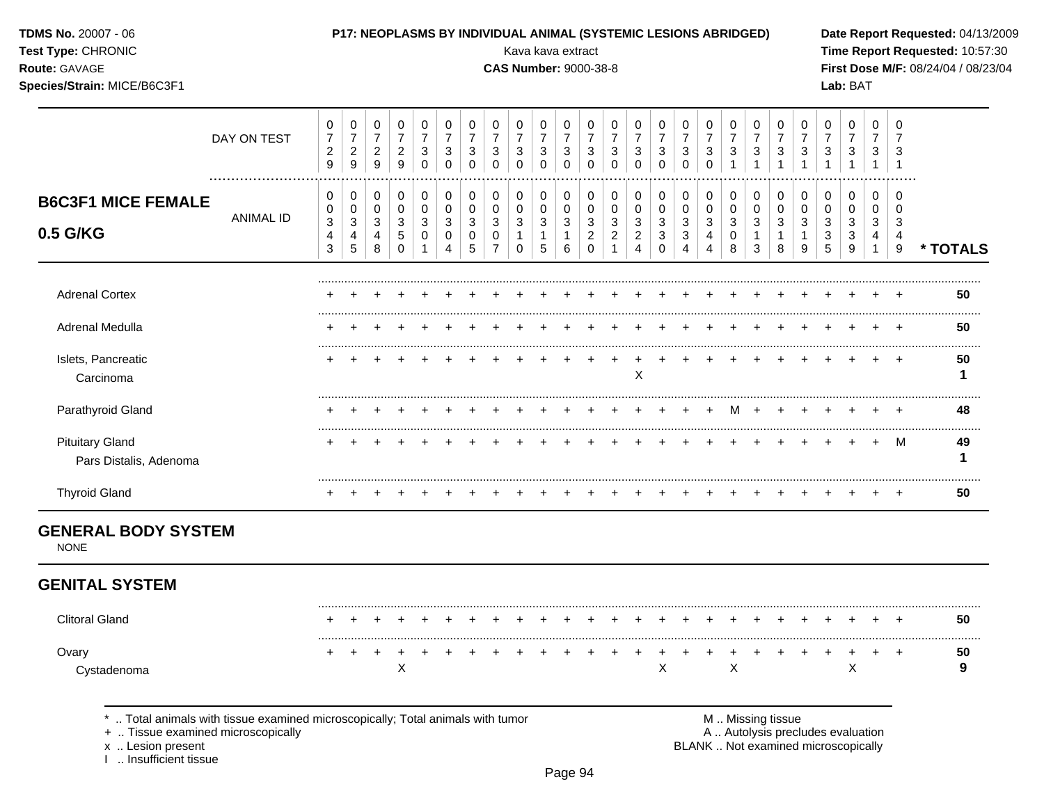**TDMS No.** 20007 - 06
**Test Type:** CHRONIC
**Route:** GAVAGE
**Species/Strain:** MICE/B6C3F1

**P17: NEOPLASMS BY INDIVIDUAL ANIMAL (SYSTEMIC LESIONS ABRIDGED)**
Kava kava extract
**CAS Number:** 9000-38-8

**Date Report Requested:** 04/13/2009
**Time Report Requested:** 10:57:30
**First Dose M/F:** 08/24/04 / 08/23/04
**Lab:** BAT

## B6C3F1 MICE FEMALE 0.5 G/KG

| DAY ON TEST | 0729 | 0729 | 0729 | 0729 | 0730 | 0730 | 0730 | 0730 | 0730 | 0730 | 0730 | 0730 | 0730 | 0730 | 0730 | 0730 | 0730 | 0731 | 0731 | 0731 | 0731 | 0731 | 0731 | 0731 | 0731 | |
|---|---|---|---|---|---|---|---|---|---|---|---|---|---|---|---|---|---|---|---|---|---|---|---|---|---|---|
| ANIMAL ID | 00343 | 00345 | 00348 | 00350 | 00301 | 00304 | 00305 | 00307 | 00310 | 00315 | 00316 | 00320 | 00321 | 00324 | 00330 | 00334 | 00344 | 00308 | 00313 | 00318 | 00319 | 00335 | 00339 | 00341 | 00349 | * TOTALS |
| Adrenal Cortex | + | + | + | + | + | + | + | + | + | + | + | + | + | + | + | + | + | + | + | + | + | + | + | + | + | 50 |
| Adrenal Medulla | + | + | + | + | + | + | + | + | + | + | + | + | + | + | + | + | + | + | + | + | + | + | + | + | + | 50 |
| Islets, Pancreatic | + | + | + | + | + | + | + | + | + | + | + | + | + | + | + | + | + | + | + | + | + | + | + | + | + | 50 |
| Carcinoma | | | | | | | | | | | | | | X | | | | | | | | | | | | 1 |
| Parathyroid Gland | + | + | + | + | + | + | + | + | + | + | + | + | + | + | + | + | + | M | + | + | + | + | + | + | + | 48 |
| Pituitary Gland | + | + | + | + | + | + | + | + | + | + | + | + | + | + | + | + | + | + | + | + | + | + | + | + | M | 49 |
| Pars Distalis, Adenoma | | | | | | | | | | | | | | | | | | | | | | | | | | 1 |
| Thyroid Gland | + | + | + | + | + | + | + | + | + | + | + | + | + | + | + | + | + | + | + | + | + | + | + | + | + | 50 |

## GENERAL BODY SYSTEM

NONE

## GENITAL SYSTEM

| | 00343 | 00345 | 00348 | 00350 | 00301 | 00304 | 00305 | 00307 | 00310 | 00315 | 00316 | 00320 | 00321 | 00324 | 00330 | 00334 | 00344 | 00308 | 00313 | 00318 | 00319 | 00335 | 00339 | 00341 | 00349 | * TOTALS |
|---|---|---|---|---|---|---|---|---|---|---|---|---|---|---|---|---|---|---|---|---|---|---|---|---|---|---|
| Clitoral Gland | + | + | + | + | + | + | + | + | + | + | + | + | + | + | + | + | + | + | + | + | + | + | + | + | + | 50 |
| Ovary | + | + | + | + | + | + | + | + | + | + | + | + | + | + | + | + | + | + | + | + | + | + | + | + | + | 50 |
| Cystadenoma | | | | X | | | | | | | | | | | X | | | X | | | | | X | | | 9 |

\* .. Total animals with tissue examined microscopically; Total animals with tumor
\+ .. Tissue examined microscopically
x .. Lesion present
I .. Insufficient tissue

M .. Missing tissue
A .. Autolysis precludes evaluation
BLANK .. Not examined microscopically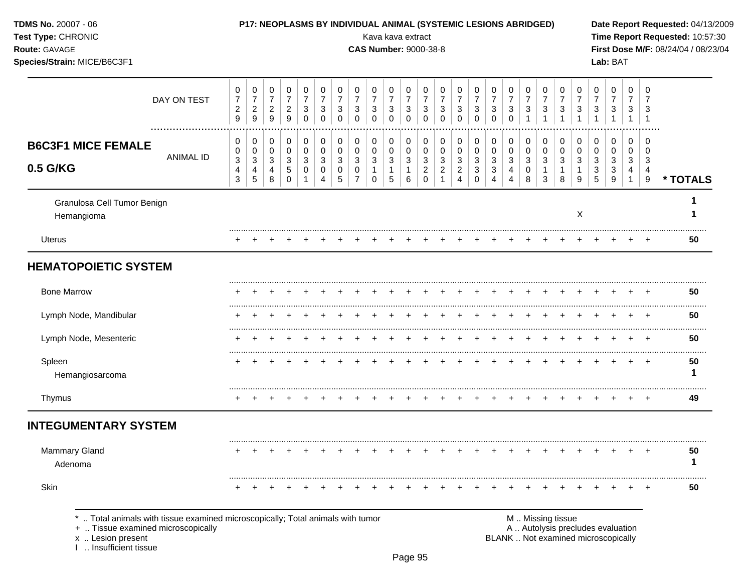**TDMS No.** 20007 - 06
**Test Type:** CHRONIC
**Route:** GAVAGE
**Species/Strain:** MICE/B6C3F1

**P17: NEOPLASMS BY INDIVIDUAL ANIMAL (SYSTEMIC LESIONS ABRIDGED)**
Kava kava extract
**CAS Number:** 9000-38-8

**Date Report Requested:** 04/13/2009
**Time Report Requested:** 10:57:30
**First Dose M/F:** 08/24/04 / 08/23/04
**Lab:** BAT

## B6C3F1 MICE FEMALE 0.5 G/KG

| DAY ON TEST | 0729 | 0729 | 0729 | 0729 | 0730 | 0730 | 0730 | 0730 | 0730 | 0730 | 0730 | 0730 | 0730 | 0730 | 0730 | 0730 | 0730 | 0731 | 0731 | 0731 | 0731 | 0731 | 0731 | 0731 | 0731 | |
|---|---|---|---|---|---|---|---|---|---|---|---|---|---|---|---|---|---|---|---|---|---|---|---|---|---|---|
| **ANIMAL ID** | 00343 | 00345 | 00348 | 00350 | 00301 | 00304 | 00305 | 00307 | 00310 | 00315 | 00316 | 00320 | 00321 | 00324 | 00330 | 00334 | 00344 | 00308 | 00313 | 00318 | 00319 | 00335 | 00339 | 00341 | 00349 | *** TOTALS** |
| Granulosa Cell Tumor Benign | | | | | | | | | | | | | | | | | | | | | | | | | | 1 |
| Hemangioma | | | | | | | | | | | | | | | | | | | | | X | | | | | 1 |
| Uterus | + | + | + | + | + | + | + | + | + | + | + | + | + | + | + | + | + | + | + | + | + | + | + | + | + | 50 |
| **HEMATOPOIETIC SYSTEM** | | | | | | | | | | | | | | | | | | | | | | | | | | |
| Bone Marrow | + | + | + | + | + | + | + | + | + | + | + | + | + | + | + | + | + | + | + | + | + | + | + | + | + | 50 |
| Lymph Node, Mandibular | + | + | + | + | + | + | + | + | + | + | + | + | + | + | + | + | + | + | + | + | + | + | + | + | + | 50 |
| Lymph Node, Mesenteric | + | + | + | + | + | + | + | + | + | + | + | + | + | + | + | + | + | + | + | + | + | + | + | + | + | 50 |
| Spleen | + | + | + | + | + | + | + | + | + | + | + | + | + | + | + | + | + | + | + | + | + | + | + | + | + | 50 |
| Hemangiosarcoma | | | | | | | | | | | | | | | | | | | | | | | | | | 1 |
| Thymus | + | + | + | + | + | + | + | + | + | + | + | + | + | + | + | + | + | + | + | + | + | + | + | + | + | 49 |
| **INTEGUMENTARY SYSTEM** | | | | | | | | | | | | | | | | | | | | | | | | | | |
| Mammary Gland | + | + | + | + | + | + | + | + | + | + | + | + | + | + | + | + | + | + | + | + | + | + | + | + | + | 50 |
| Adenoma | | | | | | | | | | | | | | | | | | | | | | | | | | 1 |
| Skin | + | + | + | + | + | + | + | + | + | + | + | + | + | + | + | + | + | + | + | + | + | + | + | + | + | 50 |

\* .. Total animals with tissue examined microscopically; Total animals with tumor
\+ .. Tissue examined microscopically
x .. Lesion present
I .. Insufficient tissue

M .. Missing tissue
A .. Autolysis precludes evaluation
BLANK .. Not examined microscopically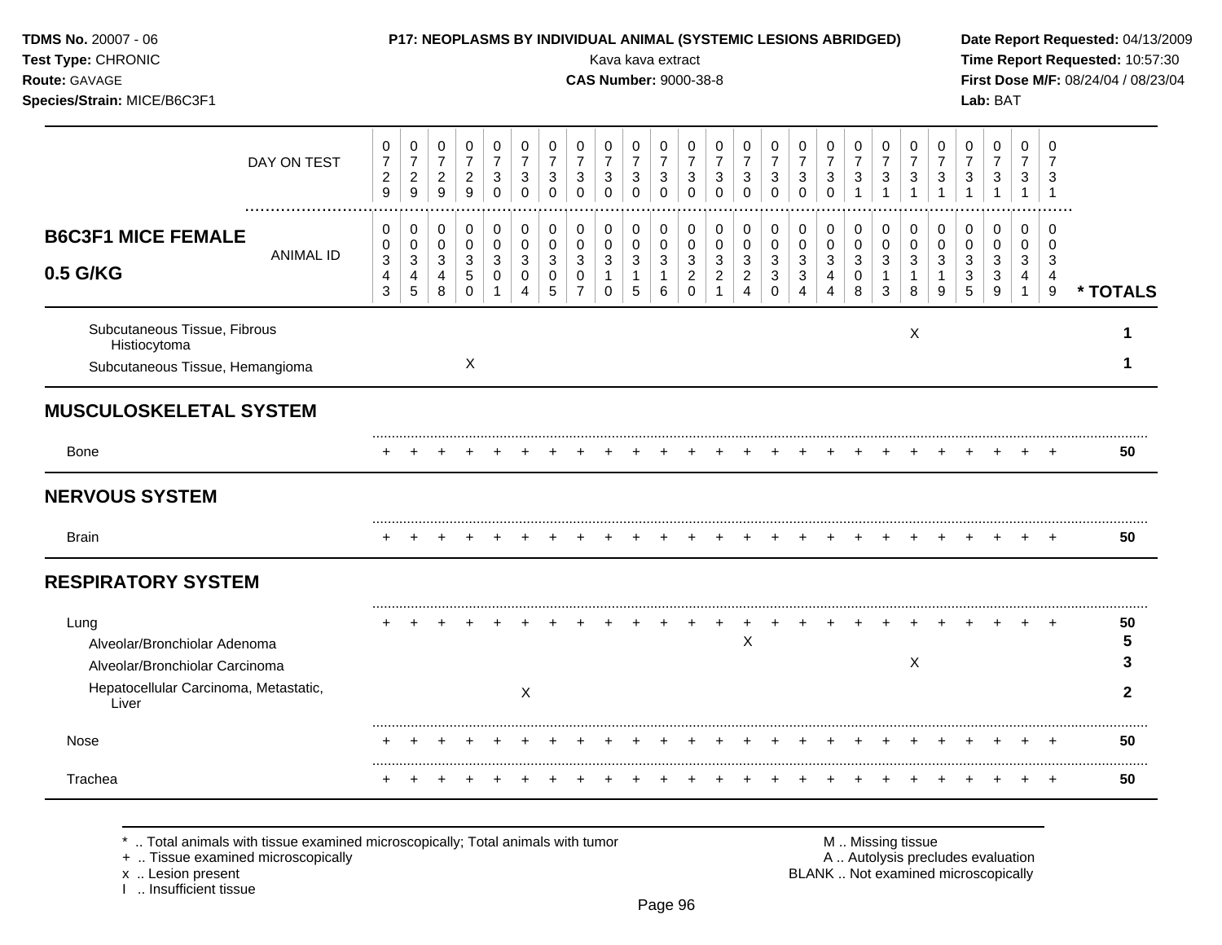**TDMS No.** 20007 - 06
**Test Type:** CHRONIC
**Route:** GAVAGE
**Species/Strain:** MICE/B6C3F1

**P17: NEOPLASMS BY INDIVIDUAL ANIMAL (SYSTEMIC LESIONS ABRIDGED)**
Kava kava extract
**CAS Number:** 9000-38-8

**Date Report Requested:** 04/13/2009
**Time Report Requested:** 10:57:30
**First Dose M/F:** 08/24/04 / 08/23/04
**Lab:** BAT

| DAY ON TEST | 0729 | 0729 | 0729 | 0729 | 0730 | 0730 | 0730 | 0730 | 0730 | 0730 | 0730 | 0730 | 0730 | 0730 | 0730 | 0730 | 0730 | 0731 | 0731 | 0731 | 0731 | 0731 | 0731 | 0731 | 0731 | |
|---|---|---|---|---|---|---|---|---|---|---|---|---|---|---|---|---|---|---|---|---|---|---|---|---|---|---|
| **B6C3F1 MICE FEMALE 0.5 G/KG** — ANIMAL ID | 00343 | 00345 | 00348 | 00350 | 00301 | 00304 | 00305 | 00307 | 00310 | 00315 | 00316 | 00320 | 00321 | 00324 | 00330 | 00334 | 00344 | 00308 | 00313 | 00318 | 00319 | 00335 | 00339 | 00341 | 00349 | *** TOTALS** |
| Subcutaneous Tissue, Fibrous Histiocytoma | | | | | | | | | | | | | | | | | | | | X | | | | | | 1 |
| Subcutaneous Tissue, Hemangioma | | | | X | | | | | | | | | | | | | | | | | | | | | | 1 |
| **MUSCULOSKELETAL SYSTEM** | | | | | | | | | | | | | | | | | | | | | | | | | | |
| Bone | + | + | + | + | + | + | + | + | + | + | + | + | + | + | + | + | + | + | + | + | + | + | + | + | + | 50 |
| **NERVOUS SYSTEM** | | | | | | | | | | | | | | | | | | | | | | | | | | |
| Brain | + | + | + | + | + | + | + | + | + | + | + | + | + | + | + | + | + | + | + | + | + | + | + | + | + | 50 |
| **RESPIRATORY SYSTEM** | | | | | | | | | | | | | | | | | | | | | | | | | | |
| Lung | + | + | + | + | + | + | + | + | + | + | + | + | + | + | + | + | + | + | + | + | + | + | + | + | + | 50 |
| Alveolar/Bronchiolar Adenoma | | | | | | | | | | | | | | X | | | | | | | | | | | | 5 |
| Alveolar/Bronchiolar Carcinoma | | | | | | | | | | | | | | | | | | | | X | | | | | | 3 |
| Hepatocellular Carcinoma, Metastatic, Liver | | | | | | X | | | | | | | | | | | | | | | | | | | | 2 |
| Nose | + | + | + | + | + | + | + | + | + | + | + | + | + | + | + | + | + | + | + | + | + | + | + | + | + | 50 |
| Trachea | + | + | + | + | + | + | + | + | + | + | + | + | + | + | + | + | + | + | + | + | + | + | + | + | + | 50 |

\* .. Total animals with tissue examined microscopically; Total animals with tumor
\+ .. Tissue examined microscopically
x .. Lesion present
I .. Insufficient tissue

M .. Missing tissue
A .. Autolysis precludes evaluation
BLANK .. Not examined microscopically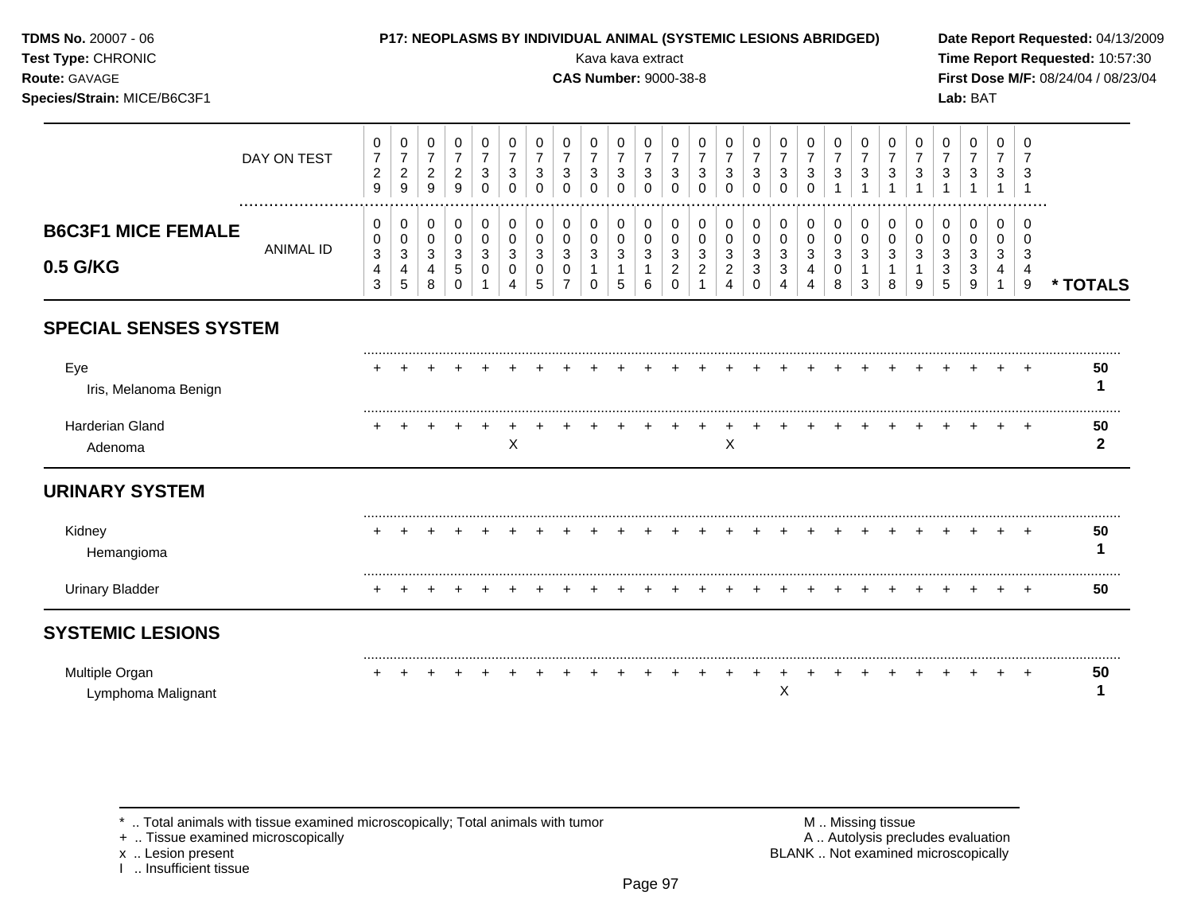**TDMS No.** 20007 - 06
**Test Type:** CHRONIC
**Route:** GAVAGE
**Species/Strain:** MICE/B6C3F1

**P17: NEOPLASMS BY INDIVIDUAL ANIMAL (SYSTEMIC LESIONS ABRIDGED)**
Kava kava extract
**CAS Number:** 9000-38-8

**Date Report Requested:** 04/13/2009
**Time Report Requested:** 10:57:30
**First Dose M/F:** 08/24/04 / 08/23/04
**Lab:** BAT

**B6C3F1 MICE FEMALE 0.5 G/KG**

| DAY ON TEST | 0729 | 0729 | 0729 | 0729 | 0730 | 0730 | 0730 | 0730 | 0730 | 0730 | 0730 | 0730 | 0730 | 0730 | 0730 | 0730 | 0730 | 0731 | 0731 | 0731 | 0731 | 0731 | 0731 | 0731 | 0731 | |
|---|---|---|---|---|---|---|---|---|---|---|---|---|---|---|---|---|---|---|---|---|---|---|---|---|---|---|
| ANIMAL ID | 00343 | 00345 | 00348 | 00350 | 00301 | 00304 | 00305 | 00307 | 00310 | 00315 | 00316 | 00320 | 00321 | 00324 | 00330 | 00334 | 00344 | 00308 | 00313 | 00318 | 00319 | 00335 | 00339 | 00341 | 00349 | * TOTALS |
| **SPECIAL SENSES SYSTEM** | | | | | | | | | | | | | | | | | | | | | | | | | | |
| Eye | + | + | + | + | + | + | + | + | + | + | + | + | + | + | + | + | + | + | + | + | + | + | + | + | + | 50 |
| Iris, Melanoma Benign | | | | | | | | | | | | | | | | | | | | | | | | | | 1 |
| Harderian Gland | + | + | + | + | + | + | + | + | + | + | + | + | + | + | + | + | + | + | + | + | + | + | + | + | + | 50 |
| Adenoma | | | | | | X | | | | | | | | X | | | | | | | | | | | | 2 |
| **URINARY SYSTEM** | | | | | | | | | | | | | | | | | | | | | | | | | | |
| Kidney | + | + | + | + | + | + | + | + | + | + | + | + | + | + | + | + | + | + | + | + | + | + | + | + | + | 50 |
| Hemangioma | | | | | | | | | | | | | | | | | | | | | | | | | | 1 |
| Urinary Bladder | + | + | + | + | + | + | + | + | + | + | + | + | + | + | + | + | + | + | + | + | + | + | + | + | + | 50 |
| **SYSTEMIC LESIONS** | | | | | | | | | | | | | | | | | | | | | | | | | | |
| Multiple Organ | + | + | + | + | + | + | + | + | + | + | + | + | + | + | + | + | + | + | + | + | + | + | + | + | + | 50 |
| Lymphoma Malignant | | | | | | | | | | | | | | | | X | | | | | | | | | | 1 |

\* .. Total animals with tissue examined microscopically; Total animals with tumor
\+ .. Tissue examined microscopically
x .. Lesion present
I .. Insufficient tissue

M .. Missing tissue
A .. Autolysis precludes evaluation
BLANK .. Not examined microscopically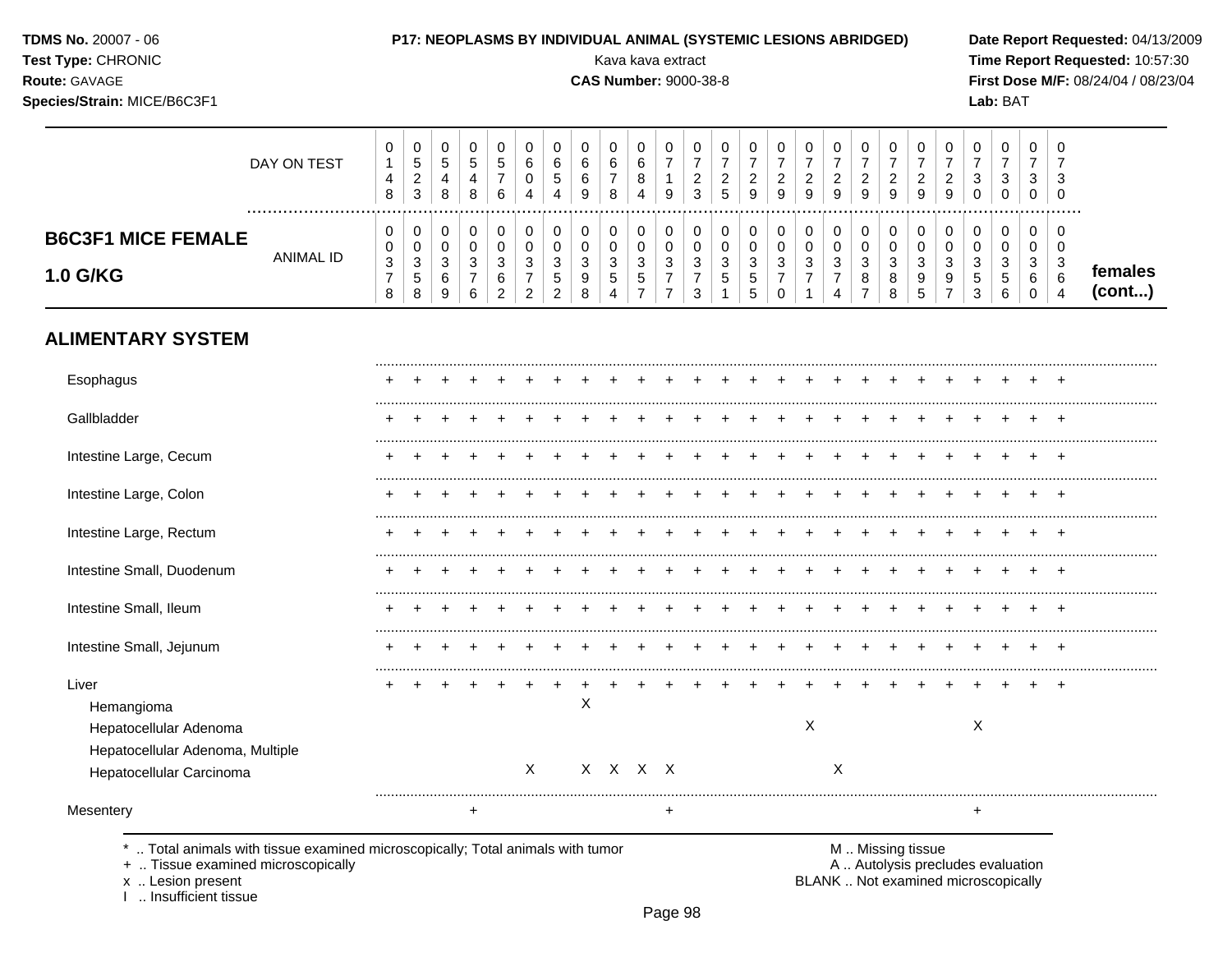**TDMS No.** 20007 - 06
**Test Type:** CHRONIC
**Route:** GAVAGE
**Species/Strain:** MICE/B6C3F1

**P17: NEOPLASMS BY INDIVIDUAL ANIMAL (SYSTEMIC LESIONS ABRIDGED)**
Kava kava extract
**CAS Number:** 9000-38-8

**Date Report Requested:** 04/13/2009
**Time Report Requested:** 10:57:30
**First Dose M/F:** 08/24/04 / 08/23/04
**Lab:** BAT

## B6C3F1 MICE FEMALE 1.0 G/KG — females (cont...)

| DAY ON TEST | 0148 | 0523 | 0548 | 0548 | 0576 | 0604 | 0654 | 0669 | 0678 | 0684 | 0719 | 0723 | 0725 | 0729 | 0729 | 0729 | 0729 | 0729 | 0729 | 0729 | 0729 | 0730 | 0730 | 0730 | 0730 |
|---|---|---|---|---|---|---|---|---|---|---|---|---|---|---|---|---|---|---|---|---|---|---|---|---|---|
| **ANIMAL ID** | 00378 | 00358 | 00369 | 00376 | 00362 | 00372 | 00352 | 00398 | 00354 | 00357 | 00377 | 00373 | 00351 | 00355 | 00370 | 00371 | 00374 | 00387 | 00388 | 00395 | 00397 | 00353 | 00356 | 00360 | 00364 |
| **ALIMENTARY SYSTEM** | | | | | | | | | | | | | | | | | | | | | | | | | |
| Esophagus | + | + | + | + | + | + | + | + | + | + | + | + | + | + | + | + | + | + | + | + | + | + | + | + | + |
| Gallbladder | + | + | + | + | + | + | + | + | + | + | + | + | + | + | + | + | + | + | + | + | + | + | + | + | + |
| Intestine Large, Cecum | + | + | + | + | + | + | + | + | + | + | + | + | + | + | + | + | + | + | + | + | + | + | + | + | + |
| Intestine Large, Colon | + | + | + | + | + | + | + | + | + | + | + | + | + | + | + | + | + | + | + | + | + | + | + | + | + |
| Intestine Large, Rectum | + | + | + | + | + | + | + | + | + | + | + | + | + | + | + | + | + | + | + | + | + | + | + | + | + |
| Intestine Small, Duodenum | + | + | + | + | + | + | + | + | + | + | + | + | + | + | + | + | + | + | + | + | + | + | + | + | + |
| Intestine Small, Ileum | + | + | + | + | + | + | + | + | + | + | + | + | + | + | + | + | + | + | + | + | + | + | + | + | + |
| Intestine Small, Jejunum | + | + | + | + | + | + | + | + | + | + | + | + | + | + | + | + | + | + | + | + | + | + | + | + | + |
| Liver | + | + | + | + | + | + | + | + | + | + | + | + | + | + | + | + | + | + | + | + | + | + | + | + | + |
| Hemangioma | | | | | | | | X | | | | | | | | | | | | | | | | | |
| Hepatocellular Adenoma | | | | | | | | | | | | | | | | X | | | | | | X | | | |
| Hepatocellular Adenoma, Multiple | | | | | | | | | | | | | | | | | | | | | | | | | |
| Hepatocellular Carcinoma | | | | | | X | | X | X | X | X | | | | | | X | | | | | | | | |
| Mesentery | | | | + | | | | | | | + | | | | | | | | | | | + | | | |

\* .. Total animals with tissue examined microscopically; Total animals with tumor
\+ .. Tissue examined microscopically
x .. Lesion present
I .. Insufficient tissue

M .. Missing tissue
A .. Autolysis precludes evaluation
BLANK .. Not examined microscopically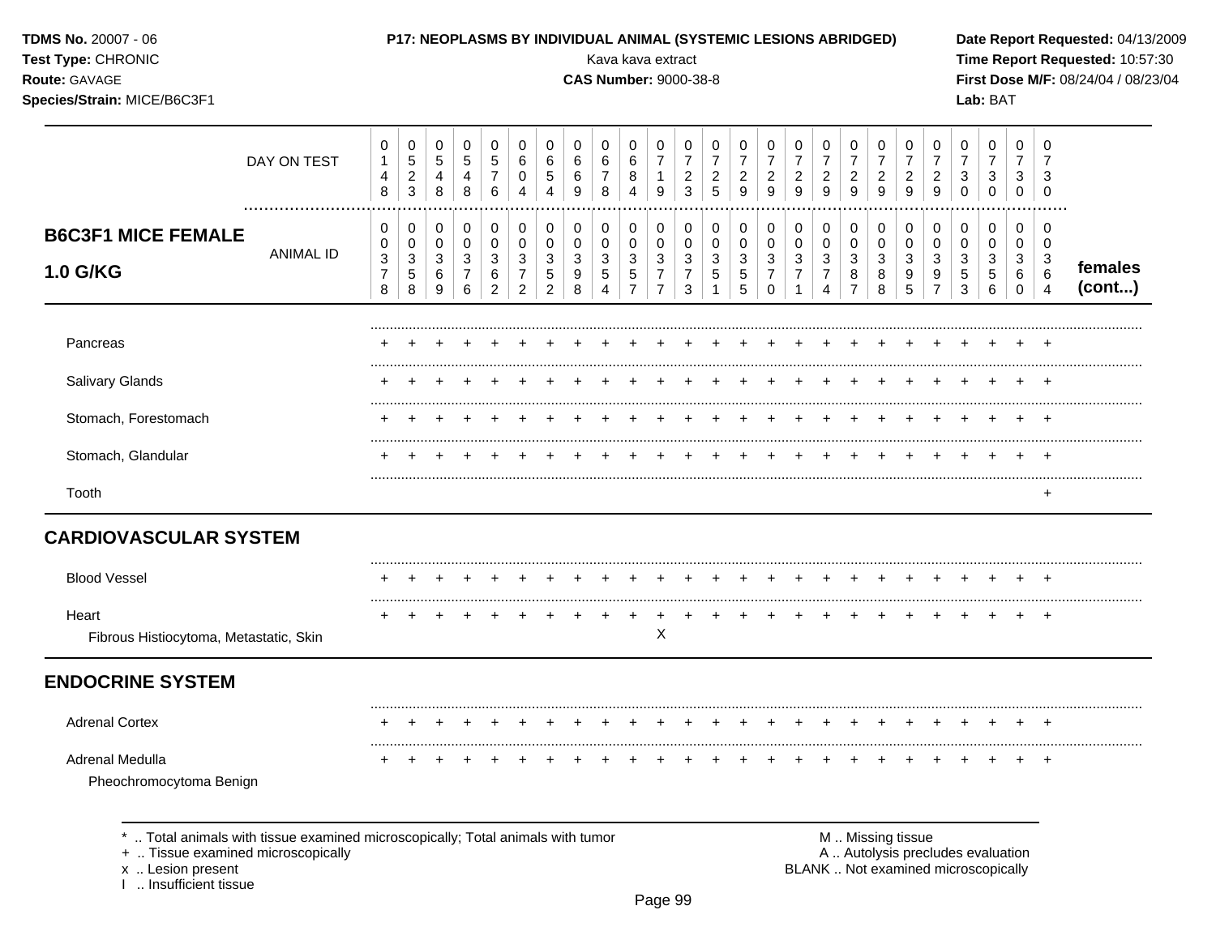**TDMS No.** 20007 - 06
**Test Type:** CHRONIC
**Route:** GAVAGE
**Species/Strain:** MICE/B6C3F1

**P17: NEOPLASMS BY INDIVIDUAL ANIMAL (SYSTEMIC LESIONS ABRIDGED)**
Kava kava extract
**CAS Number:** 9000-38-8

**Date Report Requested:** 04/13/2009
**Time Report Requested:** 10:57:30
**First Dose M/F:** 08/24/04 / 08/23/04
**Lab:** BAT

| DAY ON TEST | 0148 | 0523 | 0548 | 0548 | 0576 | 0604 | 0654 | 0669 | 0678 | 0684 | 0719 | 0723 | 0725 | 0729 | 0729 | 0729 | 0729 | 0729 | 0729 | 0729 | 0729 | 0730 | 0730 | 0730 | 0730 | |
|---|---|---|---|---|---|---|---|---|---|---|---|---|---|---|---|---|---|---|---|---|---|---|---|---|---|---|
| **B6C3F1 MICE FEMALE 1.0 G/KG** ANIMAL ID | 00378 | 00358 | 00369 | 00376 | 00362 | 00372 | 00352 | 00398 | 00354 | 00357 | 00377 | 00373 | 00351 | 00355 | 00370 | 00371 | 00374 | 00387 | 00388 | 00395 | 00397 | 00353 | 00356 | 00360 | 00364 | **females (cont...)** |
| Pancreas | + | + | + | + | + | + | + | + | + | + | + | + | + | + | + | + | + | + | + | + | + | + | + | + | + | |
| Salivary Glands | + | + | + | + | + | + | + | + | + | + | + | + | + | + | + | + | + | + | + | + | + | + | + | + | + | |
| Stomach, Forestomach | + | + | + | + | + | + | + | + | + | + | + | + | + | + | + | + | + | + | + | + | + | + | + | + | + | |
| Stomach, Glandular | + | + | + | + | + | + | + | + | + | + | + | + | + | + | + | + | + | + | + | + | + | + | + | + | + | |
| Tooth | | | | | | | | | | | | | | | | | | | | | | | | | + | |
| **CARDIOVASCULAR SYSTEM** | | | | | | | | | | | | | | | | | | | | | | | | | | |
| Blood Vessel | + | + | + | + | + | + | + | + | + | + | + | + | + | + | + | + | + | + | + | + | + | + | + | + | + | |
| Heart | + | + | + | + | + | + | + | + | + | + | + | + | + | + | + | + | + | + | + | + | + | + | + | + | + | |
| Fibrous Histiocytoma, Metastatic, Skin | | | | | | | | | | | X | | | | | | | | | | | | | | | |
| **ENDOCRINE SYSTEM** | | | | | | | | | | | | | | | | | | | | | | | | | | |
| Adrenal Cortex | + | + | + | + | + | + | + | + | + | + | + | + | + | + | + | + | + | + | + | + | + | + | + | + | + | |
| Adrenal Medulla | + | + | + | + | + | + | + | + | + | + | + | + | + | + | + | + | + | + | + | + | + | + | + | + | + | |
| Pheochromocytoma Benign | | | | | | | | | | | | | | | | | | | | | | | | | | |

\* .. Total animals with tissue examined microscopically; Total animals with tumor
\+ .. Tissue examined microscopically
x .. Lesion present
I .. Insufficient tissue

M .. Missing tissue
A .. Autolysis precludes evaluation
BLANK .. Not examined microscopically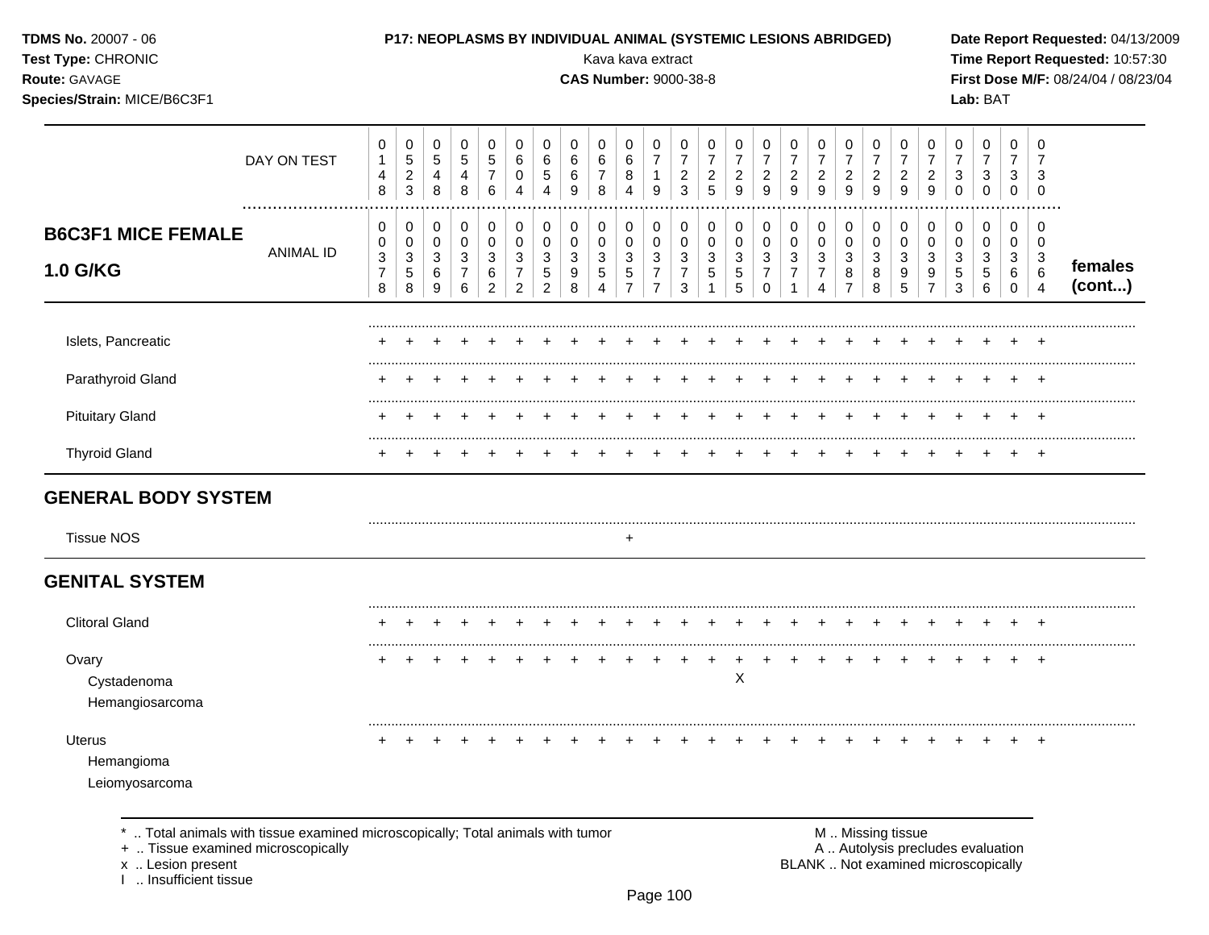**TDMS No.** 20007 - 06
**Test Type:** CHRONIC
**Route:** GAVAGE
**Species/Strain:** MICE/B6C3F1

**P17: NEOPLASMS BY INDIVIDUAL ANIMAL (SYSTEMIC LESIONS ABRIDGED)**
Kava kava extract
**CAS Number:** 9000-38-8

**Date Report Requested:** 04/13/2009
**Time Report Requested:** 10:57:30
**First Dose M/F:** 08/24/04 / 08/23/04
**Lab:** BAT

| DAY ON TEST | 0148 | 0523 | 0548 | 0548 | 0576 | 0604 | 0654 | 0669 | 0678 | 0684 | 0719 | 0723 | 0725 | 0729 | 0729 | 0729 | 0729 | 0729 | 0729 | 0729 | 0729 | 0730 | 0730 | 0730 | 0730 | |
|---|---|---|---|---|---|---|---|---|---|---|---|---|---|---|---|---|---|---|---|---|---|---|---|---|---|---|
| **B6C3F1 MICE FEMALE 1.0 G/KG** ANIMAL ID | 00378 | 00358 | 00369 | 00376 | 00362 | 00372 | 00352 | 00398 | 00354 | 00357 | 00377 | 00373 | 00351 | 00355 | 00370 | 00371 | 00374 | 00387 | 00388 | 00395 | 00397 | 00353 | 00356 | 00360 | 00364 | **females (cont...)** |
| Islets, Pancreatic | + | + | + | + | + | + | + | + | + | + | + | + | + | + | + | + | + | + | + | + | + | + | + | + | + | |
| Parathyroid Gland | + | + | + | + | + | + | + | + | + | + | + | + | + | + | + | + | + | + | + | + | + | + | + | + | + | |
| Pituitary Gland | + | + | + | + | + | + | + | + | + | + | + | + | + | + | + | + | + | + | + | + | + | + | + | + | + | |
| Thyroid Gland | + | + | + | + | + | + | + | + | + | + | + | + | + | + | + | + | + | + | + | + | + | + | + | + | + | |
| **GENERAL BODY SYSTEM** | | | | | | | | | | | | | | | | | | | | | | | | | | |
| Tissue NOS | | | | | | | | | | + | | | | | | | | | | | | | | | | |
| **GENITAL SYSTEM** | | | | | | | | | | | | | | | | | | | | | | | | | | |
| Clitoral Gland | + | + | + | + | + | + | + | + | + | + | + | + | + | + | + | + | + | + | + | + | + | + | + | + | + | |
| Ovary | + | + | + | + | + | + | + | + | + | + | + | + | + | + | + | + | + | + | + | + | + | + | + | + | + | |
| Cystadenoma | | | | | | | | | | | | | | X | | | | | | | | | | | | |
| Hemangiosarcoma | | | | | | | | | | | | | | | | | | | | | | | | | | |
| Uterus | + | + | + | + | + | + | + | + | + | + | + | + | + | + | + | + | + | + | + | + | + | + | + | + | + | |
| Hemangioma | | | | | | | | | | | | | | | | | | | | | | | | | | |
| Leiomyosarcoma | | | | | | | | | | | | | | | | | | | | | | | | | | |

\* .. Total animals with tissue examined microscopically; Total animals with tumor
\+ .. Tissue examined microscopically
x .. Lesion present
I .. Insufficient tissue

M .. Missing tissue
A .. Autolysis precludes evaluation
BLANK .. Not examined microscopically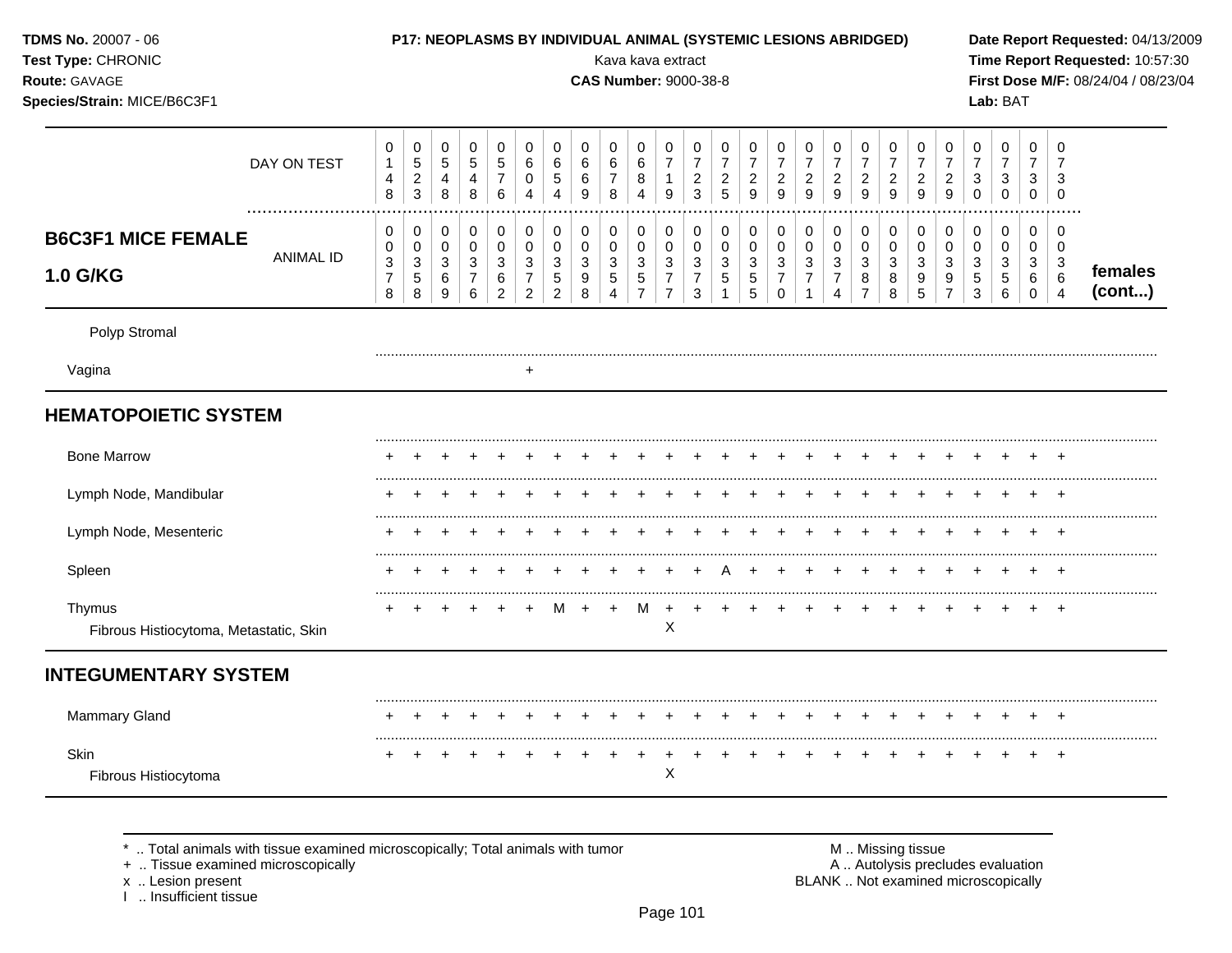**TDMS No.** 20007 - 06
**Test Type:** CHRONIC
**Route:** GAVAGE
**Species/Strain:** MICE/B6C3F1

**P17: NEOPLASMS BY INDIVIDUAL ANIMAL (SYSTEMIC LESIONS ABRIDGED)**
Kava kava extract
**CAS Number:** 9000-38-8

**Date Report Requested:** 04/13/2009
**Time Report Requested:** 10:57:30
**First Dose M/F:** 08/24/04 / 08/23/04
**Lab:** BAT

| | DAY ON TEST | 0148 | 0523 | 0548 | 0548 | 0576 | 0604 | 0654 | 0669 | 0678 | 0684 | 0719 | 0723 | 0725 | 0729 | 0729 | 0729 | 0729 | 0729 | 0729 | 0729 | 0729 | 0730 | 0730 | 0730 | 0730 | |
|---|---|---|---|---|---|---|---|---|---|---|---|---|---|---|---|---|---|---|---|---|---|---|---|---|---|---|---|
| **B6C3F1 MICE FEMALE 1.0 G/KG** | ANIMAL ID | 00378 | 00358 | 00369 | 00376 | 00362 | 00372 | 00352 | 00398 | 00354 | 00357 | 00377 | 00373 | 00351 | 00355 | 00370 | 00371 | 00374 | 00387 | 00388 | 00395 | 00397 | 00353 | 00356 | 00360 | 00364 | **females (cont...)** |
| Polyp Stromal | | | | | | | | | | | | | | | | | | | | | | | | | | | |
| Vagina | | | | | | | + | | | | | | | | | | | | | | | | | | | | |
| **HEMATOPOIETIC SYSTEM** | | | | | | | | | | | | | | | | | | | | | | | | | | | |
| Bone Marrow | | + | + | + | + | + | + | + | + | + | + | + | + | + | + | + | + | + | + | + | + | + | + | + | + | + | |
| Lymph Node, Mandibular | | + | + | + | + | + | + | + | + | + | + | + | + | + | + | + | + | + | + | + | + | + | + | + | + | + | |
| Lymph Node, Mesenteric | | + | + | + | + | + | + | + | + | + | + | + | + | + | + | + | + | + | + | + | + | + | + | + | + | + | |
| Spleen | | + | + | + | + | + | + | + | + | + | + | + | + | A | + | + | + | + | + | + | + | + | + | + | + | + | |
| Thymus | | + | + | + | + | + | + | M | + | + | M | + | + | + | + | + | + | + | + | + | + | + | + | + | + | + | |
| Fibrous Histiocytoma, Metastatic, Skin | | | | | | | | | | | | X | | | | | | | | | | | | | | | |
| **INTEGUMENTARY SYSTEM** | | | | | | | | | | | | | | | | | | | | | | | | | | | |
| Mammary Gland | | + | + | + | + | + | + | + | + | + | + | + | + | + | + | + | + | + | + | + | + | + | + | + | + | + | |
| Skin | | + | + | + | + | + | + | + | + | + | + | + | + | + | + | + | + | + | + | + | + | + | + | + | + | + | |
| Fibrous Histiocytoma | | | | | | | | | | | | X | | | | | | | | | | | | | | | |

\* .. Total animals with tissue examined microscopically; Total animals with tumor
\+ .. Tissue examined microscopically
x .. Lesion present
I .. Insufficient tissue

M .. Missing tissue
A .. Autolysis precludes evaluation
BLANK .. Not examined microscopically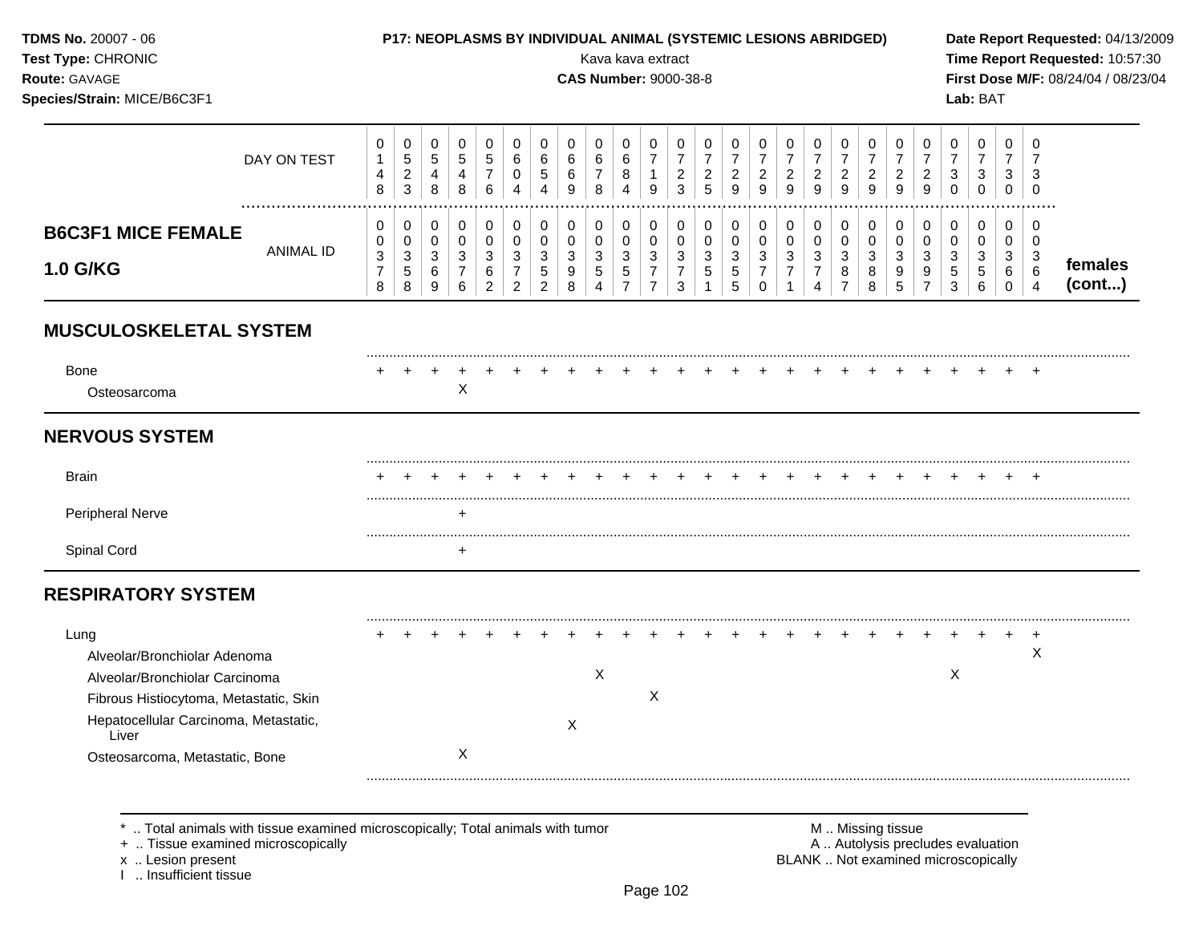**TDMS No.** 20007 - 06
**Test Type:** CHRONIC
**Route:** GAVAGE
**Species/Strain:** MICE/B6C3F1

**P17: NEOPLASMS BY INDIVIDUAL ANIMAL (SYSTEMIC LESIONS ABRIDGED)**
Kava kava extract
**CAS Number:** 9000-38-8

**Date Report Requested:** 04/13/2009
**Time Report Requested:** 10:57:30
**First Dose M/F:** 08/24/04 / 08/23/04
**Lab:** BAT

| B6C3F1 MICE FEMALE 1.0 G/KG | | | | | | | | | | | | | | | | | | | | | | | | | | |
|---|---|---|---|---|---|---|---|---|---|---|---|---|---|---|---|---|---|---|---|---|---|---|---|---|---|---|
| DAY ON TEST | 0148 | 0523 | 0548 | 0548 | 0576 | 0604 | 0654 | 0669 | 0678 | 0684 | 0719 | 0723 | 0725 | 0729 | 0729 | 0729 | 0729 | 0729 | 0729 | 0729 | 0729 | 0730 | 0730 | 0730 | 0730 | |
| ANIMAL ID | 00378 | 00358 | 00369 | 00376 | 00362 | 00372 | 00352 | 00398 | 00354 | 00357 | 00377 | 00373 | 00351 | 00355 | 00370 | 00371 | 00374 | 00387 | 00388 | 00395 | 00397 | 00353 | 00356 | 00360 | 00364 | females (cont...) |
| **MUSCULOSKELETAL SYSTEM** | | | | | | | | | | | | | | | | | | | | | | | | | | |
| Bone | + | + | + | + | + | + | + | + | + | + | + | + | + | + | + | + | + | + | + | + | + | + | + | + | + | |
| Osteosarcoma | | | | X | | | | | | | | | | | | | | | | | | | | | | |
| **NERVOUS SYSTEM** | | | | | | | | | | | | | | | | | | | | | | | | | | |
| Brain | + | + | + | + | + | + | + | + | + | + | + | + | + | + | + | + | + | + | + | + | + | + | + | + | + | |
| Peripheral Nerve | | | | + | | | | | | | | | | | | | | | | | | | | | | |
| Spinal Cord | | | | + | | | | | | | | | | | | | | | | | | | | | | |
| **RESPIRATORY SYSTEM** | | | | | | | | | | | | | | | | | | | | | | | | | | |
| Lung | + | + | + | + | + | + | + | + | + | + | + | + | + | + | + | + | + | + | + | + | + | + | + | + | + | |
| Alveolar/Bronchiolar Adenoma | | | | | | | | | | | | | | | | | | | | | | | | | X | |
| Alveolar/Bronchiolar Carcinoma | | | | | | | | | X | | | | | | | | | | | | | X | | | | |
| Fibrous Histiocytoma, Metastatic, Skin | | | | | | | | | | | X | | | | | | | | | | | | | | | |
| Hepatocellular Carcinoma, Metastatic, Liver | | | | | | | | X | | | | | | | | | | | | | | | | | | |
| Osteosarcoma, Metastatic, Bone | | | | X | | | | | | | | | | | | | | | | | | | | | | |

\* .. Total animals with tissue examined microscopically; Total animals with tumor
\+ .. Tissue examined microscopically
x .. Lesion present
I .. Insufficient tissue

M .. Missing tissue
A .. Autolysis precludes evaluation
BLANK .. Not examined microscopically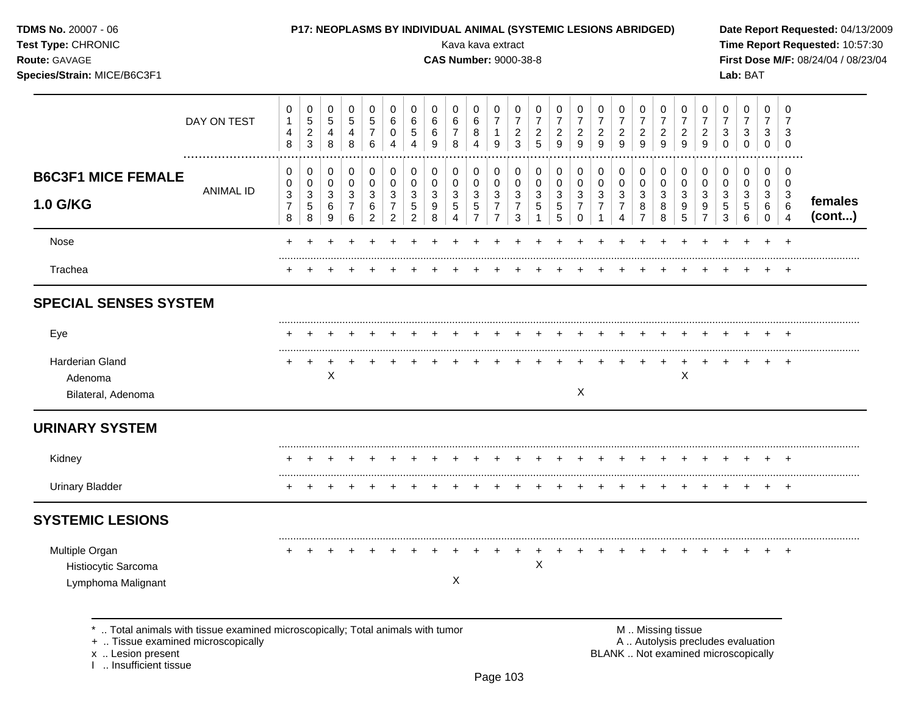**TDMS No.** 20007 - 06
**Test Type:** CHRONIC
**Route:** GAVAGE
**Species/Strain:** MICE/B6C3F1

**P17: NEOPLASMS BY INDIVIDUAL ANIMAL (SYSTEMIC LESIONS ABRIDGED)**
Kava kava extract
**CAS Number:** 9000-38-8

**Date Report Requested:** 04/13/2009
**Time Report Requested:** 10:57:30
**First Dose M/F:** 08/24/04 / 08/23/04
**Lab:** BAT

| DAY ON TEST | 0148 | 0523 | 0548 | 0548 | 0576 | 0604 | 0654 | 0669 | 0678 | 0684 | 0719 | 0723 | 0725 | 0729 | 0729 | 0729 | 0729 | 0729 | 0729 | 0729 | 0729 | 0730 | 0730 | 0730 | 0730 | |
|---|---|---|---|---|---|---|---|---|---|---|---|---|---|---|---|---|---|---|---|---|---|---|---|---|---|---|
| **B6C3F1 MICE FEMALE 1.0 G/KG** — ANIMAL ID | 00378 | 00358 | 00369 | 00376 | 00362 | 00372 | 00352 | 00398 | 00354 | 00357 | 00377 | 00373 | 00351 | 00355 | 00370 | 00371 | 00374 | 00387 | 00388 | 00395 | 00397 | 00353 | 00356 | 00360 | 00364 | **females (cont...)** |
| Nose | + | + | + | + | + | + | + | + | + | + | + | + | + | + | + | + | + | + | + | + | + | + | + | + | + | |
| Trachea | + | + | + | + | + | + | + | + | + | + | + | + | + | + | + | + | + | + | + | + | + | + | + | + | + | |
| **SPECIAL SENSES SYSTEM** | | | | | | | | | | | | | | | | | | | | | | | | | | |
| Eye | + | + | + | + | + | + | + | + | + | + | + | + | + | + | + | + | + | + | + | + | + | + | + | + | + | |
| Harderian Gland | + | + | + | + | + | + | + | + | + | + | + | + | + | + | + | + | + | + | + | + | + | + | + | + | + | |
| Adenoma | | | X | | | | | | | | | | | | | | | | | X | | | | | | |
| Bilateral, Adenoma | | | | | | | | | | | | | | | X | | | | | | | | | | | |
| **URINARY SYSTEM** | | | | | | | | | | | | | | | | | | | | | | | | | | |
| Kidney | + | + | + | + | + | + | + | + | + | + | + | + | + | + | + | + | + | + | + | + | + | + | + | + | + | |
| Urinary Bladder | + | + | + | + | + | + | + | + | + | + | + | + | + | + | + | + | + | + | + | + | + | + | + | + | + | |
| **SYSTEMIC LESIONS** | | | | | | | | | | | | | | | | | | | | | | | | | | |
| Multiple Organ | + | + | + | + | + | + | + | + | + | + | + | + | + | + | + | + | + | + | + | + | + | + | + | + | + | |
| Histiocytic Sarcoma | | | | | | | | | | | | | X | | | | | | | | | | | | | |
| Lymphoma Malignant | | | | | | | | | X | | | | | | | | | | | | | | | | | |

\* .. Total animals with tissue examined microscopically; Total animals with tumor
\+ .. Tissue examined microscopically
x .. Lesion present
I .. Insufficient tissue

M .. Missing tissue
A .. Autolysis precludes evaluation
BLANK .. Not examined microscopically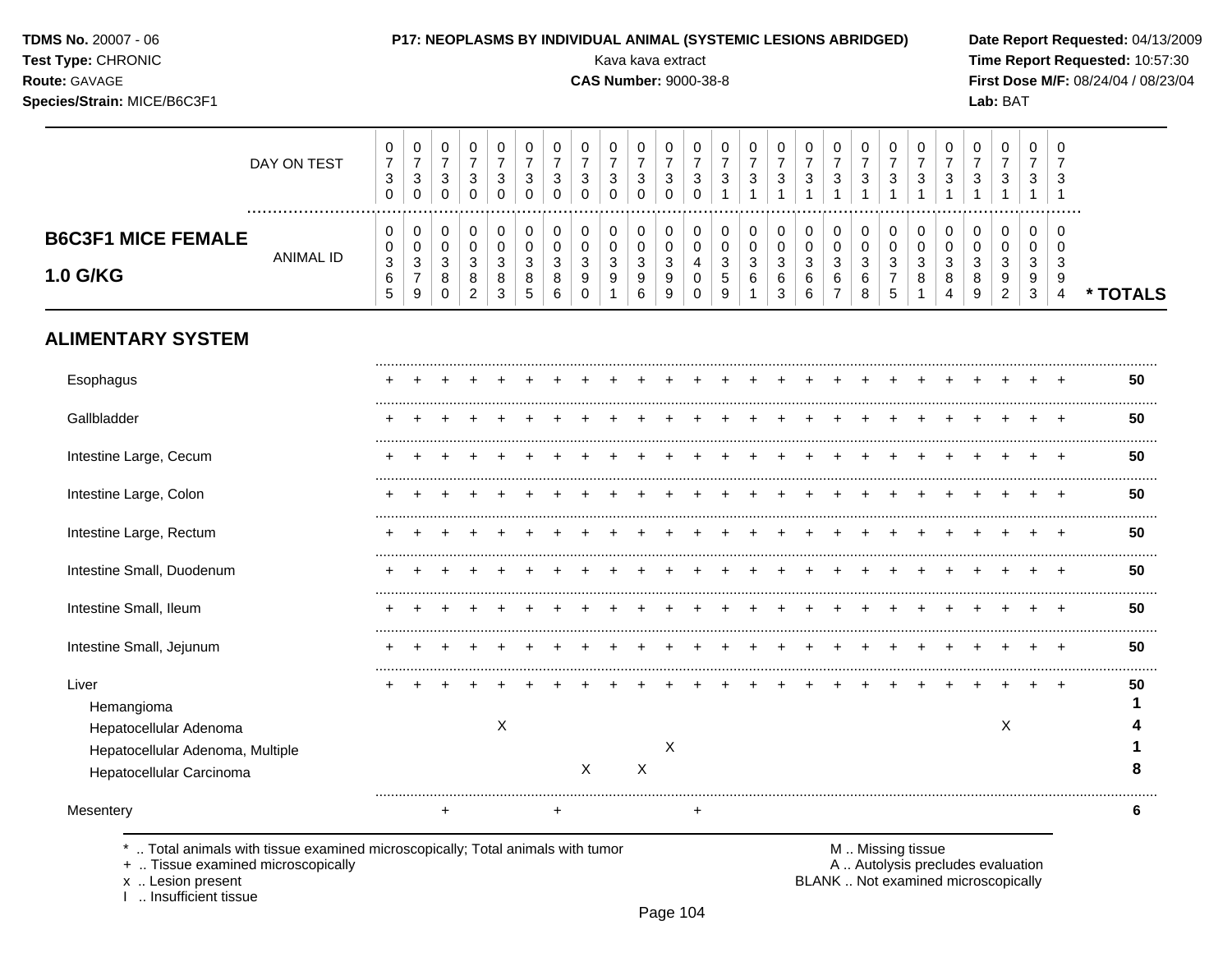**TDMS No.** 20007 - 06
**Test Type:** CHRONIC
**Route:** GAVAGE
**Species/Strain:** MICE/B6C3F1

**P17: NEOPLASMS BY INDIVIDUAL ANIMAL (SYSTEMIC LESIONS ABRIDGED)**
Kava kava extract
**CAS Number:** 9000-38-8

**Date Report Requested:** 04/13/2009
**Time Report Requested:** 10:57:30
**First Dose M/F:** 08/24/04 / 08/23/04
**Lab:** BAT

## B6C3F1 MICE FEMALE 1.0 G/KG

| DAY ON TEST | 0730 | 0730 | 0730 | 0730 | 0730 | 0730 | 0730 | 0730 | 0730 | 0730 | 0730 | 0730 | 0731 | 0731 | 0731 | 0731 | 0731 | 0731 | 0731 | 0731 | 0731 | 0731 | 0731 | 0731 | 0731 | |
|---|---|---|---|---|---|---|---|---|---|---|---|---|---|---|---|---|---|---|---|---|---|---|---|---|---|---|
| ANIMAL ID | 00365 | 00379 | 00380 | 00382 | 00383 | 00385 | 00386 | 00390 | 00391 | 00396 | 00399 | 00400 | 00359 | 00361 | 00363 | 00366 | 00367 | 00368 | 00375 | 00381 | 00384 | 00389 | 00392 | 00393 | 00394 | * TOTALS |
| **ALIMENTARY SYSTEM** | | | | | | | | | | | | | | | | | | | | | | | | | | |
| Esophagus | + | + | + | + | + | + | + | + | + | + | + | + | + | + | + | + | + | + | + | + | + | + | + | + | + | 50 |
| Gallbladder | + | + | + | + | + | + | + | + | + | + | + | + | + | + | + | + | + | + | + | + | + | + | + | + | + | 50 |
| Intestine Large, Cecum | + | + | + | + | + | + | + | + | + | + | + | + | + | + | + | + | + | + | + | + | + | + | + | + | + | 50 |
| Intestine Large, Colon | + | + | + | + | + | + | + | + | + | + | + | + | + | + | + | + | + | + | + | + | + | + | + | + | + | 50 |
| Intestine Large, Rectum | + | + | + | + | + | + | + | + | + | + | + | + | + | + | + | + | + | + | + | + | + | + | + | + | + | 50 |
| Intestine Small, Duodenum | + | + | + | + | + | + | + | + | + | + | + | + | + | + | + | + | + | + | + | + | + | + | + | + | + | 50 |
| Intestine Small, Ileum | + | + | + | + | + | + | + | + | + | + | + | + | + | + | + | + | + | + | + | + | + | + | + | + | + | 50 |
| Intestine Small, Jejunum | + | + | + | + | + | + | + | + | + | + | + | + | + | + | + | + | + | + | + | + | + | + | + | + | + | 50 |
| Liver | + | + | + | + | + | + | + | + | + | + | + | + | + | + | + | + | + | + | + | + | + | + | + | + | + | 50 |
| Hemangioma | | | | | | | | | | | | | | | | | | | | | | | | | | 1 |
| Hepatocellular Adenoma | | | | | X | | | | | | | | | | | | | | | | | | X | | | 4 |
| Hepatocellular Adenoma, Multiple | | | | | | | | | | | X | | | | | | | | | | | | | | | 1 |
| Hepatocellular Carcinoma | | | | | | | | X | | X | | | | | | | | | | | | | | | | 8 |
| Mesentery | | | + | | | | + | | | | | + | | | | | | | | | | | | | | 6 |

\* .. Total animals with tissue examined microscopically; Total animals with tumor
\+ .. Tissue examined microscopically
x .. Lesion present
I .. Insufficient tissue

M .. Missing tissue
A .. Autolysis precludes evaluation
BLANK .. Not examined microscopically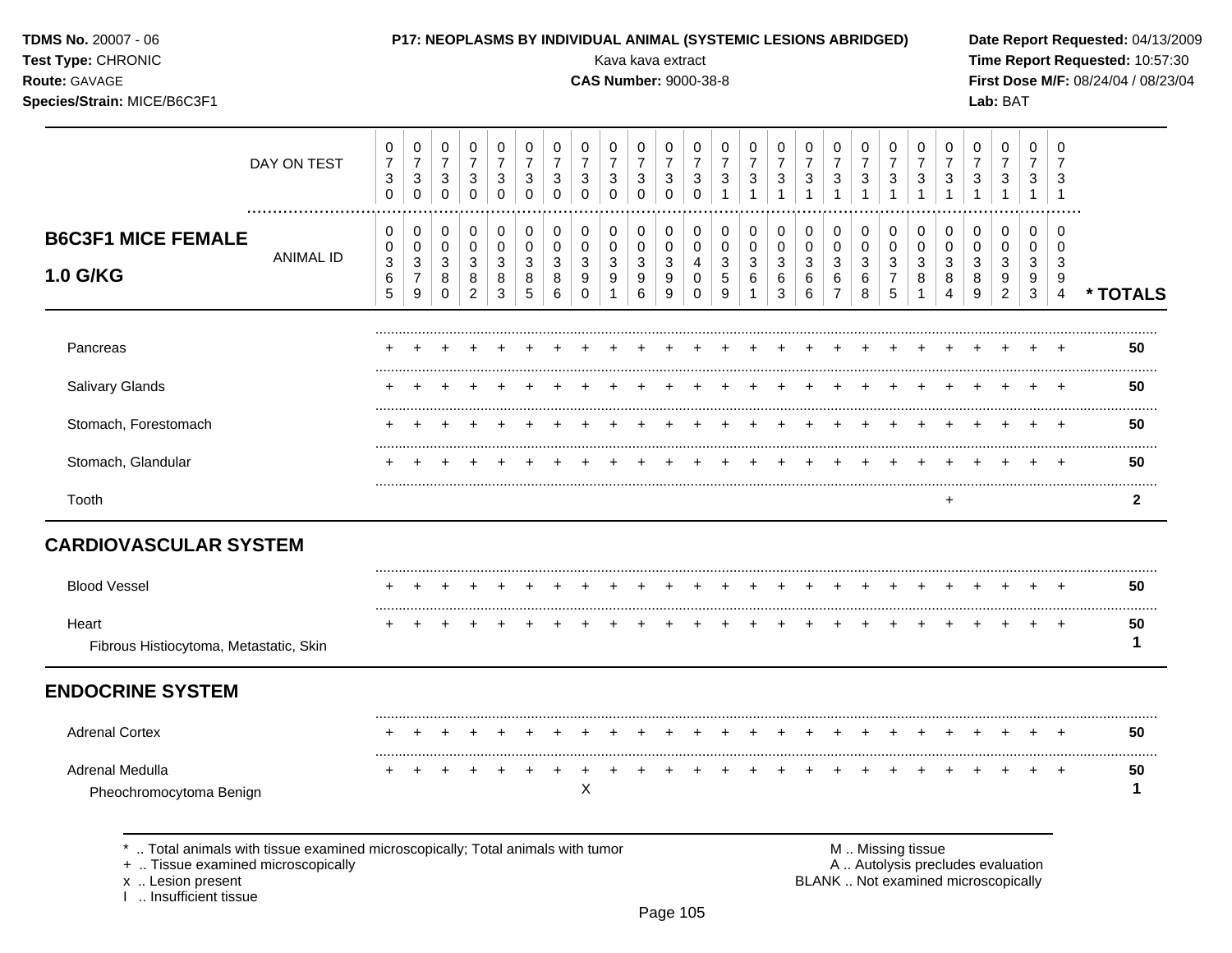**TDMS No.** 20007 - 06
**Test Type:** CHRONIC
**Route:** GAVAGE
**Species/Strain:** MICE/B6C3F1

**P17: NEOPLASMS BY INDIVIDUAL ANIMAL (SYSTEMIC LESIONS ABRIDGED)**
Kava kava extract
**CAS Number:** 9000-38-8

**Date Report Requested:** 04/13/2009
**Time Report Requested:** 10:57:30
**First Dose M/F:** 08/24/04 / 08/23/04
**Lab:** BAT

| | | | | | | | | | | | | | | | | | | | | | | | | | | |
|---|---|---|---|---|---|---|---|---|---|---|---|---|---|---|---|---|---|---|---|---|---|---|---|---|---|---|
| DAY ON TEST | 0730 | 0730 | 0730 | 0730 | 0730 | 0730 | 0730 | 0730 | 0730 | 0730 | 0730 | 0730 | 0731 | 0731 | 0731 | 0731 | 0731 | 0731 | 0731 | 0731 | 0731 | 0731 | 0731 | 0731 | 0731 | |
| **B6C3F1 MICE FEMALE 1.0 G/KG** ANIMAL ID | 00365 | 00379 | 00380 | 00382 | 00383 | 00385 | 00386 | 00390 | 00391 | 00396 | 00399 | 00400 | 00359 | 00361 | 00363 | 00366 | 00367 | 00368 | 00375 | 00381 | 00384 | 00389 | 00392 | 00393 | 00394 | * TOTALS |
| Pancreas | + | + | + | + | + | + | + | + | + | + | + | + | + | + | + | + | + | + | + | + | + | + | + | + | + | 50 |
| Salivary Glands | + | + | + | + | + | + | + | + | + | + | + | + | + | + | + | + | + | + | + | + | + | + | + | + | + | 50 |
| Stomach, Forestomach | + | + | + | + | + | + | + | + | + | + | + | + | + | + | + | + | + | + | + | + | + | + | + | + | + | 50 |
| Stomach, Glandular | + | + | + | + | + | + | + | + | + | + | + | + | + | + | + | + | + | + | + | + | + | + | + | + | + | 50 |
| Tooth | | | | | | | | | | | | | | | | | | | | | + | | | | | 2 |
| **CARDIOVASCULAR SYSTEM** | | | | | | | | | | | | | | | | | | | | | | | | | | |
| Blood Vessel | + | + | + | + | + | + | + | + | + | + | + | + | + | + | + | + | + | + | + | + | + | + | + | + | + | 50 |
| Heart | + | + | + | + | + | + | + | + | + | + | + | + | + | + | + | + | + | + | + | + | + | + | + | + | + | 50 |
| Fibrous Histiocytoma, Metastatic, Skin | | | | | | | | | | | | | | | | | | | | | | | | | | 1 |
| **ENDOCRINE SYSTEM** | | | | | | | | | | | | | | | | | | | | | | | | | | |
| Adrenal Cortex | + | + | + | + | + | + | + | + | + | + | + | + | + | + | + | + | + | + | + | + | + | + | + | + | + | 50 |
| Adrenal Medulla | + | + | + | + | + | + | + | + | + | + | + | + | + | + | + | + | + | + | + | + | + | + | + | + | + | 50 |
| Pheochromocytoma Benign | | | | | | | | X | | | | | | | | | | | | | | | | | | 1 |

\* .. Total animals with tissue examined microscopically; Total animals with tumor
\+ .. Tissue examined microscopically
x .. Lesion present
I .. Insufficient tissue

M .. Missing tissue
A .. Autolysis precludes evaluation
BLANK .. Not examined microscopically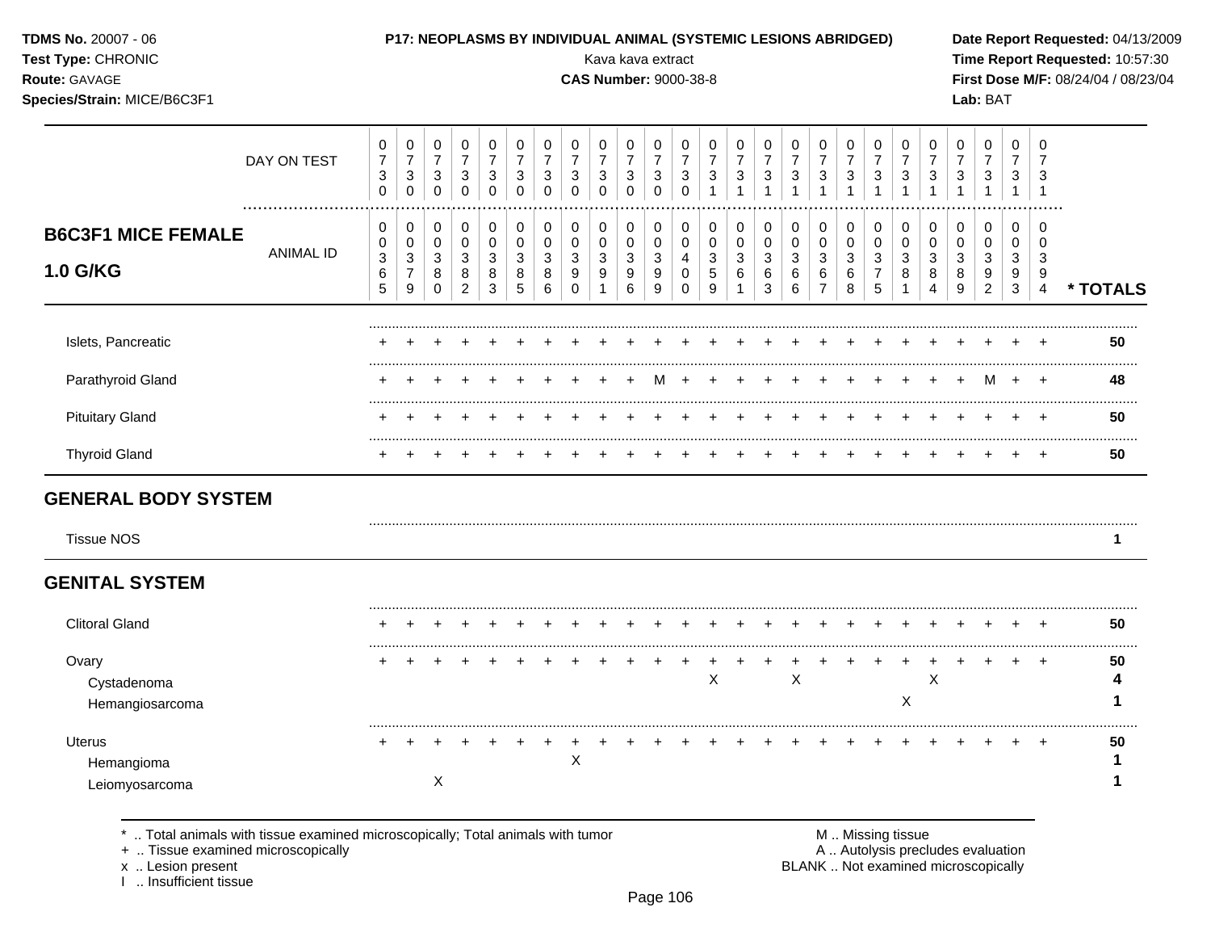**TDMS No.** 20007 - 06
**Test Type:** CHRONIC
**Route:** GAVAGE
**Species/Strain:** MICE/B6C3F1

**P17: NEOPLASMS BY INDIVIDUAL ANIMAL (SYSTEMIC LESIONS ABRIDGED)**
Kava kava extract
**CAS Number:** 9000-38-8

**Date Report Requested:** 04/13/2009
**Time Report Requested:** 10:57:30
**First Dose M/F:** 08/24/04 / 08/23/04
**Lab:** BAT

## B6C3F1 MICE FEMALE 1.0 G/KG

| DAY ON TEST | 0730 | 0730 | 0730 | 0730 | 0730 | 0730 | 0730 | 0730 | 0730 | 0730 | 0730 | 0730 | 0731 | 0731 | 0731 | 0731 | 0731 | 0731 | 0731 | 0731 | 0731 | 0731 | 0731 | 0731 | 0731 | |
|---|---|---|---|---|---|---|---|---|---|---|---|---|---|---|---|---|---|---|---|---|---|---|---|---|---|---|
| **ANIMAL ID** | 00365 | 00379 | 00380 | 00382 | 00383 | 00385 | 00386 | 00390 | 00391 | 00396 | 00399 | 00400 | 00359 | 00361 | 00363 | 00366 | 00367 | 00368 | 00375 | 00381 | 00384 | 00389 | 00392 | 00393 | 00394 | *** TOTALS** |
| Islets, Pancreatic | + | + | + | + | + | + | + | + | + | + | + | + | + | + | + | + | + | + | + | + | + | + | + | + | + | 50 |
| Parathyroid Gland | + | + | + | + | + | + | + | + | + | + | M | + | + | + | + | + | + | + | + | + | + | + | M | + | + | 48 |
| Pituitary Gland | + | + | + | + | + | + | + | + | + | + | + | + | + | + | + | + | + | + | + | + | + | + | + | + | + | 50 |
| Thyroid Gland | + | + | + | + | + | + | + | + | + | + | + | + | + | + | + | + | + | + | + | + | + | + | + | + | + | 50 |
| **GENERAL BODY SYSTEM** | | | | | | | | | | | | | | | | | | | | | | | | | | |
| Tissue NOS | | | | | | | | | | | | | | | | | | | | | | | | | | 1 |
| **GENITAL SYSTEM** | | | | | | | | | | | | | | | | | | | | | | | | | | |
| Clitoral Gland | + | + | + | + | + | + | + | + | + | + | + | + | + | + | + | + | + | + | + | + | + | + | + | + | + | 50 |
| Ovary | + | + | + | + | + | + | + | + | + | + | + | + | + | + | + | + | + | + | + | + | + | + | + | + | + | 50 |
| Cystadenoma | | | | | | | | | | | | | X | | | X | | | | | X | | | | | 4 |
| Hemangiosarcoma | | | | | | | | | | | | | | | | | | | | X | | | | | | 1 |
| Uterus | + | + | + | + | + | + | + | + | + | + | + | + | + | + | + | + | + | + | + | + | + | + | + | + | + | 50 |
| Hemangioma | | | | | | | | X | | | | | | | | | | | | | | | | | | 1 |
| Leiomyosarcoma | | | X | | | | | | | | | | | | | | | | | | | | | | | 1 |

\* .. Total animals with tissue examined microscopically; Total animals with tumor
\+ .. Tissue examined microscopically
x .. Lesion present
I .. Insufficient tissue

M .. Missing tissue
A .. Autolysis precludes evaluation
BLANK .. Not examined microscopically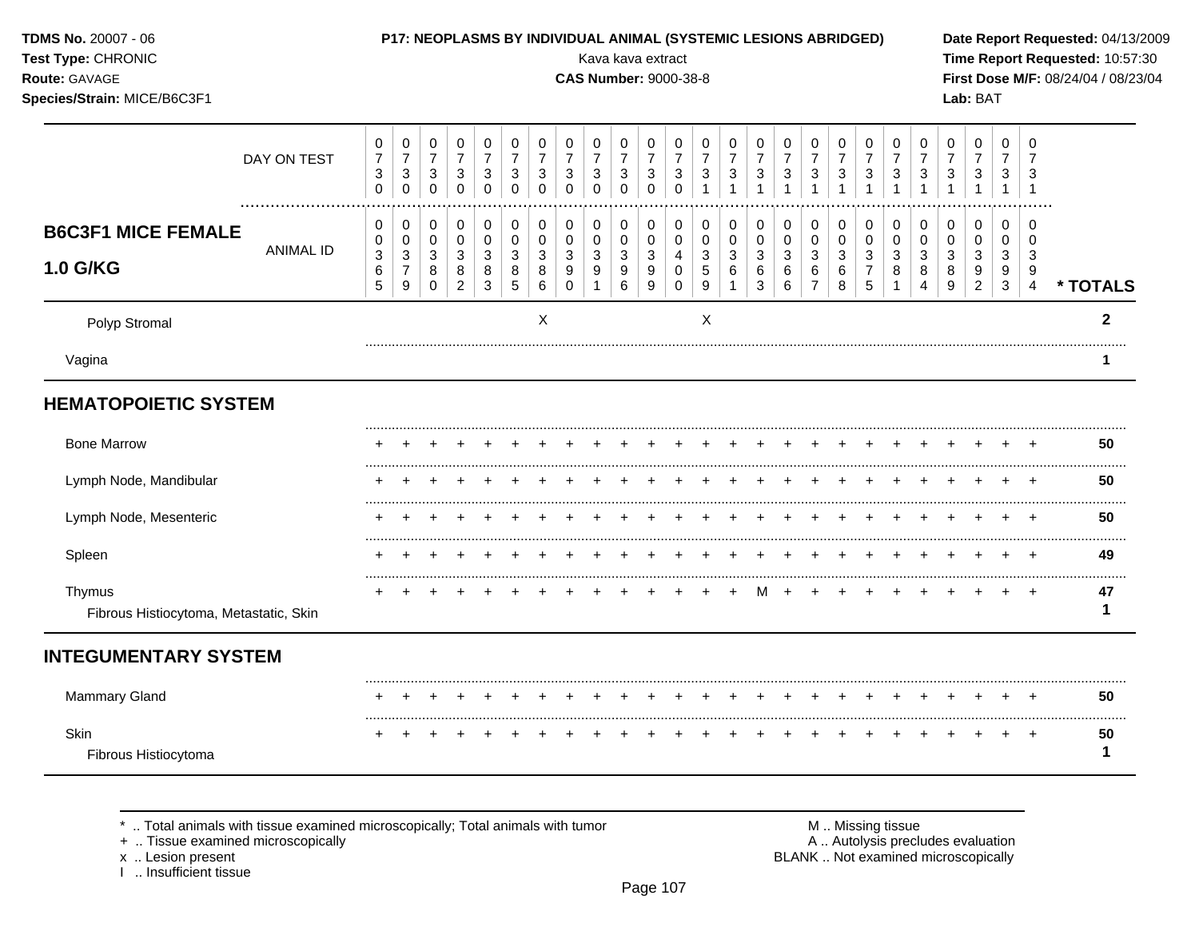**TDMS No.** 20007 - 06
**Test Type:** CHRONIC
**Route:** GAVAGE
**Species/Strain:** MICE/B6C3F1

**P17: NEOPLASMS BY INDIVIDUAL ANIMAL (SYSTEMIC LESIONS ABRIDGED)**
Kava kava extract
**CAS Number:** 9000-38-8

**Date Report Requested:** 04/13/2009
**Time Report Requested:** 10:57:30
**First Dose M/F:** 08/24/04 / 08/23/04
**Lab:** BAT

## B6C3F1 MICE FEMALE 1.0 G/KG

| | | | | | | | | | | | | | | | | | | | | | | | | | | |
|---|---|---|---|---|---|---|---|---|---|---|---|---|---|---|---|---|---|---|---|---|---|---|---|---|---|---|
| DAY ON TEST | 0730 | 0730 | 0730 | 0730 | 0730 | 0730 | 0730 | 0730 | 0730 | 0730 | 0730 | 0730 | 0731 | 0731 | 0731 | 0731 | 0731 | 0731 | 0731 | 0731 | 0731 | 0731 | 0731 | 0731 | 0731 | |
| ANIMAL ID | 00365 | 00379 | 00380 | 00382 | 00383 | 00385 | 00386 | 00390 | 00391 | 00396 | 00399 | 00400 | 00359 | 00361 | 00363 | 00366 | 00367 | 00368 | 00375 | 00381 | 00384 | 00389 | 00392 | 00393 | 00394 | * TOTALS |
| Polyp Stromal | | | | | | | X | | | | | | X | | | | | | | | | | | | | 2 |
| Vagina | | | | | | | | | | | | | | | | | | | | | | | | | | 1 |
| **HEMATOPOIETIC SYSTEM** | | | | | | | | | | | | | | | | | | | | | | | | | | |
| Bone Marrow | + | + | + | + | + | + | + | + | + | + | + | + | + | + | + | + | + | + | + | + | + | + | + | + | + | 50 |
| Lymph Node, Mandibular | + | + | + | + | + | + | + | + | + | + | + | + | + | + | + | + | + | + | + | + | + | + | + | + | + | 50 |
| Lymph Node, Mesenteric | + | + | + | + | + | + | + | + | + | + | + | + | + | + | + | + | + | + | + | + | + | + | + | + | + | 50 |
| Spleen | + | + | + | + | + | + | + | + | + | + | + | + | + | + | + | + | + | + | + | + | + | + | + | + | + | 49 |
| Thymus | + | + | + | + | + | + | + | + | + | + | + | + | + | + | M | + | + | + | + | + | + | + | + | + | + | 47 |
| Fibrous Histiocytoma, Metastatic, Skin | | | | | | | | | | | | | | | | | | | | | | | | | | 1 |
| **INTEGUMENTARY SYSTEM** | | | | | | | | | | | | | | | | | | | | | | | | | | |
| Mammary Gland | + | + | + | + | + | + | + | + | + | + | + | + | + | + | + | + | + | + | + | + | + | + | + | + | + | 50 |
| Skin | + | + | + | + | + | + | + | + | + | + | + | + | + | + | + | + | + | + | + | + | + | + | + | + | + | 50 |
| Fibrous Histiocytoma | | | | | | | | | | | | | | | | | | | | | | | | | | 1 |

\* .. Total animals with tissue examined microscopically; Total animals with tumor
\+ .. Tissue examined microscopically
x .. Lesion present
I .. Insufficient tissue

M .. Missing tissue
A .. Autolysis precludes evaluation
BLANK .. Not examined microscopically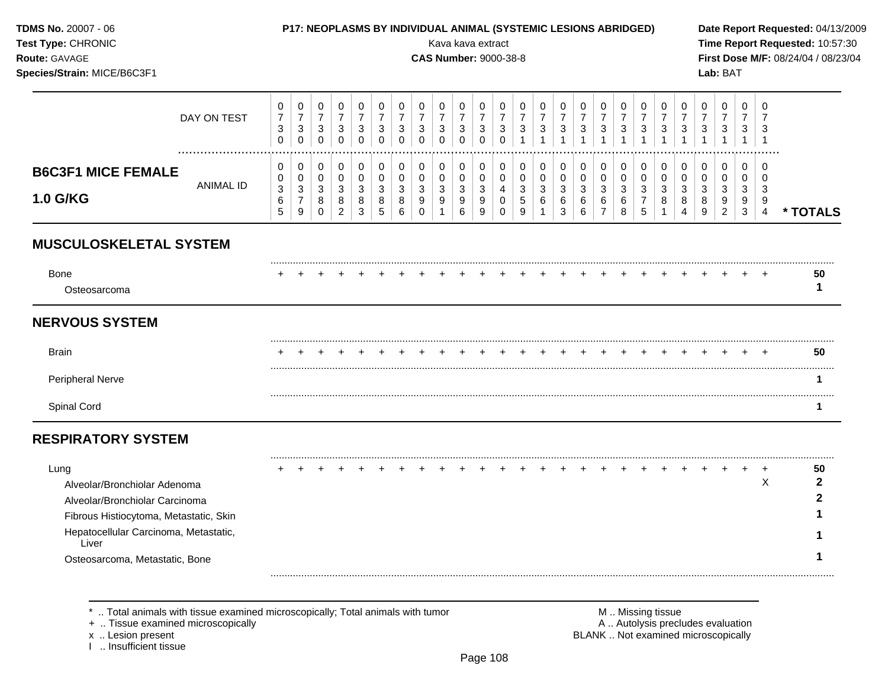**TDMS No.** 20007 - 06
**Test Type:** CHRONIC
**Route:** GAVAGE
**Species/Strain:** MICE/B6C3F1

**P17: NEOPLASMS BY INDIVIDUAL ANIMAL (SYSTEMIC LESIONS ABRIDGED)**
Kava kava extract
**CAS Number:** 9000-38-8

**Date Report Requested:** 04/13/2009
**Time Report Requested:** 10:57:30
**First Dose M/F:** 08/24/04 / 08/23/04
**Lab:** BAT

## B6C3F1 MICE FEMALE 1.0 G/KG

| DAY ON TEST | 0730 | 0730 | 0730 | 0730 | 0730 | 0730 | 0730 | 0730 | 0730 | 0730 | 0730 | 0730 | 0731 | 0731 | 0731 | 0731 | 0731 | 0731 | 0731 | 0731 | 0731 | 0731 | 0731 | 0731 | 0731 | |
|---|---|---|---|---|---|---|---|---|---|---|---|---|---|---|---|---|---|---|---|---|---|---|---|---|---|---|
| ANIMAL ID | 00365 | 00379 | 00380 | 00382 | 00383 | 00385 | 00386 | 00390 | 00391 | 00396 | 00399 | 00400 | 00359 | 00361 | 00363 | 00366 | 00367 | 00368 | 00375 | 00381 | 00384 | 00389 | 00392 | 00393 | 00394 | * TOTALS |
| **MUSCULOSKELETAL SYSTEM** | | | | | | | | | | | | | | | | | | | | | | | | | | |
| Bone | + | + | + | + | + | + | + | + | + | + | + | + | + | + | + | + | + | + | + | + | + | + | + | + | + | 50 |
| Osteosarcoma | | | | | | | | | | | | | | | | | | | | | | | | | | 1 |
| **NERVOUS SYSTEM** | | | | | | | | | | | | | | | | | | | | | | | | | | |
| Brain | + | + | + | + | + | + | + | + | + | + | + | + | + | + | + | + | + | + | + | + | + | + | + | + | + | 50 |
| Peripheral Nerve | | | | | | | | | | | | | | | | | | | | | | | | | | 1 |
| Spinal Cord | | | | | | | | | | | | | | | | | | | | | | | | | | 1 |
| **RESPIRATORY SYSTEM** | | | | | | | | | | | | | | | | | | | | | | | | | | |
| Lung | + | + | + | + | + | + | + | + | + | + | + | + | + | + | + | + | + | + | + | + | + | + | + | + | + | 50 |
| Alveolar/Bronchiolar Adenoma | | | | | | | | | | | | | | | | | | | | | | | | | X | 2 |
| Alveolar/Bronchiolar Carcinoma | | | | | | | | | | | | | | | | | | | | | | | | | | 2 |
| Fibrous Histiocytoma, Metastatic, Skin | | | | | | | | | | | | | | | | | | | | | | | | | | 1 |
| Hepatocellular Carcinoma, Metastatic, Liver | | | | | | | | | | | | | | | | | | | | | | | | | | 1 |
| Osteosarcoma, Metastatic, Bone | | | | | | | | | | | | | | | | | | | | | | | | | | 1 |

\* .. Total animals with tissue examined microscopically; Total animals with tumor
\+ .. Tissue examined microscopically
x .. Lesion present
I .. Insufficient tissue

M .. Missing tissue
A .. Autolysis precludes evaluation
BLANK .. Not examined microscopically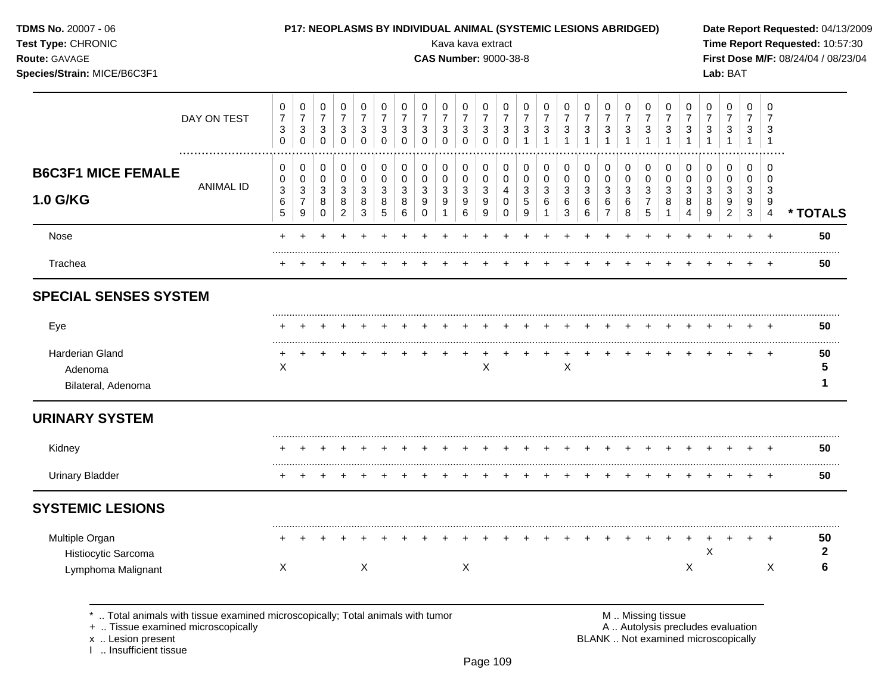**TDMS No.** 20007 - 06
**Test Type:** CHRONIC
**Route:** GAVAGE
**Species/Strain:** MICE/B6C3F1

**P17: NEOPLASMS BY INDIVIDUAL ANIMAL (SYSTEMIC LESIONS ABRIDGED)**
Kava kava extract
**CAS Number:** 9000-38-8

**Date Report Requested:** 04/13/2009
**Time Report Requested:** 10:57:30
**First Dose M/F:** 08/24/04 / 08/23/04
**Lab:** BAT

| | DAY ON TEST | 0730 | 0730 | 0730 | 0730 | 0730 | 0730 | 0730 | 0730 | 0730 | 0730 | 0730 | 0730 | 0731 | 0731 | 0731 | 0731 | 0731 | 0731 | 0731 | 0731 | 0731 | 0731 | 0731 | 0731 | 0731 | |
|---|---|---|---|---|---|---|---|---|---|---|---|---|---|---|---|---|---|---|---|---|---|---|---|---|---|---|---|
| **B6C3F1 MICE FEMALE 1.0 G/KG** | ANIMAL ID | 00365 | 00379 | 00380 | 00382 | 00383 | 00385 | 00386 | 00390 | 00391 | 00396 | 00399 | 00400 | 00359 | 00361 | 00363 | 00366 | 00367 | 00368 | 00375 | 00381 | 00384 | 00389 | 00392 | 00393 | 00394 | *** TOTALS** |
| Nose | | + | + | + | + | + | + | + | + | + | + | + | + | + | + | + | + | + | + | + | + | + | + | + | + | + | **50** |
| Trachea | | + | + | + | + | + | + | + | + | + | + | + | + | + | + | + | + | + | + | + | + | + | + | + | + | + | **50** |
| **SPECIAL SENSES SYSTEM** | | | | | | | | | | | | | | | | | | | | | | | | | | | |
| Eye | | + | + | + | + | + | + | + | + | + | + | + | + | + | + | + | + | + | + | + | + | + | + | + | + | + | **50** |
| Harderian Gland | | + | + | + | + | + | + | + | + | + | + | + | + | + | + | + | + | + | + | + | + | + | + | + | + | + | **50** |
| Adenoma | | X | | | | | | | | | | X | | | | X | | | | | | | | | | | **5** |
| Bilateral, Adenoma | | | | | | | | | | | | | | | | | | | | | | | | | | | **1** |
| **URINARY SYSTEM** | | | | | | | | | | | | | | | | | | | | | | | | | | | |
| Kidney | | + | + | + | + | + | + | + | + | + | + | + | + | + | + | + | + | + | + | + | + | + | + | + | + | + | **50** |
| Urinary Bladder | | + | + | + | + | + | + | + | + | + | + | + | + | + | + | + | + | + | + | + | + | + | + | + | + | + | **50** |
| **SYSTEMIC LESIONS** | | | | | | | | | | | | | | | | | | | | | | | | | | | |
| Multiple Organ | | + | + | + | + | + | + | + | + | + | + | + | + | + | + | + | + | + | + | + | + | + | + | + | + | + | **50** |
| Histiocytic Sarcoma | | | | | | | | | | | | | | | | | | | | | | | X | | | | **2** |
| Lymphoma Malignant | | X | | | | X | | | | | X | | | | | | | | | | | X | | | | X | **6** |

\* .. Total animals with tissue examined microscopically; Total animals with tumor
\+ .. Tissue examined microscopically
x .. Lesion present
I .. Insufficient tissue

M .. Missing tissue
A .. Autolysis precludes evaluation
BLANK .. Not examined microscopically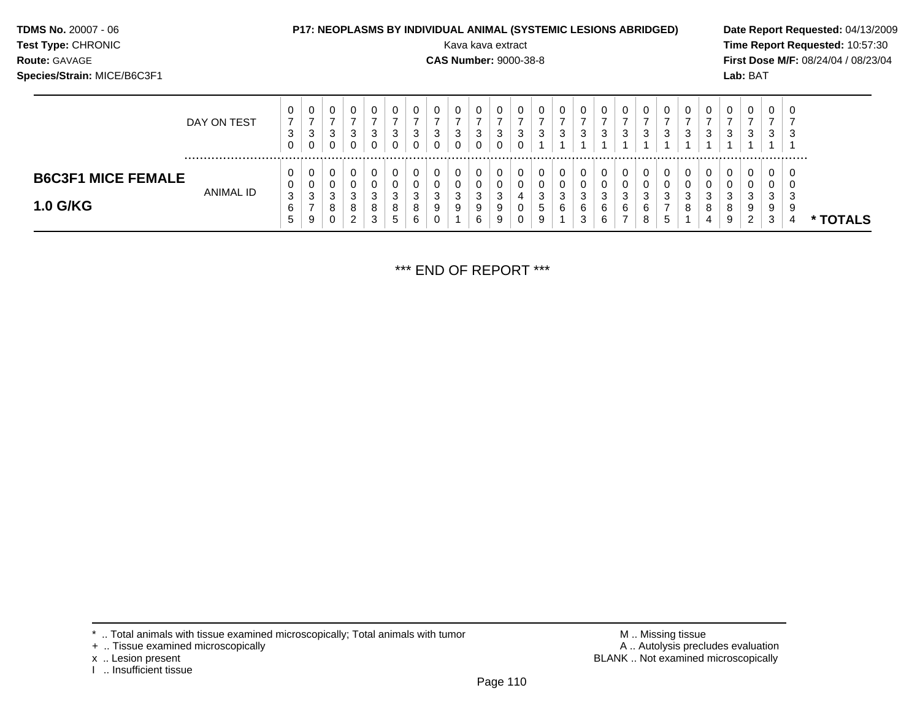**TDMS No.** 20007 - 06
**Test Type:** CHRONIC
**Route:** GAVAGE
**Species/Strain:** MICE/B6C3F1

**P17: NEOPLASMS BY INDIVIDUAL ANIMAL (SYSTEMIC LESIONS ABRIDGED)**
Kava kava extract
**CAS Number:** 9000-38-8

**Date Report Requested:** 04/13/2009
**Time Report Requested:** 10:57:30
**First Dose M/F:** 08/24/04 / 08/23/04
**Lab:** BAT

| | | | | | | | | | | | | | | | | | | | | | | | | | | | |
|---|---|---|---|---|---|---|---|---|---|---|---|---|---|---|---|---|---|---|---|---|---|---|---|---|---|---|---|
| DAY ON TEST | 0730 | 0730 | 0730 | 0730 | 0730 | 0730 | 0730 | 0730 | 0730 | 0730 | 0730 | 0730 | 0731 | 0731 | 0731 | 0731 | 0731 | 0731 | 0731 | 0731 | 0731 | 0731 | 0731 | 0731 | 0731 | 0731 | |
| **B6C3F1 MICE FEMALE 1.0 G/KG** ANIMAL ID | 00365 | 00379 | 00380 | 00382 | 00383 | 00385 | 00386 | 00390 | 00391 | 00396 | 00399 | 00400 | 00359 | 00361 | 00363 | 00366 | 00367 | 00368 | 00375 | 00381 | 00384 | 00389 | 00392 | 00393 | 00394 | | **\* TOTALS** |

\*\*\* END OF REPORT \*\*\*

\* .. Total animals with tissue examined microscopically; Total animals with tumor
\+ .. Tissue examined microscopically
x .. Lesion present
I .. Insufficient tissue

M .. Missing tissue
A .. Autolysis precludes evaluation
BLANK .. Not examined microscopically